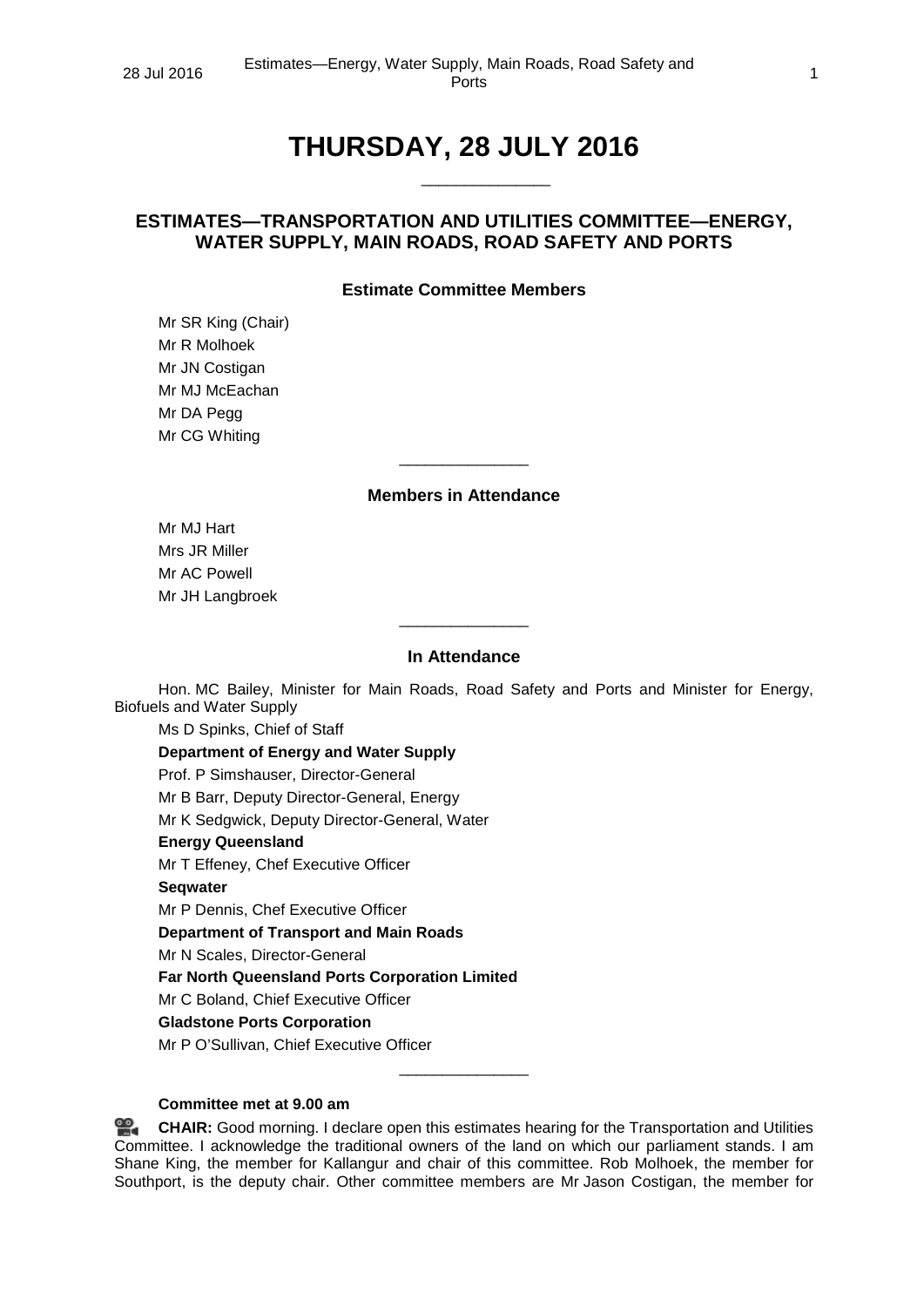# THURSDAY, 28 JULY 2016

## ESTIMATES—TRANSPORTATION AND UTILITIES COMMITTEE—ENERGY, WATER SUPPLY, MAIN ROADS, ROAD SAFETY AND PORTS

### Estimate Committee Members

Mr SR King (Chair)
Mr R Molhoek
Mr JN Costigan
Mr MJ McEachan
Mr DA Pegg
Mr CG Whiting

### Members in Attendance

Mr MJ Hart
Mrs JR Miller
Mr AC Powell
Mr JH Langbroek

### In Attendance

Hon. MC Bailey, Minister for Main Roads, Road Safety and Ports and Minister for Energy, Biofuels and Water Supply

Ms D Spinks, Chief of Staff

**Department of Energy and Water Supply**

Prof. P Simshauser, Director-General

Mr B Barr, Deputy Director-General, Energy

Mr K Sedgwick, Deputy Director-General, Water

**Energy Queensland**

Mr T Effeney, Chef Executive Officer

**Seqwater**

Mr P Dennis, Chief Executive Officer

**Department of Transport and Main Roads**

Mr N Scales, Director-General

**Far North Queensland Ports Corporation Limited**

Mr C Boland, Chief Executive Officer

**Gladstone Ports Corporation**

Mr P O'Sullivan, Chief Executive Officer

**Committee met at 9.00 am**

**CHAIR:** Good morning. I declare open this estimates hearing for the Transportation and Utilities Committee. I acknowledge the traditional owners of the land on which our parliament stands. I am Shane King, the member for Kallangur and chair of this committee. Rob Molhoek, the member for Southport, is the deputy chair. Other committee members are Mr Jason Costigan, the member for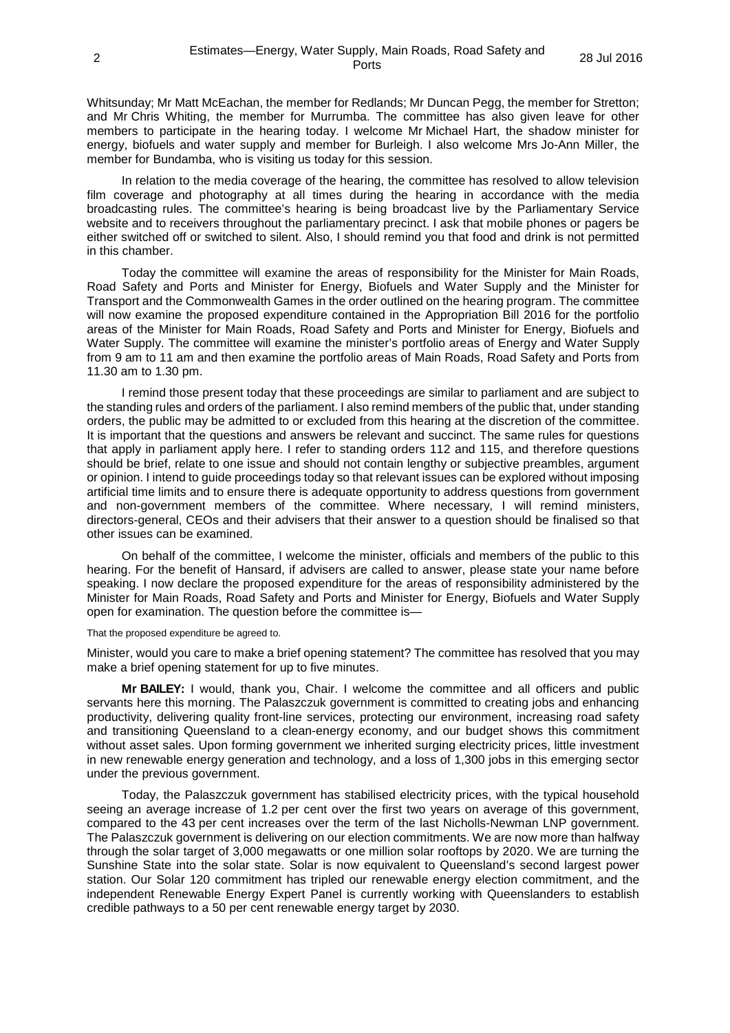Whitsunday; Mr Matt McEachan, the member for Redlands; Mr Duncan Pegg, the member for Stretton; and Mr Chris Whiting, the member for Murrumba. The committee has also given leave for other members to participate in the hearing today. I welcome Mr Michael Hart, the shadow minister for energy, biofuels and water supply and member for Burleigh. I also welcome Mrs Jo-Ann Miller, the member for Bundamba, who is visiting us today for this session.

In relation to the media coverage of the hearing, the committee has resolved to allow television film coverage and photography at all times during the hearing in accordance with the media broadcasting rules. The committee's hearing is being broadcast live by the Parliamentary Service website and to receivers throughout the parliamentary precinct. I ask that mobile phones or pagers be either switched off or switched to silent. Also, I should remind you that food and drink is not permitted in this chamber.

Today the committee will examine the areas of responsibility for the Minister for Main Roads, Road Safety and Ports and Minister for Energy, Biofuels and Water Supply and the Minister for Transport and the Commonwealth Games in the order outlined on the hearing program. The committee will now examine the proposed expenditure contained in the Appropriation Bill 2016 for the portfolio areas of the Minister for Main Roads, Road Safety and Ports and Minister for Energy, Biofuels and Water Supply. The committee will examine the minister's portfolio areas of Energy and Water Supply from 9 am to 11 am and then examine the portfolio areas of Main Roads, Road Safety and Ports from 11.30 am to 1.30 pm.

I remind those present today that these proceedings are similar to parliament and are subject to the standing rules and orders of the parliament. I also remind members of the public that, under standing orders, the public may be admitted to or excluded from this hearing at the discretion of the committee. It is important that the questions and answers be relevant and succinct. The same rules for questions that apply in parliament apply here. I refer to standing orders 112 and 115, and therefore questions should be brief, relate to one issue and should not contain lengthy or subjective preambles, argument or opinion. I intend to guide proceedings today so that relevant issues can be explored without imposing artificial time limits and to ensure there is adequate opportunity to address questions from government and non-government members of the committee. Where necessary, I will remind ministers, directors-general, CEOs and their advisers that their answer to a question should be finalised so that other issues can be examined.

On behalf of the committee, I welcome the minister, officials and members of the public to this hearing. For the benefit of Hansard, if advisers are called to answer, please state your name before speaking. I now declare the proposed expenditure for the areas of responsibility administered by the Minister for Main Roads, Road Safety and Ports and Minister for Energy, Biofuels and Water Supply open for examination. The question before the committee is—

That the proposed expenditure be agreed to.

Minister, would you care to make a brief opening statement? The committee has resolved that you may make a brief opening statement for up to five minutes.

**Mr BAILEY:** I would, thank you, Chair. I welcome the committee and all officers and public servants here this morning. The Palaszczuk government is committed to creating jobs and enhancing productivity, delivering quality front-line services, protecting our environment, increasing road safety and transitioning Queensland to a clean-energy economy, and our budget shows this commitment without asset sales. Upon forming government we inherited surging electricity prices, little investment in new renewable energy generation and technology, and a loss of 1,300 jobs in this emerging sector under the previous government.

Today, the Palaszczuk government has stabilised electricity prices, with the typical household seeing an average increase of 1.2 per cent over the first two years on average of this government, compared to the 43 per cent increases over the term of the last Nicholls-Newman LNP government. The Palaszczuk government is delivering on our election commitments. We are now more than halfway through the solar target of 3,000 megawatts or one million solar rooftops by 2020. We are turning the Sunshine State into the solar state. Solar is now equivalent to Queensland's second largest power station. Our Solar 120 commitment has tripled our renewable energy election commitment, and the independent Renewable Energy Expert Panel is currently working with Queenslanders to establish credible pathways to a 50 per cent renewable energy target by 2030.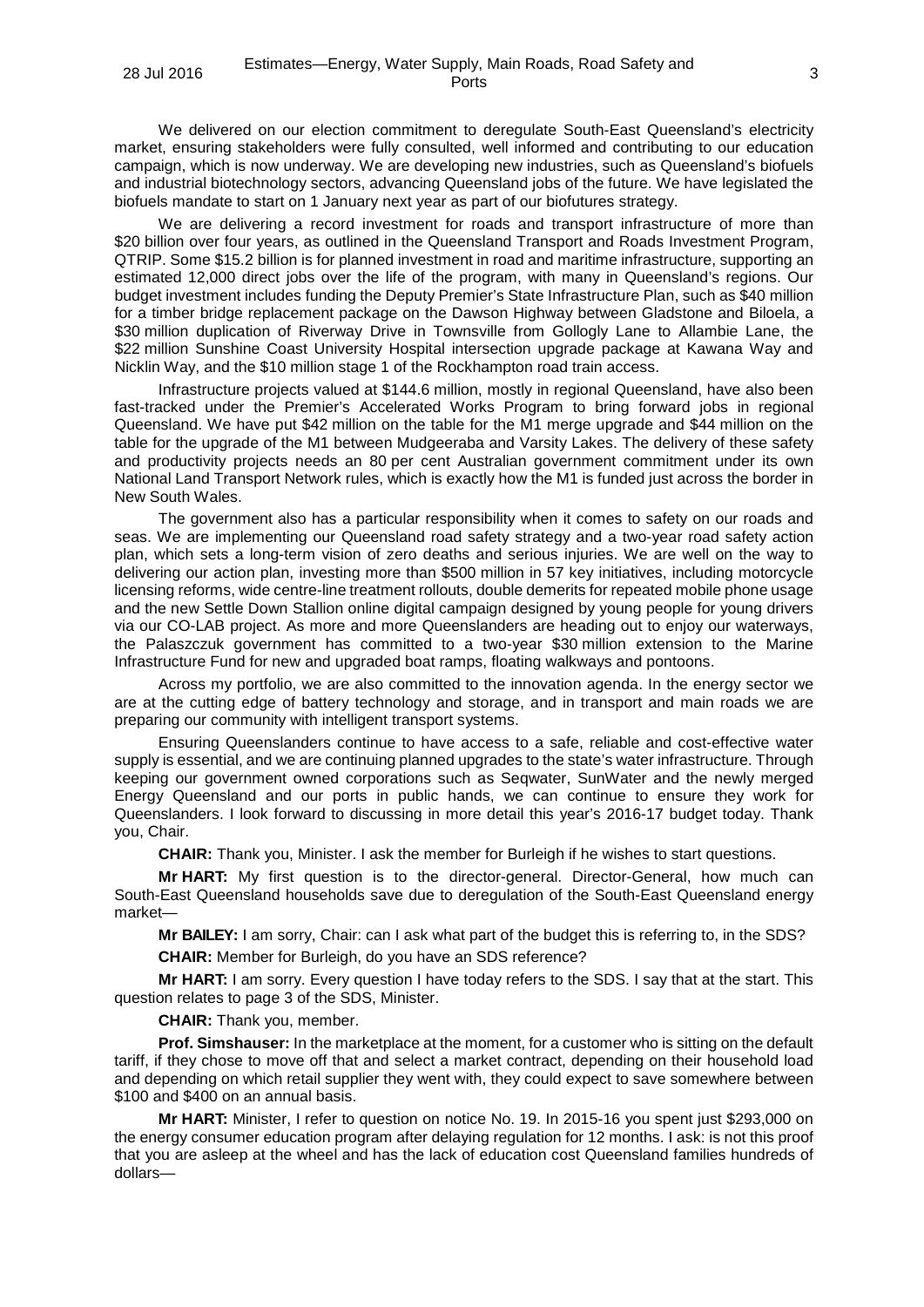We delivered on our election commitment to deregulate South-East Queensland's electricity market, ensuring stakeholders were fully consulted, well informed and contributing to our education campaign, which is now underway. We are developing new industries, such as Queensland's biofuels and industrial biotechnology sectors, advancing Queensland jobs of the future. We have legislated the biofuels mandate to start on 1 January next year as part of our biofutures strategy.

We are delivering a record investment for roads and transport infrastructure of more than $20 billion over four years, as outlined in the Queensland Transport and Roads Investment Program, QTRIP. Some $15.2 billion is for planned investment in road and maritime infrastructure, supporting an estimated 12,000 direct jobs over the life of the program, with many in Queensland's regions. Our budget investment includes funding the Deputy Premier's State Infrastructure Plan, such as $40 million for a timber bridge replacement package on the Dawson Highway between Gladstone and Biloela, a $30 million duplication of Riverway Drive in Townsville from Gollogly Lane to Allambie Lane, the $22 million Sunshine Coast University Hospital intersection upgrade package at Kawana Way and Nicklin Way, and the $10 million stage 1 of the Rockhampton road train access.

Infrastructure projects valued at $144.6 million, mostly in regional Queensland, have also been fast-tracked under the Premier's Accelerated Works Program to bring forward jobs in regional Queensland. We have put $42 million on the table for the M1 merge upgrade and $44 million on the table for the upgrade of the M1 between Mudgeeraba and Varsity Lakes. The delivery of these safety and productivity projects needs an 80 per cent Australian government commitment under its own National Land Transport Network rules, which is exactly how the M1 is funded just across the border in New South Wales.

The government also has a particular responsibility when it comes to safety on our roads and seas. We are implementing our Queensland road safety strategy and a two-year road safety action plan, which sets a long-term vision of zero deaths and serious injuries. We are well on the way to delivering our action plan, investing more than $500 million in 57 key initiatives, including motorcycle licensing reforms, wide centre-line treatment rollouts, double demerits for repeated mobile phone usage and the new Settle Down Stallion online digital campaign designed by young people for young drivers via our CO-LAB project. As more and more Queenslanders are heading out to enjoy our waterways, the Palaszczuk government has committed to a two-year $30 million extension to the Marine Infrastructure Fund for new and upgraded boat ramps, floating walkways and pontoons.

Across my portfolio, we are also committed to the innovation agenda. In the energy sector we are at the cutting edge of battery technology and storage, and in transport and main roads we are preparing our community with intelligent transport systems.

Ensuring Queenslanders continue to have access to a safe, reliable and cost-effective water supply is essential, and we are continuing planned upgrades to the state's water infrastructure. Through keeping our government owned corporations such as Seqwater, SunWater and the newly merged Energy Queensland and our ports in public hands, we can continue to ensure they work for Queenslanders. I look forward to discussing in more detail this year's 2016-17 budget today. Thank you, Chair.

**CHAIR:** Thank you, Minister. I ask the member for Burleigh if he wishes to start questions.

**Mr HART:** My first question is to the director-general. Director-General, how much can South-East Queensland households save due to deregulation of the South-East Queensland energy market—

**Mr BAILEY:** I am sorry, Chair: can I ask what part of the budget this is referring to, in the SDS?

**CHAIR:** Member for Burleigh, do you have an SDS reference?

**Mr HART:** I am sorry. Every question I have today refers to the SDS. I say that at the start. This question relates to page 3 of the SDS, Minister.

**CHAIR:** Thank you, member.

**Prof. Simshauser:** In the marketplace at the moment, for a customer who is sitting on the default tariff, if they chose to move off that and select a market contract, depending on their household load and depending on which retail supplier they went with, they could expect to save somewhere between $100 and $400 on an annual basis.

**Mr HART:** Minister, I refer to question on notice No. 19. In 2015-16 you spent just $293,000 on the energy consumer education program after delaying regulation for 12 months. I ask: is not this proof that you are asleep at the wheel and has the lack of education cost Queensland families hundreds of dollars—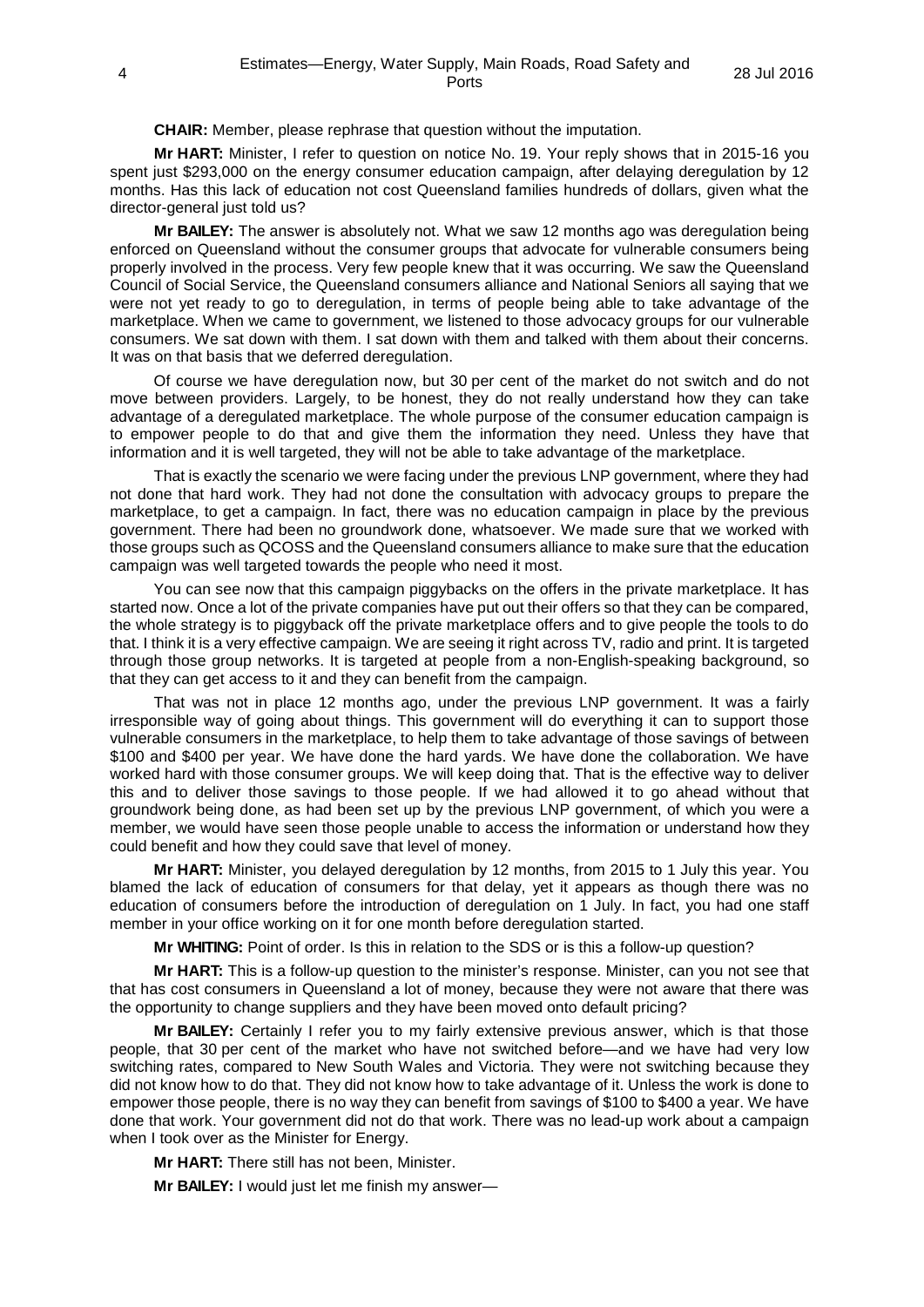**CHAIR:** Member, please rephrase that question without the imputation.

**Mr HART:** Minister, I refer to question on notice No. 19. Your reply shows that in 2015-16 you spent just $293,000 on the energy consumer education campaign, after delaying deregulation by 12 months. Has this lack of education not cost Queensland families hundreds of dollars, given what the director-general just told us?

**Mr BAILEY:** The answer is absolutely not. What we saw 12 months ago was deregulation being enforced on Queensland without the consumer groups that advocate for vulnerable consumers being properly involved in the process. Very few people knew that it was occurring. We saw the Queensland Council of Social Service, the Queensland consumers alliance and National Seniors all saying that we were not yet ready to go to deregulation, in terms of people being able to take advantage of the marketplace. When we came to government, we listened to those advocacy groups for our vulnerable consumers. We sat down with them. I sat down with them and talked with them about their concerns. It was on that basis that we deferred deregulation.

Of course we have deregulation now, but 30 per cent of the market do not switch and do not move between providers. Largely, to be honest, they do not really understand how they can take advantage of a deregulated marketplace. The whole purpose of the consumer education campaign is to empower people to do that and give them the information they need. Unless they have that information and it is well targeted, they will not be able to take advantage of the marketplace.

That is exactly the scenario we were facing under the previous LNP government, where they had not done that hard work. They had not done the consultation with advocacy groups to prepare the marketplace, to get a campaign. In fact, there was no education campaign in place by the previous government. There had been no groundwork done, whatsoever. We made sure that we worked with those groups such as QCOSS and the Queensland consumers alliance to make sure that the education campaign was well targeted towards the people who need it most.

You can see now that this campaign piggybacks on the offers in the private marketplace. It has started now. Once a lot of the private companies have put out their offers so that they can be compared, the whole strategy is to piggyback off the private marketplace offers and to give people the tools to do that. I think it is a very effective campaign. We are seeing it right across TV, radio and print. It is targeted through those group networks. It is targeted at people from a non-English-speaking background, so that they can get access to it and they can benefit from the campaign.

That was not in place 12 months ago, under the previous LNP government. It was a fairly irresponsible way of going about things. This government will do everything it can to support those vulnerable consumers in the marketplace, to help them to take advantage of those savings of between $100 and $400 per year. We have done the hard yards. We have done the collaboration. We have worked hard with those consumer groups. We will keep doing that. That is the effective way to deliver this and to deliver those savings to those people. If we had allowed it to go ahead without that groundwork being done, as had been set up by the previous LNP government, of which you were a member, we would have seen those people unable to access the information or understand how they could benefit and how they could save that level of money.

**Mr HART:** Minister, you delayed deregulation by 12 months, from 2015 to 1 July this year. You blamed the lack of education of consumers for that delay, yet it appears as though there was no education of consumers before the introduction of deregulation on 1 July. In fact, you had one staff member in your office working on it for one month before deregulation started.

**Mr WHITING:** Point of order. Is this in relation to the SDS or is this a follow-up question?

**Mr HART:** This is a follow-up question to the minister's response. Minister, can you not see that that has cost consumers in Queensland a lot of money, because they were not aware that there was the opportunity to change suppliers and they have been moved onto default pricing?

**Mr BAILEY:** Certainly I refer you to my fairly extensive previous answer, which is that those people, that 30 per cent of the market who have not switched before—and we have had very low switching rates, compared to New South Wales and Victoria. They were not switching because they did not know how to do that. They did not know how to take advantage of it. Unless the work is done to empower those people, there is no way they can benefit from savings of $100 to $400 a year. We have done that work. Your government did not do that work. There was no lead-up work about a campaign when I took over as the Minister for Energy.

**Mr HART:** There still has not been, Minister.

**Mr BAILEY:** I would just let me finish my answer—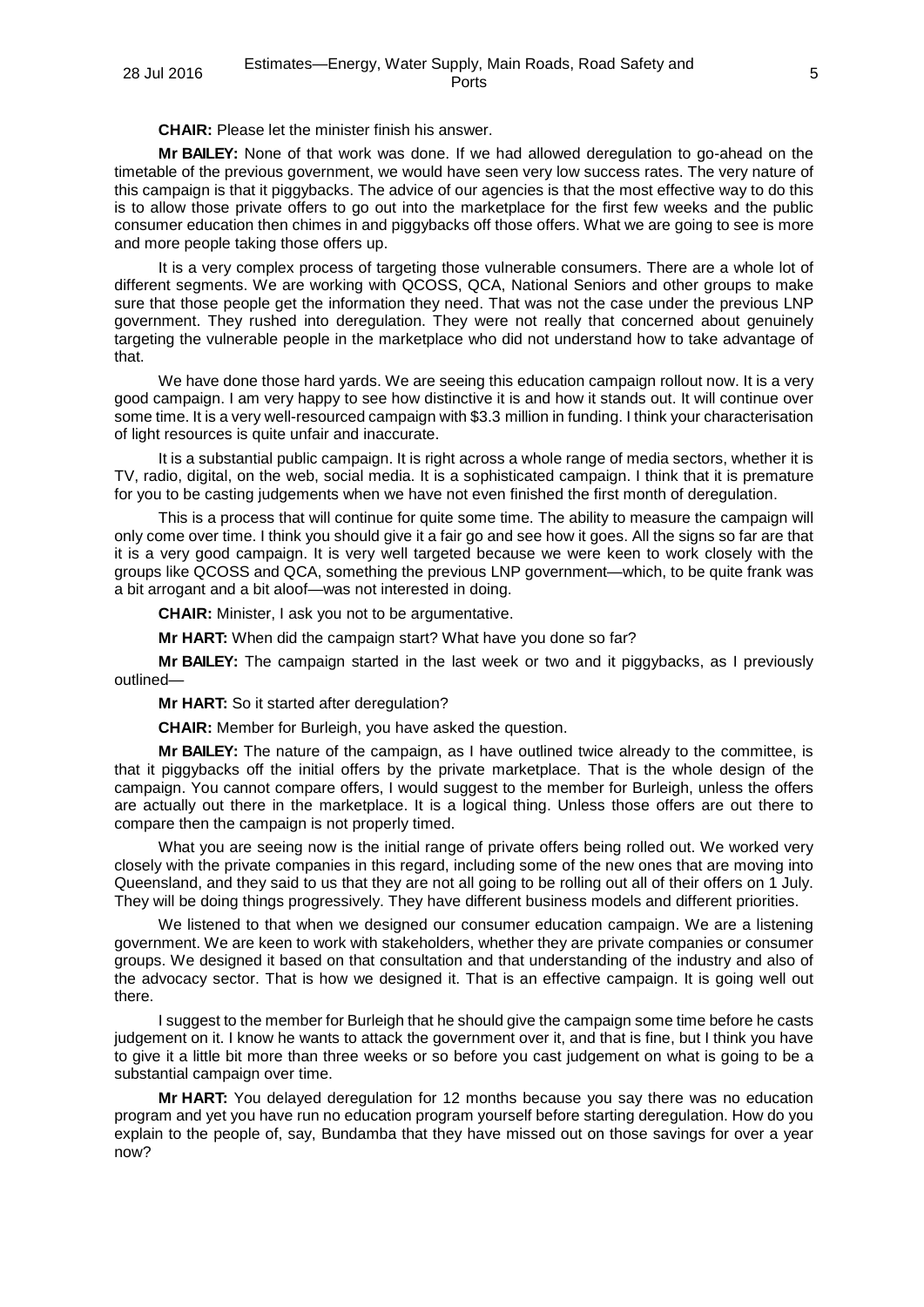**CHAIR:** Please let the minister finish his answer.

**Mr BAILEY:** None of that work was done. If we had allowed deregulation to go-ahead on the timetable of the previous government, we would have seen very low success rates. The very nature of this campaign is that it piggybacks. The advice of our agencies is that the most effective way to do this is to allow those private offers to go out into the marketplace for the first few weeks and the public consumer education then chimes in and piggybacks off those offers. What we are going to see is more and more people taking those offers up.

It is a very complex process of targeting those vulnerable consumers. There are a whole lot of different segments. We are working with QCOSS, QCA, National Seniors and other groups to make sure that those people get the information they need. That was not the case under the previous LNP government. They rushed into deregulation. They were not really that concerned about genuinely targeting the vulnerable people in the marketplace who did not understand how to take advantage of that.

We have done those hard yards. We are seeing this education campaign rollout now. It is a very good campaign. I am very happy to see how distinctive it is and how it stands out. It will continue over some time. It is a very well-resourced campaign with $3.3 million in funding. I think your characterisation of light resources is quite unfair and inaccurate.

It is a substantial public campaign. It is right across a whole range of media sectors, whether it is TV, radio, digital, on the web, social media. It is a sophisticated campaign. I think that it is premature for you to be casting judgements when we have not even finished the first month of deregulation.

This is a process that will continue for quite some time. The ability to measure the campaign will only come over time. I think you should give it a fair go and see how it goes. All the signs so far are that it is a very good campaign. It is very well targeted because we were keen to work closely with the groups like QCOSS and QCA, something the previous LNP government—which, to be quite frank was a bit arrogant and a bit aloof—was not interested in doing.

**CHAIR:** Minister, I ask you not to be argumentative.

**Mr HART:** When did the campaign start? What have you done so far?

**Mr BAILEY:** The campaign started in the last week or two and it piggybacks, as I previously outlined—

**Mr HART:** So it started after deregulation?

**CHAIR:** Member for Burleigh, you have asked the question.

**Mr BAILEY:** The nature of the campaign, as I have outlined twice already to the committee, is that it piggybacks off the initial offers by the private marketplace. That is the whole design of the campaign. You cannot compare offers, I would suggest to the member for Burleigh, unless the offers are actually out there in the marketplace. It is a logical thing. Unless those offers are out there to compare then the campaign is not properly timed.

What you are seeing now is the initial range of private offers being rolled out. We worked very closely with the private companies in this regard, including some of the new ones that are moving into Queensland, and they said to us that they are not all going to be rolling out all of their offers on 1 July. They will be doing things progressively. They have different business models and different priorities.

We listened to that when we designed our consumer education campaign. We are a listening government. We are keen to work with stakeholders, whether they are private companies or consumer groups. We designed it based on that consultation and that understanding of the industry and also of the advocacy sector. That is how we designed it. That is an effective campaign. It is going well out there.

I suggest to the member for Burleigh that he should give the campaign some time before he casts judgement on it. I know he wants to attack the government over it, and that is fine, but I think you have to give it a little bit more than three weeks or so before you cast judgement on what is going to be a substantial campaign over time.

**Mr HART:** You delayed deregulation for 12 months because you say there was no education program and yet you have run no education program yourself before starting deregulation. How do you explain to the people of, say, Bundamba that they have missed out on those savings for over a year now?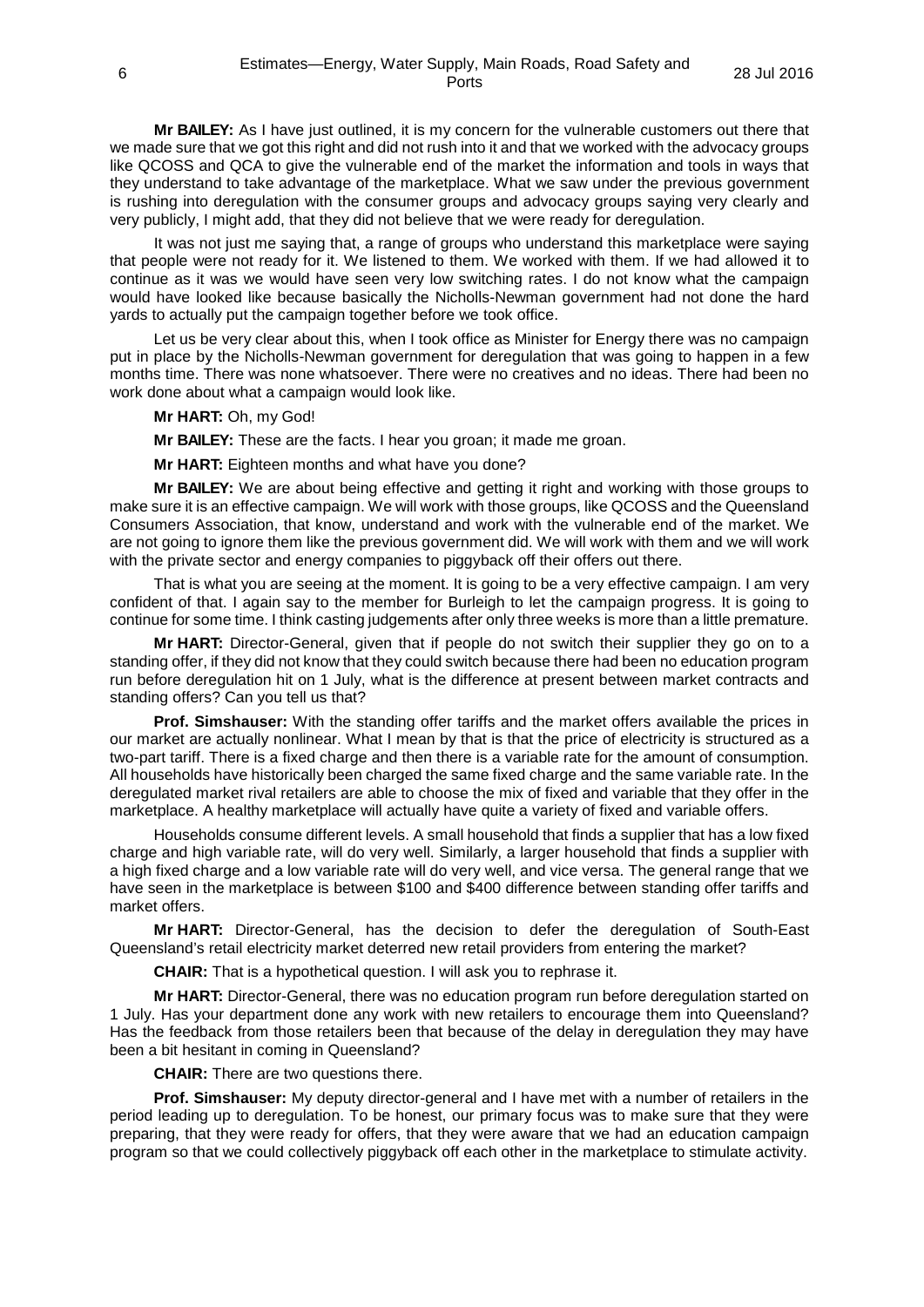**Mr BAILEY:** As I have just outlined, it is my concern for the vulnerable customers out there that we made sure that we got this right and did not rush into it and that we worked with the advocacy groups like QCOSS and QCA to give the vulnerable end of the market the information and tools in ways that they understand to take advantage of the marketplace. What we saw under the previous government is rushing into deregulation with the consumer groups and advocacy groups saying very clearly and very publicly, I might add, that they did not believe that we were ready for deregulation.

It was not just me saying that, a range of groups who understand this marketplace were saying that people were not ready for it. We listened to them. We worked with them. If we had allowed it to continue as it was we would have seen very low switching rates. I do not know what the campaign would have looked like because basically the Nicholls-Newman government had not done the hard yards to actually put the campaign together before we took office.

Let us be very clear about this, when I took office as Minister for Energy there was no campaign put in place by the Nicholls-Newman government for deregulation that was going to happen in a few months time. There was none whatsoever. There were no creatives and no ideas. There had been no work done about what a campaign would look like.

**Mr HART:** Oh, my God!

**Mr BAILEY:** These are the facts. I hear you groan; it made me groan.

**Mr HART:** Eighteen months and what have you done?

**Mr BAILEY:** We are about being effective and getting it right and working with those groups to make sure it is an effective campaign. We will work with those groups, like QCOSS and the Queensland Consumers Association, that know, understand and work with the vulnerable end of the market. We are not going to ignore them like the previous government did. We will work with them and we will work with the private sector and energy companies to piggyback off their offers out there.

That is what you are seeing at the moment. It is going to be a very effective campaign. I am very confident of that. I again say to the member for Burleigh to let the campaign progress. It is going to continue for some time. I think casting judgements after only three weeks is more than a little premature.

**Mr HART:** Director-General, given that if people do not switch their supplier they go on to a standing offer, if they did not know that they could switch because there had been no education program run before deregulation hit on 1 July, what is the difference at present between market contracts and standing offers? Can you tell us that?

**Prof. Simshauser:** With the standing offer tariffs and the market offers available the prices in our market are actually nonlinear. What I mean by that is that the price of electricity is structured as a two-part tariff. There is a fixed charge and then there is a variable rate for the amount of consumption. All households have historically been charged the same fixed charge and the same variable rate. In the deregulated market rival retailers are able to choose the mix of fixed and variable that they offer in the marketplace. A healthy marketplace will actually have quite a variety of fixed and variable offers.

Households consume different levels. A small household that finds a supplier that has a low fixed charge and high variable rate, will do very well. Similarly, a larger household that finds a supplier with a high fixed charge and a low variable rate will do very well, and vice versa. The general range that we have seen in the marketplace is between $100 and $400 difference between standing offer tariffs and market offers.

**Mr HART:** Director-General, has the decision to defer the deregulation of South-East Queensland's retail electricity market deterred new retail providers from entering the market?

**CHAIR:** That is a hypothetical question. I will ask you to rephrase it.

**Mr HART:** Director-General, there was no education program run before deregulation started on 1 July. Has your department done any work with new retailers to encourage them into Queensland? Has the feedback from those retailers been that because of the delay in deregulation they may have been a bit hesitant in coming in Queensland?

**CHAIR:** There are two questions there.

**Prof. Simshauser:** My deputy director-general and I have met with a number of retailers in the period leading up to deregulation. To be honest, our primary focus was to make sure that they were preparing, that they were ready for offers, that they were aware that we had an education campaign program so that we could collectively piggyback off each other in the marketplace to stimulate activity.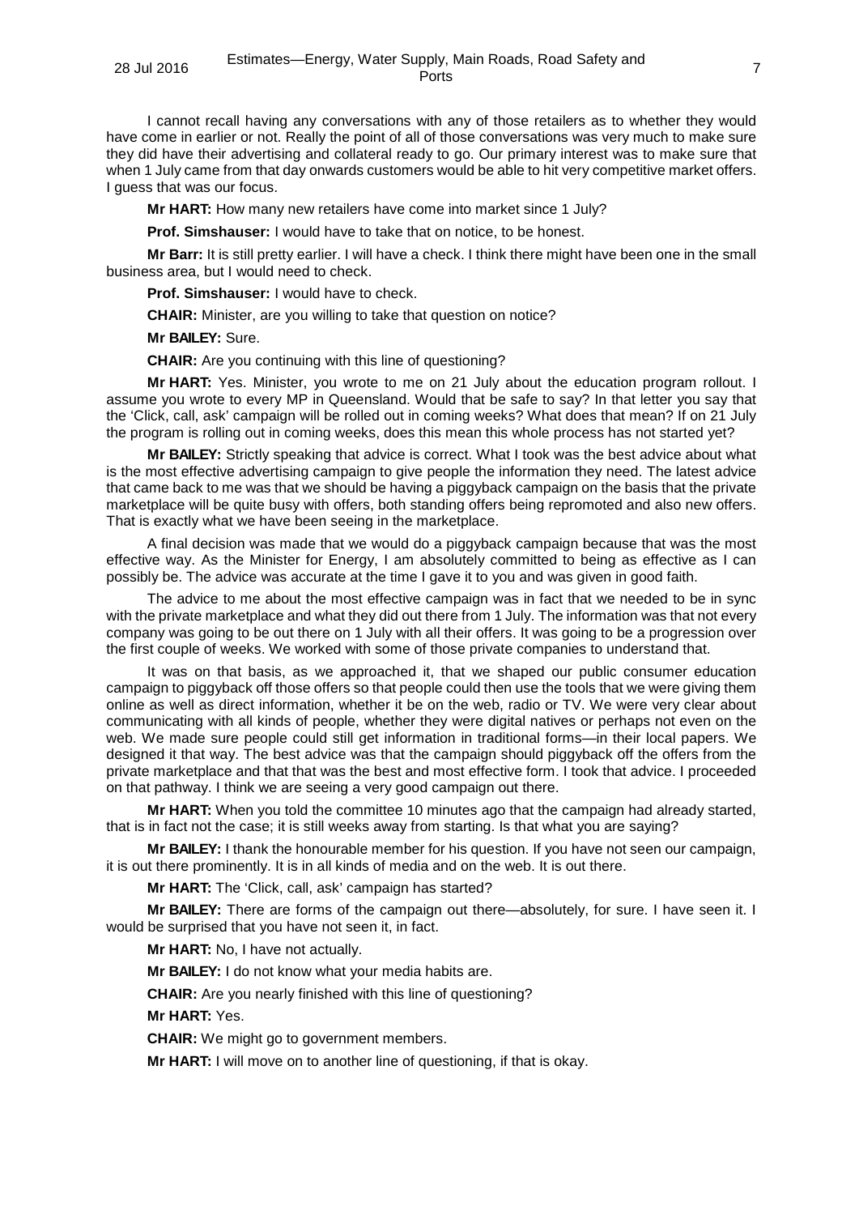I cannot recall having any conversations with any of those retailers as to whether they would have come in earlier or not. Really the point of all of those conversations was very much to make sure they did have their advertising and collateral ready to go. Our primary interest was to make sure that when 1 July came from that day onwards customers would be able to hit very competitive market offers. I guess that was our focus.

**Mr HART:** How many new retailers have come into market since 1 July?

**Prof. Simshauser:** I would have to take that on notice, to be honest.

**Mr Barr:** It is still pretty earlier. I will have a check. I think there might have been one in the small business area, but I would need to check.

**Prof. Simshauser:** I would have to check.

**CHAIR:** Minister, are you willing to take that question on notice?

**Mr BAILEY:** Sure.

**CHAIR:** Are you continuing with this line of questioning?

**Mr HART:** Yes. Minister, you wrote to me on 21 July about the education program rollout. I assume you wrote to every MP in Queensland. Would that be safe to say? In that letter you say that the 'Click, call, ask' campaign will be rolled out in coming weeks? What does that mean? If on 21 July the program is rolling out in coming weeks, does this mean this whole process has not started yet?

**Mr BAILEY:** Strictly speaking that advice is correct. What I took was the best advice about what is the most effective advertising campaign to give people the information they need. The latest advice that came back to me was that we should be having a piggyback campaign on the basis that the private marketplace will be quite busy with offers, both standing offers being repromoted and also new offers. That is exactly what we have been seeing in the marketplace.

A final decision was made that we would do a piggyback campaign because that was the most effective way. As the Minister for Energy, I am absolutely committed to being as effective as I can possibly be. The advice was accurate at the time I gave it to you and was given in good faith.

The advice to me about the most effective campaign was in fact that we needed to be in sync with the private marketplace and what they did out there from 1 July. The information was that not every company was going to be out there on 1 July with all their offers. It was going to be a progression over the first couple of weeks. We worked with some of those private companies to understand that.

It was on that basis, as we approached it, that we shaped our public consumer education campaign to piggyback off those offers so that people could then use the tools that we were giving them online as well as direct information, whether it be on the web, radio or TV. We were very clear about communicating with all kinds of people, whether they were digital natives or perhaps not even on the web. We made sure people could still get information in traditional forms—in their local papers. We designed it that way. The best advice was that the campaign should piggyback off the offers from the private marketplace and that that was the best and most effective form. I took that advice. I proceeded on that pathway. I think we are seeing a very good campaign out there.

**Mr HART:** When you told the committee 10 minutes ago that the campaign had already started, that is in fact not the case; it is still weeks away from starting. Is that what you are saying?

**Mr BAILEY:** I thank the honourable member for his question. If you have not seen our campaign, it is out there prominently. It is in all kinds of media and on the web. It is out there.

**Mr HART:** The 'Click, call, ask' campaign has started?

**Mr BAILEY:** There are forms of the campaign out there—absolutely, for sure. I have seen it. I would be surprised that you have not seen it, in fact.

**Mr HART:** No, I have not actually.

**Mr BAILEY:** I do not know what your media habits are.

**CHAIR:** Are you nearly finished with this line of questioning?

**Mr HART:** Yes.

**CHAIR:** We might go to government members.

**Mr HART:** I will move on to another line of questioning, if that is okay.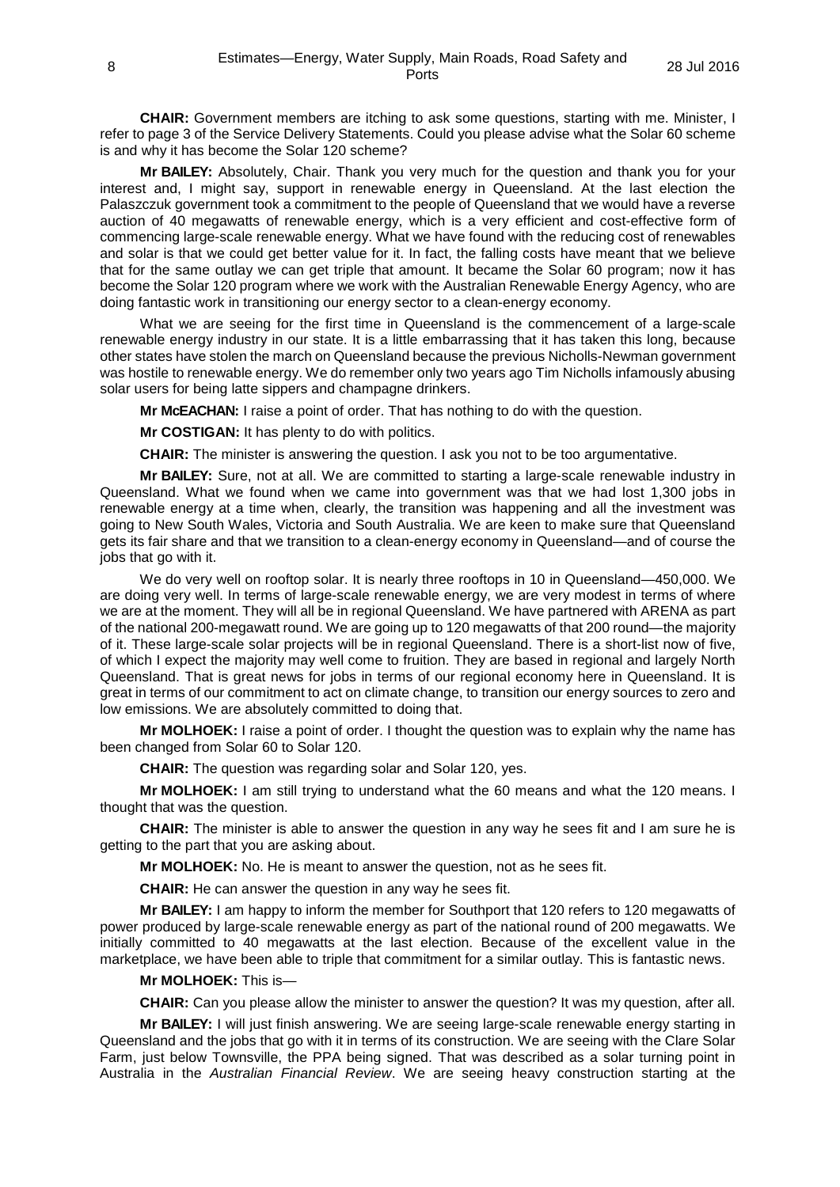**CHAIR:** Government members are itching to ask some questions, starting with me. Minister, I refer to page 3 of the Service Delivery Statements. Could you please advise what the Solar 60 scheme is and why it has become the Solar 120 scheme?

**Mr BAILEY:** Absolutely, Chair. Thank you very much for the question and thank you for your interest and, I might say, support in renewable energy in Queensland. At the last election the Palaszczuk government took a commitment to the people of Queensland that we would have a reverse auction of 40 megawatts of renewable energy, which is a very efficient and cost-effective form of commencing large-scale renewable energy. What we have found with the reducing cost of renewables and solar is that we could get better value for it. In fact, the falling costs have meant that we believe that for the same outlay we can get triple that amount. It became the Solar 60 program; now it has become the Solar 120 program where we work with the Australian Renewable Energy Agency, who are doing fantastic work in transitioning our energy sector to a clean-energy economy.

What we are seeing for the first time in Queensland is the commencement of a large-scale renewable energy industry in our state. It is a little embarrassing that it has taken this long, because other states have stolen the march on Queensland because the previous Nicholls-Newman government was hostile to renewable energy. We do remember only two years ago Tim Nicholls infamously abusing solar users for being latte sippers and champagne drinkers.

**Mr McEACHAN:** I raise a point of order. That has nothing to do with the question.

**Mr COSTIGAN:** It has plenty to do with politics.

**CHAIR:** The minister is answering the question. I ask you not to be too argumentative.

**Mr BAILEY:** Sure, not at all. We are committed to starting a large-scale renewable industry in Queensland. What we found when we came into government was that we had lost 1,300 jobs in renewable energy at a time when, clearly, the transition was happening and all the investment was going to New South Wales, Victoria and South Australia. We are keen to make sure that Queensland gets its fair share and that we transition to a clean-energy economy in Queensland—and of course the jobs that go with it.

We do very well on rooftop solar. It is nearly three rooftops in 10 in Queensland—450,000. We are doing very well. In terms of large-scale renewable energy, we are very modest in terms of where we are at the moment. They will all be in regional Queensland. We have partnered with ARENA as part of the national 200-megawatt round. We are going up to 120 megawatts of that 200 round—the majority of it. These large-scale solar projects will be in regional Queensland. There is a short-list now of five, of which I expect the majority may well come to fruition. They are based in regional and largely North Queensland. That is great news for jobs in terms of our regional economy here in Queensland. It is great in terms of our commitment to act on climate change, to transition our energy sources to zero and low emissions. We are absolutely committed to doing that.

**Mr MOLHOEK:** I raise a point of order. I thought the question was to explain why the name has been changed from Solar 60 to Solar 120.

**CHAIR:** The question was regarding solar and Solar 120, yes.

**Mr MOLHOEK:** I am still trying to understand what the 60 means and what the 120 means. I thought that was the question.

**CHAIR:** The minister is able to answer the question in any way he sees fit and I am sure he is getting to the part that you are asking about.

**Mr MOLHOEK:** No. He is meant to answer the question, not as he sees fit.

**CHAIR:** He can answer the question in any way he sees fit.

**Mr BAILEY:** I am happy to inform the member for Southport that 120 refers to 120 megawatts of power produced by large-scale renewable energy as part of the national round of 200 megawatts. We initially committed to 40 megawatts at the last election. Because of the excellent value in the marketplace, we have been able to triple that commitment for a similar outlay. This is fantastic news.

**Mr MOLHOEK:** This is—

**CHAIR:** Can you please allow the minister to answer the question? It was my question, after all.

**Mr BAILEY:** I will just finish answering. We are seeing large-scale renewable energy starting in Queensland and the jobs that go with it in terms of its construction. We are seeing with the Clare Solar Farm, just below Townsville, the PPA being signed. That was described as a solar turning point in Australia in the *Australian Financial Review*. We are seeing heavy construction starting at the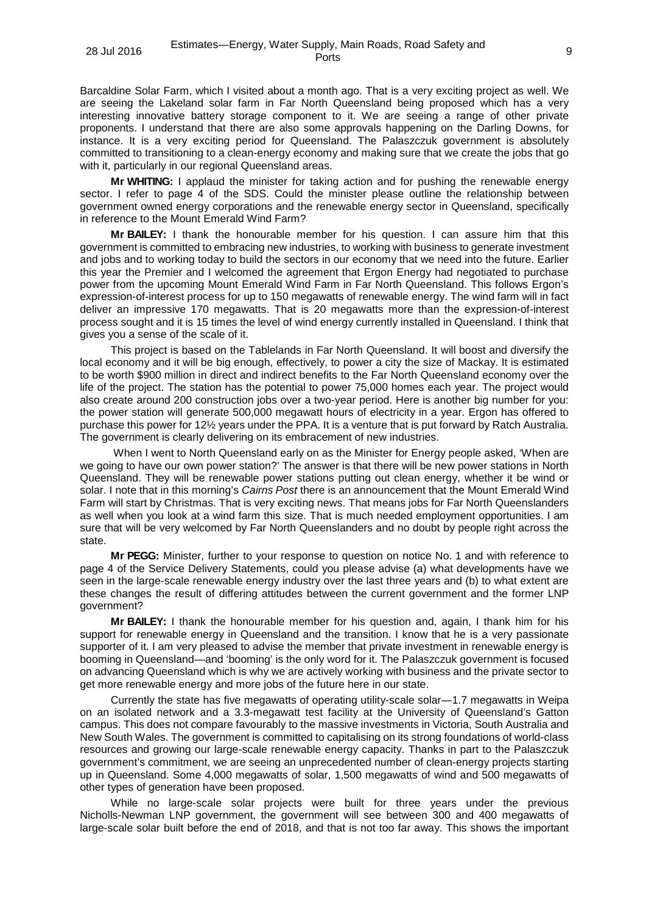Barcaldine Solar Farm, which I visited about a month ago. That is a very exciting project as well. We are seeing the Lakeland solar farm in Far North Queensland being proposed which has a very interesting innovative battery storage component to it. We are seeing a range of other private proponents. I understand that there are also some approvals happening on the Darling Downs, for instance. It is a very exciting period for Queensland. The Palaszczuk government is absolutely committed to transitioning to a clean-energy economy and making sure that we create the jobs that go with it, particularly in our regional Queensland areas.

**Mr WHITING:** I applaud the minister for taking action and for pushing the renewable energy sector. I refer to page 4 of the SDS. Could the minister please outline the relationship between government owned energy corporations and the renewable energy sector in Queensland, specifically in reference to the Mount Emerald Wind Farm?

**Mr BAILEY:** I thank the honourable member for his question. I can assure him that this government is committed to embracing new industries, to working with business to generate investment and jobs and to working today to build the sectors in our economy that we need into the future. Earlier this year the Premier and I welcomed the agreement that Ergon Energy had negotiated to purchase power from the upcoming Mount Emerald Wind Farm in Far North Queensland. This follows Ergon's expression-of-interest process for up to 150 megawatts of renewable energy. The wind farm will in fact deliver an impressive 170 megawatts. That is 20 megawatts more than the expression-of-interest process sought and it is 15 times the level of wind energy currently installed in Queensland. I think that gives you a sense of the scale of it.

This project is based on the Tablelands in Far North Queensland. It will boost and diversify the local economy and it will be big enough, effectively, to power a city the size of Mackay. It is estimated to be worth $900 million in direct and indirect benefits to the Far North Queensland economy over the life of the project. The station has the potential to power 75,000 homes each year. The project would also create around 200 construction jobs over a two-year period. Here is another big number for you: the power station will generate 500,000 megawatt hours of electricity in a year. Ergon has offered to purchase this power for 12½ years under the PPA. It is a venture that is put forward by Ratch Australia. The government is clearly delivering on its embracement of new industries.

When I went to North Queensland early on as the Minister for Energy people asked, 'When are we going to have our own power station?' The answer is that there will be new power stations in North Queensland. They will be renewable power stations putting out clean energy, whether it be wind or solar. I note that in this morning's *Cairns Post* there is an announcement that the Mount Emerald Wind Farm will start by Christmas. That is very exciting news. That means jobs for Far North Queenslanders as well when you look at a wind farm this size. That is much needed employment opportunities. I am sure that will be very welcomed by Far North Queenslanders and no doubt by people right across the state.

**Mr PEGG:** Minister, further to your response to question on notice No. 1 and with reference to page 4 of the Service Delivery Statements, could you please advise (a) what developments have we seen in the large-scale renewable energy industry over the last three years and (b) to what extent are these changes the result of differing attitudes between the current government and the former LNP government?

**Mr BAILEY:** I thank the honourable member for his question and, again, I thank him for his support for renewable energy in Queensland and the transition. I know that he is a very passionate supporter of it. I am very pleased to advise the member that private investment in renewable energy is booming in Queensland—and 'booming' is the only word for it. The Palaszczuk government is focused on advancing Queensland which is why we are actively working with business and the private sector to get more renewable energy and more jobs of the future here in our state.

Currently the state has five megawatts of operating utility-scale solar—1.7 megawatts in Weipa on an isolated network and a 3.3-megawatt test facility at the University of Queensland's Gatton campus. This does not compare favourably to the massive investments in Victoria, South Australia and New South Wales. The government is committed to capitalising on its strong foundations of world-class resources and growing our large-scale renewable energy capacity. Thanks in part to the Palaszczuk government's commitment, we are seeing an unprecedented number of clean-energy projects starting up in Queensland. Some 4,000 megawatts of solar, 1,500 megawatts of wind and 500 megawatts of other types of generation have been proposed.

While no large-scale solar projects were built for three years under the previous Nicholls-Newman LNP government, the government will see between 300 and 400 megawatts of large-scale solar built before the end of 2018, and that is not too far away. This shows the important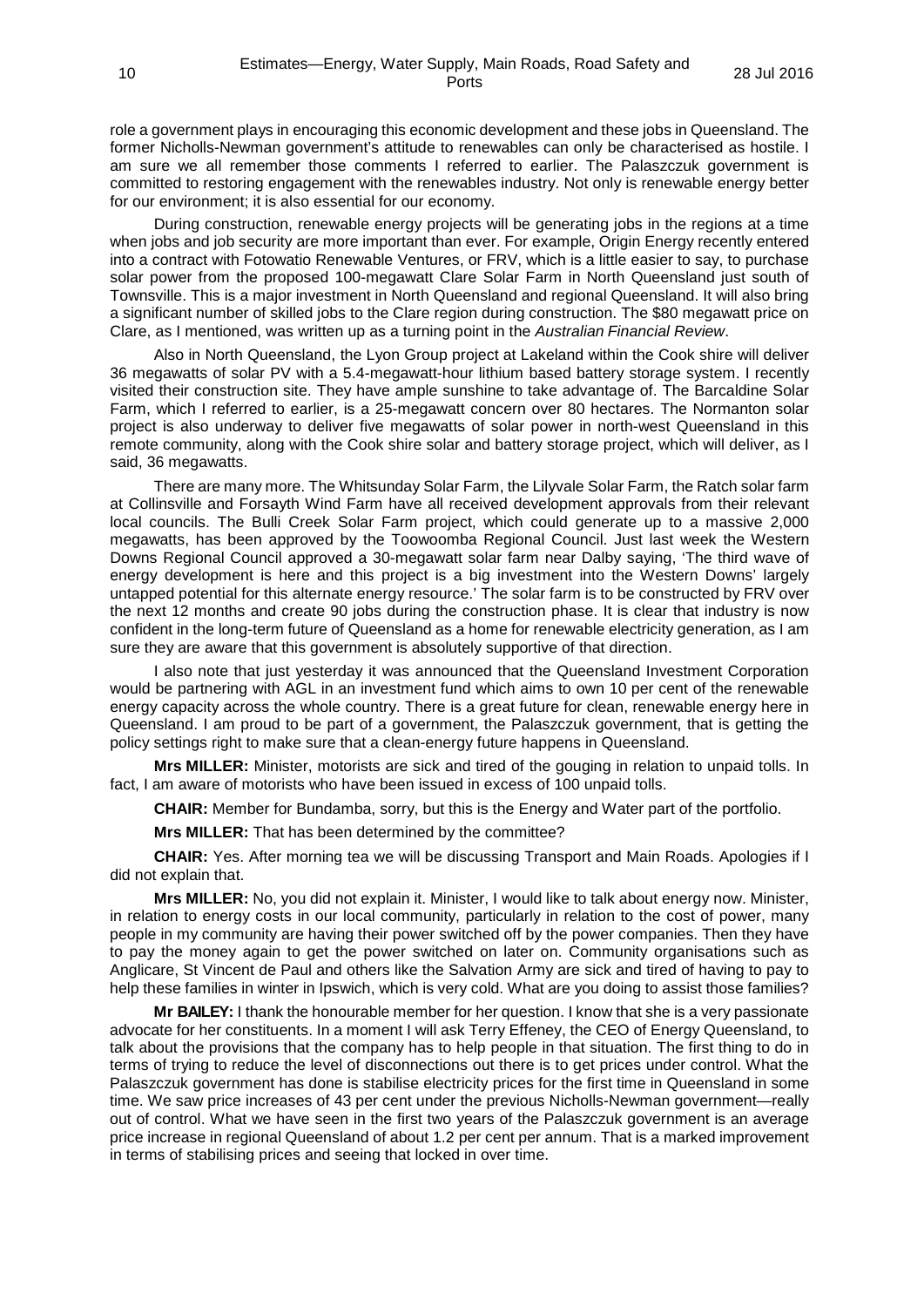role a government plays in encouraging this economic development and these jobs in Queensland. The former Nicholls-Newman government's attitude to renewables can only be characterised as hostile. I am sure we all remember those comments I referred to earlier. The Palaszczuk government is committed to restoring engagement with the renewables industry. Not only is renewable energy better for our environment; it is also essential for our economy.

During construction, renewable energy projects will be generating jobs in the regions at a time when jobs and job security are more important than ever. For example, Origin Energy recently entered into a contract with Fotowatio Renewable Ventures, or FRV, which is a little easier to say, to purchase solar power from the proposed 100-megawatt Clare Solar Farm in North Queensland just south of Townsville. This is a major investment in North Queensland and regional Queensland. It will also bring a significant number of skilled jobs to the Clare region during construction. The $80 megawatt price on Clare, as I mentioned, was written up as a turning point in the *Australian Financial Review*.

Also in North Queensland, the Lyon Group project at Lakeland within the Cook shire will deliver 36 megawatts of solar PV with a 5.4-megawatt-hour lithium based battery storage system. I recently visited their construction site. They have ample sunshine to take advantage of. The Barcaldine Solar Farm, which I referred to earlier, is a 25-megawatt concern over 80 hectares. The Normanton solar project is also underway to deliver five megawatts of solar power in north-west Queensland in this remote community, along with the Cook shire solar and battery storage project, which will deliver, as I said, 36 megawatts.

There are many more. The Whitsunday Solar Farm, the Lilyvale Solar Farm, the Ratch solar farm at Collinsville and Forsayth Wind Farm have all received development approvals from their relevant local councils. The Bulli Creek Solar Farm project, which could generate up to a massive 2,000 megawatts, has been approved by the Toowoomba Regional Council. Just last week the Western Downs Regional Council approved a 30-megawatt solar farm near Dalby saying, 'The third wave of energy development is here and this project is a big investment into the Western Downs' largely untapped potential for this alternate energy resource.' The solar farm is to be constructed by FRV over the next 12 months and create 90 jobs during the construction phase. It is clear that industry is now confident in the long-term future of Queensland as a home for renewable electricity generation, as I am sure they are aware that this government is absolutely supportive of that direction.

I also note that just yesterday it was announced that the Queensland Investment Corporation would be partnering with AGL in an investment fund which aims to own 10 per cent of the renewable energy capacity across the whole country. There is a great future for clean, renewable energy here in Queensland. I am proud to be part of a government, the Palaszczuk government, that is getting the policy settings right to make sure that a clean-energy future happens in Queensland.

**Mrs MILLER:** Minister, motorists are sick and tired of the gouging in relation to unpaid tolls. In fact, I am aware of motorists who have been issued in excess of 100 unpaid tolls.

**CHAIR:** Member for Bundamba, sorry, but this is the Energy and Water part of the portfolio.

**Mrs MILLER:** That has been determined by the committee?

**CHAIR:** Yes. After morning tea we will be discussing Transport and Main Roads. Apologies if I did not explain that.

**Mrs MILLER:** No, you did not explain it. Minister, I would like to talk about energy now. Minister, in relation to energy costs in our local community, particularly in relation to the cost of power, many people in my community are having their power switched off by the power companies. Then they have to pay the money again to get the power switched on later on. Community organisations such as Anglicare, St Vincent de Paul and others like the Salvation Army are sick and tired of having to pay to help these families in winter in Ipswich, which is very cold. What are you doing to assist those families?

**Mr BAILEY:** I thank the honourable member for her question. I know that she is a very passionate advocate for her constituents. In a moment I will ask Terry Effeney, the CEO of Energy Queensland, to talk about the provisions that the company has to help people in that situation. The first thing to do in terms of trying to reduce the level of disconnections out there is to get prices under control. What the Palaszczuk government has done is stabilise electricity prices for the first time in Queensland in some time. We saw price increases of 43 per cent under the previous Nicholls-Newman government—really out of control. What we have seen in the first two years of the Palaszczuk government is an average price increase in regional Queensland of about 1.2 per cent per annum. That is a marked improvement in terms of stabilising prices and seeing that locked in over time.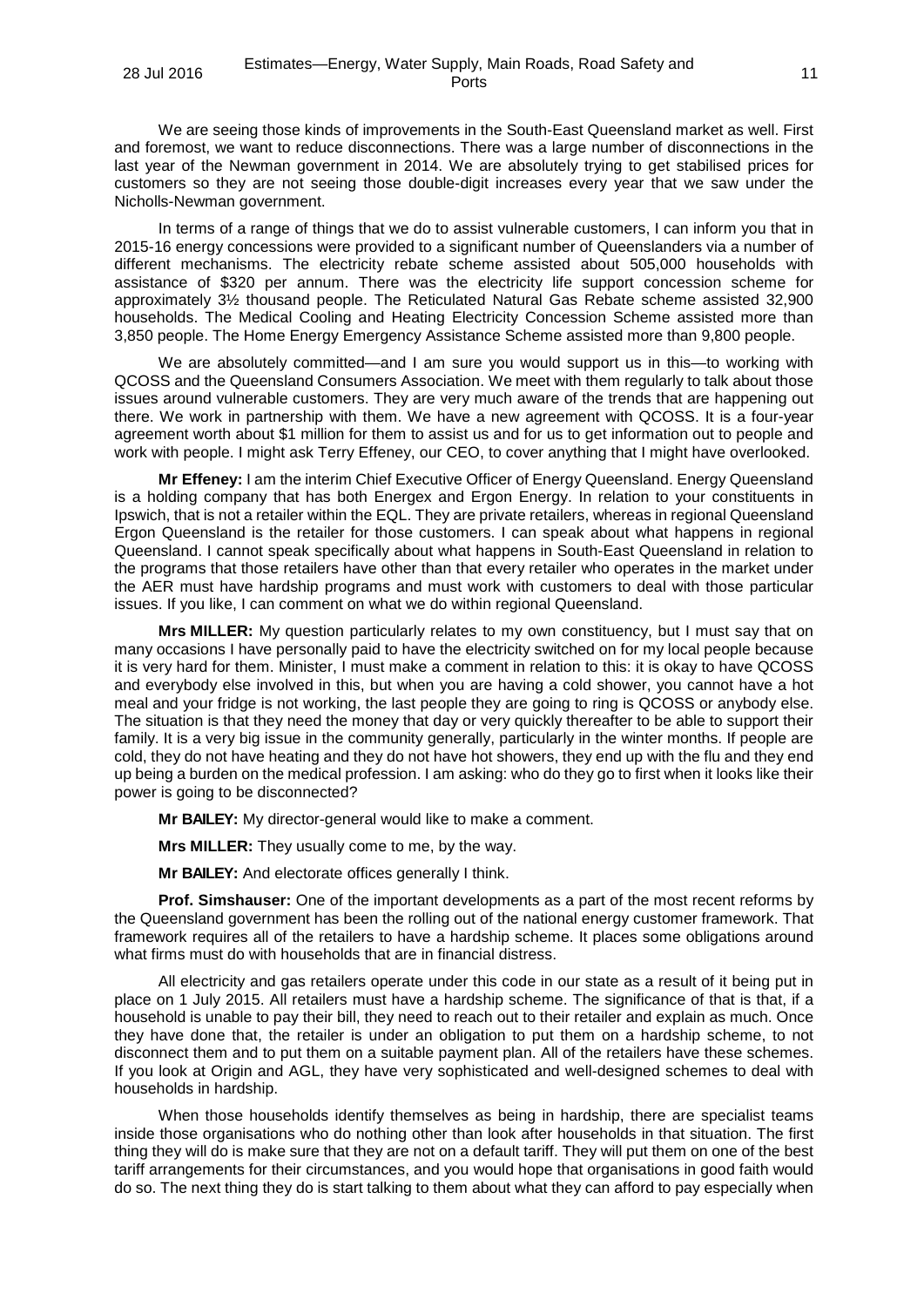We are seeing those kinds of improvements in the South-East Queensland market as well. First and foremost, we want to reduce disconnections. There was a large number of disconnections in the last year of the Newman government in 2014. We are absolutely trying to get stabilised prices for customers so they are not seeing those double-digit increases every year that we saw under the Nicholls-Newman government.

In terms of a range of things that we do to assist vulnerable customers, I can inform you that in 2015-16 energy concessions were provided to a significant number of Queenslanders via a number of different mechanisms. The electricity rebate scheme assisted about 505,000 households with assistance of $320 per annum. There was the electricity life support concession scheme for approximately 3½ thousand people. The Reticulated Natural Gas Rebate scheme assisted 32,900 households. The Medical Cooling and Heating Electricity Concession Scheme assisted more than 3,850 people. The Home Energy Emergency Assistance Scheme assisted more than 9,800 people.

We are absolutely committed—and I am sure you would support us in this—to working with QCOSS and the Queensland Consumers Association. We meet with them regularly to talk about those issues around vulnerable customers. They are very much aware of the trends that are happening out there. We work in partnership with them. We have a new agreement with QCOSS. It is a four-year agreement worth about $1 million for them to assist us and for us to get information out to people and work with people. I might ask Terry Effeney, our CEO, to cover anything that I might have overlooked.

**Mr Effeney:** I am the interim Chief Executive Officer of Energy Queensland. Energy Queensland is a holding company that has both Energex and Ergon Energy. In relation to your constituents in Ipswich, that is not a retailer within the EQL. They are private retailers, whereas in regional Queensland Ergon Queensland is the retailer for those customers. I can speak about what happens in regional Queensland. I cannot speak specifically about what happens in South-East Queensland in relation to the programs that those retailers have other than that every retailer who operates in the market under the AER must have hardship programs and must work with customers to deal with those particular issues. If you like, I can comment on what we do within regional Queensland.

**Mrs MILLER:** My question particularly relates to my own constituency, but I must say that on many occasions I have personally paid to have the electricity switched on for my local people because it is very hard for them. Minister, I must make a comment in relation to this: it is okay to have QCOSS and everybody else involved in this, but when you are having a cold shower, you cannot have a hot meal and your fridge is not working, the last people they are going to ring is QCOSS or anybody else. The situation is that they need the money that day or very quickly thereafter to be able to support their family. It is a very big issue in the community generally, particularly in the winter months. If people are cold, they do not have heating and they do not have hot showers, they end up with the flu and they end up being a burden on the medical profession. I am asking: who do they go to first when it looks like their power is going to be disconnected?

**Mr BAILEY:** My director-general would like to make a comment.

**Mrs MILLER:** They usually come to me, by the way.

**Mr BAILEY:** And electorate offices generally I think.

**Prof. Simshauser:** One of the important developments as a part of the most recent reforms by the Queensland government has been the rolling out of the national energy customer framework. That framework requires all of the retailers to have a hardship scheme. It places some obligations around what firms must do with households that are in financial distress.

All electricity and gas retailers operate under this code in our state as a result of it being put in place on 1 July 2015. All retailers must have a hardship scheme. The significance of that is that, if a household is unable to pay their bill, they need to reach out to their retailer and explain as much. Once they have done that, the retailer is under an obligation to put them on a hardship scheme, to not disconnect them and to put them on a suitable payment plan. All of the retailers have these schemes. If you look at Origin and AGL, they have very sophisticated and well-designed schemes to deal with households in hardship.

When those households identify themselves as being in hardship, there are specialist teams inside those organisations who do nothing other than look after households in that situation. The first thing they will do is make sure that they are not on a default tariff. They will put them on one of the best tariff arrangements for their circumstances, and you would hope that organisations in good faith would do so. The next thing they do is start talking to them about what they can afford to pay especially when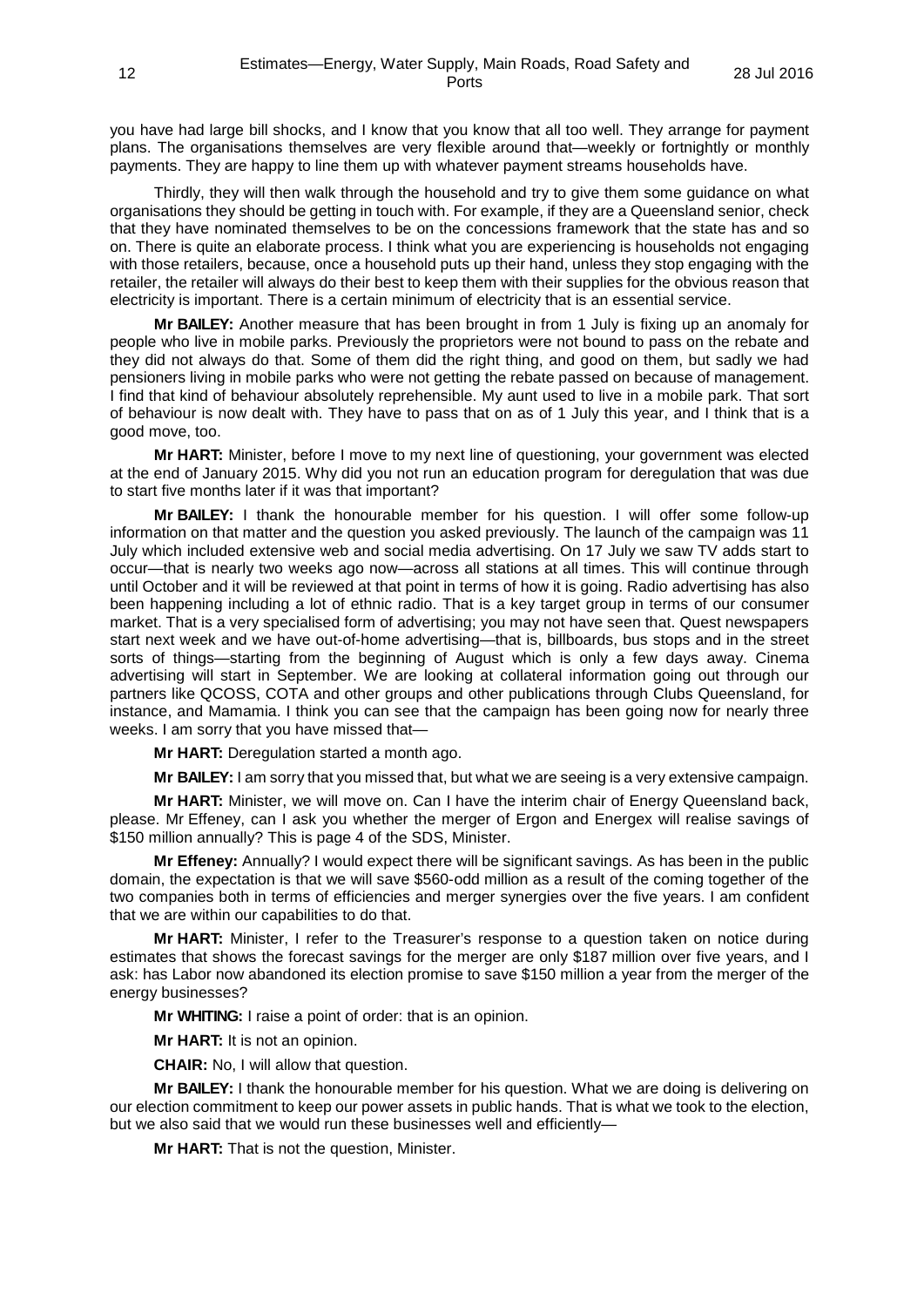you have had large bill shocks, and I know that you know that all too well. They arrange for payment plans. The organisations themselves are very flexible around that—weekly or fortnightly or monthly payments. They are happy to line them up with whatever payment streams households have.

Thirdly, they will then walk through the household and try to give them some guidance on what organisations they should be getting in touch with. For example, if they are a Queensland senior, check that they have nominated themselves to be on the concessions framework that the state has and so on. There is quite an elaborate process. I think what you are experiencing is households not engaging with those retailers, because, once a household puts up their hand, unless they stop engaging with the retailer, the retailer will always do their best to keep them with their supplies for the obvious reason that electricity is important. There is a certain minimum of electricity that is an essential service.

**Mr BAILEY:** Another measure that has been brought in from 1 July is fixing up an anomaly for people who live in mobile parks. Previously the proprietors were not bound to pass on the rebate and they did not always do that. Some of them did the right thing, and good on them, but sadly we had pensioners living in mobile parks who were not getting the rebate passed on because of management. I find that kind of behaviour absolutely reprehensible. My aunt used to live in a mobile park. That sort of behaviour is now dealt with. They have to pass that on as of 1 July this year, and I think that is a good move, too.

**Mr HART:** Minister, before I move to my next line of questioning, your government was elected at the end of January 2015. Why did you not run an education program for deregulation that was due to start five months later if it was that important?

**Mr BAILEY:** I thank the honourable member for his question. I will offer some follow-up information on that matter and the question you asked previously. The launch of the campaign was 11 July which included extensive web and social media advertising. On 17 July we saw TV adds start to occur—that is nearly two weeks ago now—across all stations at all times. This will continue through until October and it will be reviewed at that point in terms of how it is going. Radio advertising has also been happening including a lot of ethnic radio. That is a key target group in terms of our consumer market. That is a very specialised form of advertising; you may not have seen that. Quest newspapers start next week and we have out-of-home advertising—that is, billboards, bus stops and in the street sorts of things—starting from the beginning of August which is only a few days away. Cinema advertising will start in September. We are looking at collateral information going out through our partners like QCOSS, COTA and other groups and other publications through Clubs Queensland, for instance, and Mamamia. I think you can see that the campaign has been going now for nearly three weeks. I am sorry that you have missed that—

**Mr HART:** Deregulation started a month ago.

**Mr BAILEY:** I am sorry that you missed that, but what we are seeing is a very extensive campaign.

**Mr HART:** Minister, we will move on. Can I have the interim chair of Energy Queensland back, please. Mr Effeney, can I ask you whether the merger of Ergon and Energex will realise savings of $150 million annually? This is page 4 of the SDS, Minister.

**Mr Effeney:** Annually? I would expect there will be significant savings. As has been in the public domain, the expectation is that we will save $560-odd million as a result of the coming together of the two companies both in terms of efficiencies and merger synergies over the five years. I am confident that we are within our capabilities to do that.

**Mr HART:** Minister, I refer to the Treasurer's response to a question taken on notice during estimates that shows the forecast savings for the merger are only $187 million over five years, and I ask: has Labor now abandoned its election promise to save $150 million a year from the merger of the energy businesses?

**Mr WHITING:** I raise a point of order: that is an opinion.

**Mr HART:** It is not an opinion.

**CHAIR:** No, I will allow that question.

**Mr BAILEY:** I thank the honourable member for his question. What we are doing is delivering on our election commitment to keep our power assets in public hands. That is what we took to the election, but we also said that we would run these businesses well and efficiently—

**Mr HART:** That is not the question, Minister.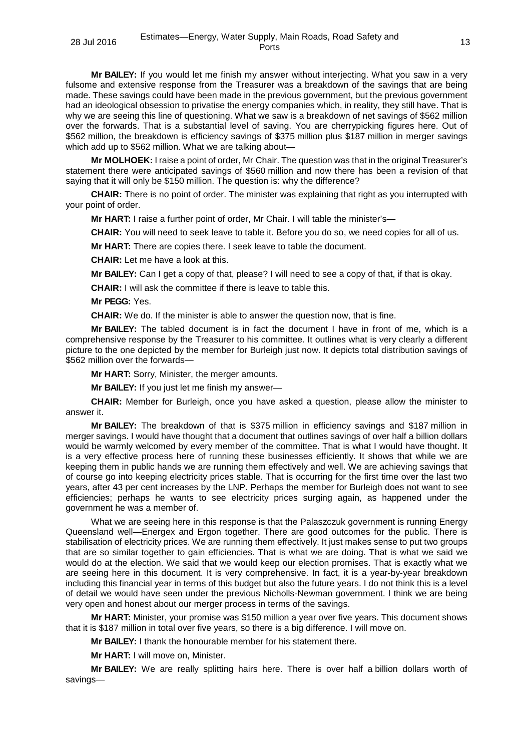**Mr BAILEY:** If you would let me finish my answer without interjecting. What you saw in a very fulsome and extensive response from the Treasurer was a breakdown of the savings that are being made. These savings could have been made in the previous government, but the previous government had an ideological obsession to privatise the energy companies which, in reality, they still have. That is why we are seeing this line of questioning. What we saw is a breakdown of net savings of $562 million over the forwards. That is a substantial level of saving. You are cherrypicking figures here. Out of $562 million, the breakdown is efficiency savings of $375 million plus $187 million in merger savings which add up to $562 million. What we are talking about—

**Mr MOLHOEK:** I raise a point of order, Mr Chair. The question was that in the original Treasurer's statement there were anticipated savings of $560 million and now there has been a revision of that saying that it will only be $150 million. The question is: why the difference?

**CHAIR:** There is no point of order. The minister was explaining that right as you interrupted with your point of order.

**Mr HART:** I raise a further point of order, Mr Chair. I will table the minister's—

**CHAIR:** You will need to seek leave to table it. Before you do so, we need copies for all of us.

**Mr HART:** There are copies there. I seek leave to table the document.

**CHAIR:** Let me have a look at this.

**Mr BAILEY:** Can I get a copy of that, please? I will need to see a copy of that, if that is okay.

**CHAIR:** I will ask the committee if there is leave to table this.

**Mr PEGG:** Yes.

**CHAIR:** We do. If the minister is able to answer the question now, that is fine.

**Mr BAILEY:** The tabled document is in fact the document I have in front of me, which is a comprehensive response by the Treasurer to his committee. It outlines what is very clearly a different picture to the one depicted by the member for Burleigh just now. It depicts total distribution savings of $562 million over the forwards—

**Mr HART:** Sorry, Minister, the merger amounts.

**Mr BAILEY:** If you just let me finish my answer—

**CHAIR:** Member for Burleigh, once you have asked a question, please allow the minister to answer it.

**Mr BAILEY:** The breakdown of that is $375 million in efficiency savings and $187 million in merger savings. I would have thought that a document that outlines savings of over half a billion dollars would be warmly welcomed by every member of the committee. That is what I would have thought. It is a very effective process here of running these businesses efficiently. It shows that while we are keeping them in public hands we are running them effectively and well. We are achieving savings that of course go into keeping electricity prices stable. That is occurring for the first time over the last two years, after 43 per cent increases by the LNP. Perhaps the member for Burleigh does not want to see efficiencies; perhaps he wants to see electricity prices surging again, as happened under the government he was a member of.

What we are seeing here in this response is that the Palaszczuk government is running Energy Queensland well—Energex and Ergon together. There are good outcomes for the public. There is stabilisation of electricity prices. We are running them effectively. It just makes sense to put two groups that are so similar together to gain efficiencies. That is what we are doing. That is what we said we would do at the election. We said that we would keep our election promises. That is exactly what we are seeing here in this document. It is very comprehensive. In fact, it is a year-by-year breakdown including this financial year in terms of this budget but also the future years. I do not think this is a level of detail we would have seen under the previous Nicholls-Newman government. I think we are being very open and honest about our merger process in terms of the savings.

**Mr HART:** Minister, your promise was $150 million a year over five years. This document shows that it is $187 million in total over five years, so there is a big difference. I will move on.

**Mr BAILEY:** I thank the honourable member for his statement there.

**Mr HART:** I will move on, Minister.

**Mr BAILEY:** We are really splitting hairs here. There is over half a billion dollars worth of savings—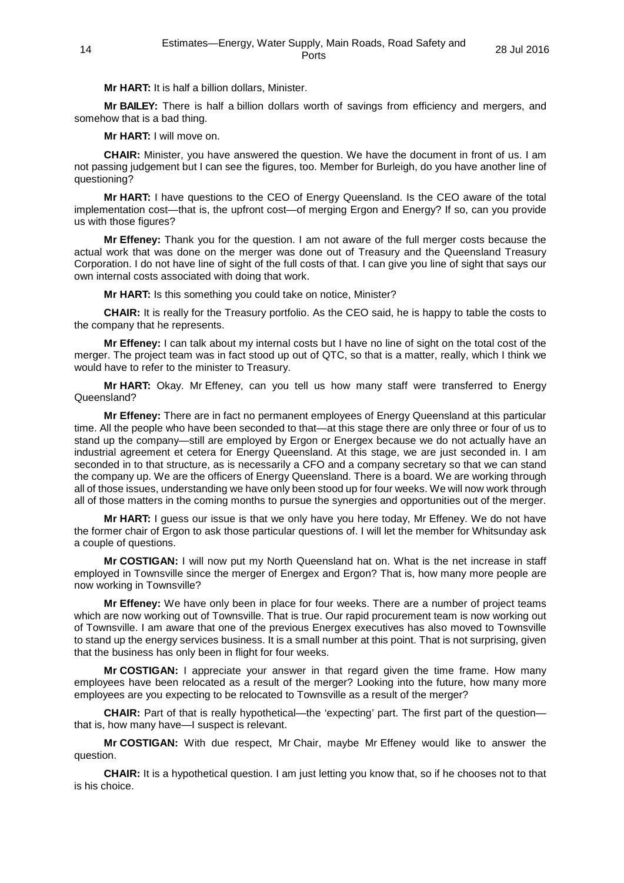**Mr HART:** It is half a billion dollars, Minister.

**Mr BAILEY:** There is half a billion dollars worth of savings from efficiency and mergers, and somehow that is a bad thing.

**Mr HART:** I will move on.

**CHAIR:** Minister, you have answered the question. We have the document in front of us. I am not passing judgement but I can see the figures, too. Member for Burleigh, do you have another line of questioning?

**Mr HART:** I have questions to the CEO of Energy Queensland. Is the CEO aware of the total implementation cost—that is, the upfront cost—of merging Ergon and Energy? If so, can you provide us with those figures?

**Mr Effeney:** Thank you for the question. I am not aware of the full merger costs because the actual work that was done on the merger was done out of Treasury and the Queensland Treasury Corporation. I do not have line of sight of the full costs of that. I can give you line of sight that says our own internal costs associated with doing that work.

**Mr HART:** Is this something you could take on notice, Minister?

**CHAIR:** It is really for the Treasury portfolio. As the CEO said, he is happy to table the costs to the company that he represents.

**Mr Effeney:** I can talk about my internal costs but I have no line of sight on the total cost of the merger. The project team was in fact stood up out of QTC, so that is a matter, really, which I think we would have to refer to the minister to Treasury.

**Mr HART:** Okay. Mr Effeney, can you tell us how many staff were transferred to Energy Queensland?

**Mr Effeney:** There are in fact no permanent employees of Energy Queensland at this particular time. All the people who have been seconded to that—at this stage there are only three or four of us to stand up the company—still are employed by Ergon or Energex because we do not actually have an industrial agreement et cetera for Energy Queensland. At this stage, we are just seconded in. I am seconded in to that structure, as is necessarily a CFO and a company secretary so that we can stand the company up. We are the officers of Energy Queensland. There is a board. We are working through all of those issues, understanding we have only been stood up for four weeks. We will now work through all of those matters in the coming months to pursue the synergies and opportunities out of the merger.

**Mr HART:** I guess our issue is that we only have you here today, Mr Effeney. We do not have the former chair of Ergon to ask those particular questions of. I will let the member for Whitsunday ask a couple of questions.

**Mr COSTIGAN:** I will now put my North Queensland hat on. What is the net increase in staff employed in Townsville since the merger of Energex and Ergon? That is, how many more people are now working in Townsville?

**Mr Effeney:** We have only been in place for four weeks. There are a number of project teams which are now working out of Townsville. That is true. Our rapid procurement team is now working out of Townsville. I am aware that one of the previous Energex executives has also moved to Townsville to stand up the energy services business. It is a small number at this point. That is not surprising, given that the business has only been in flight for four weeks.

**Mr COSTIGAN:** I appreciate your answer in that regard given the time frame. How many employees have been relocated as a result of the merger? Looking into the future, how many more employees are you expecting to be relocated to Townsville as a result of the merger?

**CHAIR:** Part of that is really hypothetical—the 'expecting' part. The first part of the question—that is, how many have—I suspect is relevant.

**Mr COSTIGAN:** With due respect, Mr Chair, maybe Mr Effeney would like to answer the question.

**CHAIR:** It is a hypothetical question. I am just letting you know that, so if he chooses not to that is his choice.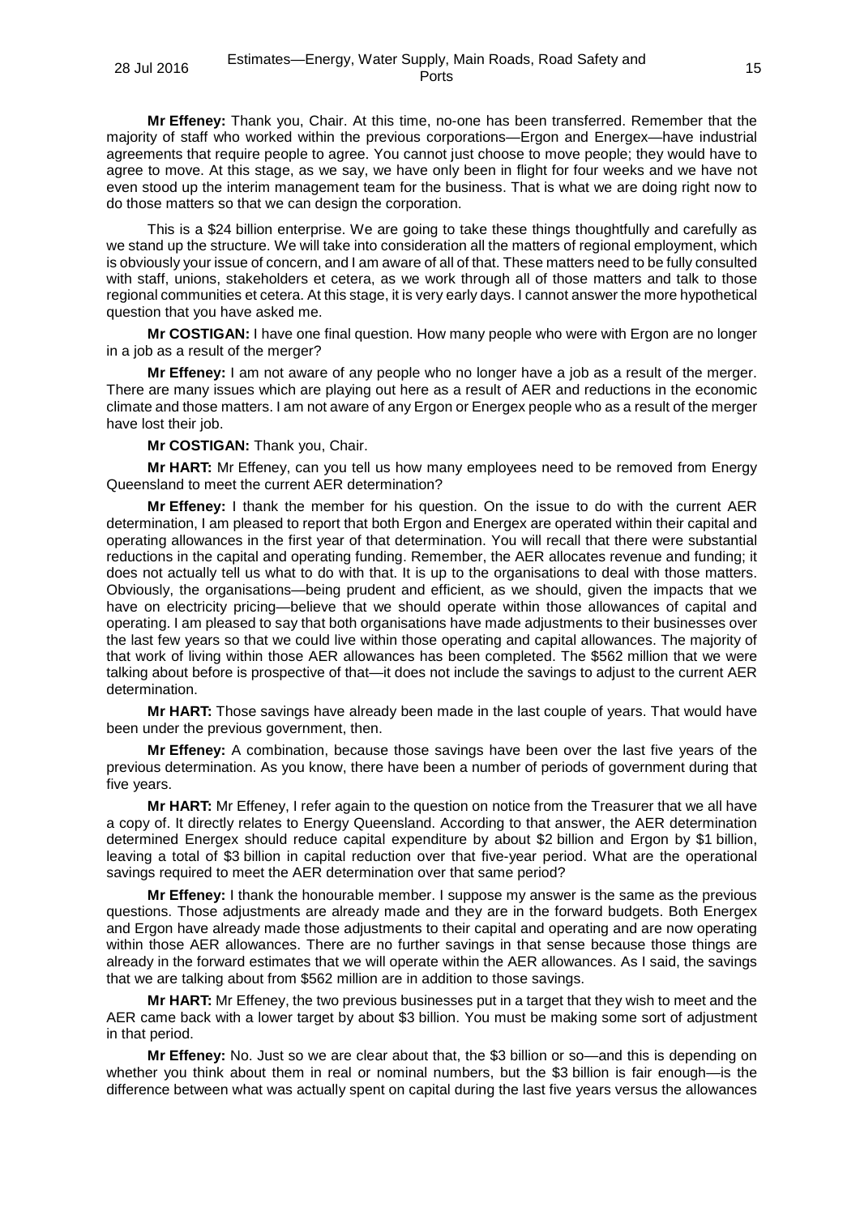**Mr Effeney:** Thank you, Chair. At this time, no-one has been transferred. Remember that the majority of staff who worked within the previous corporations—Ergon and Energex—have industrial agreements that require people to agree. You cannot just choose to move people; they would have to agree to move. At this stage, as we say, we have only been in flight for four weeks and we have not even stood up the interim management team for the business. That is what we are doing right now to do those matters so that we can design the corporation.

This is a $24 billion enterprise. We are going to take these things thoughtfully and carefully as we stand up the structure. We will take into consideration all the matters of regional employment, which is obviously your issue of concern, and I am aware of all of that. These matters need to be fully consulted with staff, unions, stakeholders et cetera, as we work through all of those matters and talk to those regional communities et cetera. At this stage, it is very early days. I cannot answer the more hypothetical question that you have asked me.

**Mr COSTIGAN:** I have one final question. How many people who were with Ergon are no longer in a job as a result of the merger?

**Mr Effeney:** I am not aware of any people who no longer have a job as a result of the merger. There are many issues which are playing out here as a result of AER and reductions in the economic climate and those matters. I am not aware of any Ergon or Energex people who as a result of the merger have lost their job.

**Mr COSTIGAN:** Thank you, Chair.

**Mr HART:** Mr Effeney, can you tell us how many employees need to be removed from Energy Queensland to meet the current AER determination?

**Mr Effeney:** I thank the member for his question. On the issue to do with the current AER determination, I am pleased to report that both Ergon and Energex are operated within their capital and operating allowances in the first year of that determination. You will recall that there were substantial reductions in the capital and operating funding. Remember, the AER allocates revenue and funding; it does not actually tell us what to do with that. It is up to the organisations to deal with those matters. Obviously, the organisations—being prudent and efficient, as we should, given the impacts that we have on electricity pricing—believe that we should operate within those allowances of capital and operating. I am pleased to say that both organisations have made adjustments to their businesses over the last few years so that we could live within those operating and capital allowances. The majority of that work of living within those AER allowances has been completed. The $562 million that we were talking about before is prospective of that—it does not include the savings to adjust to the current AER determination.

**Mr HART:** Those savings have already been made in the last couple of years. That would have been under the previous government, then.

**Mr Effeney:** A combination, because those savings have been over the last five years of the previous determination. As you know, there have been a number of periods of government during that five years.

**Mr HART:** Mr Effeney, I refer again to the question on notice from the Treasurer that we all have a copy of. It directly relates to Energy Queensland. According to that answer, the AER determination determined Energex should reduce capital expenditure by about $2 billion and Ergon by $1 billion, leaving a total of $3 billion in capital reduction over that five-year period. What are the operational savings required to meet the AER determination over that same period?

**Mr Effeney:** I thank the honourable member. I suppose my answer is the same as the previous questions. Those adjustments are already made and they are in the forward budgets. Both Energex and Ergon have already made those adjustments to their capital and operating and are now operating within those AER allowances. There are no further savings in that sense because those things are already in the forward estimates that we will operate within the AER allowances. As I said, the savings that we are talking about from $562 million are in addition to those savings.

**Mr HART:** Mr Effeney, the two previous businesses put in a target that they wish to meet and the AER came back with a lower target by about $3 billion. You must be making some sort of adjustment in that period.

**Mr Effeney:** No. Just so we are clear about that, the $3 billion or so—and this is depending on whether you think about them in real or nominal numbers, but the $3 billion is fair enough—is the difference between what was actually spent on capital during the last five years versus the allowances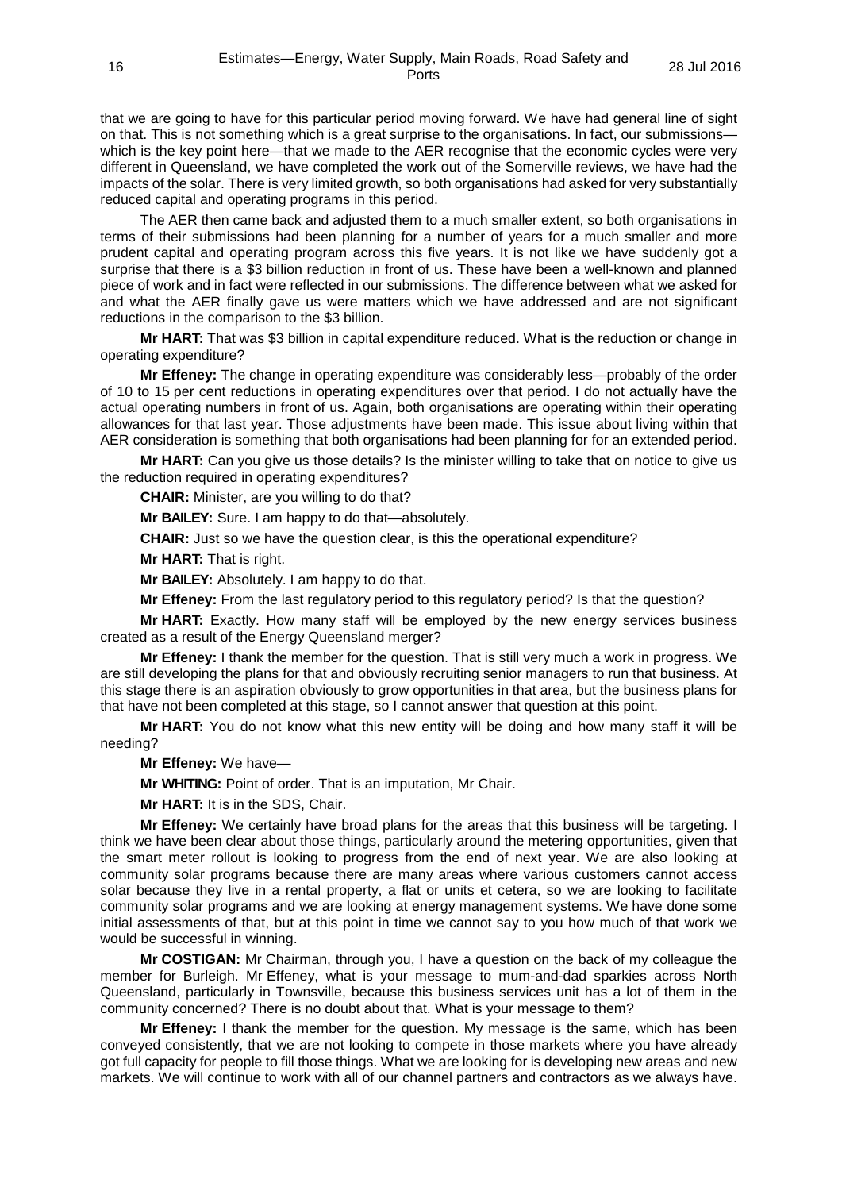that we are going to have for this particular period moving forward. We have had general line of sight on that. This is not something which is a great surprise to the organisations. In fact, our submissions—which is the key point here—that we made to the AER recognise that the economic cycles were very different in Queensland, we have completed the work out of the Somerville reviews, we have had the impacts of the solar. There is very limited growth, so both organisations had asked for very substantially reduced capital and operating programs in this period.

The AER then came back and adjusted them to a much smaller extent, so both organisations in terms of their submissions had been planning for a number of years for a much smaller and more prudent capital and operating program across this five years. It is not like we have suddenly got a surprise that there is a $3 billion reduction in front of us. These have been a well-known and planned piece of work and in fact were reflected in our submissions. The difference between what we asked for and what the AER finally gave us were matters which we have addressed and are not significant reductions in the comparison to the $3 billion.

**Mr HART:** That was $3 billion in capital expenditure reduced. What is the reduction or change in operating expenditure?

**Mr Effeney:** The change in operating expenditure was considerably less—probably of the order of 10 to 15 per cent reductions in operating expenditures over that period. I do not actually have the actual operating numbers in front of us. Again, both organisations are operating within their operating allowances for that last year. Those adjustments have been made. This issue about living within that AER consideration is something that both organisations had been planning for for an extended period.

**Mr HART:** Can you give us those details? Is the minister willing to take that on notice to give us the reduction required in operating expenditures?

**CHAIR:** Minister, are you willing to do that?

**Mr BAILEY:** Sure. I am happy to do that—absolutely.

**CHAIR:** Just so we have the question clear, is this the operational expenditure?

**Mr HART:** That is right.

**Mr BAILEY:** Absolutely. I am happy to do that.

**Mr Effeney:** From the last regulatory period to this regulatory period? Is that the question?

**Mr HART:** Exactly. How many staff will be employed by the new energy services business created as a result of the Energy Queensland merger?

**Mr Effeney:** I thank the member for the question. That is still very much a work in progress. We are still developing the plans for that and obviously recruiting senior managers to run that business. At this stage there is an aspiration obviously to grow opportunities in that area, but the business plans for that have not been completed at this stage, so I cannot answer that question at this point.

**Mr HART:** You do not know what this new entity will be doing and how many staff it will be needing?

**Mr Effeney:** We have—

**Mr WHITING:** Point of order. That is an imputation, Mr Chair.

**Mr HART:** It is in the SDS, Chair.

**Mr Effeney:** We certainly have broad plans for the areas that this business will be targeting. I think we have been clear about those things, particularly around the metering opportunities, given that the smart meter rollout is looking to progress from the end of next year. We are also looking at community solar programs because there are many areas where various customers cannot access solar because they live in a rental property, a flat or units et cetera, so we are looking to facilitate community solar programs and we are looking at energy management systems. We have done some initial assessments of that, but at this point in time we cannot say to you how much of that work we would be successful in winning.

**Mr COSTIGAN:** Mr Chairman, through you, I have a question on the back of my colleague the member for Burleigh. Mr Effeney, what is your message to mum-and-dad sparkies across North Queensland, particularly in Townsville, because this business services unit has a lot of them in the community concerned? There is no doubt about that. What is your message to them?

**Mr Effeney:** I thank the member for the question. My message is the same, which has been conveyed consistently, that we are not looking to compete in those markets where you have already got full capacity for people to fill those things. What we are looking for is developing new areas and new markets. We will continue to work with all of our channel partners and contractors as we always have.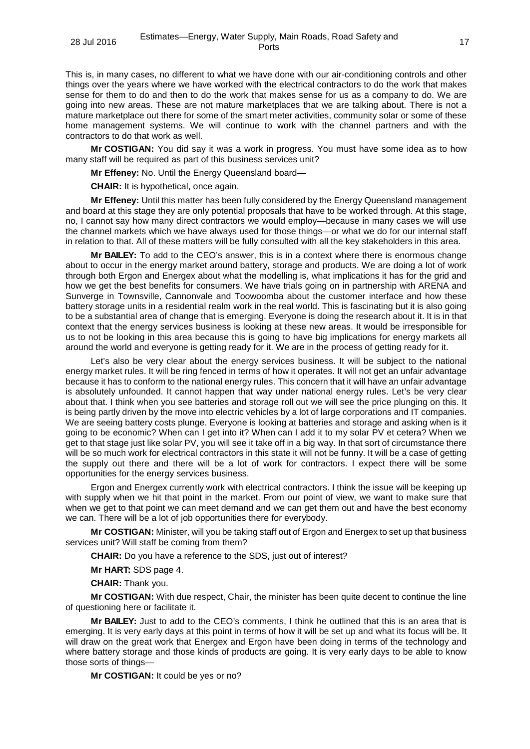This is, in many cases, no different to what we have done with our air-conditioning controls and other things over the years where we have worked with the electrical contractors to do the work that makes sense for them to do and then to do the work that makes sense for us as a company to do. We are going into new areas. These are not mature marketplaces that we are talking about. There is not a mature marketplace out there for some of the smart meter activities, community solar or some of these home management systems. We will continue to work with the channel partners and with the contractors to do that work as well.

**Mr COSTIGAN:** You did say it was a work in progress. You must have some idea as to how many staff will be required as part of this business services unit?

**Mr Effeney:** No. Until the Energy Queensland board—

**CHAIR:** It is hypothetical, once again.

**Mr Effeney:** Until this matter has been fully considered by the Energy Queensland management and board at this stage they are only potential proposals that have to be worked through. At this stage, no, I cannot say how many direct contractors we would employ—because in many cases we will use the channel markets which we have always used for those things—or what we do for our internal staff in relation to that. All of these matters will be fully consulted with all the key stakeholders in this area.

**Mr BAILEY:** To add to the CEO's answer, this is in a context where there is enormous change about to occur in the energy market around battery, storage and products. We are doing a lot of work through both Ergon and Energex about what the modelling is, what implications it has for the grid and how we get the best benefits for consumers. We have trials going on in partnership with ARENA and Sunverge in Townsville, Cannonvale and Toowoomba about the customer interface and how these battery storage units in a residential realm work in the real world. This is fascinating but it is also going to be a substantial area of change that is emerging. Everyone is doing the research about it. It is in that context that the energy services business is looking at these new areas. It would be irresponsible for us to not be looking in this area because this is going to have big implications for energy markets all around the world and everyone is getting ready for it. We are in the process of getting ready for it.

Let's also be very clear about the energy services business. It will be subject to the national energy market rules. It will be ring fenced in terms of how it operates. It will not get an unfair advantage because it has to conform to the national energy rules. This concern that it will have an unfair advantage is absolutely unfounded. It cannot happen that way under national energy rules. Let's be very clear about that. I think when you see batteries and storage roll out we will see the price plunging on this. It is being partly driven by the move into electric vehicles by a lot of large corporations and IT companies. We are seeing battery costs plunge. Everyone is looking at batteries and storage and asking when is it going to be economic? When can I get into it? When can I add it to my solar PV et cetera? When we get to that stage just like solar PV, you will see it take off in a big way. In that sort of circumstance there will be so much work for electrical contractors in this state it will not be funny. It will be a case of getting the supply out there and there will be a lot of work for contractors. I expect there will be some opportunities for the energy services business.

Ergon and Energex currently work with electrical contractors. I think the issue will be keeping up with supply when we hit that point in the market. From our point of view, we want to make sure that when we get to that point we can meet demand and we can get them out and have the best economy we can. There will be a lot of job opportunities there for everybody.

**Mr COSTIGAN:** Minister, will you be taking staff out of Ergon and Energex to set up that business services unit? Will staff be coming from them?

**CHAIR:** Do you have a reference to the SDS, just out of interest?

**Mr HART:** SDS page 4.

**CHAIR:** Thank you.

**Mr COSTIGAN:** With due respect, Chair, the minister has been quite decent to continue the line of questioning here or facilitate it.

**Mr BAILEY:** Just to add to the CEO's comments, I think he outlined that this is an area that is emerging. It is very early days at this point in terms of how it will be set up and what its focus will be. It will draw on the great work that Energex and Ergon have been doing in terms of the technology and where battery storage and those kinds of products are going. It is very early days to be able to know those sorts of things—

**Mr COSTIGAN:** It could be yes or no?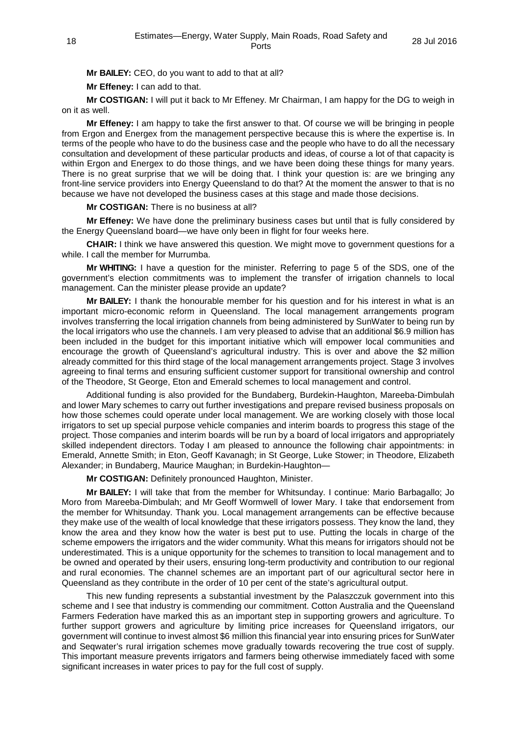**Mr BAILEY:** CEO, do you want to add to that at all?

**Mr Effeney:** I can add to that.

**Mr COSTIGAN:** I will put it back to Mr Effeney. Mr Chairman, I am happy for the DG to weigh in on it as well.

**Mr Effeney:** I am happy to take the first answer to that. Of course we will be bringing in people from Ergon and Energex from the management perspective because this is where the expertise is. In terms of the people who have to do the business case and the people who have to do all the necessary consultation and development of these particular products and ideas, of course a lot of that capacity is within Ergon and Energex to do those things, and we have been doing these things for many years. There is no great surprise that we will be doing that. I think your question is: are we bringing any front-line service providers into Energy Queensland to do that? At the moment the answer to that is no because we have not developed the business cases at this stage and made those decisions.

**Mr COSTIGAN:** There is no business at all?

**Mr Effeney:** We have done the preliminary business cases but until that is fully considered by the Energy Queensland board—we have only been in flight for four weeks here.

**CHAIR:** I think we have answered this question. We might move to government questions for a while. I call the member for Murrumba.

**Mr WHITING:** I have a question for the minister. Referring to page 5 of the SDS, one of the government's election commitments was to implement the transfer of irrigation channels to local management. Can the minister please provide an update?

**Mr BAILEY:** I thank the honourable member for his question and for his interest in what is an important micro-economic reform in Queensland. The local management arrangements program involves transferring the local irrigation channels from being administered by SunWater to being run by the local irrigators who use the channels. I am very pleased to advise that an additional $6.9 million has been included in the budget for this important initiative which will empower local communities and encourage the growth of Queensland's agricultural industry. This is over and above the $2 million already committed for this third stage of the local management arrangements project. Stage 3 involves agreeing to final terms and ensuring sufficient customer support for transitional ownership and control of the Theodore, St George, Eton and Emerald schemes to local management and control.

Additional funding is also provided for the Bundaberg, Burdekin-Haughton, Mareeba-Dimbulah and lower Mary schemes to carry out further investigations and prepare revised business proposals on how those schemes could operate under local management. We are working closely with those local irrigators to set up special purpose vehicle companies and interim boards to progress this stage of the project. Those companies and interim boards will be run by a board of local irrigators and appropriately skilled independent directors. Today I am pleased to announce the following chair appointments: in Emerald, Annette Smith; in Eton, Geoff Kavanagh; in St George, Luke Stower; in Theodore, Elizabeth Alexander; in Bundaberg, Maurice Maughan; in Burdekin-Haughton—

**Mr COSTIGAN:** Definitely pronounced Haughton, Minister.

**Mr BAILEY:** I will take that from the member for Whitsunday. I continue: Mario Barbagallo; Jo Moro from Mareeba-Dimbulah; and Mr Geoff Wormwell of lower Mary. I take that endorsement from the member for Whitsunday. Thank you. Local management arrangements can be effective because they make use of the wealth of local knowledge that these irrigators possess. They know the land, they know the area and they know how the water is best put to use. Putting the locals in charge of the scheme empowers the irrigators and the wider community. What this means for irrigators should not be underestimated. This is a unique opportunity for the schemes to transition to local management and to be owned and operated by their users, ensuring long-term productivity and contribution to our regional and rural economies. The channel schemes are an important part of our agricultural sector here in Queensland as they contribute in the order of 10 per cent of the state's agricultural output.

This new funding represents a substantial investment by the Palaszczuk government into this scheme and I see that industry is commending our commitment. Cotton Australia and the Queensland Farmers Federation have marked this as an important step in supporting growers and agriculture. To further support growers and agriculture by limiting price increases for Queensland irrigators, our government will continue to invest almost $6 million this financial year into ensuring prices for SunWater and Seqwater's rural irrigation schemes move gradually towards recovering the true cost of supply. This important measure prevents irrigators and farmers being otherwise immediately faced with some significant increases in water prices to pay for the full cost of supply.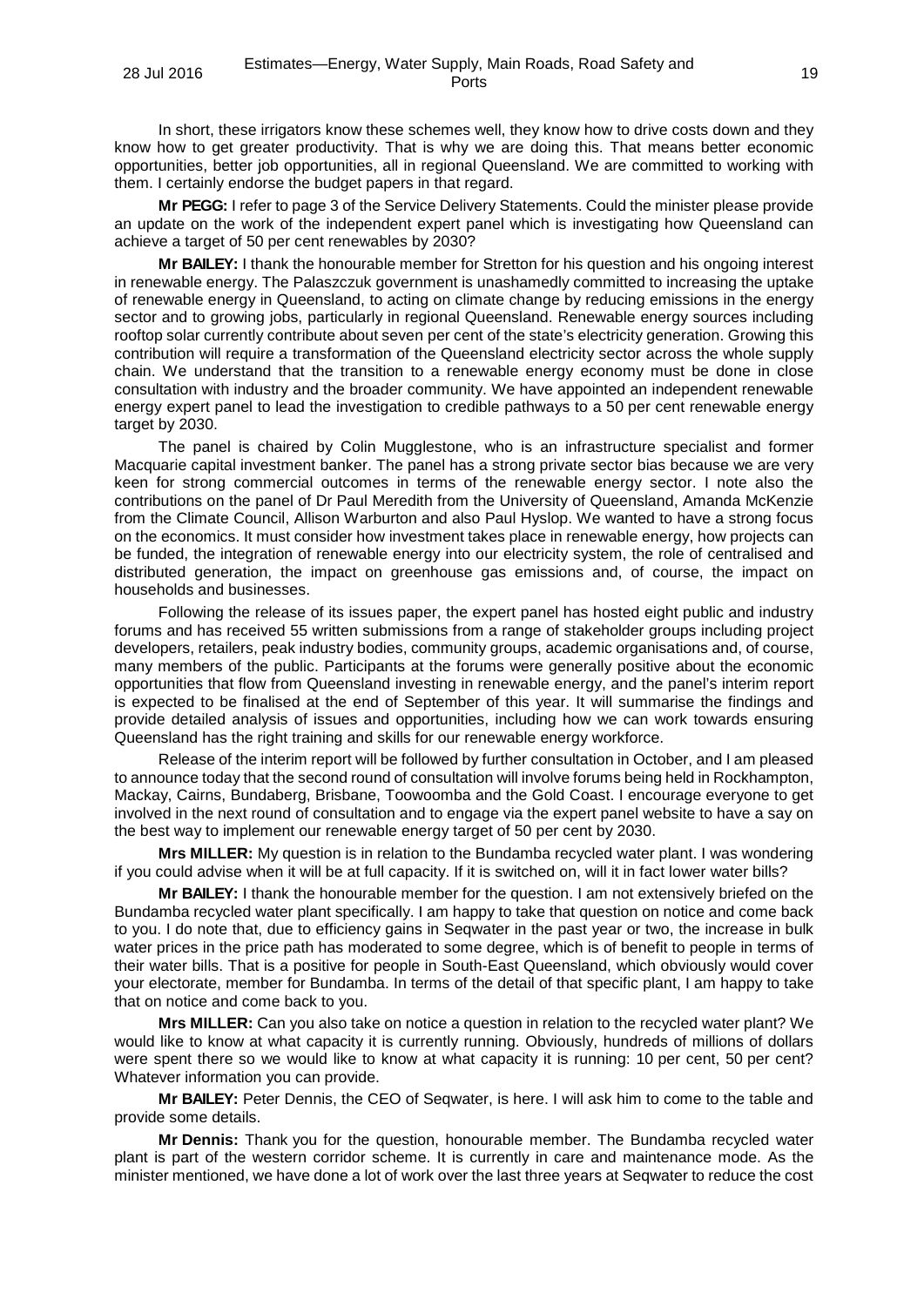In short, these irrigators know these schemes well, they know how to drive costs down and they know how to get greater productivity. That is why we are doing this. That means better economic opportunities, better job opportunities, all in regional Queensland. We are committed to working with them. I certainly endorse the budget papers in that regard.

**Mr PEGG:** I refer to page 3 of the Service Delivery Statements. Could the minister please provide an update on the work of the independent expert panel which is investigating how Queensland can achieve a target of 50 per cent renewables by 2030?

**Mr BAILEY:** I thank the honourable member for Stretton for his question and his ongoing interest in renewable energy. The Palaszczuk government is unashamedly committed to increasing the uptake of renewable energy in Queensland, to acting on climate change by reducing emissions in the energy sector and to growing jobs, particularly in regional Queensland. Renewable energy sources including rooftop solar currently contribute about seven per cent of the state's electricity generation. Growing this contribution will require a transformation of the Queensland electricity sector across the whole supply chain. We understand that the transition to a renewable energy economy must be done in close consultation with industry and the broader community. We have appointed an independent renewable energy expert panel to lead the investigation to credible pathways to a 50 per cent renewable energy target by 2030.

The panel is chaired by Colin Mugglestone, who is an infrastructure specialist and former Macquarie capital investment banker. The panel has a strong private sector bias because we are very keen for strong commercial outcomes in terms of the renewable energy sector. I note also the contributions on the panel of Dr Paul Meredith from the University of Queensland, Amanda McKenzie from the Climate Council, Allison Warburton and also Paul Hyslop. We wanted to have a strong focus on the economics. It must consider how investment takes place in renewable energy, how projects can be funded, the integration of renewable energy into our electricity system, the role of centralised and distributed generation, the impact on greenhouse gas emissions and, of course, the impact on households and businesses.

Following the release of its issues paper, the expert panel has hosted eight public and industry forums and has received 55 written submissions from a range of stakeholder groups including project developers, retailers, peak industry bodies, community groups, academic organisations and, of course, many members of the public. Participants at the forums were generally positive about the economic opportunities that flow from Queensland investing in renewable energy, and the panel's interim report is expected to be finalised at the end of September of this year. It will summarise the findings and provide detailed analysis of issues and opportunities, including how we can work towards ensuring Queensland has the right training and skills for our renewable energy workforce.

Release of the interim report will be followed by further consultation in October, and I am pleased to announce today that the second round of consultation will involve forums being held in Rockhampton, Mackay, Cairns, Bundaberg, Brisbane, Toowoomba and the Gold Coast. I encourage everyone to get involved in the next round of consultation and to engage via the expert panel website to have a say on the best way to implement our renewable energy target of 50 per cent by 2030.

**Mrs MILLER:** My question is in relation to the Bundamba recycled water plant. I was wondering if you could advise when it will be at full capacity. If it is switched on, will it in fact lower water bills?

**Mr BAILEY:** I thank the honourable member for the question. I am not extensively briefed on the Bundamba recycled water plant specifically. I am happy to take that question on notice and come back to you. I do note that, due to efficiency gains in Seqwater in the past year or two, the increase in bulk water prices in the price path has moderated to some degree, which is of benefit to people in terms of their water bills. That is a positive for people in South-East Queensland, which obviously would cover your electorate, member for Bundamba. In terms of the detail of that specific plant, I am happy to take that on notice and come back to you.

**Mrs MILLER:** Can you also take on notice a question in relation to the recycled water plant? We would like to know at what capacity it is currently running. Obviously, hundreds of millions of dollars were spent there so we would like to know at what capacity it is running: 10 per cent, 50 per cent? Whatever information you can provide.

**Mr BAILEY:** Peter Dennis, the CEO of Seqwater, is here. I will ask him to come to the table and provide some details.

**Mr Dennis:** Thank you for the question, honourable member. The Bundamba recycled water plant is part of the western corridor scheme. It is currently in care and maintenance mode. As the minister mentioned, we have done a lot of work over the last three years at Seqwater to reduce the cost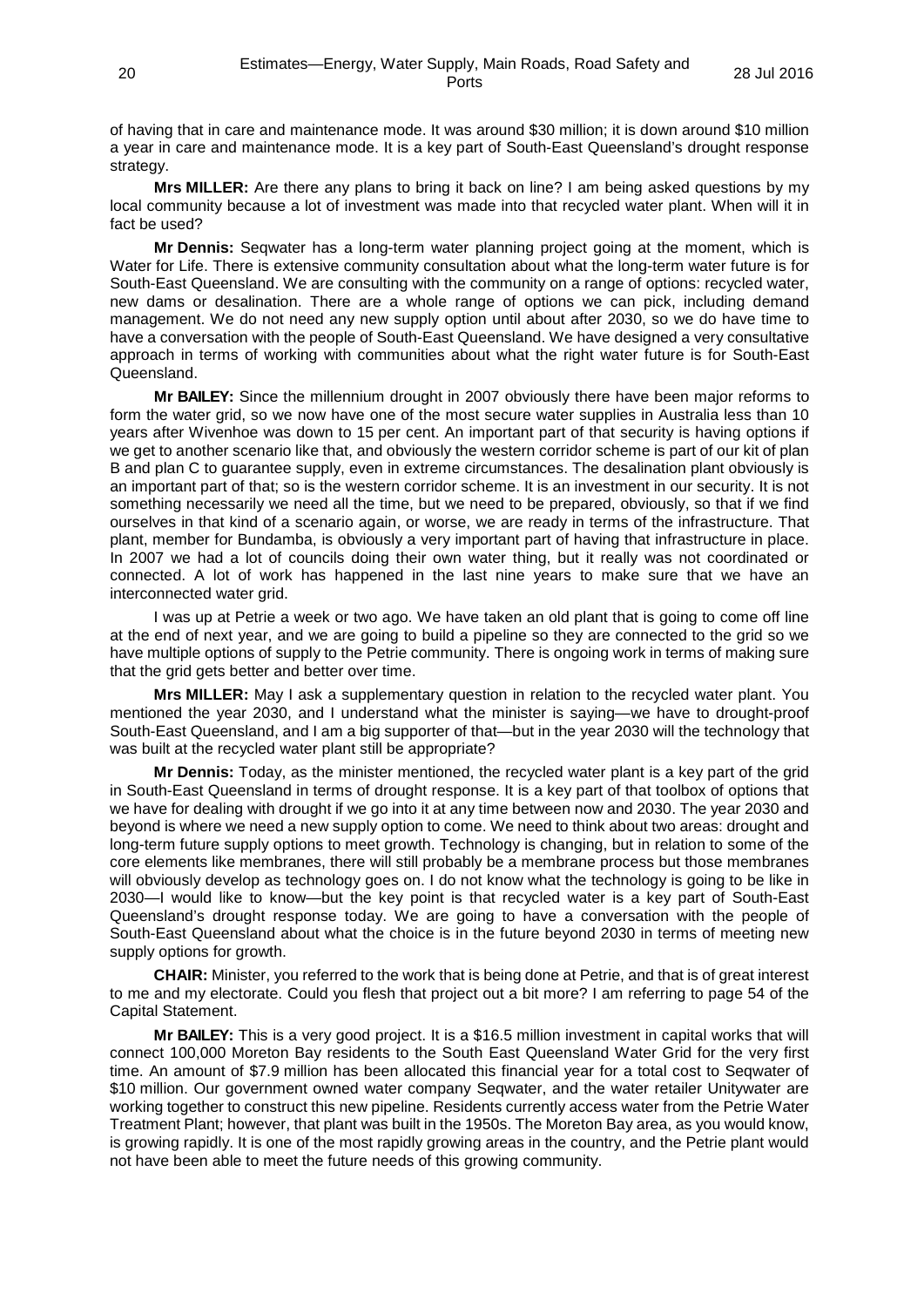of having that in care and maintenance mode. It was around $30 million; it is down around $10 million a year in care and maintenance mode. It is a key part of South-East Queensland's drought response strategy.

**Mrs MILLER:** Are there any plans to bring it back on line? I am being asked questions by my local community because a lot of investment was made into that recycled water plant. When will it in fact be used?

**Mr Dennis:** Seqwater has a long-term water planning project going at the moment, which is Water for Life. There is extensive community consultation about what the long-term water future is for South-East Queensland. We are consulting with the community on a range of options: recycled water, new dams or desalination. There are a whole range of options we can pick, including demand management. We do not need any new supply option until about after 2030, so we do have time to have a conversation with the people of South-East Queensland. We have designed a very consultative approach in terms of working with communities about what the right water future is for South-East Queensland.

**Mr BAILEY:** Since the millennium drought in 2007 obviously there have been major reforms to form the water grid, so we now have one of the most secure water supplies in Australia less than 10 years after Wivenhoe was down to 15 per cent. An important part of that security is having options if we get to another scenario like that, and obviously the western corridor scheme is part of our kit of plan B and plan C to guarantee supply, even in extreme circumstances. The desalination plant obviously is an important part of that; so is the western corridor scheme. It is an investment in our security. It is not something necessarily we need all the time, but we need to be prepared, obviously, so that if we find ourselves in that kind of a scenario again, or worse, we are ready in terms of the infrastructure. That plant, member for Bundamba, is obviously a very important part of having that infrastructure in place. In 2007 we had a lot of councils doing their own water thing, but it really was not coordinated or connected. A lot of work has happened in the last nine years to make sure that we have an interconnected water grid.

I was up at Petrie a week or two ago. We have taken an old plant that is going to come off line at the end of next year, and we are going to build a pipeline so they are connected to the grid so we have multiple options of supply to the Petrie community. There is ongoing work in terms of making sure that the grid gets better and better over time.

**Mrs MILLER:** May I ask a supplementary question in relation to the recycled water plant. You mentioned the year 2030, and I understand what the minister is saying—we have to drought-proof South-East Queensland, and I am a big supporter of that—but in the year 2030 will the technology that was built at the recycled water plant still be appropriate?

**Mr Dennis:** Today, as the minister mentioned, the recycled water plant is a key part of the grid in South-East Queensland in terms of drought response. It is a key part of that toolbox of options that we have for dealing with drought if we go into it at any time between now and 2030. The year 2030 and beyond is where we need a new supply option to come. We need to think about two areas: drought and long-term future supply options to meet growth. Technology is changing, but in relation to some of the core elements like membranes, there will still probably be a membrane process but those membranes will obviously develop as technology goes on. I do not know what the technology is going to be like in 2030—I would like to know—but the key point is that recycled water is a key part of South-East Queensland's drought response today. We are going to have a conversation with the people of South-East Queensland about what the choice is in the future beyond 2030 in terms of meeting new supply options for growth.

**CHAIR:** Minister, you referred to the work that is being done at Petrie, and that is of great interest to me and my electorate. Could you flesh that project out a bit more? I am referring to page 54 of the Capital Statement.

**Mr BAILEY:** This is a very good project. It is a $16.5 million investment in capital works that will connect 100,000 Moreton Bay residents to the South East Queensland Water Grid for the very first time. An amount of $7.9 million has been allocated this financial year for a total cost to Seqwater of $10 million. Our government owned water company Seqwater, and the water retailer Unitywater are working together to construct this new pipeline. Residents currently access water from the Petrie Water Treatment Plant; however, that plant was built in the 1950s. The Moreton Bay area, as you would know, is growing rapidly. It is one of the most rapidly growing areas in the country, and the Petrie plant would not have been able to meet the future needs of this growing community.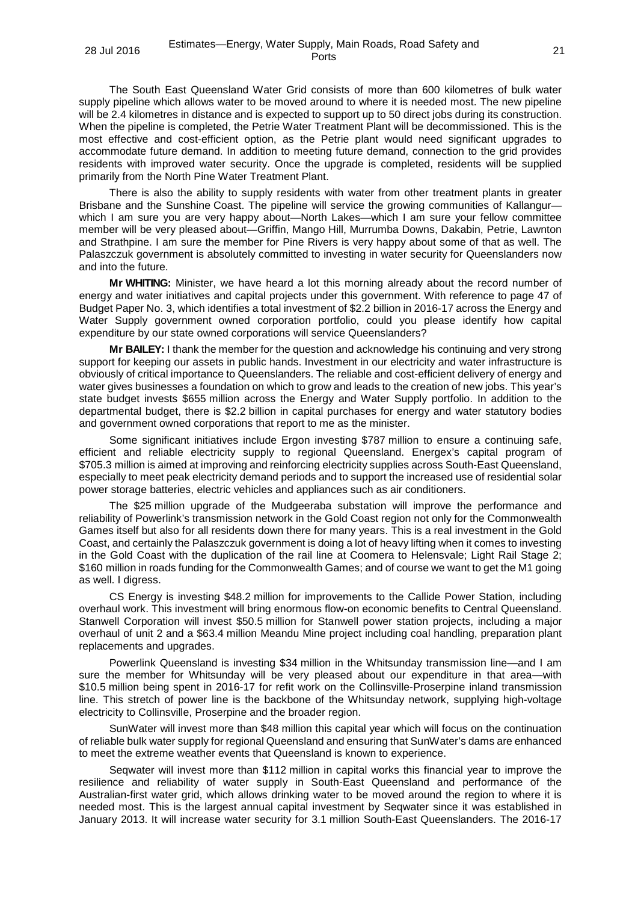The South East Queensland Water Grid consists of more than 600 kilometres of bulk water supply pipeline which allows water to be moved around to where it is needed most. The new pipeline will be 2.4 kilometres in distance and is expected to support up to 50 direct jobs during its construction. When the pipeline is completed, the Petrie Water Treatment Plant will be decommissioned. This is the most effective and cost-efficient option, as the Petrie plant would need significant upgrades to accommodate future demand. In addition to meeting future demand, connection to the grid provides residents with improved water security. Once the upgrade is completed, residents will be supplied primarily from the North Pine Water Treatment Plant.

There is also the ability to supply residents with water from other treatment plants in greater Brisbane and the Sunshine Coast. The pipeline will service the growing communities of Kallangur—which I am sure you are very happy about—North Lakes—which I am sure your fellow committee member will be very pleased about—Griffin, Mango Hill, Murrumba Downs, Dakabin, Petrie, Lawnton and Strathpine. I am sure the member for Pine Rivers is very happy about some of that as well. The Palaszczuk government is absolutely committed to investing in water security for Queenslanders now and into the future.

**Mr WHITING:** Minister, we have heard a lot this morning already about the record number of energy and water initiatives and capital projects under this government. With reference to page 47 of Budget Paper No. 3, which identifies a total investment of $2.2 billion in 2016-17 across the Energy and Water Supply government owned corporation portfolio, could you please identify how capital expenditure by our state owned corporations will service Queenslanders?

**Mr BAILEY:** I thank the member for the question and acknowledge his continuing and very strong support for keeping our assets in public hands. Investment in our electricity and water infrastructure is obviously of critical importance to Queenslanders. The reliable and cost-efficient delivery of energy and water gives businesses a foundation on which to grow and leads to the creation of new jobs. This year's state budget invests $655 million across the Energy and Water Supply portfolio. In addition to the departmental budget, there is $2.2 billion in capital purchases for energy and water statutory bodies and government owned corporations that report to me as the minister.

Some significant initiatives include Ergon investing $787 million to ensure a continuing safe, efficient and reliable electricity supply to regional Queensland. Energex's capital program of $705.3 million is aimed at improving and reinforcing electricity supplies across South-East Queensland, especially to meet peak electricity demand periods and to support the increased use of residential solar power storage batteries, electric vehicles and appliances such as air conditioners.

The $25 million upgrade of the Mudgeeraba substation will improve the performance and reliability of Powerlink's transmission network in the Gold Coast region not only for the Commonwealth Games itself but also for all residents down there for many years. This is a real investment in the Gold Coast, and certainly the Palaszczuk government is doing a lot of heavy lifting when it comes to investing in the Gold Coast with the duplication of the rail line at Coomera to Helensvale; Light Rail Stage 2; $160 million in roads funding for the Commonwealth Games; and of course we want to get the M1 going as well. I digress.

CS Energy is investing $48.2 million for improvements to the Callide Power Station, including overhaul work. This investment will bring enormous flow-on economic benefits to Central Queensland. Stanwell Corporation will invest $50.5 million for Stanwell power station projects, including a major overhaul of unit 2 and a $63.4 million Meandu Mine project including coal handling, preparation plant replacements and upgrades.

Powerlink Queensland is investing $34 million in the Whitsunday transmission line—and I am sure the member for Whitsunday will be very pleased about our expenditure in that area—with $10.5 million being spent in 2016-17 for refit work on the Collinsville-Proserpine inland transmission line. This stretch of power line is the backbone of the Whitsunday network, supplying high-voltage electricity to Collinsville, Proserpine and the broader region.

SunWater will invest more than $48 million this capital year which will focus on the continuation of reliable bulk water supply for regional Queensland and ensuring that SunWater's dams are enhanced to meet the extreme weather events that Queensland is known to experience.

Seqwater will invest more than $112 million in capital works this financial year to improve the resilience and reliability of water supply in South-East Queensland and performance of the Australian-first water grid, which allows drinking water to be moved around the region to where it is needed most. This is the largest annual capital investment by Seqwater since it was established in January 2013. It will increase water security for 3.1 million South-East Queenslanders. The 2016-17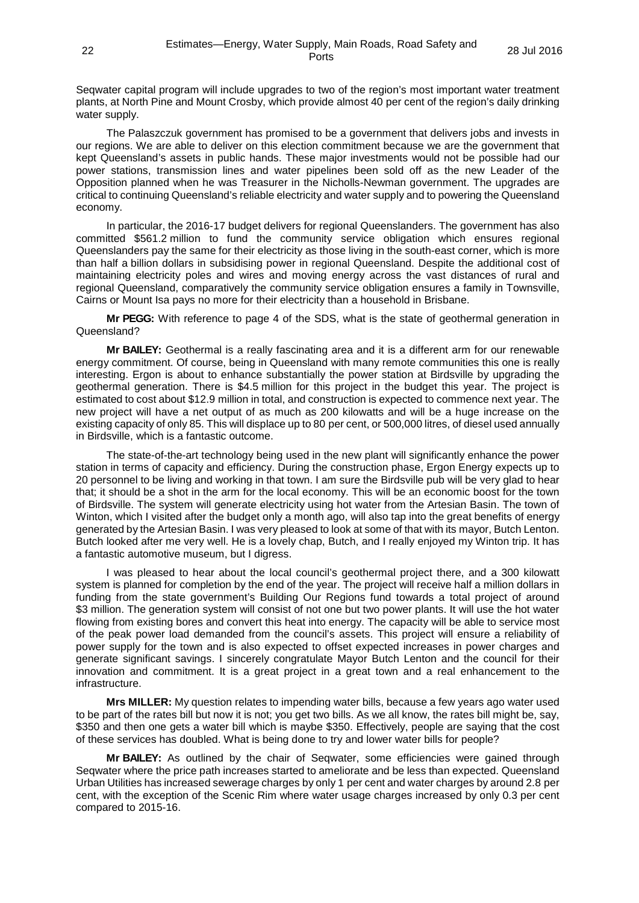Seqwater capital program will include upgrades to two of the region's most important water treatment plants, at North Pine and Mount Crosby, which provide almost 40 per cent of the region's daily drinking water supply.

The Palaszczuk government has promised to be a government that delivers jobs and invests in our regions. We are able to deliver on this election commitment because we are the government that kept Queensland's assets in public hands. These major investments would not be possible had our power stations, transmission lines and water pipelines been sold off as the new Leader of the Opposition planned when he was Treasurer in the Nicholls-Newman government. The upgrades are critical to continuing Queensland's reliable electricity and water supply and to powering the Queensland economy.

In particular, the 2016-17 budget delivers for regional Queenslanders. The government has also committed $561.2 million to fund the community service obligation which ensures regional Queenslanders pay the same for their electricity as those living in the south-east corner, which is more than half a billion dollars in subsidising power in regional Queensland. Despite the additional cost of maintaining electricity poles and wires and moving energy across the vast distances of rural and regional Queensland, comparatively the community service obligation ensures a family in Townsville, Cairns or Mount Isa pays no more for their electricity than a household in Brisbane.

**Mr PEGG:** With reference to page 4 of the SDS, what is the state of geothermal generation in Queensland?

**Mr BAILEY:** Geothermal is a really fascinating area and it is a different arm for our renewable energy commitment. Of course, being in Queensland with many remote communities this one is really interesting. Ergon is about to enhance substantially the power station at Birdsville by upgrading the geothermal generation. There is $4.5 million for this project in the budget this year. The project is estimated to cost about $12.9 million in total, and construction is expected to commence next year. The new project will have a net output of as much as 200 kilowatts and will be a huge increase on the existing capacity of only 85. This will displace up to 80 per cent, or 500,000 litres, of diesel used annually in Birdsville, which is a fantastic outcome.

The state-of-the-art technology being used in the new plant will significantly enhance the power station in terms of capacity and efficiency. During the construction phase, Ergon Energy expects up to 20 personnel to be living and working in that town. I am sure the Birdsville pub will be very glad to hear that; it should be a shot in the arm for the local economy. This will be an economic boost for the town of Birdsville. The system will generate electricity using hot water from the Artesian Basin. The town of Winton, which I visited after the budget only a month ago, will also tap into the great benefits of energy generated by the Artesian Basin. I was very pleased to look at some of that with its mayor, Butch Lenton. Butch looked after me very well. He is a lovely chap, Butch, and I really enjoyed my Winton trip. It has a fantastic automotive museum, but I digress.

I was pleased to hear about the local council's geothermal project there, and a 300 kilowatt system is planned for completion by the end of the year. The project will receive half a million dollars in funding from the state government's Building Our Regions fund towards a total project of around $3 million. The generation system will consist of not one but two power plants. It will use the hot water flowing from existing bores and convert this heat into energy. The capacity will be able to service most of the peak power load demanded from the council's assets. This project will ensure a reliability of power supply for the town and is also expected to offset expected increases in power charges and generate significant savings. I sincerely congratulate Mayor Butch Lenton and the council for their innovation and commitment. It is a great project in a great town and a real enhancement to the infrastructure.

**Mrs MILLER:** My question relates to impending water bills, because a few years ago water used to be part of the rates bill but now it is not; you get two bills. As we all know, the rates bill might be, say, $350 and then one gets a water bill which is maybe $350. Effectively, people are saying that the cost of these services has doubled. What is being done to try and lower water bills for people?

**Mr BAILEY:** As outlined by the chair of Seqwater, some efficiencies were gained through Seqwater where the price path increases started to ameliorate and be less than expected. Queensland Urban Utilities has increased sewerage charges by only 1 per cent and water charges by around 2.8 per cent, with the exception of the Scenic Rim where water usage charges increased by only 0.3 per cent compared to 2015-16.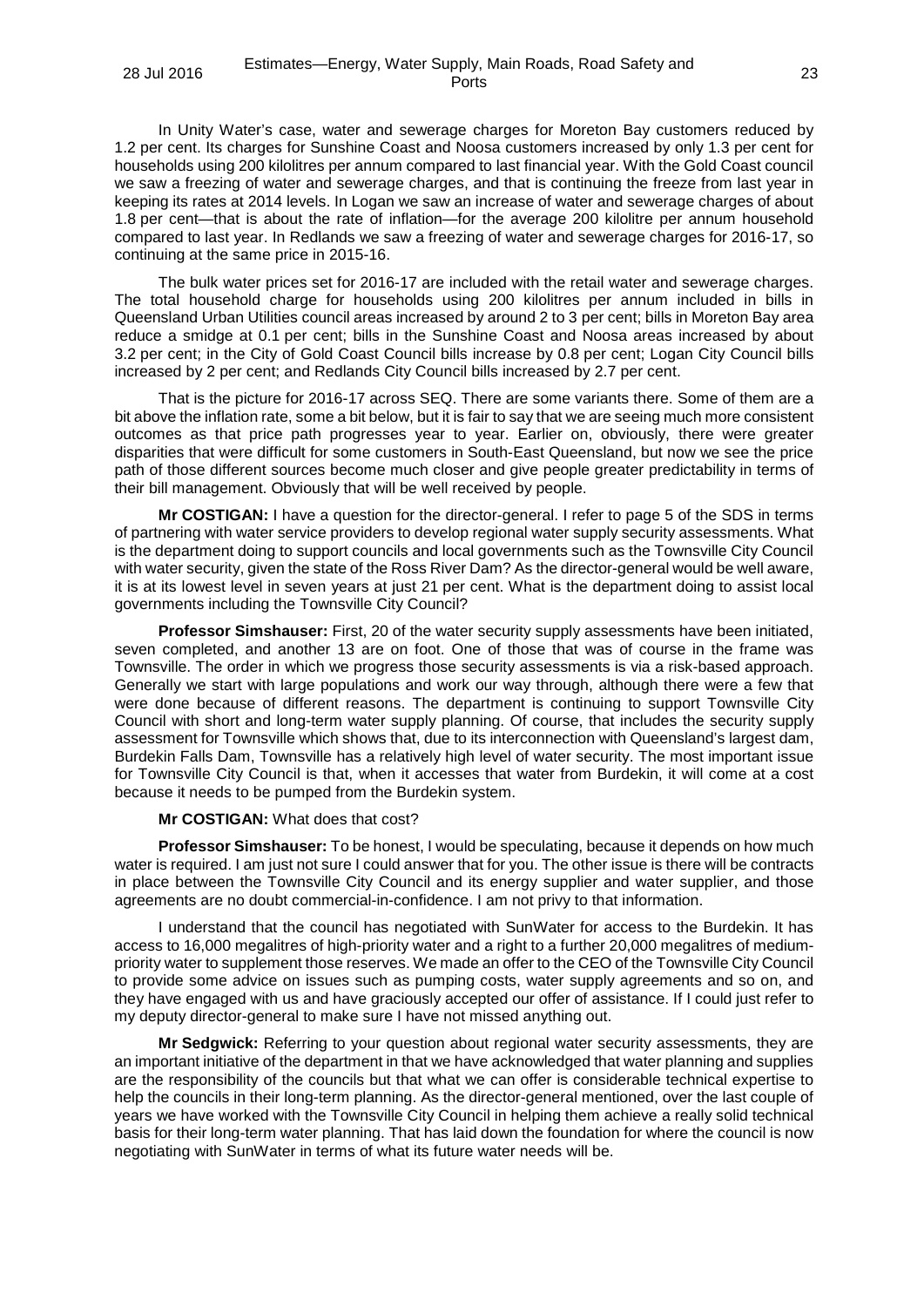In Unity Water's case, water and sewerage charges for Moreton Bay customers reduced by 1.2 per cent. Its charges for Sunshine Coast and Noosa customers increased by only 1.3 per cent for households using 200 kilolitres per annum compared to last financial year. With the Gold Coast council we saw a freezing of water and sewerage charges, and that is continuing the freeze from last year in keeping its rates at 2014 levels. In Logan we saw an increase of water and sewerage charges of about 1.8 per cent—that is about the rate of inflation—for the average 200 kilolitre per annum household compared to last year. In Redlands we saw a freezing of water and sewerage charges for 2016-17, so continuing at the same price in 2015-16.

The bulk water prices set for 2016-17 are included with the retail water and sewerage charges. The total household charge for households using 200 kilolitres per annum included in bills in Queensland Urban Utilities council areas increased by around 2 to 3 per cent; bills in Moreton Bay area reduce a smidge at 0.1 per cent; bills in the Sunshine Coast and Noosa areas increased by about 3.2 per cent; in the City of Gold Coast Council bills increase by 0.8 per cent; Logan City Council bills increased by 2 per cent; and Redlands City Council bills increased by 2.7 per cent.

That is the picture for 2016-17 across SEQ. There are some variants there. Some of them are a bit above the inflation rate, some a bit below, but it is fair to say that we are seeing much more consistent outcomes as that price path progresses year to year. Earlier on, obviously, there were greater disparities that were difficult for some customers in South-East Queensland, but now we see the price path of those different sources become much closer and give people greater predictability in terms of their bill management. Obviously that will be well received by people.

**Mr COSTIGAN:** I have a question for the director-general. I refer to page 5 of the SDS in terms of partnering with water service providers to develop regional water supply security assessments. What is the department doing to support councils and local governments such as the Townsville City Council with water security, given the state of the Ross River Dam? As the director-general would be well aware, it is at its lowest level in seven years at just 21 per cent. What is the department doing to assist local governments including the Townsville City Council?

**Professor Simshauser:** First, 20 of the water security supply assessments have been initiated, seven completed, and another 13 are on foot. One of those that was of course in the frame was Townsville. The order in which we progress those security assessments is via a risk-based approach. Generally we start with large populations and work our way through, although there were a few that were done because of different reasons. The department is continuing to support Townsville City Council with short and long-term water supply planning. Of course, that includes the security supply assessment for Townsville which shows that, due to its interconnection with Queensland's largest dam, Burdekin Falls Dam, Townsville has a relatively high level of water security. The most important issue for Townsville City Council is that, when it accesses that water from Burdekin, it will come at a cost because it needs to be pumped from the Burdekin system.

**Mr COSTIGAN:** What does that cost?

**Professor Simshauser:** To be honest, I would be speculating, because it depends on how much water is required. I am just not sure I could answer that for you. The other issue is there will be contracts in place between the Townsville City Council and its energy supplier and water supplier, and those agreements are no doubt commercial-in-confidence. I am not privy to that information.

I understand that the council has negotiated with SunWater for access to the Burdekin. It has access to 16,000 megalitres of high-priority water and a right to a further 20,000 megalitres of medium-priority water to supplement those reserves. We made an offer to the CEO of the Townsville City Council to provide some advice on issues such as pumping costs, water supply agreements and so on, and they have engaged with us and have graciously accepted our offer of assistance. If I could just refer to my deputy director-general to make sure I have not missed anything out.

**Mr Sedgwick:** Referring to your question about regional water security assessments, they are an important initiative of the department in that we have acknowledged that water planning and supplies are the responsibility of the councils but that what we can offer is considerable technical expertise to help the councils in their long-term planning. As the director-general mentioned, over the last couple of years we have worked with the Townsville City Council in helping them achieve a really solid technical basis for their long-term water planning. That has laid down the foundation for where the council is now negotiating with SunWater in terms of what its future water needs will be.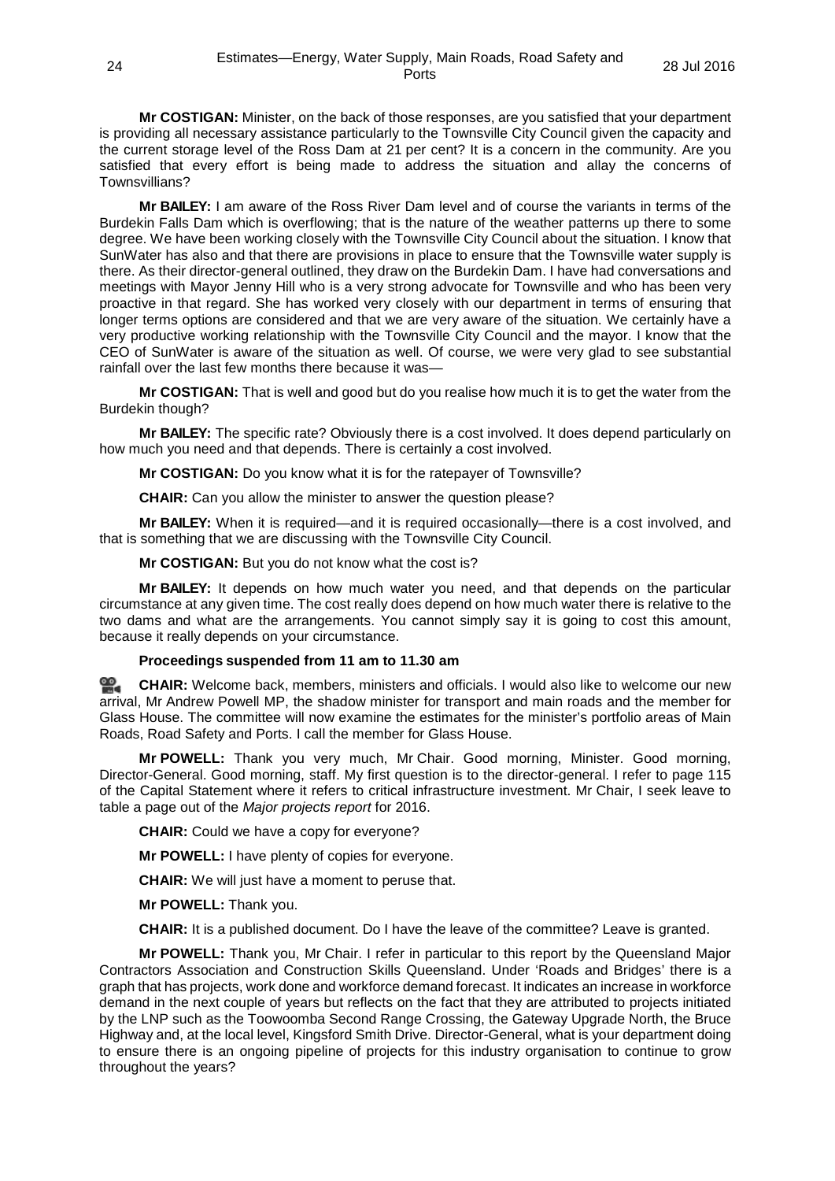**Mr COSTIGAN:** Minister, on the back of those responses, are you satisfied that your department is providing all necessary assistance particularly to the Townsville City Council given the capacity and the current storage level of the Ross Dam at 21 per cent? It is a concern in the community. Are you satisfied that every effort is being made to address the situation and allay the concerns of Townsvillians?

**Mr BAILEY:** I am aware of the Ross River Dam level and of course the variants in terms of the Burdekin Falls Dam which is overflowing; that is the nature of the weather patterns up there to some degree. We have been working closely with the Townsville City Council about the situation. I know that SunWater has also and that there are provisions in place to ensure that the Townsville water supply is there. As their director-general outlined, they draw on the Burdekin Dam. I have had conversations and meetings with Mayor Jenny Hill who is a very strong advocate for Townsville and who has been very proactive in that regard. She has worked very closely with our department in terms of ensuring that longer terms options are considered and that we are very aware of the situation. We certainly have a very productive working relationship with the Townsville City Council and the mayor. I know that the CEO of SunWater is aware of the situation as well. Of course, we were very glad to see substantial rainfall over the last few months there because it was—

**Mr COSTIGAN:** That is well and good but do you realise how much it is to get the water from the Burdekin though?

**Mr BAILEY:** The specific rate? Obviously there is a cost involved. It does depend particularly on how much you need and that depends. There is certainly a cost involved.

**Mr COSTIGAN:** Do you know what it is for the ratepayer of Townsville?

**CHAIR:** Can you allow the minister to answer the question please?

**Mr BAILEY:** When it is required—and it is required occasionally—there is a cost involved, and that is something that we are discussing with the Townsville City Council.

**Mr COSTIGAN:** But you do not know what the cost is?

**Mr BAILEY:** It depends on how much water you need, and that depends on the particular circumstance at any given time. The cost really does depend on how much water there is relative to the two dams and what are the arrangements. You cannot simply say it is going to cost this amount, because it really depends on your circumstance.

**Proceedings suspended from 11 am to 11.30 am**

**CHAIR:** Welcome back, members, ministers and officials. I would also like to welcome our new arrival, Mr Andrew Powell MP, the shadow minister for transport and main roads and the member for Glass House. The committee will now examine the estimates for the minister's portfolio areas of Main Roads, Road Safety and Ports. I call the member for Glass House.

**Mr POWELL:** Thank you very much, Mr Chair. Good morning, Minister. Good morning, Director-General. Good morning, staff. My first question is to the director-general. I refer to page 115 of the Capital Statement where it refers to critical infrastructure investment. Mr Chair, I seek leave to table a page out of the *Major projects report* for 2016.

**CHAIR:** Could we have a copy for everyone?

**Mr POWELL:** I have plenty of copies for everyone.

**CHAIR:** We will just have a moment to peruse that.

**Mr POWELL:** Thank you.

**CHAIR:** It is a published document. Do I have the leave of the committee? Leave is granted.

**Mr POWELL:** Thank you, Mr Chair. I refer in particular to this report by the Queensland Major Contractors Association and Construction Skills Queensland. Under 'Roads and Bridges' there is a graph that has projects, work done and workforce demand forecast. It indicates an increase in workforce demand in the next couple of years but reflects on the fact that they are attributed to projects initiated by the LNP such as the Toowoomba Second Range Crossing, the Gateway Upgrade North, the Bruce Highway and, at the local level, Kingsford Smith Drive. Director-General, what is your department doing to ensure there is an ongoing pipeline of projects for this industry organisation to continue to grow throughout the years?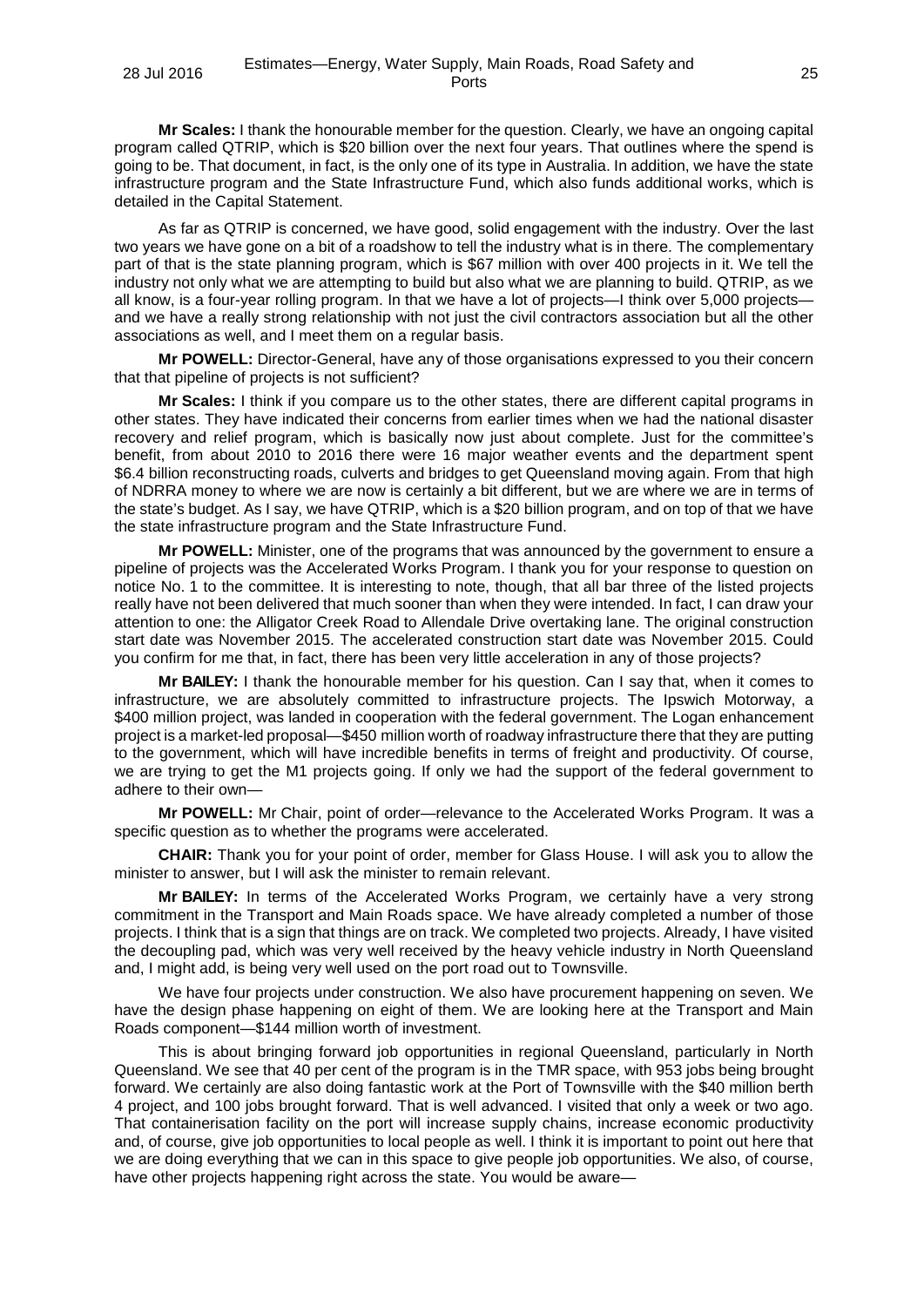**Mr Scales:** I thank the honourable member for the question. Clearly, we have an ongoing capital program called QTRIP, which is $20 billion over the next four years. That outlines where the spend is going to be. That document, in fact, is the only one of its type in Australia. In addition, we have the state infrastructure program and the State Infrastructure Fund, which also funds additional works, which is detailed in the Capital Statement.

As far as QTRIP is concerned, we have good, solid engagement with the industry. Over the last two years we have gone on a bit of a roadshow to tell the industry what is in there. The complementary part of that is the state planning program, which is $67 million with over 400 projects in it. We tell the industry not only what we are attempting to build but also what we are planning to build. QTRIP, as we all know, is a four-year rolling program. In that we have a lot of projects—I think over 5,000 projects—and we have a really strong relationship with not just the civil contractors association but all the other associations as well, and I meet them on a regular basis.

**Mr POWELL:** Director-General, have any of those organisations expressed to you their concern that that pipeline of projects is not sufficient?

**Mr Scales:** I think if you compare us to the other states, there are different capital programs in other states. They have indicated their concerns from earlier times when we had the national disaster recovery and relief program, which is basically now just about complete. Just for the committee's benefit, from about 2010 to 2016 there were 16 major weather events and the department spent $6.4 billion reconstructing roads, culverts and bridges to get Queensland moving again. From that high of NDRRA money to where we are now is certainly a bit different, but we are where we are in terms of the state's budget. As I say, we have QTRIP, which is a $20 billion program, and on top of that we have the state infrastructure program and the State Infrastructure Fund.

**Mr POWELL:** Minister, one of the programs that was announced by the government to ensure a pipeline of projects was the Accelerated Works Program. I thank you for your response to question on notice No. 1 to the committee. It is interesting to note, though, that all bar three of the listed projects really have not been delivered that much sooner than when they were intended. In fact, I can draw your attention to one: the Alligator Creek Road to Allendale Drive overtaking lane. The original construction start date was November 2015. The accelerated construction start date was November 2015. Could you confirm for me that, in fact, there has been very little acceleration in any of those projects?

**Mr BAILEY:** I thank the honourable member for his question. Can I say that, when it comes to infrastructure, we are absolutely committed to infrastructure projects. The Ipswich Motorway, a $400 million project, was landed in cooperation with the federal government. The Logan enhancement project is a market-led proposal—$450 million worth of roadway infrastructure there that they are putting to the government, which will have incredible benefits in terms of freight and productivity. Of course, we are trying to get the M1 projects going. If only we had the support of the federal government to adhere to their own—

**Mr POWELL:** Mr Chair, point of order—relevance to the Accelerated Works Program. It was a specific question as to whether the programs were accelerated.

**CHAIR:** Thank you for your point of order, member for Glass House. I will ask you to allow the minister to answer, but I will ask the minister to remain relevant.

**Mr BAILEY:** In terms of the Accelerated Works Program, we certainly have a very strong commitment in the Transport and Main Roads space. We have already completed a number of those projects. I think that is a sign that things are on track. We completed two projects. Already, I have visited the decoupling pad, which was very well received by the heavy vehicle industry in North Queensland and, I might add, is being very well used on the port road out to Townsville.

We have four projects under construction. We also have procurement happening on seven. We have the design phase happening on eight of them. We are looking here at the Transport and Main Roads component—$144 million worth of investment.

This is about bringing forward job opportunities in regional Queensland, particularly in North Queensland. We see that 40 per cent of the program is in the TMR space, with 953 jobs being brought forward. We certainly are also doing fantastic work at the Port of Townsville with the $40 million berth 4 project, and 100 jobs brought forward. That is well advanced. I visited that only a week or two ago. That containerisation facility on the port will increase supply chains, increase economic productivity and, of course, give job opportunities to local people as well. I think it is important to point out here that we are doing everything that we can in this space to give people job opportunities. We also, of course, have other projects happening right across the state. You would be aware—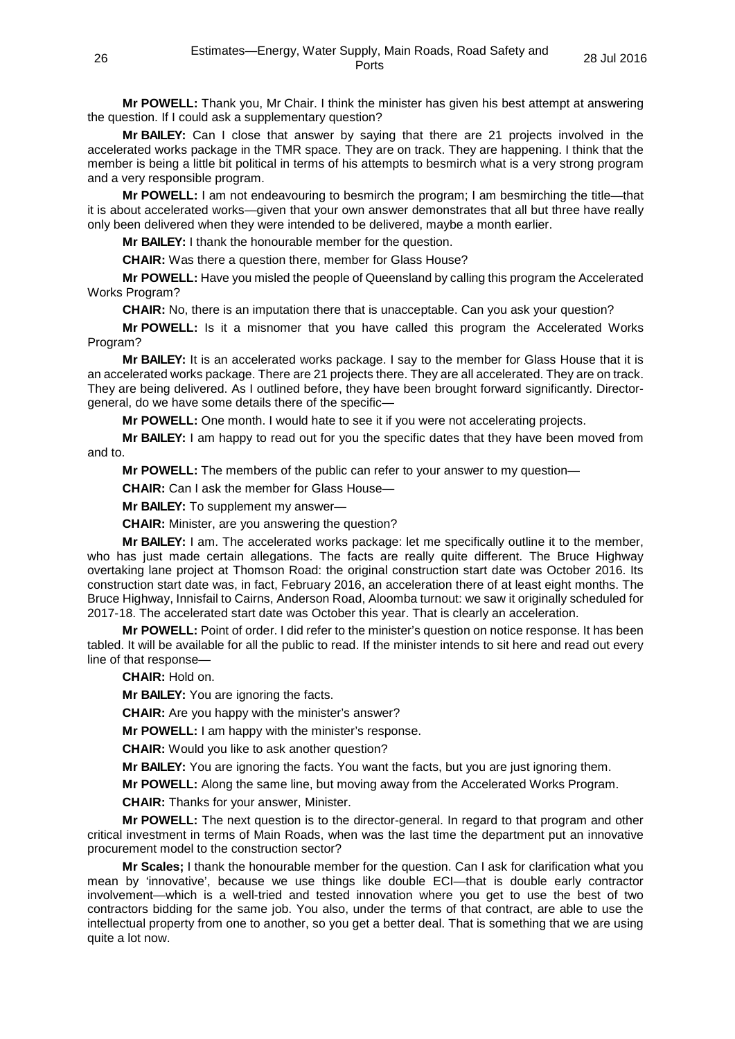**Mr POWELL:** Thank you, Mr Chair. I think the minister has given his best attempt at answering the question. If I could ask a supplementary question?

**Mr BAILEY:** Can I close that answer by saying that there are 21 projects involved in the accelerated works package in the TMR space. They are on track. They are happening. I think that the member is being a little bit political in terms of his attempts to besmirch what is a very strong program and a very responsible program.

**Mr POWELL:** I am not endeavouring to besmirch the program; I am besmirching the title—that it is about accelerated works—given that your own answer demonstrates that all but three have really only been delivered when they were intended to be delivered, maybe a month earlier.

**Mr BAILEY:** I thank the honourable member for the question.

**CHAIR:** Was there a question there, member for Glass House?

**Mr POWELL:** Have you misled the people of Queensland by calling this program the Accelerated Works Program?

**CHAIR:** No, there is an imputation there that is unacceptable. Can you ask your question?

**Mr POWELL:** Is it a misnomer that you have called this program the Accelerated Works Program?

**Mr BAILEY:** It is an accelerated works package. I say to the member for Glass House that it is an accelerated works package. There are 21 projects there. They are all accelerated. They are on track. They are being delivered. As I outlined before, they have been brought forward significantly. Director-general, do we have some details there of the specific—

**Mr POWELL:** One month. I would hate to see it if you were not accelerating projects.

**Mr BAILEY:** I am happy to read out for you the specific dates that they have been moved from and to.

**Mr POWELL:** The members of the public can refer to your answer to my question—

**CHAIR:** Can I ask the member for Glass House—

**Mr BAILEY:** To supplement my answer—

**CHAIR:** Minister, are you answering the question?

**Mr BAILEY:** I am. The accelerated works package: let me specifically outline it to the member, who has just made certain allegations. The facts are really quite different. The Bruce Highway overtaking lane project at Thomson Road: the original construction start date was October 2016. Its construction start date was, in fact, February 2016, an acceleration there of at least eight months. The Bruce Highway, Innisfail to Cairns, Anderson Road, Aloomba turnout: we saw it originally scheduled for 2017-18. The accelerated start date was October this year. That is clearly an acceleration.

**Mr POWELL:** Point of order. I did refer to the minister's question on notice response. It has been tabled. It will be available for all the public to read. If the minister intends to sit here and read out every line of that response—

**CHAIR:** Hold on.

**Mr BAILEY:** You are ignoring the facts.

**CHAIR:** Are you happy with the minister's answer?

**Mr POWELL:** I am happy with the minister's response.

**CHAIR:** Would you like to ask another question?

**Mr BAILEY:** You are ignoring the facts. You want the facts, but you are just ignoring them.

**Mr POWELL:** Along the same line, but moving away from the Accelerated Works Program.

**CHAIR:** Thanks for your answer, Minister.

**Mr POWELL:** The next question is to the director-general. In regard to that program and other critical investment in terms of Main Roads, when was the last time the department put an innovative procurement model to the construction sector?

**Mr Scales;** I thank the honourable member for the question. Can I ask for clarification what you mean by 'innovative', because we use things like double ECI—that is double early contractor involvement—which is a well-tried and tested innovation where you get to use the best of two contractors bidding for the same job. You also, under the terms of that contract, are able to use the intellectual property from one to another, so you get a better deal. That is something that we are using quite a lot now.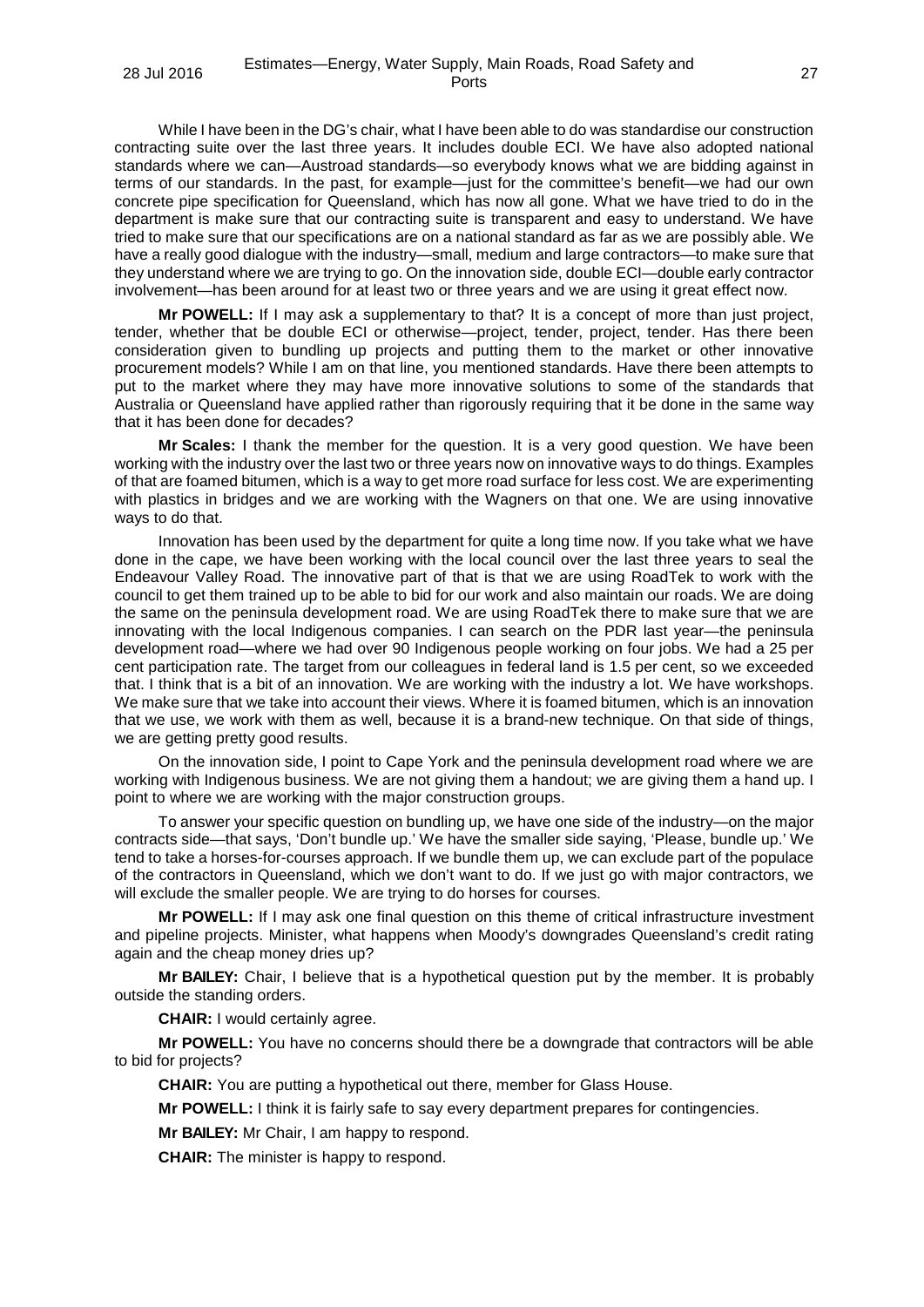While I have been in the DG's chair, what I have been able to do was standardise our construction contracting suite over the last three years. It includes double ECI. We have also adopted national standards where we can—Austroad standards—so everybody knows what we are bidding against in terms of our standards. In the past, for example—just for the committee's benefit—we had our own concrete pipe specification for Queensland, which has now all gone. What we have tried to do in the department is make sure that our contracting suite is transparent and easy to understand. We have tried to make sure that our specifications are on a national standard as far as we are possibly able. We have a really good dialogue with the industry—small, medium and large contractors—to make sure that they understand where we are trying to go. On the innovation side, double ECI—double early contractor involvement—has been around for at least two or three years and we are using it great effect now.

**Mr POWELL:** If I may ask a supplementary to that? It is a concept of more than just project, tender, whether that be double ECI or otherwise—project, tender, project, tender. Has there been consideration given to bundling up projects and putting them to the market or other innovative procurement models? While I am on that line, you mentioned standards. Have there been attempts to put to the market where they may have more innovative solutions to some of the standards that Australia or Queensland have applied rather than rigorously requiring that it be done in the same way that it has been done for decades?

**Mr Scales:** I thank the member for the question. It is a very good question. We have been working with the industry over the last two or three years now on innovative ways to do things. Examples of that are foamed bitumen, which is a way to get more road surface for less cost. We are experimenting with plastics in bridges and we are working with the Wagners on that one. We are using innovative ways to do that.

Innovation has been used by the department for quite a long time now. If you take what we have done in the cape, we have been working with the local council over the last three years to seal the Endeavour Valley Road. The innovative part of that is that we are using RoadTek to work with the council to get them trained up to be able to bid for our work and also maintain our roads. We are doing the same on the peninsula development road. We are using RoadTek there to make sure that we are innovating with the local Indigenous companies. I can search on the PDR last year—the peninsula development road—where we had over 90 Indigenous people working on four jobs. We had a 25 per cent participation rate. The target from our colleagues in federal land is 1.5 per cent, so we exceeded that. I think that is a bit of an innovation. We are working with the industry a lot. We have workshops. We make sure that we take into account their views. Where it is foamed bitumen, which is an innovation that we use, we work with them as well, because it is a brand-new technique. On that side of things, we are getting pretty good results.

On the innovation side, I point to Cape York and the peninsula development road where we are working with Indigenous business. We are not giving them a handout; we are giving them a hand up. I point to where we are working with the major construction groups.

To answer your specific question on bundling up, we have one side of the industry—on the major contracts side—that says, 'Don't bundle up.' We have the smaller side saying, 'Please, bundle up.' We tend to take a horses-for-courses approach. If we bundle them up, we can exclude part of the populace of the contractors in Queensland, which we don't want to do. If we just go with major contractors, we will exclude the smaller people. We are trying to do horses for courses.

**Mr POWELL:** If I may ask one final question on this theme of critical infrastructure investment and pipeline projects. Minister, what happens when Moody's downgrades Queensland's credit rating again and the cheap money dries up?

**Mr BAILEY:** Chair, I believe that is a hypothetical question put by the member. It is probably outside the standing orders.

**CHAIR:** I would certainly agree.

**Mr POWELL:** You have no concerns should there be a downgrade that contractors will be able to bid for projects?

**CHAIR:** You are putting a hypothetical out there, member for Glass House.

**Mr POWELL:** I think it is fairly safe to say every department prepares for contingencies.

**Mr BAILEY:** Mr Chair, I am happy to respond.

**CHAIR:** The minister is happy to respond.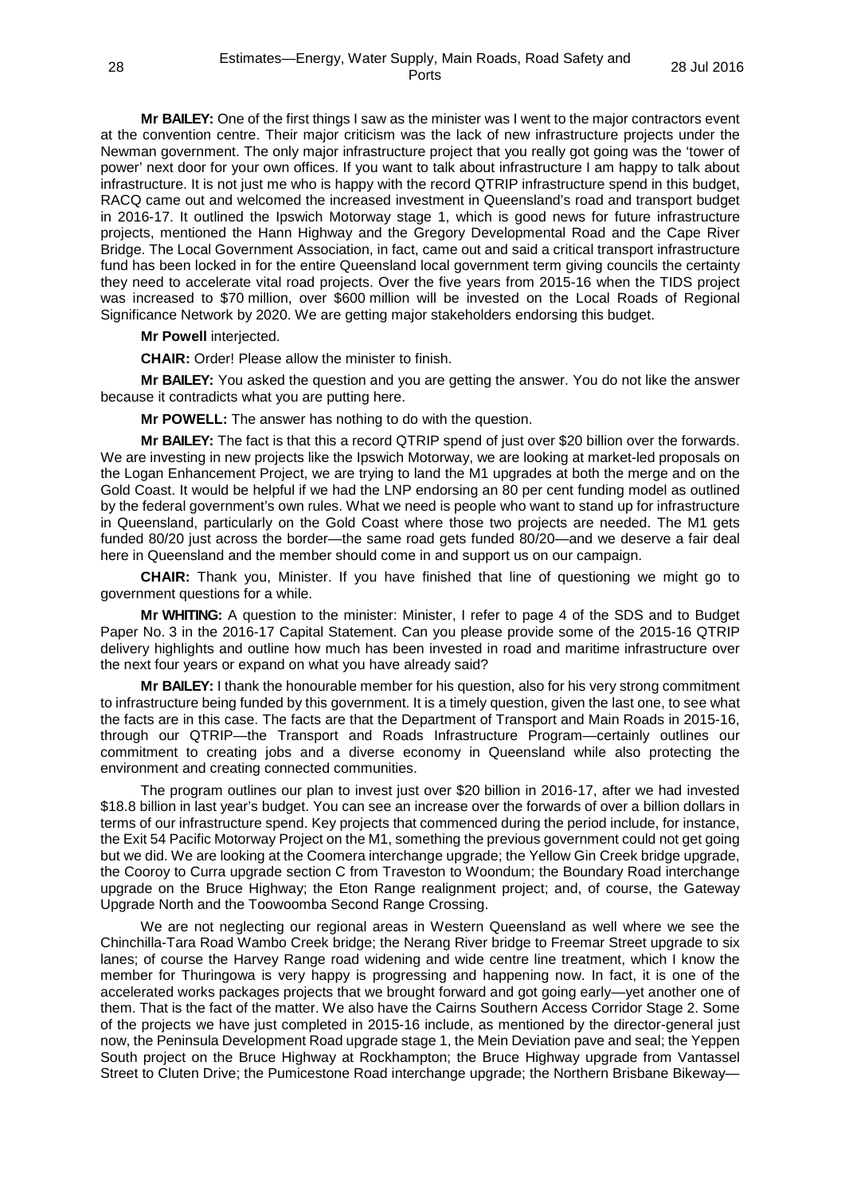**Mr BAILEY:** One of the first things I saw as the minister was I went to the major contractors event at the convention centre. Their major criticism was the lack of new infrastructure projects under the Newman government. The only major infrastructure project that you really got going was the 'tower of power' next door for your own offices. If you want to talk about infrastructure I am happy to talk about infrastructure. It is not just me who is happy with the record QTRIP infrastructure spend in this budget, RACQ came out and welcomed the increased investment in Queensland's road and transport budget in 2016-17. It outlined the Ipswich Motorway stage 1, which is good news for future infrastructure projects, mentioned the Hann Highway and the Gregory Developmental Road and the Cape River Bridge. The Local Government Association, in fact, came out and said a critical transport infrastructure fund has been locked in for the entire Queensland local government term giving councils the certainty they need to accelerate vital road projects. Over the five years from 2015-16 when the TIDS project was increased to \$70 million, over \$600 million will be invested on the Local Roads of Regional Significance Network by 2020. We are getting major stakeholders endorsing this budget.

**Mr Powell** interjected.

**CHAIR:** Order! Please allow the minister to finish.

**Mr BAILEY:** You asked the question and you are getting the answer. You do not like the answer because it contradicts what you are putting here.

**Mr POWELL:** The answer has nothing to do with the question.

**Mr BAILEY:** The fact is that this a record QTRIP spend of just over \$20 billion over the forwards. We are investing in new projects like the Ipswich Motorway, we are looking at market-led proposals on the Logan Enhancement Project, we are trying to land the M1 upgrades at both the merge and on the Gold Coast. It would be helpful if we had the LNP endorsing an 80 per cent funding model as outlined by the federal government's own rules. What we need is people who want to stand up for infrastructure in Queensland, particularly on the Gold Coast where those two projects are needed. The M1 gets funded 80/20 just across the border—the same road gets funded 80/20—and we deserve a fair deal here in Queensland and the member should come in and support us on our campaign.

**CHAIR:** Thank you, Minister. If you have finished that line of questioning we might go to government questions for a while.

**Mr WHITING:** A question to the minister: Minister, I refer to page 4 of the SDS and to Budget Paper No. 3 in the 2016-17 Capital Statement. Can you please provide some of the 2015-16 QTRIP delivery highlights and outline how much has been invested in road and maritime infrastructure over the next four years or expand on what you have already said?

**Mr BAILEY:** I thank the honourable member for his question, also for his very strong commitment to infrastructure being funded by this government. It is a timely question, given the last one, to see what the facts are in this case. The facts are that the Department of Transport and Main Roads in 2015-16, through our QTRIP—the Transport and Roads Infrastructure Program—certainly outlines our commitment to creating jobs and a diverse economy in Queensland while also protecting the environment and creating connected communities.

The program outlines our plan to invest just over \$20 billion in 2016-17, after we had invested \$18.8 billion in last year's budget. You can see an increase over the forwards of over a billion dollars in terms of our infrastructure spend. Key projects that commenced during the period include, for instance, the Exit 54 Pacific Motorway Project on the M1, something the previous government could not get going but we did. We are looking at the Coomera interchange upgrade; the Yellow Gin Creek bridge upgrade, the Cooroy to Curra upgrade section C from Traveston to Woondum; the Boundary Road interchange upgrade on the Bruce Highway; the Eton Range realignment project; and, of course, the Gateway Upgrade North and the Toowoomba Second Range Crossing.

We are not neglecting our regional areas in Western Queensland as well where we see the Chinchilla-Tara Road Wambo Creek bridge; the Nerang River bridge to Freemar Street upgrade to six lanes; of course the Harvey Range road widening and wide centre line treatment, which I know the member for Thuringowa is very happy is progressing and happening now. In fact, it is one of the accelerated works packages projects that we brought forward and got going early—yet another one of them. That is the fact of the matter. We also have the Cairns Southern Access Corridor Stage 2. Some of the projects we have just completed in 2015-16 include, as mentioned by the director-general just now, the Peninsula Development Road upgrade stage 1, the Mein Deviation pave and seal; the Yeppen South project on the Bruce Highway at Rockhampton; the Bruce Highway upgrade from Vantassel Street to Cluten Drive; the Pumicestone Road interchange upgrade; the Northern Brisbane Bikeway—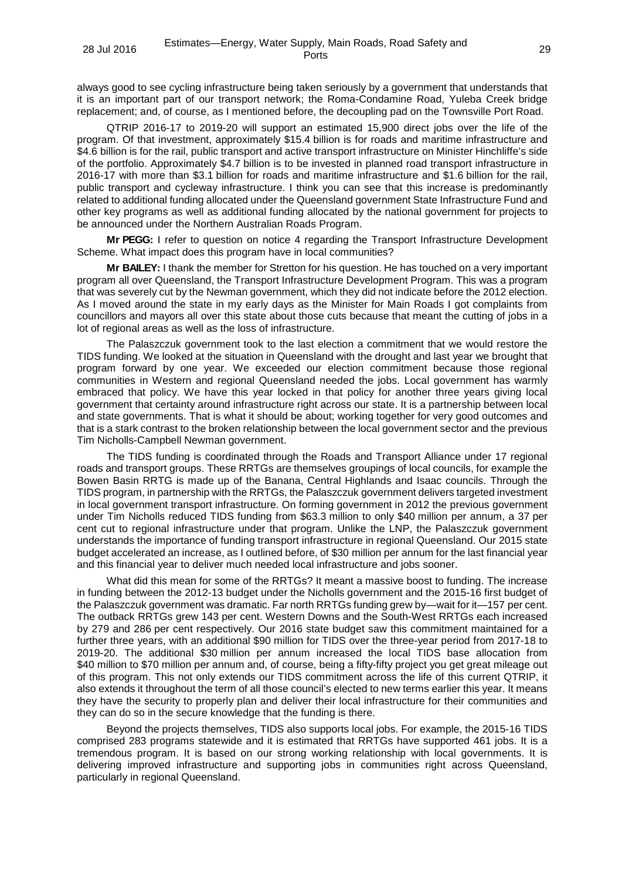always good to see cycling infrastructure being taken seriously by a government that understands that it is an important part of our transport network; the Roma-Condamine Road, Yuleba Creek bridge replacement; and, of course, as I mentioned before, the decoupling pad on the Townsville Port Road.

QTRIP 2016-17 to 2019-20 will support an estimated 15,900 direct jobs over the life of the program. Of that investment, approximately $15.4 billion is for roads and maritime infrastructure and $4.6 billion is for the rail, public transport and active transport infrastructure on Minister Hinchliffe's side of the portfolio. Approximately $4.7 billion is to be invested in planned road transport infrastructure in 2016-17 with more than $3.1 billion for roads and maritime infrastructure and $1.6 billion for the rail, public transport and cycleway infrastructure. I think you can see that this increase is predominantly related to additional funding allocated under the Queensland government State Infrastructure Fund and other key programs as well as additional funding allocated by the national government for projects to be announced under the Northern Australian Roads Program.

**Mr PEGG:** I refer to question on notice 4 regarding the Transport Infrastructure Development Scheme. What impact does this program have in local communities?

**Mr BAILEY:** I thank the member for Stretton for his question. He has touched on a very important program all over Queensland, the Transport Infrastructure Development Program. This was a program that was severely cut by the Newman government, which they did not indicate before the 2012 election. As I moved around the state in my early days as the Minister for Main Roads I got complaints from councillors and mayors all over this state about those cuts because that meant the cutting of jobs in a lot of regional areas as well as the loss of infrastructure.

The Palaszczuk government took to the last election a commitment that we would restore the TIDS funding. We looked at the situation in Queensland with the drought and last year we brought that program forward by one year. We exceeded our election commitment because those regional communities in Western and regional Queensland needed the jobs. Local government has warmly embraced that policy. We have this year locked in that policy for another three years giving local government that certainty around infrastructure right across our state. It is a partnership between local and state governments. That is what it should be about; working together for very good outcomes and that is a stark contrast to the broken relationship between the local government sector and the previous Tim Nicholls-Campbell Newman government.

The TIDS funding is coordinated through the Roads and Transport Alliance under 17 regional roads and transport groups. These RRTGs are themselves groupings of local councils, for example the Bowen Basin RRTG is made up of the Banana, Central Highlands and Isaac councils. Through the TIDS program, in partnership with the RRTGs, the Palaszczuk government delivers targeted investment in local government transport infrastructure. On forming government in 2012 the previous government under Tim Nicholls reduced TIDS funding from $63.3 million to only $40 million per annum, a 37 per cent cut to regional infrastructure under that program. Unlike the LNP, the Palaszczuk government understands the importance of funding transport infrastructure in regional Queensland. Our 2015 state budget accelerated an increase, as I outlined before, of $30 million per annum for the last financial year and this financial year to deliver much needed local infrastructure and jobs sooner.

What did this mean for some of the RRTGs? It meant a massive boost to funding. The increase in funding between the 2012-13 budget under the Nicholls government and the 2015-16 first budget of the Palaszczuk government was dramatic. Far north RRTGs funding grew by—wait for it—157 per cent. The outback RRTGs grew 143 per cent. Western Downs and the South-West RRTGs each increased by 279 and 286 per cent respectively. Our 2016 state budget saw this commitment maintained for a further three years, with an additional $90 million for TIDS over the three-year period from 2017-18 to 2019-20. The additional $30 million per annum increased the local TIDS base allocation from $40 million to $70 million per annum and, of course, being a fifty-fifty project you get great mileage out of this program. This not only extends our TIDS commitment across the life of this current QTRIP, it also extends it throughout the term of all those council's elected to new terms earlier this year. It means they have the security to properly plan and deliver their local infrastructure for their communities and they can do so in the secure knowledge that the funding is there.

Beyond the projects themselves, TIDS also supports local jobs. For example, the 2015-16 TIDS comprised 283 programs statewide and it is estimated that RRTGs have supported 461 jobs. It is a tremendous program. It is based on our strong working relationship with local governments. It is delivering improved infrastructure and supporting jobs in communities right across Queensland, particularly in regional Queensland.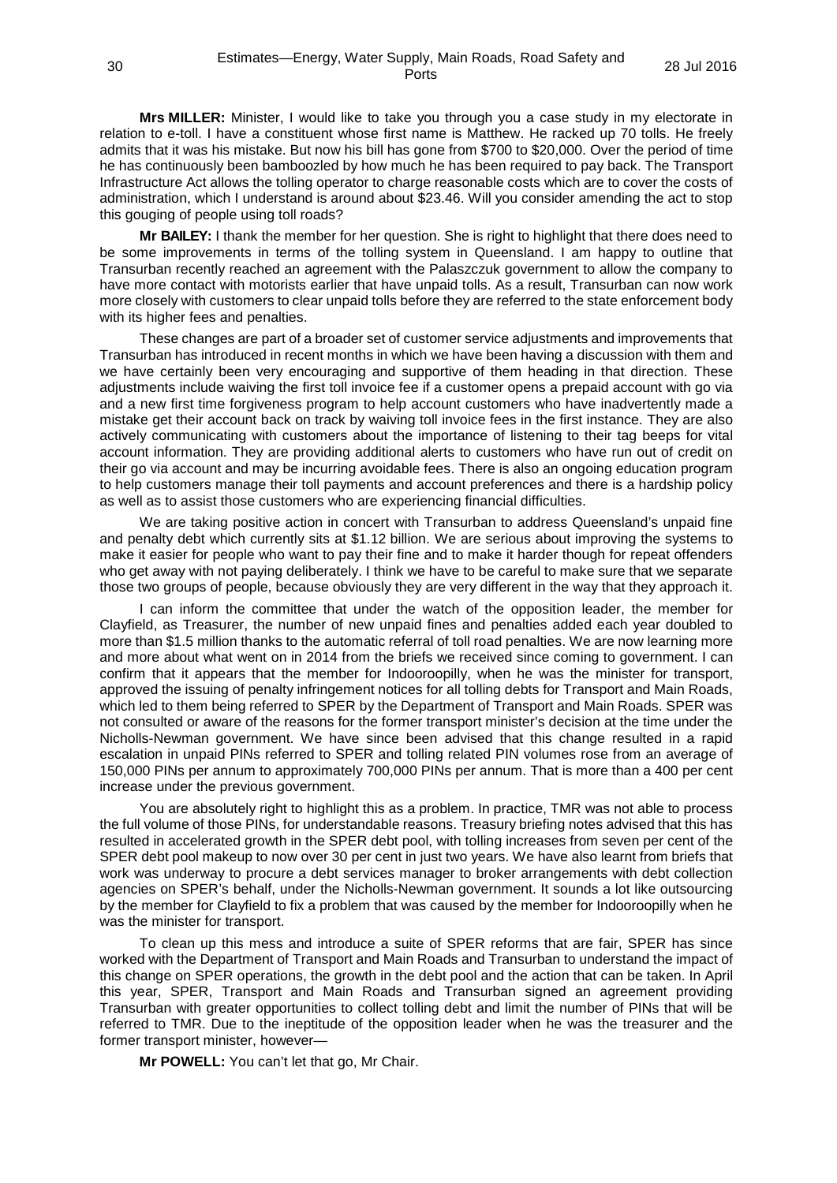**Mrs MILLER:** Minister, I would like to take you through you a case study in my electorate in relation to e-toll. I have a constituent whose first name is Matthew. He racked up 70 tolls. He freely admits that it was his mistake. But now his bill has gone from $700 to $20,000. Over the period of time he has continuously been bamboozled by how much he has been required to pay back. The Transport Infrastructure Act allows the tolling operator to charge reasonable costs which are to cover the costs of administration, which I understand is around about $23.46. Will you consider amending the act to stop this gouging of people using toll roads?

**Mr BAILEY:** I thank the member for her question. She is right to highlight that there does need to be some improvements in terms of the tolling system in Queensland. I am happy to outline that Transurban recently reached an agreement with the Palaszczuk government to allow the company to have more contact with motorists earlier that have unpaid tolls. As a result, Transurban can now work more closely with customers to clear unpaid tolls before they are referred to the state enforcement body with its higher fees and penalties.

These changes are part of a broader set of customer service adjustments and improvements that Transurban has introduced in recent months in which we have been having a discussion with them and we have certainly been very encouraging and supportive of them heading in that direction. These adjustments include waiving the first toll invoice fee if a customer opens a prepaid account with go via and a new first time forgiveness program to help account customers who have inadvertently made a mistake get their account back on track by waiving toll invoice fees in the first instance. They are also actively communicating with customers about the importance of listening to their tag beeps for vital account information. They are providing additional alerts to customers who have run out of credit on their go via account and may be incurring avoidable fees. There is also an ongoing education program to help customers manage their toll payments and account preferences and there is a hardship policy as well as to assist those customers who are experiencing financial difficulties.

We are taking positive action in concert with Transurban to address Queensland's unpaid fine and penalty debt which currently sits at $1.12 billion. We are serious about improving the systems to make it easier for people who want to pay their fine and to make it harder though for repeat offenders who get away with not paying deliberately. I think we have to be careful to make sure that we separate those two groups of people, because obviously they are very different in the way that they approach it.

I can inform the committee that under the watch of the opposition leader, the member for Clayfield, as Treasurer, the number of new unpaid fines and penalties added each year doubled to more than $1.5 million thanks to the automatic referral of toll road penalties. We are now learning more and more about what went on in 2014 from the briefs we received since coming to government. I can confirm that it appears that the member for Indooroopilly, when he was the minister for transport, approved the issuing of penalty infringement notices for all tolling debts for Transport and Main Roads, which led to them being referred to SPER by the Department of Transport and Main Roads. SPER was not consulted or aware of the reasons for the former transport minister's decision at the time under the Nicholls-Newman government. We have since been advised that this change resulted in a rapid escalation in unpaid PINs referred to SPER and tolling related PIN volumes rose from an average of 150,000 PINs per annum to approximately 700,000 PINs per annum. That is more than a 400 per cent increase under the previous government.

You are absolutely right to highlight this as a problem. In practice, TMR was not able to process the full volume of those PINs, for understandable reasons. Treasury briefing notes advised that this has resulted in accelerated growth in the SPER debt pool, with tolling increases from seven per cent of the SPER debt pool makeup to now over 30 per cent in just two years. We have also learnt from briefs that work was underway to procure a debt services manager to broker arrangements with debt collection agencies on SPER's behalf, under the Nicholls-Newman government. It sounds a lot like outsourcing by the member for Clayfield to fix a problem that was caused by the member for Indooroopilly when he was the minister for transport.

To clean up this mess and introduce a suite of SPER reforms that are fair, SPER has since worked with the Department of Transport and Main Roads and Transurban to understand the impact of this change on SPER operations, the growth in the debt pool and the action that can be taken. In April this year, SPER, Transport and Main Roads and Transurban signed an agreement providing Transurban with greater opportunities to collect tolling debt and limit the number of PINs that will be referred to TMR. Due to the ineptitude of the opposition leader when he was the treasurer and the former transport minister, however—

**Mr POWELL:** You can't let that go, Mr Chair.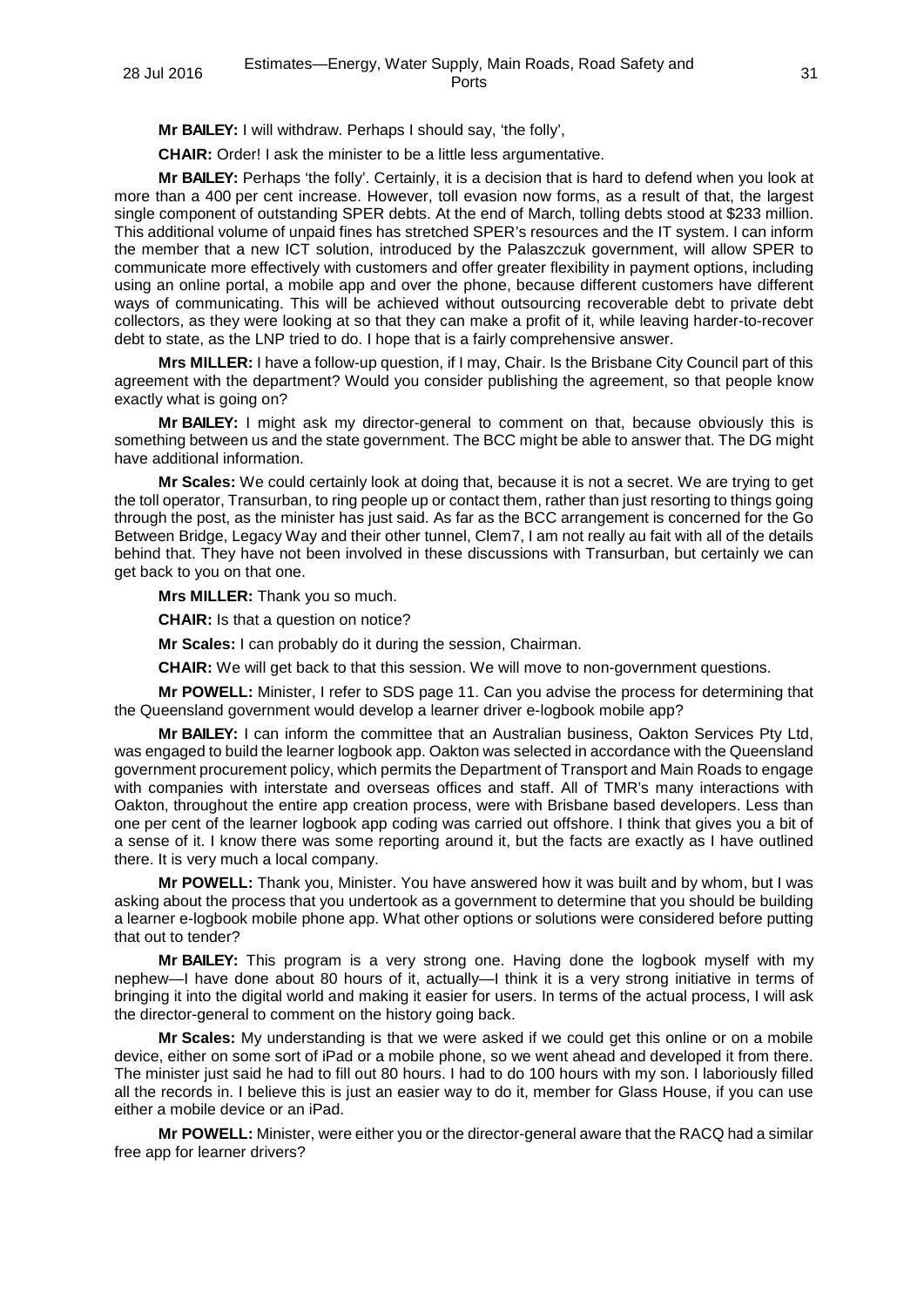**Mr BAILEY:** I will withdraw. Perhaps I should say, 'the folly',

**CHAIR:** Order! I ask the minister to be a little less argumentative.

**Mr BAILEY:** Perhaps 'the folly'. Certainly, it is a decision that is hard to defend when you look at more than a 400 per cent increase. However, toll evasion now forms, as a result of that, the largest single component of outstanding SPER debts. At the end of March, tolling debts stood at $233 million. This additional volume of unpaid fines has stretched SPER's resources and the IT system. I can inform the member that a new ICT solution, introduced by the Palaszczuk government, will allow SPER to communicate more effectively with customers and offer greater flexibility in payment options, including using an online portal, a mobile app and over the phone, because different customers have different ways of communicating. This will be achieved without outsourcing recoverable debt to private debt collectors, as they were looking at so that they can make a profit of it, while leaving harder-to-recover debt to state, as the LNP tried to do. I hope that is a fairly comprehensive answer.

**Mrs MILLER:** I have a follow-up question, if I may, Chair. Is the Brisbane City Council part of this agreement with the department? Would you consider publishing the agreement, so that people know exactly what is going on?

**Mr BAILEY:** I might ask my director-general to comment on that, because obviously this is something between us and the state government. The BCC might be able to answer that. The DG might have additional information.

**Mr Scales:** We could certainly look at doing that, because it is not a secret. We are trying to get the toll operator, Transurban, to ring people up or contact them, rather than just resorting to things going through the post, as the minister has just said. As far as the BCC arrangement is concerned for the Go Between Bridge, Legacy Way and their other tunnel, Clem7, I am not really au fait with all of the details behind that. They have not been involved in these discussions with Transurban, but certainly we can get back to you on that one.

**Mrs MILLER:** Thank you so much.

**CHAIR:** Is that a question on notice?

**Mr Scales:** I can probably do it during the session, Chairman.

**CHAIR:** We will get back to that this session. We will move to non-government questions.

**Mr POWELL:** Minister, I refer to SDS page 11. Can you advise the process for determining that the Queensland government would develop a learner driver e-logbook mobile app?

**Mr BAILEY:** I can inform the committee that an Australian business, Oakton Services Pty Ltd, was engaged to build the learner logbook app. Oakton was selected in accordance with the Queensland government procurement policy, which permits the Department of Transport and Main Roads to engage with companies with interstate and overseas offices and staff. All of TMR's many interactions with Oakton, throughout the entire app creation process, were with Brisbane based developers. Less than one per cent of the learner logbook app coding was carried out offshore. I think that gives you a bit of a sense of it. I know there was some reporting around it, but the facts are exactly as I have outlined there. It is very much a local company.

**Mr POWELL:** Thank you, Minister. You have answered how it was built and by whom, but I was asking about the process that you undertook as a government to determine that you should be building a learner e-logbook mobile phone app. What other options or solutions were considered before putting that out to tender?

**Mr BAILEY:** This program is a very strong one. Having done the logbook myself with my nephew—I have done about 80 hours of it, actually—I think it is a very strong initiative in terms of bringing it into the digital world and making it easier for users. In terms of the actual process, I will ask the director-general to comment on the history going back.

**Mr Scales:** My understanding is that we were asked if we could get this online or on a mobile device, either on some sort of iPad or a mobile phone, so we went ahead and developed it from there. The minister just said he had to fill out 80 hours. I had to do 100 hours with my son. I laboriously filled all the records in. I believe this is just an easier way to do it, member for Glass House, if you can use either a mobile device or an iPad.

**Mr POWELL:** Minister, were either you or the director-general aware that the RACQ had a similar free app for learner drivers?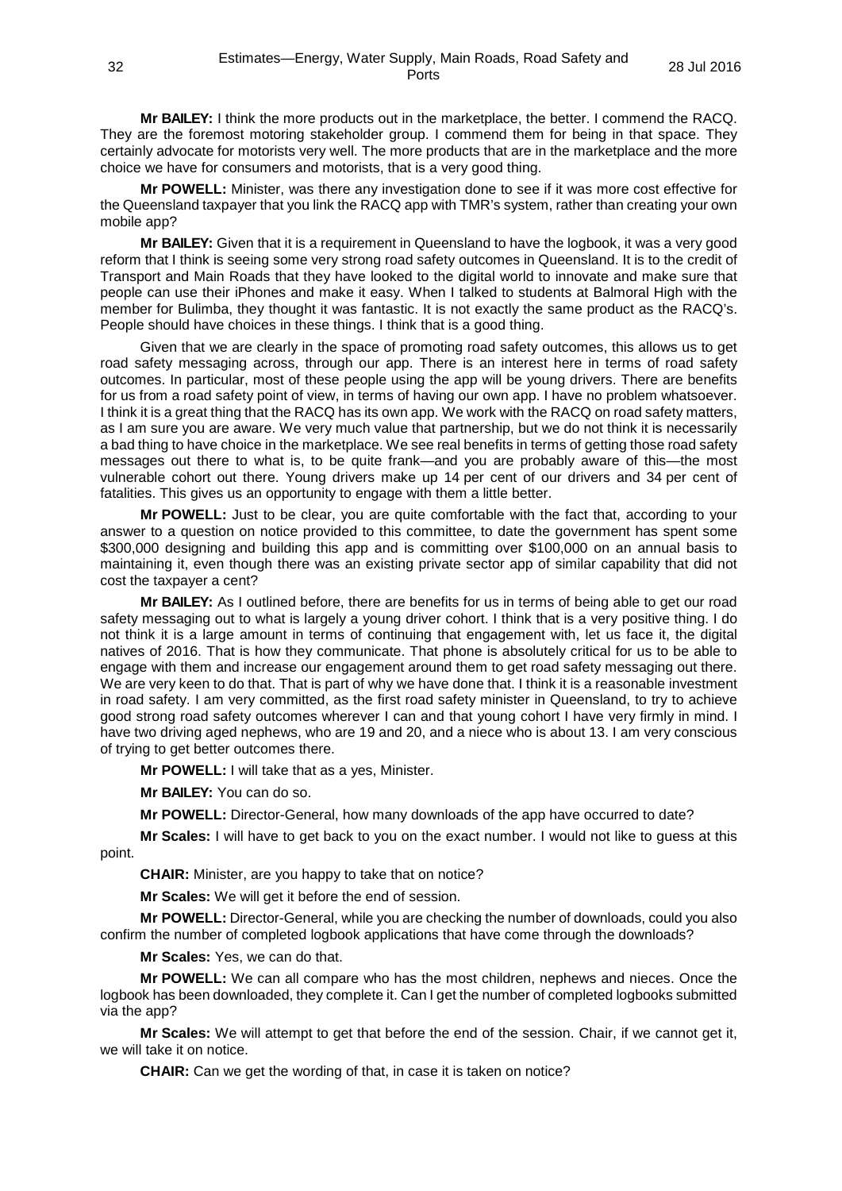**Mr BAILEY:** I think the more products out in the marketplace, the better. I commend the RACQ. They are the foremost motoring stakeholder group. I commend them for being in that space. They certainly advocate for motorists very well. The more products that are in the marketplace and the more choice we have for consumers and motorists, that is a very good thing.

**Mr POWELL:** Minister, was there any investigation done to see if it was more cost effective for the Queensland taxpayer that you link the RACQ app with TMR's system, rather than creating your own mobile app?

**Mr BAILEY:** Given that it is a requirement in Queensland to have the logbook, it was a very good reform that I think is seeing some very strong road safety outcomes in Queensland. It is to the credit of Transport and Main Roads that they have looked to the digital world to innovate and make sure that people can use their iPhones and make it easy. When I talked to students at Balmoral High with the member for Bulimba, they thought it was fantastic. It is not exactly the same product as the RACQ's. People should have choices in these things. I think that is a good thing.

Given that we are clearly in the space of promoting road safety outcomes, this allows us to get road safety messaging across, through our app. There is an interest here in terms of road safety outcomes. In particular, most of these people using the app will be young drivers. There are benefits for us from a road safety point of view, in terms of having our own app. I have no problem whatsoever. I think it is a great thing that the RACQ has its own app. We work with the RACQ on road safety matters, as I am sure you are aware. We very much value that partnership, but we do not think it is necessarily a bad thing to have choice in the marketplace. We see real benefits in terms of getting those road safety messages out there to what is, to be quite frank—and you are probably aware of this—the most vulnerable cohort out there. Young drivers make up 14 per cent of our drivers and 34 per cent of fatalities. This gives us an opportunity to engage with them a little better.

**Mr POWELL:** Just to be clear, you are quite comfortable with the fact that, according to your answer to a question on notice provided to this committee, to date the government has spent some $300,000 designing and building this app and is committing over $100,000 on an annual basis to maintaining it, even though there was an existing private sector app of similar capability that did not cost the taxpayer a cent?

**Mr BAILEY:** As I outlined before, there are benefits for us in terms of being able to get our road safety messaging out to what is largely a young driver cohort. I think that is a very positive thing. I do not think it is a large amount in terms of continuing that engagement with, let us face it, the digital natives of 2016. That is how they communicate. That phone is absolutely critical for us to be able to engage with them and increase our engagement around them to get road safety messaging out there. We are very keen to do that. That is part of why we have done that. I think it is a reasonable investment in road safety. I am very committed, as the first road safety minister in Queensland, to try to achieve good strong road safety outcomes wherever I can and that young cohort I have very firmly in mind. I have two driving aged nephews, who are 19 and 20, and a niece who is about 13. I am very conscious of trying to get better outcomes there.

**Mr POWELL:** I will take that as a yes, Minister.

**Mr BAILEY:** You can do so.

**Mr POWELL:** Director-General, how many downloads of the app have occurred to date?

**Mr Scales:** I will have to get back to you on the exact number. I would not like to guess at this point.

**CHAIR:** Minister, are you happy to take that on notice?

**Mr Scales:** We will get it before the end of session.

**Mr POWELL:** Director-General, while you are checking the number of downloads, could you also confirm the number of completed logbook applications that have come through the downloads?

**Mr Scales:** Yes, we can do that.

**Mr POWELL:** We can all compare who has the most children, nephews and nieces. Once the logbook has been downloaded, they complete it. Can I get the number of completed logbooks submitted via the app?

**Mr Scales:** We will attempt to get that before the end of the session. Chair, if we cannot get it, we will take it on notice.

**CHAIR:** Can we get the wording of that, in case it is taken on notice?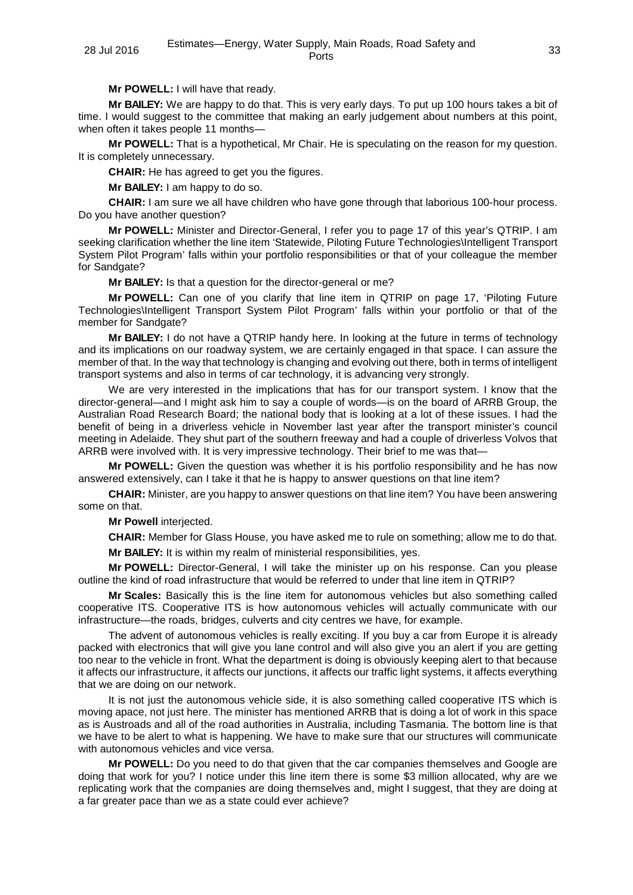**Mr POWELL:** I will have that ready.

**Mr BAILEY:** We are happy to do that. This is very early days. To put up 100 hours takes a bit of time. I would suggest to the committee that making an early judgement about numbers at this point, when often it takes people 11 months—

**Mr POWELL:** That is a hypothetical, Mr Chair. He is speculating on the reason for my question. It is completely unnecessary.

**CHAIR:** He has agreed to get you the figures.

**Mr BAILEY:** I am happy to do so.

**CHAIR:** I am sure we all have children who have gone through that laborious 100-hour process. Do you have another question?

**Mr POWELL:** Minister and Director-General, I refer you to page 17 of this year's QTRIP. I am seeking clarification whether the line item 'Statewide, Piloting Future Technologies\Intelligent Transport System Pilot Program' falls within your portfolio responsibilities or that of your colleague the member for Sandgate?

**Mr BAILEY:** Is that a question for the director-general or me?

**Mr POWELL:** Can one of you clarify that line item in QTRIP on page 17, 'Piloting Future Technologies\Intelligent Transport System Pilot Program' falls within your portfolio or that of the member for Sandgate?

**Mr BAILEY:** I do not have a QTRIP handy here. In looking at the future in terms of technology and its implications on our roadway system, we are certainly engaged in that space. I can assure the member of that. In the way that technology is changing and evolving out there, both in terms of intelligent transport systems and also in terms of car technology, it is advancing very strongly.

We are very interested in the implications that has for our transport system. I know that the director-general—and I might ask him to say a couple of words—is on the board of ARRB Group, the Australian Road Research Board; the national body that is looking at a lot of these issues. I had the benefit of being in a driverless vehicle in November last year after the transport minister's council meeting in Adelaide. They shut part of the southern freeway and had a couple of driverless Volvos that ARRB were involved with. It is very impressive technology. Their brief to me was that—

**Mr POWELL:** Given the question was whether it is his portfolio responsibility and he has now answered extensively, can I take it that he is happy to answer questions on that line item?

**CHAIR:** Minister, are you happy to answer questions on that line item? You have been answering some on that.

**Mr Powell** interjected.

**CHAIR:** Member for Glass House, you have asked me to rule on something; allow me to do that.

**Mr BAILEY:** It is within my realm of ministerial responsibilities, yes.

**Mr POWELL:** Director-General, I will take the minister up on his response. Can you please outline the kind of road infrastructure that would be referred to under that line item in QTRIP?

**Mr Scales:** Basically this is the line item for autonomous vehicles but also something called cooperative ITS. Cooperative ITS is how autonomous vehicles will actually communicate with our infrastructure—the roads, bridges, culverts and city centres we have, for example.

The advent of autonomous vehicles is really exciting. If you buy a car from Europe it is already packed with electronics that will give you lane control and will also give you an alert if you are getting too near to the vehicle in front. What the department is doing is obviously keeping alert to that because it affects our infrastructure, it affects our junctions, it affects our traffic light systems, it affects everything that we are doing on our network.

It is not just the autonomous vehicle side, it is also something called cooperative ITS which is moving apace, not just here. The minister has mentioned ARRB that is doing a lot of work in this space as is Austroads and all of the road authorities in Australia, including Tasmania. The bottom line is that we have to be alert to what is happening. We have to make sure that our structures will communicate with autonomous vehicles and vice versa.

**Mr POWELL:** Do you need to do that given that the car companies themselves and Google are doing that work for you? I notice under this line item there is some $3 million allocated, why are we replicating work that the companies are doing themselves and, might I suggest, that they are doing at a far greater pace than we as a state could ever achieve?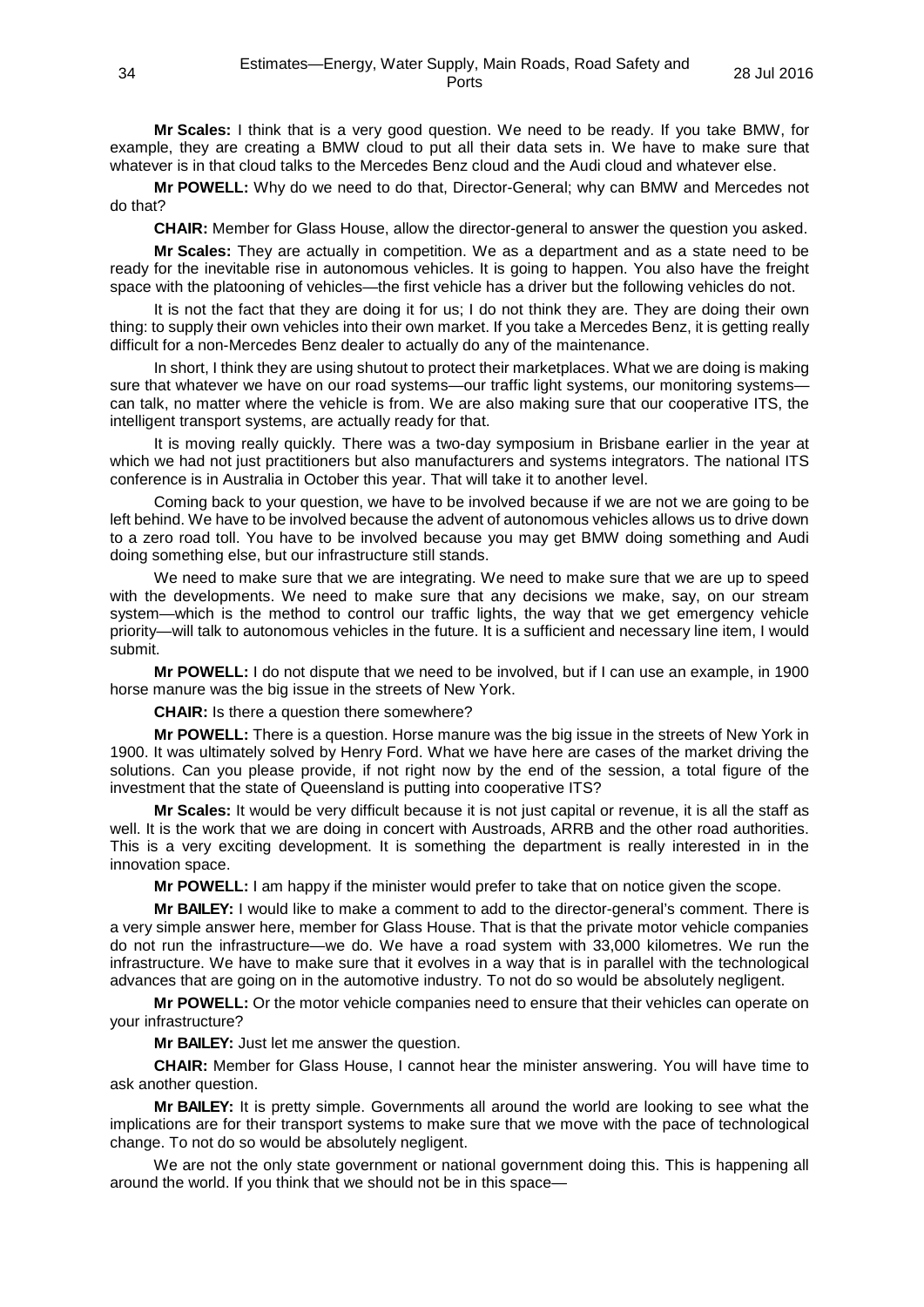**Mr Scales:** I think that is a very good question. We need to be ready. If you take BMW, for example, they are creating a BMW cloud to put all their data sets in. We have to make sure that whatever is in that cloud talks to the Mercedes Benz cloud and the Audi cloud and whatever else.

**Mr POWELL:** Why do we need to do that, Director-General; why can BMW and Mercedes not do that?

**CHAIR:** Member for Glass House, allow the director-general to answer the question you asked.

**Mr Scales:** They are actually in competition. We as a department and as a state need to be ready for the inevitable rise in autonomous vehicles. It is going to happen. You also have the freight space with the platooning of vehicles—the first vehicle has a driver but the following vehicles do not.

It is not the fact that they are doing it for us; I do not think they are. They are doing their own thing: to supply their own vehicles into their own market. If you take a Mercedes Benz, it is getting really difficult for a non-Mercedes Benz dealer to actually do any of the maintenance.

In short, I think they are using shutout to protect their marketplaces. What we are doing is making sure that whatever we have on our road systems—our traffic light systems, our monitoring systems—can talk, no matter where the vehicle is from. We are also making sure that our cooperative ITS, the intelligent transport systems, are actually ready for that.

It is moving really quickly. There was a two-day symposium in Brisbane earlier in the year at which we had not just practitioners but also manufacturers and systems integrators. The national ITS conference is in Australia in October this year. That will take it to another level.

Coming back to your question, we have to be involved because if we are not we are going to be left behind. We have to be involved because the advent of autonomous vehicles allows us to drive down to a zero road toll. You have to be involved because you may get BMW doing something and Audi doing something else, but our infrastructure still stands.

We need to make sure that we are integrating. We need to make sure that we are up to speed with the developments. We need to make sure that any decisions we make, say, on our stream system—which is the method to control our traffic lights, the way that we get emergency vehicle priority—will talk to autonomous vehicles in the future. It is a sufficient and necessary line item, I would submit.

**Mr POWELL:** I do not dispute that we need to be involved, but if I can use an example, in 1900 horse manure was the big issue in the streets of New York.

**CHAIR:** Is there a question there somewhere?

**Mr POWELL:** There is a question. Horse manure was the big issue in the streets of New York in 1900. It was ultimately solved by Henry Ford. What we have here are cases of the market driving the solutions. Can you please provide, if not right now by the end of the session, a total figure of the investment that the state of Queensland is putting into cooperative ITS?

**Mr Scales:** It would be very difficult because it is not just capital or revenue, it is all the staff as well. It is the work that we are doing in concert with Austroads, ARRB and the other road authorities. This is a very exciting development. It is something the department is really interested in in the innovation space.

**Mr POWELL:** I am happy if the minister would prefer to take that on notice given the scope.

**Mr BAILEY:** I would like to make a comment to add to the director-general's comment. There is a very simple answer here, member for Glass House. That is that the private motor vehicle companies do not run the infrastructure—we do. We have a road system with 33,000 kilometres. We run the infrastructure. We have to make sure that it evolves in a way that is in parallel with the technological advances that are going on in the automotive industry. To not do so would be absolutely negligent.

**Mr POWELL:** Or the motor vehicle companies need to ensure that their vehicles can operate on your infrastructure?

**Mr BAILEY:** Just let me answer the question.

**CHAIR:** Member for Glass House, I cannot hear the minister answering. You will have time to ask another question.

**Mr BAILEY:** It is pretty simple. Governments all around the world are looking to see what the implications are for their transport systems to make sure that we move with the pace of technological change. To not do so would be absolutely negligent.

We are not the only state government or national government doing this. This is happening all around the world. If you think that we should not be in this space—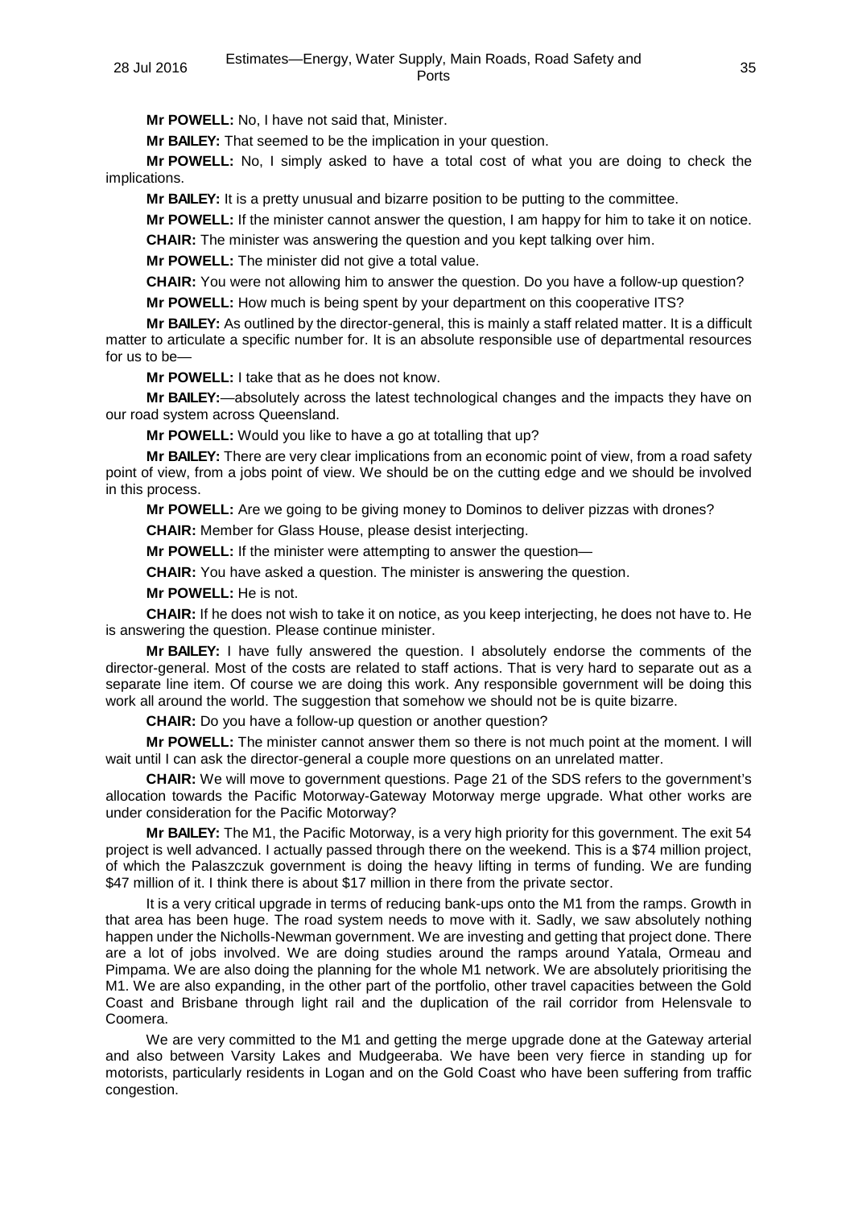**Mr POWELL:** No, I have not said that, Minister.

**Mr BAILEY:** That seemed to be the implication in your question.

**Mr POWELL:** No, I simply asked to have a total cost of what you are doing to check the implications.

**Mr BAILEY:** It is a pretty unusual and bizarre position to be putting to the committee.

**Mr POWELL:** If the minister cannot answer the question, I am happy for him to take it on notice.

**CHAIR:** The minister was answering the question and you kept talking over him.

**Mr POWELL:** The minister did not give a total value.

**CHAIR:** You were not allowing him to answer the question. Do you have a follow-up question?

**Mr POWELL:** How much is being spent by your department on this cooperative ITS?

**Mr BAILEY:** As outlined by the director-general, this is mainly a staff related matter. It is a difficult matter to articulate a specific number for. It is an absolute responsible use of departmental resources for us to be—

**Mr POWELL:** I take that as he does not know.

**Mr BAILEY:**—absolutely across the latest technological changes and the impacts they have on our road system across Queensland.

**Mr POWELL:** Would you like to have a go at totalling that up?

**Mr BAILEY:** There are very clear implications from an economic point of view, from a road safety point of view, from a jobs point of view. We should be on the cutting edge and we should be involved in this process.

**Mr POWELL:** Are we going to be giving money to Dominos to deliver pizzas with drones?

**CHAIR:** Member for Glass House, please desist interjecting.

**Mr POWELL:** If the minister were attempting to answer the question—

**CHAIR:** You have asked a question. The minister is answering the question.

**Mr POWELL:** He is not.

**CHAIR:** If he does not wish to take it on notice, as you keep interjecting, he does not have to. He is answering the question. Please continue minister.

**Mr BAILEY:** I have fully answered the question. I absolutely endorse the comments of the director-general. Most of the costs are related to staff actions. That is very hard to separate out as a separate line item. Of course we are doing this work. Any responsible government will be doing this work all around the world. The suggestion that somehow we should not be is quite bizarre.

**CHAIR:** Do you have a follow-up question or another question?

**Mr POWELL:** The minister cannot answer them so there is not much point at the moment. I will wait until I can ask the director-general a couple more questions on an unrelated matter.

**CHAIR:** We will move to government questions. Page 21 of the SDS refers to the government's allocation towards the Pacific Motorway-Gateway Motorway merge upgrade. What other works are under consideration for the Pacific Motorway?

**Mr BAILEY:** The M1, the Pacific Motorway, is a very high priority for this government. The exit 54 project is well advanced. I actually passed through there on the weekend. This is a $74 million project, of which the Palaszczuk government is doing the heavy lifting in terms of funding. We are funding $47 million of it. I think there is about $17 million in there from the private sector.

It is a very critical upgrade in terms of reducing bank-ups onto the M1 from the ramps. Growth in that area has been huge. The road system needs to move with it. Sadly, we saw absolutely nothing happen under the Nicholls-Newman government. We are investing and getting that project done. There are a lot of jobs involved. We are doing studies around the ramps around Yatala, Ormeau and Pimpama. We are also doing the planning for the whole M1 network. We are absolutely prioritising the M1. We are also expanding, in the other part of the portfolio, other travel capacities between the Gold Coast and Brisbane through light rail and the duplication of the rail corridor from Helensvale to Coomera.

We are very committed to the M1 and getting the merge upgrade done at the Gateway arterial and also between Varsity Lakes and Mudgeeraba. We have been very fierce in standing up for motorists, particularly residents in Logan and on the Gold Coast who have been suffering from traffic congestion.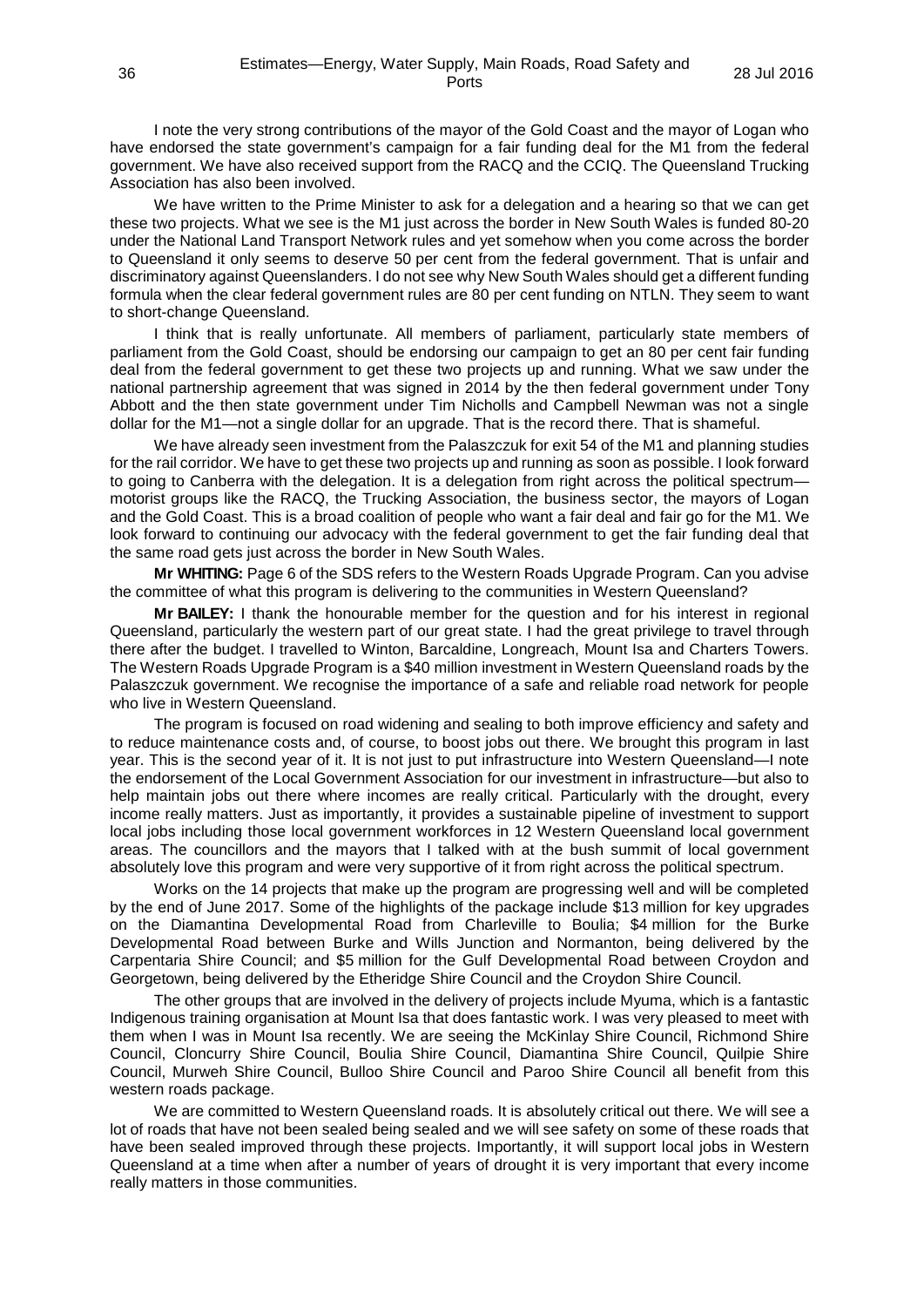I note the very strong contributions of the mayor of the Gold Coast and the mayor of Logan who have endorsed the state government's campaign for a fair funding deal for the M1 from the federal government. We have also received support from the RACQ and the CCIQ. The Queensland Trucking Association has also been involved.

We have written to the Prime Minister to ask for a delegation and a hearing so that we can get these two projects. What we see is the M1 just across the border in New South Wales is funded 80-20 under the National Land Transport Network rules and yet somehow when you come across the border to Queensland it only seems to deserve 50 per cent from the federal government. That is unfair and discriminatory against Queenslanders. I do not see why New South Wales should get a different funding formula when the clear federal government rules are 80 per cent funding on NTLN. They seem to want to short-change Queensland.

I think that is really unfortunate. All members of parliament, particularly state members of parliament from the Gold Coast, should be endorsing our campaign to get an 80 per cent fair funding deal from the federal government to get these two projects up and running. What we saw under the national partnership agreement that was signed in 2014 by the then federal government under Tony Abbott and the then state government under Tim Nicholls and Campbell Newman was not a single dollar for the M1—not a single dollar for an upgrade. That is the record there. That is shameful.

We have already seen investment from the Palaszczuk for exit 54 of the M1 and planning studies for the rail corridor. We have to get these two projects up and running as soon as possible. I look forward to going to Canberra with the delegation. It is a delegation from right across the political spectrum—motorist groups like the RACQ, the Trucking Association, the business sector, the mayors of Logan and the Gold Coast. This is a broad coalition of people who want a fair deal and fair go for the M1. We look forward to continuing our advocacy with the federal government to get the fair funding deal that the same road gets just across the border in New South Wales.

**Mr WHITING:** Page 6 of the SDS refers to the Western Roads Upgrade Program. Can you advise the committee of what this program is delivering to the communities in Western Queensland?

**Mr BAILEY:** I thank the honourable member for the question and for his interest in regional Queensland, particularly the western part of our great state. I had the great privilege to travel through there after the budget. I travelled to Winton, Barcaldine, Longreach, Mount Isa and Charters Towers. The Western Roads Upgrade Program is a $40 million investment in Western Queensland roads by the Palaszczuk government. We recognise the importance of a safe and reliable road network for people who live in Western Queensland.

The program is focused on road widening and sealing to both improve efficiency and safety and to reduce maintenance costs and, of course, to boost jobs out there. We brought this program in last year. This is the second year of it. It is not just to put infrastructure into Western Queensland—I note the endorsement of the Local Government Association for our investment in infrastructure—but also to help maintain jobs out there where incomes are really critical. Particularly with the drought, every income really matters. Just as importantly, it provides a sustainable pipeline of investment to support local jobs including those local government workforces in 12 Western Queensland local government areas. The councillors and the mayors that I talked with at the bush summit of local government absolutely love this program and were very supportive of it from right across the political spectrum.

Works on the 14 projects that make up the program are progressing well and will be completed by the end of June 2017. Some of the highlights of the package include $13 million for key upgrades on the Diamantina Developmental Road from Charleville to Boulia; $4 million for the Burke Developmental Road between Burke and Wills Junction and Normanton, being delivered by the Carpentaria Shire Council; and $5 million for the Gulf Developmental Road between Croydon and Georgetown, being delivered by the Etheridge Shire Council and the Croydon Shire Council.

The other groups that are involved in the delivery of projects include Myuma, which is a fantastic Indigenous training organisation at Mount Isa that does fantastic work. I was very pleased to meet with them when I was in Mount Isa recently. We are seeing the McKinlay Shire Council, Richmond Shire Council, Cloncurry Shire Council, Boulia Shire Council, Diamantina Shire Council, Quilpie Shire Council, Murweh Shire Council, Bulloo Shire Council and Paroo Shire Council all benefit from this western roads package.

We are committed to Western Queensland roads. It is absolutely critical out there. We will see a lot of roads that have not been sealed being sealed and we will see safety on some of these roads that have been sealed improved through these projects. Importantly, it will support local jobs in Western Queensland at a time when after a number of years of drought it is very important that every income really matters in those communities.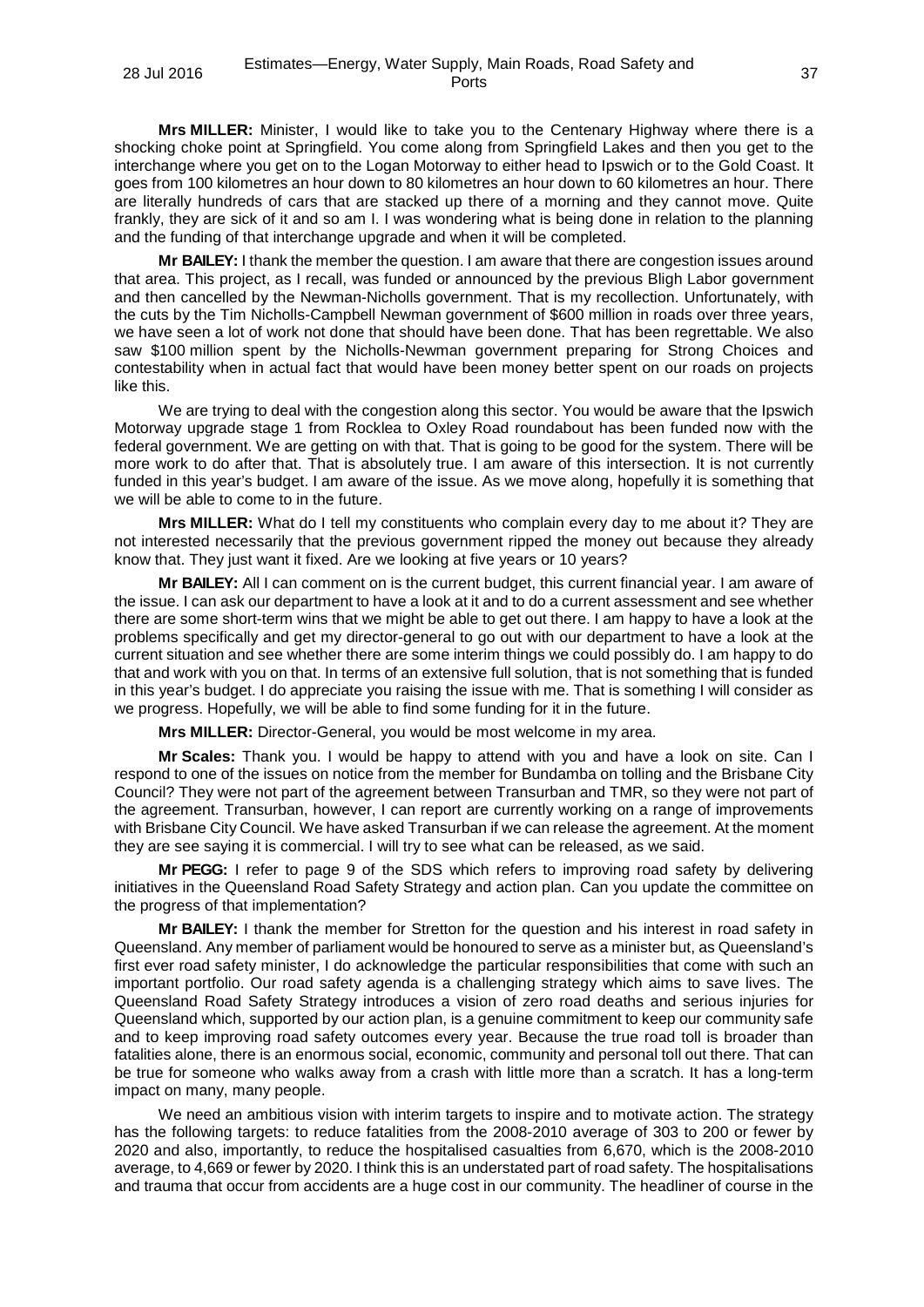**Mrs MILLER:** Minister, I would like to take you to the Centenary Highway where there is a shocking choke point at Springfield. You come along from Springfield Lakes and then you get to the interchange where you get on to the Logan Motorway to either head to Ipswich or to the Gold Coast. It goes from 100 kilometres an hour down to 80 kilometres an hour down to 60 kilometres an hour. There are literally hundreds of cars that are stacked up there of a morning and they cannot move. Quite frankly, they are sick of it and so am I. I was wondering what is being done in relation to the planning and the funding of that interchange upgrade and when it will be completed.

**Mr BAILEY:** I thank the member the question. I am aware that there are congestion issues around that area. This project, as I recall, was funded or announced by the previous Bligh Labor government and then cancelled by the Newman-Nicholls government. That is my recollection. Unfortunately, with the cuts by the Tim Nicholls-Campbell Newman government of $600 million in roads over three years, we have seen a lot of work not done that should have been done. That has been regrettable. We also saw $100 million spent by the Nicholls-Newman government preparing for Strong Choices and contestability when in actual fact that would have been money better spent on our roads on projects like this.

We are trying to deal with the congestion along this sector. You would be aware that the Ipswich Motorway upgrade stage 1 from Rocklea to Oxley Road roundabout has been funded now with the federal government. We are getting on with that. That is going to be good for the system. There will be more work to do after that. That is absolutely true. I am aware of this intersection. It is not currently funded in this year's budget. I am aware of the issue. As we move along, hopefully it is something that we will be able to come to in the future.

**Mrs MILLER:** What do I tell my constituents who complain every day to me about it? They are not interested necessarily that the previous government ripped the money out because they already know that. They just want it fixed. Are we looking at five years or 10 years?

**Mr BAILEY:** All I can comment on is the current budget, this current financial year. I am aware of the issue. I can ask our department to have a look at it and to do a current assessment and see whether there are some short-term wins that we might be able to get out there. I am happy to have a look at the problems specifically and get my director-general to go out with our department to have a look at the current situation and see whether there are some interim things we could possibly do. I am happy to do that and work with you on that. In terms of an extensive full solution, that is not something that is funded in this year's budget. I do appreciate you raising the issue with me. That is something I will consider as we progress. Hopefully, we will be able to find some funding for it in the future.

**Mrs MILLER:** Director-General, you would be most welcome in my area.

**Mr Scales:** Thank you. I would be happy to attend with you and have a look on site. Can I respond to one of the issues on notice from the member for Bundamba on tolling and the Brisbane City Council? They were not part of the agreement between Transurban and TMR, so they were not part of the agreement. Transurban, however, I can report are currently working on a range of improvements with Brisbane City Council. We have asked Transurban if we can release the agreement. At the moment they are see saying it is commercial. I will try to see what can be released, as we said.

**Mr PEGG:** I refer to page 9 of the SDS which refers to improving road safety by delivering initiatives in the Queensland Road Safety Strategy and action plan. Can you update the committee on the progress of that implementation?

**Mr BAILEY:** I thank the member for Stretton for the question and his interest in road safety in Queensland. Any member of parliament would be honoured to serve as a minister but, as Queensland's first ever road safety minister, I do acknowledge the particular responsibilities that come with such an important portfolio. Our road safety agenda is a challenging strategy which aims to save lives. The Queensland Road Safety Strategy introduces a vision of zero road deaths and serious injuries for Queensland which, supported by our action plan, is a genuine commitment to keep our community safe and to keep improving road safety outcomes every year. Because the true road toll is broader than fatalities alone, there is an enormous social, economic, community and personal toll out there. That can be true for someone who walks away from a crash with little more than a scratch. It has a long-term impact on many, many people.

We need an ambitious vision with interim targets to inspire and to motivate action. The strategy has the following targets: to reduce fatalities from the 2008-2010 average of 303 to 200 or fewer by 2020 and also, importantly, to reduce the hospitalised casualties from 6,670, which is the 2008-2010 average, to 4,669 or fewer by 2020. I think this is an understated part of road safety. The hospitalisations and trauma that occur from accidents are a huge cost in our community. The headliner of course in the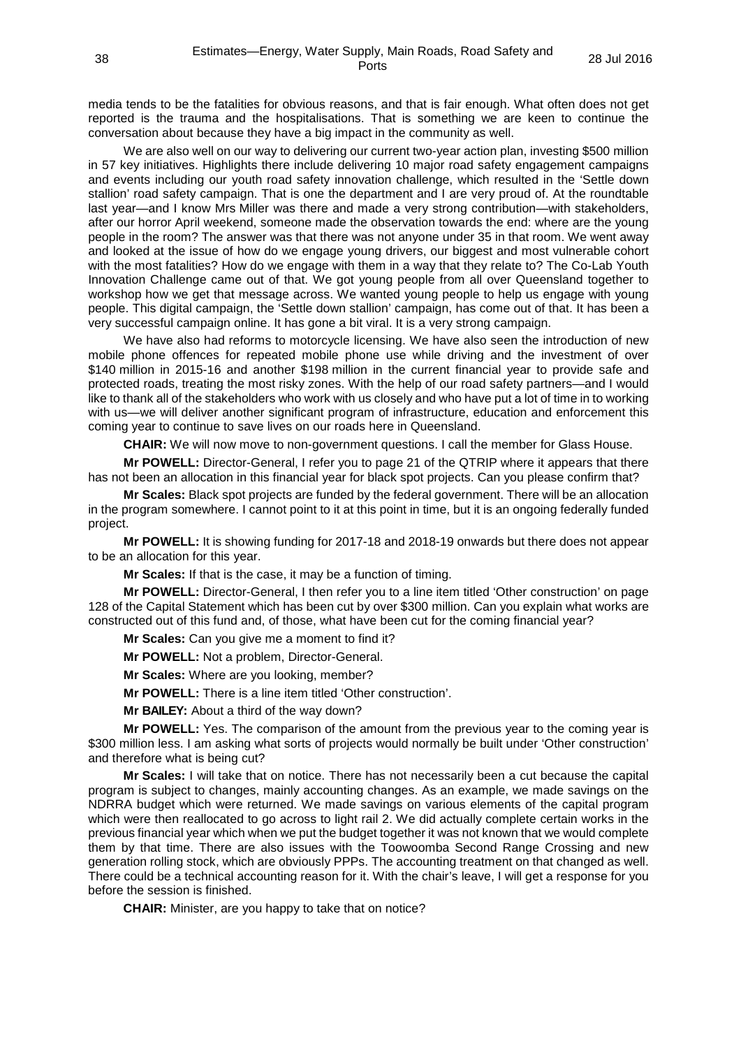media tends to be the fatalities for obvious reasons, and that is fair enough. What often does not get reported is the trauma and the hospitalisations. That is something we are keen to continue the conversation about because they have a big impact in the community as well.

We are also well on our way to delivering our current two-year action plan, investing $500 million in 57 key initiatives. Highlights there include delivering 10 major road safety engagement campaigns and events including our youth road safety innovation challenge, which resulted in the 'Settle down stallion' road safety campaign. That is one the department and I are very proud of. At the roundtable last year—and I know Mrs Miller was there and made a very strong contribution—with stakeholders, after our horror April weekend, someone made the observation towards the end: where are the young people in the room? The answer was that there was not anyone under 35 in that room. We went away and looked at the issue of how do we engage young drivers, our biggest and most vulnerable cohort with the most fatalities? How do we engage with them in a way that they relate to? The Co-Lab Youth Innovation Challenge came out of that. We got young people from all over Queensland together to workshop how we get that message across. We wanted young people to help us engage with young people. This digital campaign, the 'Settle down stallion' campaign, has come out of that. It has been a very successful campaign online. It has gone a bit viral. It is a very strong campaign.

We have also had reforms to motorcycle licensing. We have also seen the introduction of new mobile phone offences for repeated mobile phone use while driving and the investment of over $140 million in 2015-16 and another $198 million in the current financial year to provide safe and protected roads, treating the most risky zones. With the help of our road safety partners—and I would like to thank all of the stakeholders who work with us closely and who have put a lot of time in to working with us—we will deliver another significant program of infrastructure, education and enforcement this coming year to continue to save lives on our roads here in Queensland.

**CHAIR:** We will now move to non-government questions. I call the member for Glass House.

**Mr POWELL:** Director-General, I refer you to page 21 of the QTRIP where it appears that there has not been an allocation in this financial year for black spot projects. Can you please confirm that?

**Mr Scales:** Black spot projects are funded by the federal government. There will be an allocation in the program somewhere. I cannot point to it at this point in time, but it is an ongoing federally funded project.

**Mr POWELL:** It is showing funding for 2017-18 and 2018-19 onwards but there does not appear to be an allocation for this year.

**Mr Scales:** If that is the case, it may be a function of timing.

**Mr POWELL:** Director-General, I then refer you to a line item titled 'Other construction' on page 128 of the Capital Statement which has been cut by over $300 million. Can you explain what works are constructed out of this fund and, of those, what have been cut for the coming financial year?

**Mr Scales:** Can you give me a moment to find it?

**Mr POWELL:** Not a problem, Director-General.

**Mr Scales:** Where are you looking, member?

**Mr POWELL:** There is a line item titled 'Other construction'.

**Mr BAILEY:** About a third of the way down?

**Mr POWELL:** Yes. The comparison of the amount from the previous year to the coming year is $300 million less. I am asking what sorts of projects would normally be built under 'Other construction' and therefore what is being cut?

**Mr Scales:** I will take that on notice. There has not necessarily been a cut because the capital program is subject to changes, mainly accounting changes. As an example, we made savings on the NDRRA budget which were returned. We made savings on various elements of the capital program which were then reallocated to go across to light rail 2. We did actually complete certain works in the previous financial year which when we put the budget together it was not known that we would complete them by that time. There are also issues with the Toowoomba Second Range Crossing and new generation rolling stock, which are obviously PPPs. The accounting treatment on that changed as well. There could be a technical accounting reason for it. With the chair's leave, I will get a response for you before the session is finished.

**CHAIR:** Minister, are you happy to take that on notice?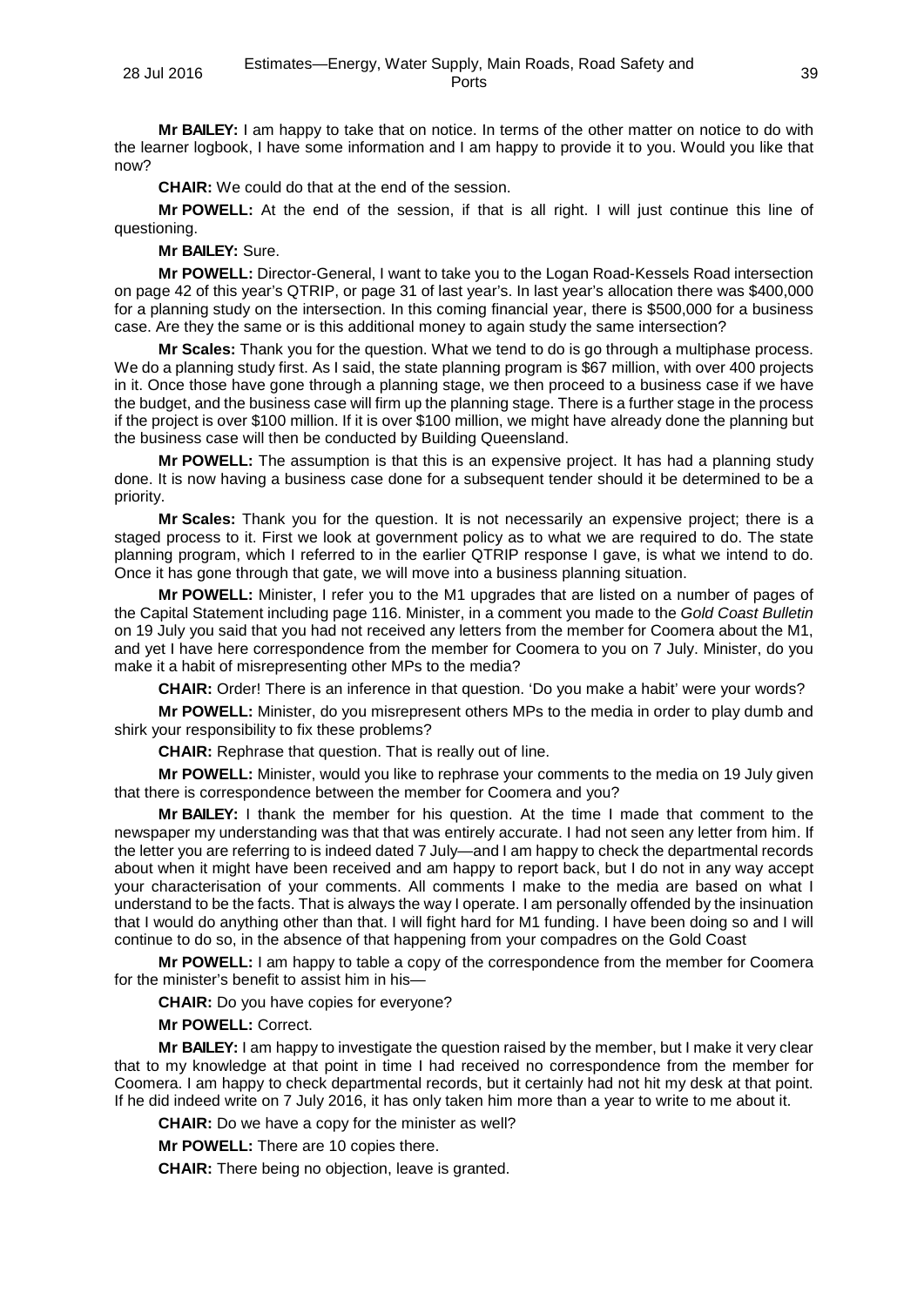**Mr BAILEY:** I am happy to take that on notice. In terms of the other matter on notice to do with the learner logbook, I have some information and I am happy to provide it to you. Would you like that now?

**CHAIR:** We could do that at the end of the session.

**Mr POWELL:** At the end of the session, if that is all right. I will just continue this line of questioning.

**Mr BAILEY:** Sure.

**Mr POWELL:** Director-General, I want to take you to the Logan Road-Kessels Road intersection on page 42 of this year's QTRIP, or page 31 of last year's. In last year's allocation there was $400,000 for a planning study on the intersection. In this coming financial year, there is $500,000 for a business case. Are they the same or is this additional money to again study the same intersection?

**Mr Scales:** Thank you for the question. What we tend to do is go through a multiphase process. We do a planning study first. As I said, the state planning program is $67 million, with over 400 projects in it. Once those have gone through a planning stage, we then proceed to a business case if we have the budget, and the business case will firm up the planning stage. There is a further stage in the process if the project is over $100 million. If it is over $100 million, we might have already done the planning but the business case will then be conducted by Building Queensland.

**Mr POWELL:** The assumption is that this is an expensive project. It has had a planning study done. It is now having a business case done for a subsequent tender should it be determined to be a priority.

**Mr Scales:** Thank you for the question. It is not necessarily an expensive project; there is a staged process to it. First we look at government policy as to what we are required to do. The state planning program, which I referred to in the earlier QTRIP response I gave, is what we intend to do. Once it has gone through that gate, we will move into a business planning situation.

**Mr POWELL:** Minister, I refer you to the M1 upgrades that are listed on a number of pages of the Capital Statement including page 116. Minister, in a comment you made to the *Gold Coast Bulletin* on 19 July you said that you had not received any letters from the member for Coomera about the M1, and yet I have here correspondence from the member for Coomera to you on 7 July. Minister, do you make it a habit of misrepresenting other MPs to the media?

**CHAIR:** Order! There is an inference in that question. 'Do you make a habit' were your words?

**Mr POWELL:** Minister, do you misrepresent others MPs to the media in order to play dumb and shirk your responsibility to fix these problems?

**CHAIR:** Rephrase that question. That is really out of line.

**Mr POWELL:** Minister, would you like to rephrase your comments to the media on 19 July given that there is correspondence between the member for Coomera and you?

**Mr BAILEY:** I thank the member for his question. At the time I made that comment to the newspaper my understanding was that that was entirely accurate. I had not seen any letter from him. If the letter you are referring to is indeed dated 7 July—and I am happy to check the departmental records about when it might have been received and am happy to report back, but I do not in any way accept your characterisation of your comments. All comments I make to the media are based on what I understand to be the facts. That is always the way I operate. I am personally offended by the insinuation that I would do anything other than that. I will fight hard for M1 funding. I have been doing so and I will continue to do so, in the absence of that happening from your compadres on the Gold Coast

**Mr POWELL:** I am happy to table a copy of the correspondence from the member for Coomera for the minister's benefit to assist him in his—

**CHAIR:** Do you have copies for everyone?

**Mr POWELL:** Correct.

**Mr BAILEY:** I am happy to investigate the question raised by the member, but I make it very clear that to my knowledge at that point in time I had received no correspondence from the member for Coomera. I am happy to check departmental records, but it certainly had not hit my desk at that point. If he did indeed write on 7 July 2016, it has only taken him more than a year to write to me about it.

**CHAIR:** Do we have a copy for the minister as well?

**Mr POWELL:** There are 10 copies there.

**CHAIR:** There being no objection, leave is granted.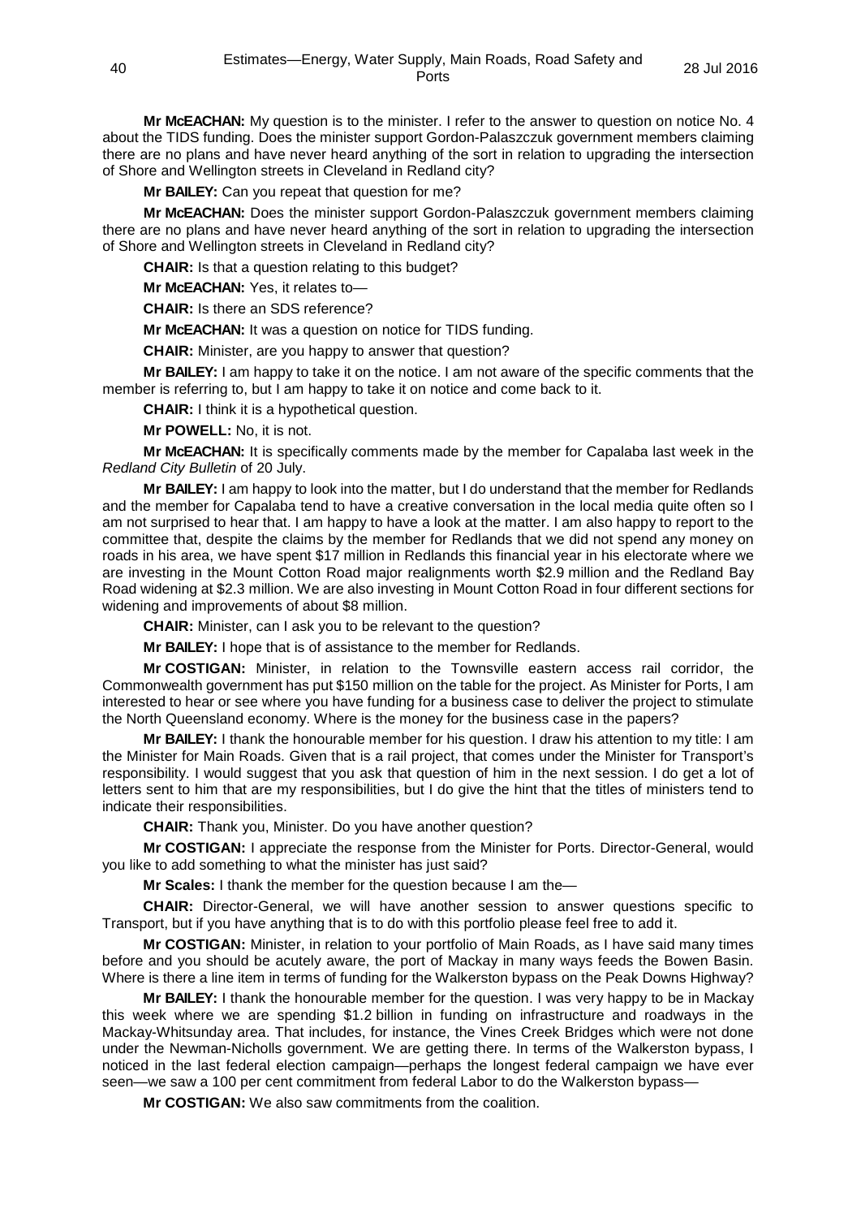**Mr McEACHAN:** My question is to the minister. I refer to the answer to question on notice No. 4 about the TIDS funding. Does the minister support Gordon-Palaszczuk government members claiming there are no plans and have never heard anything of the sort in relation to upgrading the intersection of Shore and Wellington streets in Cleveland in Redland city?

**Mr BAILEY:** Can you repeat that question for me?

**Mr McEACHAN:** Does the minister support Gordon-Palaszczuk government members claiming there are no plans and have never heard anything of the sort in relation to upgrading the intersection of Shore and Wellington streets in Cleveland in Redland city?

**CHAIR:** Is that a question relating to this budget?

**Mr McEACHAN:** Yes, it relates to—

**CHAIR:** Is there an SDS reference?

**Mr McEACHAN:** It was a question on notice for TIDS funding.

**CHAIR:** Minister, are you happy to answer that question?

**Mr BAILEY:** I am happy to take it on the notice. I am not aware of the specific comments that the member is referring to, but I am happy to take it on notice and come back to it.

**CHAIR:** I think it is a hypothetical question.

**Mr POWELL:** No, it is not.

**Mr McEACHAN:** It is specifically comments made by the member for Capalaba last week in the *Redland City Bulletin* of 20 July.

**Mr BAILEY:** I am happy to look into the matter, but I do understand that the member for Redlands and the member for Capalaba tend to have a creative conversation in the local media quite often so I am not surprised to hear that. I am happy to have a look at the matter. I am also happy to report to the committee that, despite the claims by the member for Redlands that we did not spend any money on roads in his area, we have spent $17 million in Redlands this financial year in his electorate where we are investing in the Mount Cotton Road major realignments worth $2.9 million and the Redland Bay Road widening at $2.3 million. We are also investing in Mount Cotton Road in four different sections for widening and improvements of about $8 million.

**CHAIR:** Minister, can I ask you to be relevant to the question?

**Mr BAILEY:** I hope that is of assistance to the member for Redlands.

**Mr COSTIGAN:** Minister, in relation to the Townsville eastern access rail corridor, the Commonwealth government has put $150 million on the table for the project. As Minister for Ports, I am interested to hear or see where you have funding for a business case to deliver the project to stimulate the North Queensland economy. Where is the money for the business case in the papers?

**Mr BAILEY:** I thank the honourable member for his question. I draw his attention to my title: I am the Minister for Main Roads. Given that is a rail project, that comes under the Minister for Transport's responsibility. I would suggest that you ask that question of him in the next session. I do get a lot of letters sent to him that are my responsibilities, but I do give the hint that the titles of ministers tend to indicate their responsibilities.

**CHAIR:** Thank you, Minister. Do you have another question?

**Mr COSTIGAN:** I appreciate the response from the Minister for Ports. Director-General, would you like to add something to what the minister has just said?

**Mr Scales:** I thank the member for the question because I am the—

**CHAIR:** Director-General, we will have another session to answer questions specific to Transport, but if you have anything that is to do with this portfolio please feel free to add it.

**Mr COSTIGAN:** Minister, in relation to your portfolio of Main Roads, as I have said many times before and you should be acutely aware, the port of Mackay in many ways feeds the Bowen Basin. Where is there a line item in terms of funding for the Walkerston bypass on the Peak Downs Highway?

**Mr BAILEY:** I thank the honourable member for the question. I was very happy to be in Mackay this week where we are spending $1.2 billion in funding on infrastructure and roadways in the Mackay-Whitsunday area. That includes, for instance, the Vines Creek Bridges which were not done under the Newman-Nicholls government. We are getting there. In terms of the Walkerston bypass, I noticed in the last federal election campaign—perhaps the longest federal campaign we have ever seen—we saw a 100 per cent commitment from federal Labor to do the Walkerston bypass—

**Mr COSTIGAN:** We also saw commitments from the coalition.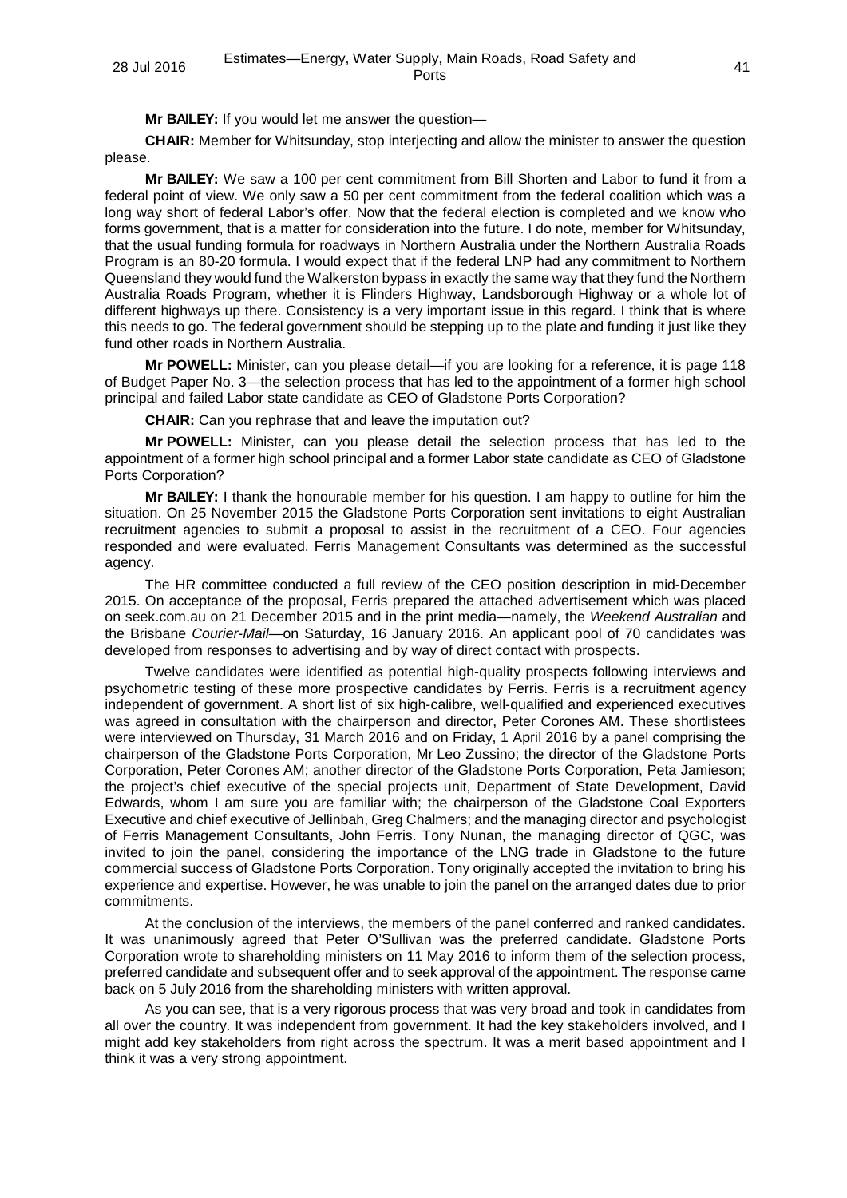**Mr BAILEY:** If you would let me answer the question—

**CHAIR:** Member for Whitsunday, stop interjecting and allow the minister to answer the question please.

**Mr BAILEY:** We saw a 100 per cent commitment from Bill Shorten and Labor to fund it from a federal point of view. We only saw a 50 per cent commitment from the federal coalition which was a long way short of federal Labor's offer. Now that the federal election is completed and we know who forms government, that is a matter for consideration into the future. I do note, member for Whitsunday, that the usual funding formula for roadways in Northern Australia under the Northern Australia Roads Program is an 80-20 formula. I would expect that if the federal LNP had any commitment to Northern Queensland they would fund the Walkerston bypass in exactly the same way that they fund the Northern Australia Roads Program, whether it is Flinders Highway, Landsborough Highway or a whole lot of different highways up there. Consistency is a very important issue in this regard. I think that is where this needs to go. The federal government should be stepping up to the plate and funding it just like they fund other roads in Northern Australia.

**Mr POWELL:** Minister, can you please detail—if you are looking for a reference, it is page 118 of Budget Paper No. 3—the selection process that has led to the appointment of a former high school principal and failed Labor state candidate as CEO of Gladstone Ports Corporation?

**CHAIR:** Can you rephrase that and leave the imputation out?

**Mr POWELL:** Minister, can you please detail the selection process that has led to the appointment of a former high school principal and a former Labor state candidate as CEO of Gladstone Ports Corporation?

**Mr BAILEY:** I thank the honourable member for his question. I am happy to outline for him the situation. On 25 November 2015 the Gladstone Ports Corporation sent invitations to eight Australian recruitment agencies to submit a proposal to assist in the recruitment of a CEO. Four agencies responded and were evaluated. Ferris Management Consultants was determined as the successful agency.

The HR committee conducted a full review of the CEO position description in mid-December 2015. On acceptance of the proposal, Ferris prepared the attached advertisement which was placed on seek.com.au on 21 December 2015 and in the print media—namely, the *Weekend Australian* and the Brisbane *Courier-Mail*—on Saturday, 16 January 2016. An applicant pool of 70 candidates was developed from responses to advertising and by way of direct contact with prospects.

Twelve candidates were identified as potential high-quality prospects following interviews and psychometric testing of these more prospective candidates by Ferris. Ferris is a recruitment agency independent of government. A short list of six high-calibre, well-qualified and experienced executives was agreed in consultation with the chairperson and director, Peter Corones AM. These shortlistees were interviewed on Thursday, 31 March 2016 and on Friday, 1 April 2016 by a panel comprising the chairperson of the Gladstone Ports Corporation, Mr Leo Zussino; the director of the Gladstone Ports Corporation, Peter Corones AM; another director of the Gladstone Ports Corporation, Peta Jamieson; the project's chief executive of the special projects unit, Department of State Development, David Edwards, whom I am sure you are familiar with; the chairperson of the Gladstone Coal Exporters Executive and chief executive of Jellinbah, Greg Chalmers; and the managing director and psychologist of Ferris Management Consultants, John Ferris. Tony Nunan, the managing director of QGC, was invited to join the panel, considering the importance of the LNG trade in Gladstone to the future commercial success of Gladstone Ports Corporation. Tony originally accepted the invitation to bring his experience and expertise. However, he was unable to join the panel on the arranged dates due to prior commitments.

At the conclusion of the interviews, the members of the panel conferred and ranked candidates. It was unanimously agreed that Peter O'Sullivan was the preferred candidate. Gladstone Ports Corporation wrote to shareholding ministers on 11 May 2016 to inform them of the selection process, preferred candidate and subsequent offer and to seek approval of the appointment. The response came back on 5 July 2016 from the shareholding ministers with written approval.

As you can see, that is a very rigorous process that was very broad and took in candidates from all over the country. It was independent from government. It had the key stakeholders involved, and I might add key stakeholders from right across the spectrum. It was a merit based appointment and I think it was a very strong appointment.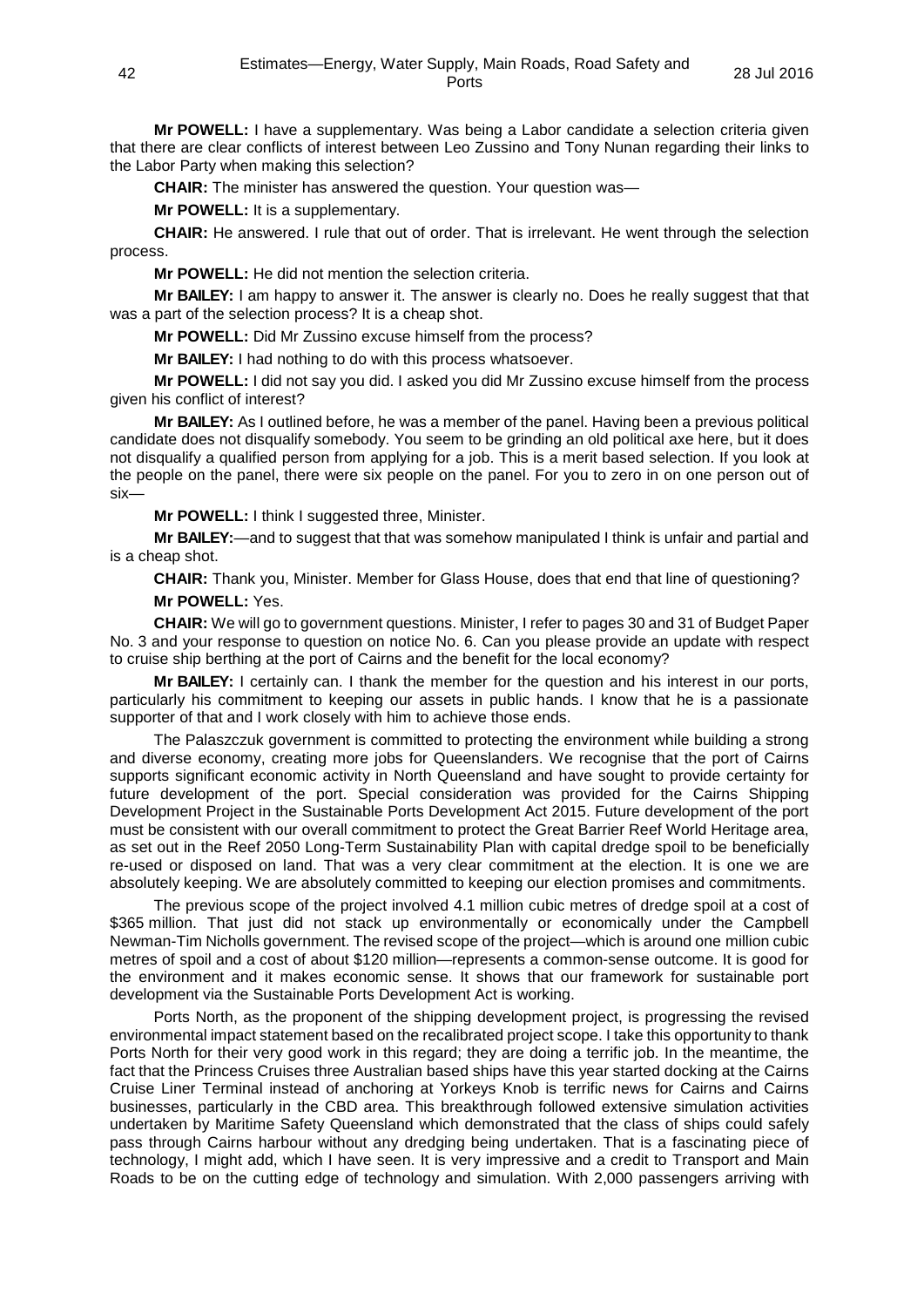**Mr POWELL:** I have a supplementary. Was being a Labor candidate a selection criteria given that there are clear conflicts of interest between Leo Zussino and Tony Nunan regarding their links to the Labor Party when making this selection?

**CHAIR:** The minister has answered the question. Your question was—

**Mr POWELL:** It is a supplementary.

**CHAIR:** He answered. I rule that out of order. That is irrelevant. He went through the selection process.

**Mr POWELL:** He did not mention the selection criteria.

**Mr BAILEY:** I am happy to answer it. The answer is clearly no. Does he really suggest that that was a part of the selection process? It is a cheap shot.

**Mr POWELL:** Did Mr Zussino excuse himself from the process?

**Mr BAILEY:** I had nothing to do with this process whatsoever.

**Mr POWELL:** I did not say you did. I asked you did Mr Zussino excuse himself from the process given his conflict of interest?

**Mr BAILEY:** As I outlined before, he was a member of the panel. Having been a previous political candidate does not disqualify somebody. You seem to be grinding an old political axe here, but it does not disqualify a qualified person from applying for a job. This is a merit based selection. If you look at the people on the panel, there were six people on the panel. For you to zero in on one person out of six—

**Mr POWELL:** I think I suggested three, Minister.

**Mr BAILEY:**—and to suggest that that was somehow manipulated I think is unfair and partial and is a cheap shot.

**CHAIR:** Thank you, Minister. Member for Glass House, does that end that line of questioning?

**Mr POWELL:** Yes.

**CHAIR:** We will go to government questions. Minister, I refer to pages 30 and 31 of Budget Paper No. 3 and your response to question on notice No. 6. Can you please provide an update with respect to cruise ship berthing at the port of Cairns and the benefit for the local economy?

**Mr BAILEY:** I certainly can. I thank the member for the question and his interest in our ports, particularly his commitment to keeping our assets in public hands. I know that he is a passionate supporter of that and I work closely with him to achieve those ends.

The Palaszczuk government is committed to protecting the environment while building a strong and diverse economy, creating more jobs for Queenslanders. We recognise that the port of Cairns supports significant economic activity in North Queensland and have sought to provide certainty for future development of the port. Special consideration was provided for the Cairns Shipping Development Project in the Sustainable Ports Development Act 2015. Future development of the port must be consistent with our overall commitment to protect the Great Barrier Reef World Heritage area, as set out in the Reef 2050 Long-Term Sustainability Plan with capital dredge spoil to be beneficially re-used or disposed on land. That was a very clear commitment at the election. It is one we are absolutely keeping. We are absolutely committed to keeping our election promises and commitments.

The previous scope of the project involved 4.1 million cubic metres of dredge spoil at a cost of \$365 million. That just did not stack up environmentally or economically under the Campbell Newman-Tim Nicholls government. The revised scope of the project—which is around one million cubic metres of spoil and a cost of about \$120 million—represents a common-sense outcome. It is good for the environment and it makes economic sense. It shows that our framework for sustainable port development via the Sustainable Ports Development Act is working.

Ports North, as the proponent of the shipping development project, is progressing the revised environmental impact statement based on the recalibrated project scope. I take this opportunity to thank Ports North for their very good work in this regard; they are doing a terrific job. In the meantime, the fact that the Princess Cruises three Australian based ships have this year started docking at the Cairns Cruise Liner Terminal instead of anchoring at Yorkeys Knob is terrific news for Cairns and Cairns businesses, particularly in the CBD area. This breakthrough followed extensive simulation activities undertaken by Maritime Safety Queensland which demonstrated that the class of ships could safely pass through Cairns harbour without any dredging being undertaken. That is a fascinating piece of technology, I might add, which I have seen. It is very impressive and a credit to Transport and Main Roads to be on the cutting edge of technology and simulation. With 2,000 passengers arriving with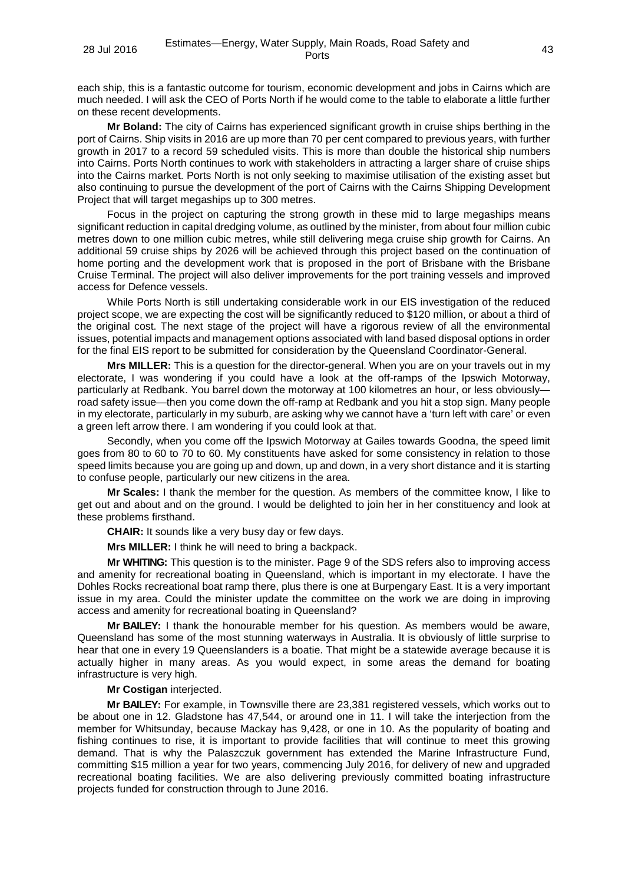each ship, this is a fantastic outcome for tourism, economic development and jobs in Cairns which are much needed. I will ask the CEO of Ports North if he would come to the table to elaborate a little further on these recent developments.

**Mr Boland:** The city of Cairns has experienced significant growth in cruise ships berthing in the port of Cairns. Ship visits in 2016 are up more than 70 per cent compared to previous years, with further growth in 2017 to a record 59 scheduled visits. This is more than double the historical ship numbers into Cairns. Ports North continues to work with stakeholders in attracting a larger share of cruise ships into the Cairns market. Ports North is not only seeking to maximise utilisation of the existing asset but also continuing to pursue the development of the port of Cairns with the Cairns Shipping Development Project that will target megaships up to 300 metres.

Focus in the project on capturing the strong growth in these mid to large megaships means significant reduction in capital dredging volume, as outlined by the minister, from about four million cubic metres down to one million cubic metres, while still delivering mega cruise ship growth for Cairns. An additional 59 cruise ships by 2026 will be achieved through this project based on the continuation of home porting and the development work that is proposed in the port of Brisbane with the Brisbane Cruise Terminal. The project will also deliver improvements for the port training vessels and improved access for Defence vessels.

While Ports North is still undertaking considerable work in our EIS investigation of the reduced project scope, we are expecting the cost will be significantly reduced to $120 million, or about a third of the original cost. The next stage of the project will have a rigorous review of all the environmental issues, potential impacts and management options associated with land based disposal options in order for the final EIS report to be submitted for consideration by the Queensland Coordinator-General.

**Mrs MILLER:** This is a question for the director-general. When you are on your travels out in my electorate, I was wondering if you could have a look at the off-ramps of the Ipswich Motorway, particularly at Redbank. You barrel down the motorway at 100 kilometres an hour, or less obviously—road safety issue—then you come down the off-ramp at Redbank and you hit a stop sign. Many people in my electorate, particularly in my suburb, are asking why we cannot have a 'turn left with care' or even a green left arrow there. I am wondering if you could look at that.

Secondly, when you come off the Ipswich Motorway at Gailes towards Goodna, the speed limit goes from 80 to 60 to 70 to 60. My constituents have asked for some consistency in relation to those speed limits because you are going up and down, up and down, in a very short distance and it is starting to confuse people, particularly our new citizens in the area.

**Mr Scales:** I thank the member for the question. As members of the committee know, I like to get out and about and on the ground. I would be delighted to join her in her constituency and look at these problems firsthand.

**CHAIR:** It sounds like a very busy day or few days.

**Mrs MILLER:** I think he will need to bring a backpack.

**Mr WHITING:** This question is to the minister. Page 9 of the SDS refers also to improving access and amenity for recreational boating in Queensland, which is important in my electorate. I have the Dohles Rocks recreational boat ramp there, plus there is one at Burpengary East. It is a very important issue in my area. Could the minister update the committee on the work we are doing in improving access and amenity for recreational boating in Queensland?

**Mr BAILEY:** I thank the honourable member for his question. As members would be aware, Queensland has some of the most stunning waterways in Australia. It is obviously of little surprise to hear that one in every 19 Queenslanders is a boatie. That might be a statewide average because it is actually higher in many areas. As you would expect, in some areas the demand for boating infrastructure is very high.

**Mr Costigan** interjected.

**Mr BAILEY:** For example, in Townsville there are 23,381 registered vessels, which works out to be about one in 12. Gladstone has 47,544, or around one in 11. I will take the interjection from the member for Whitsunday, because Mackay has 9,428, or one in 10. As the popularity of boating and fishing continues to rise, it is important to provide facilities that will continue to meet this growing demand. That is why the Palaszczuk government has extended the Marine Infrastructure Fund, committing $15 million a year for two years, commencing July 2016, for delivery of new and upgraded recreational boating facilities. We are also delivering previously committed boating infrastructure projects funded for construction through to June 2016.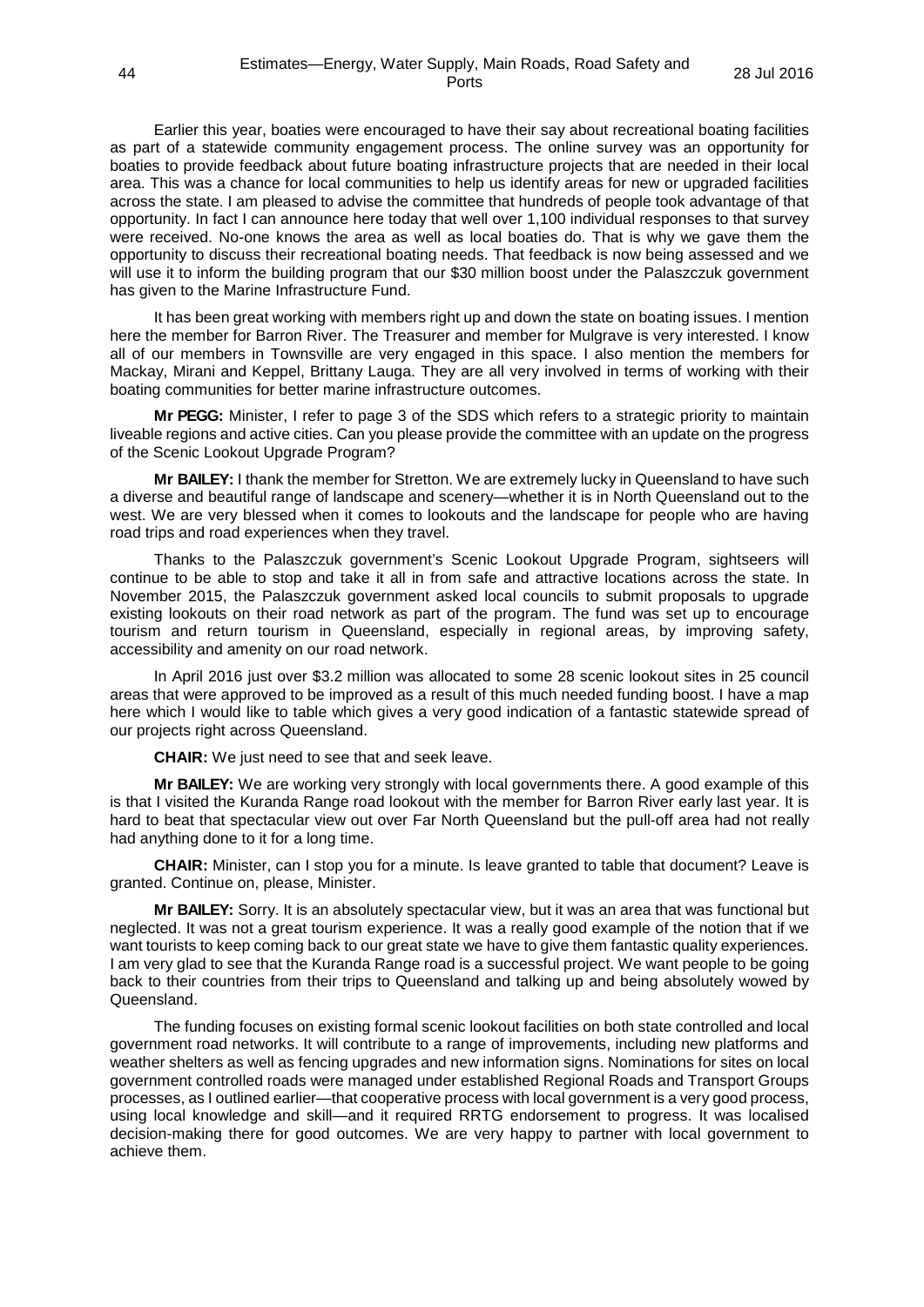Earlier this year, boaties were encouraged to have their say about recreational boating facilities as part of a statewide community engagement process. The online survey was an opportunity for boaties to provide feedback about future boating infrastructure projects that are needed in their local area. This was a chance for local communities to help us identify areas for new or upgraded facilities across the state. I am pleased to advise the committee that hundreds of people took advantage of that opportunity. In fact I can announce here today that well over 1,100 individual responses to that survey were received. No-one knows the area as well as local boaties do. That is why we gave them the opportunity to discuss their recreational boating needs. That feedback is now being assessed and we will use it to inform the building program that our $30 million boost under the Palaszczuk government has given to the Marine Infrastructure Fund.

It has been great working with members right up and down the state on boating issues. I mention here the member for Barron River. The Treasurer and member for Mulgrave is very interested. I know all of our members in Townsville are very engaged in this space. I also mention the members for Mackay, Mirani and Keppel, Brittany Lauga. They are all very involved in terms of working with their boating communities for better marine infrastructure outcomes.

**Mr PEGG:** Minister, I refer to page 3 of the SDS which refers to a strategic priority to maintain liveable regions and active cities. Can you please provide the committee with an update on the progress of the Scenic Lookout Upgrade Program?

**Mr BAILEY:** I thank the member for Stretton. We are extremely lucky in Queensland to have such a diverse and beautiful range of landscape and scenery—whether it is in North Queensland out to the west. We are very blessed when it comes to lookouts and the landscape for people who are having road trips and road experiences when they travel.

Thanks to the Palaszczuk government's Scenic Lookout Upgrade Program, sightseers will continue to be able to stop and take it all in from safe and attractive locations across the state. In November 2015, the Palaszczuk government asked local councils to submit proposals to upgrade existing lookouts on their road network as part of the program. The fund was set up to encourage tourism and return tourism in Queensland, especially in regional areas, by improving safety, accessibility and amenity on our road network.

In April 2016 just over $3.2 million was allocated to some 28 scenic lookout sites in 25 council areas that were approved to be improved as a result of this much needed funding boost. I have a map here which I would like to table which gives a very good indication of a fantastic statewide spread of our projects right across Queensland.

**CHAIR:** We just need to see that and seek leave.

**Mr BAILEY:** We are working very strongly with local governments there. A good example of this is that I visited the Kuranda Range road lookout with the member for Barron River early last year. It is hard to beat that spectacular view out over Far North Queensland but the pull-off area had not really had anything done to it for a long time.

**CHAIR:** Minister, can I stop you for a minute. Is leave granted to table that document? Leave is granted. Continue on, please, Minister.

**Mr BAILEY:** Sorry. It is an absolutely spectacular view, but it was an area that was functional but neglected. It was not a great tourism experience. It was a really good example of the notion that if we want tourists to keep coming back to our great state we have to give them fantastic quality experiences. I am very glad to see that the Kuranda Range road is a successful project. We want people to be going back to their countries from their trips to Queensland and talking up and being absolutely wowed by Queensland.

The funding focuses on existing formal scenic lookout facilities on both state controlled and local government road networks. It will contribute to a range of improvements, including new platforms and weather shelters as well as fencing upgrades and new information signs. Nominations for sites on local government controlled roads were managed under established Regional Roads and Transport Groups processes, as I outlined earlier—that cooperative process with local government is a very good process, using local knowledge and skill—and it required RRTG endorsement to progress. It was localised decision-making there for good outcomes. We are very happy to partner with local government to achieve them.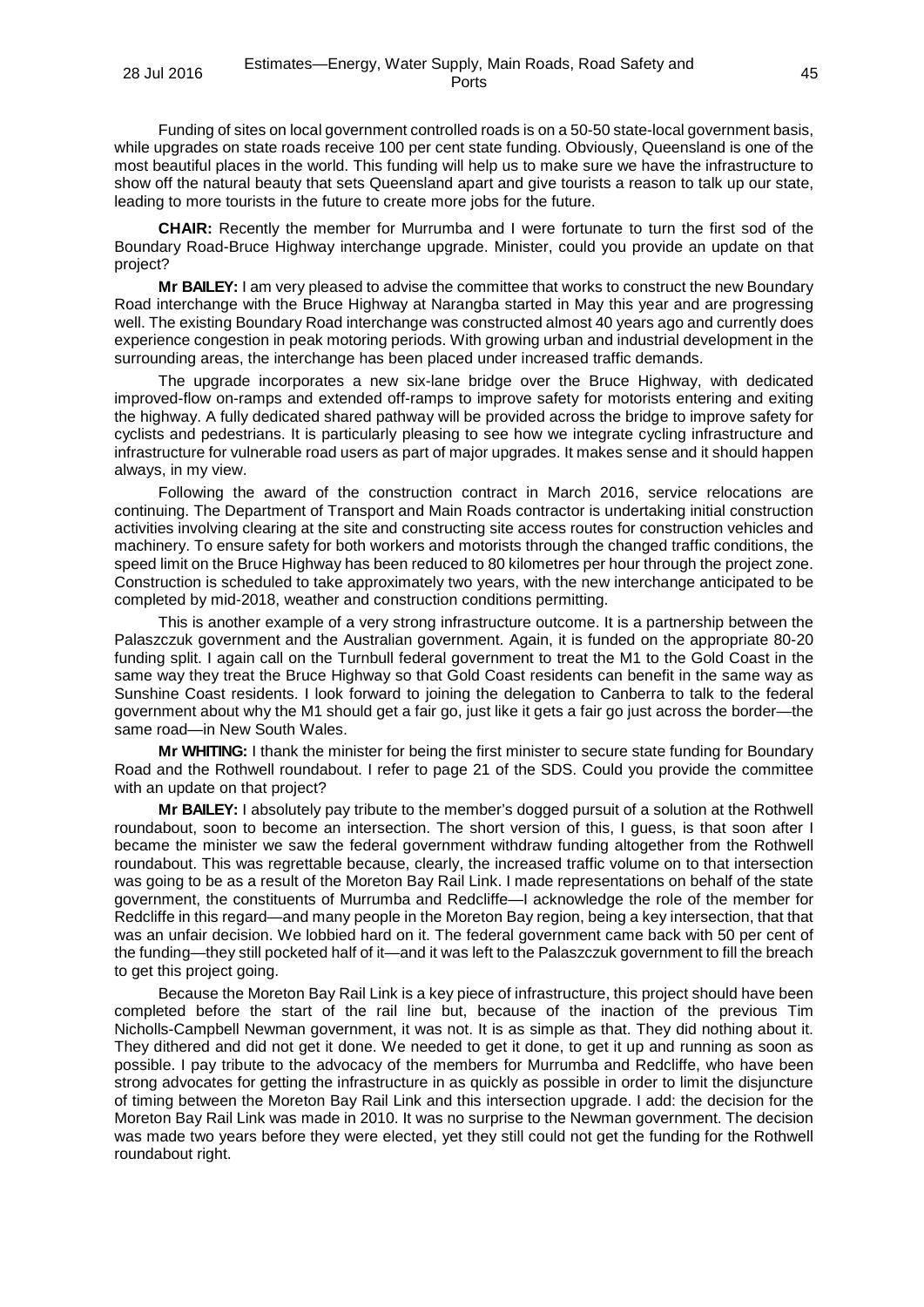Funding of sites on local government controlled roads is on a 50-50 state-local government basis, while upgrades on state roads receive 100 per cent state funding. Obviously, Queensland is one of the most beautiful places in the world. This funding will help us to make sure we have the infrastructure to show off the natural beauty that sets Queensland apart and give tourists a reason to talk up our state, leading to more tourists in the future to create more jobs for the future.

**CHAIR:** Recently the member for Murrumba and I were fortunate to turn the first sod of the Boundary Road-Bruce Highway interchange upgrade. Minister, could you provide an update on that project?

**Mr BAILEY:** I am very pleased to advise the committee that works to construct the new Boundary Road interchange with the Bruce Highway at Narangba started in May this year and are progressing well. The existing Boundary Road interchange was constructed almost 40 years ago and currently does experience congestion in peak motoring periods. With growing urban and industrial development in the surrounding areas, the interchange has been placed under increased traffic demands.

The upgrade incorporates a new six-lane bridge over the Bruce Highway, with dedicated improved-flow on-ramps and extended off-ramps to improve safety for motorists entering and exiting the highway. A fully dedicated shared pathway will be provided across the bridge to improve safety for cyclists and pedestrians. It is particularly pleasing to see how we integrate cycling infrastructure and infrastructure for vulnerable road users as part of major upgrades. It makes sense and it should happen always, in my view.

Following the award of the construction contract in March 2016, service relocations are continuing. The Department of Transport and Main Roads contractor is undertaking initial construction activities involving clearing at the site and constructing site access routes for construction vehicles and machinery. To ensure safety for both workers and motorists through the changed traffic conditions, the speed limit on the Bruce Highway has been reduced to 80 kilometres per hour through the project zone. Construction is scheduled to take approximately two years, with the new interchange anticipated to be completed by mid-2018, weather and construction conditions permitting.

This is another example of a very strong infrastructure outcome. It is a partnership between the Palaszczuk government and the Australian government. Again, it is funded on the appropriate 80-20 funding split. I again call on the Turnbull federal government to treat the M1 to the Gold Coast in the same way they treat the Bruce Highway so that Gold Coast residents can benefit in the same way as Sunshine Coast residents. I look forward to joining the delegation to Canberra to talk to the federal government about why the M1 should get a fair go, just like it gets a fair go just across the border—the same road—in New South Wales.

**Mr WHITING:** I thank the minister for being the first minister to secure state funding for Boundary Road and the Rothwell roundabout. I refer to page 21 of the SDS. Could you provide the committee with an update on that project?

**Mr BAILEY:** I absolutely pay tribute to the member's dogged pursuit of a solution at the Rothwell roundabout, soon to become an intersection. The short version of this, I guess, is that soon after I became the minister we saw the federal government withdraw funding altogether from the Rothwell roundabout. This was regrettable because, clearly, the increased traffic volume on to that intersection was going to be as a result of the Moreton Bay Rail Link. I made representations on behalf of the state government, the constituents of Murrumba and Redcliffe—I acknowledge the role of the member for Redcliffe in this regard—and many people in the Moreton Bay region, being a key intersection, that that was an unfair decision. We lobbied hard on it. The federal government came back with 50 per cent of the funding—they still pocketed half of it—and it was left to the Palaszczuk government to fill the breach to get this project going.

Because the Moreton Bay Rail Link is a key piece of infrastructure, this project should have been completed before the start of the rail line but, because of the inaction of the previous Tim Nicholls-Campbell Newman government, it was not. It is as simple as that. They did nothing about it. They dithered and did not get it done. We needed to get it done, to get it up and running as soon as possible. I pay tribute to the advocacy of the members for Murrumba and Redcliffe, who have been strong advocates for getting the infrastructure in as quickly as possible in order to limit the disjuncture of timing between the Moreton Bay Rail Link and this intersection upgrade. I add: the decision for the Moreton Bay Rail Link was made in 2010. It was no surprise to the Newman government. The decision was made two years before they were elected, yet they still could not get the funding for the Rothwell roundabout right.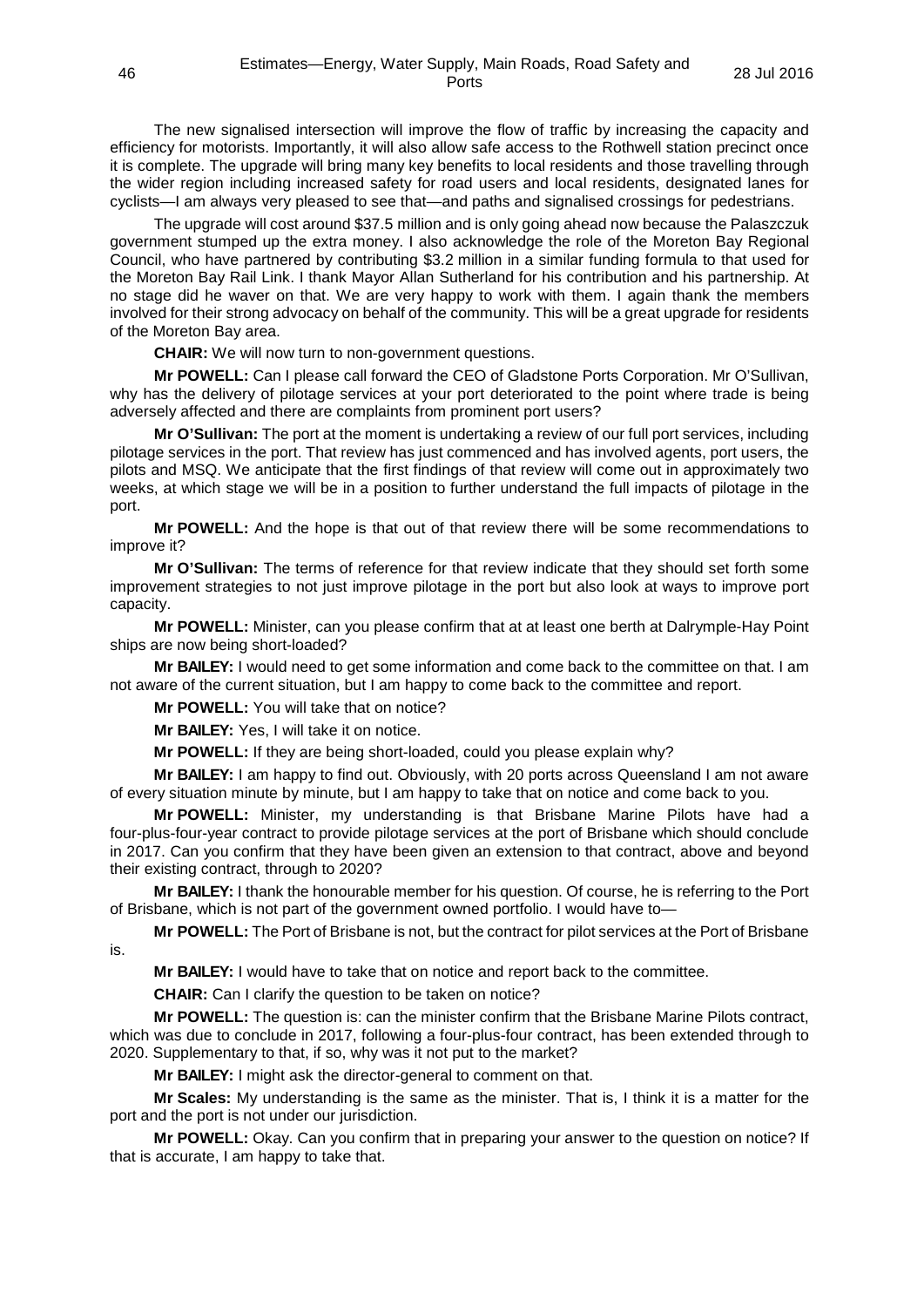The new signalised intersection will improve the flow of traffic by increasing the capacity and efficiency for motorists. Importantly, it will also allow safe access to the Rothwell station precinct once it is complete. The upgrade will bring many key benefits to local residents and those travelling through the wider region including increased safety for road users and local residents, designated lanes for cyclists—I am always very pleased to see that—and paths and signalised crossings for pedestrians.

The upgrade will cost around $37.5 million and is only going ahead now because the Palaszczuk government stumped up the extra money. I also acknowledge the role of the Moreton Bay Regional Council, who have partnered by contributing $3.2 million in a similar funding formula to that used for the Moreton Bay Rail Link. I thank Mayor Allan Sutherland for his contribution and his partnership. At no stage did he waver on that. We are very happy to work with them. I again thank the members involved for their strong advocacy on behalf of the community. This will be a great upgrade for residents of the Moreton Bay area.

**CHAIR:** We will now turn to non-government questions.

**Mr POWELL:** Can I please call forward the CEO of Gladstone Ports Corporation. Mr O'Sullivan, why has the delivery of pilotage services at your port deteriorated to the point where trade is being adversely affected and there are complaints from prominent port users?

**Mr O'Sullivan:** The port at the moment is undertaking a review of our full port services, including pilotage services in the port. That review has just commenced and has involved agents, port users, the pilots and MSQ. We anticipate that the first findings of that review will come out in approximately two weeks, at which stage we will be in a position to further understand the full impacts of pilotage in the port.

**Mr POWELL:** And the hope is that out of that review there will be some recommendations to improve it?

**Mr O'Sullivan:** The terms of reference for that review indicate that they should set forth some improvement strategies to not just improve pilotage in the port but also look at ways to improve port capacity.

**Mr POWELL:** Minister, can you please confirm that at at least one berth at Dalrymple-Hay Point ships are now being short-loaded?

**Mr BAILEY:** I would need to get some information and come back to the committee on that. I am not aware of the current situation, but I am happy to come back to the committee and report.

**Mr POWELL:** You will take that on notice?

**Mr BAILEY:** Yes, I will take it on notice.

**Mr POWELL:** If they are being short-loaded, could you please explain why?

**Mr BAILEY:** I am happy to find out. Obviously, with 20 ports across Queensland I am not aware of every situation minute by minute, but I am happy to take that on notice and come back to you.

**Mr POWELL:** Minister, my understanding is that Brisbane Marine Pilots have had a four-plus-four-year contract to provide pilotage services at the port of Brisbane which should conclude in 2017. Can you confirm that they have been given an extension to that contract, above and beyond their existing contract, through to 2020?

**Mr BAILEY:** I thank the honourable member for his question. Of course, he is referring to the Port of Brisbane, which is not part of the government owned portfolio. I would have to—

**Mr POWELL:** The Port of Brisbane is not, but the contract for pilot services at the Port of Brisbane is.

**Mr BAILEY:** I would have to take that on notice and report back to the committee.

**CHAIR:** Can I clarify the question to be taken on notice?

**Mr POWELL:** The question is: can the minister confirm that the Brisbane Marine Pilots contract, which was due to conclude in 2017, following a four-plus-four contract, has been extended through to 2020. Supplementary to that, if so, why was it not put to the market?

**Mr BAILEY:** I might ask the director-general to comment on that.

**Mr Scales:** My understanding is the same as the minister. That is, I think it is a matter for the port and the port is not under our jurisdiction.

**Mr POWELL:** Okay. Can you confirm that in preparing your answer to the question on notice? If that is accurate, I am happy to take that.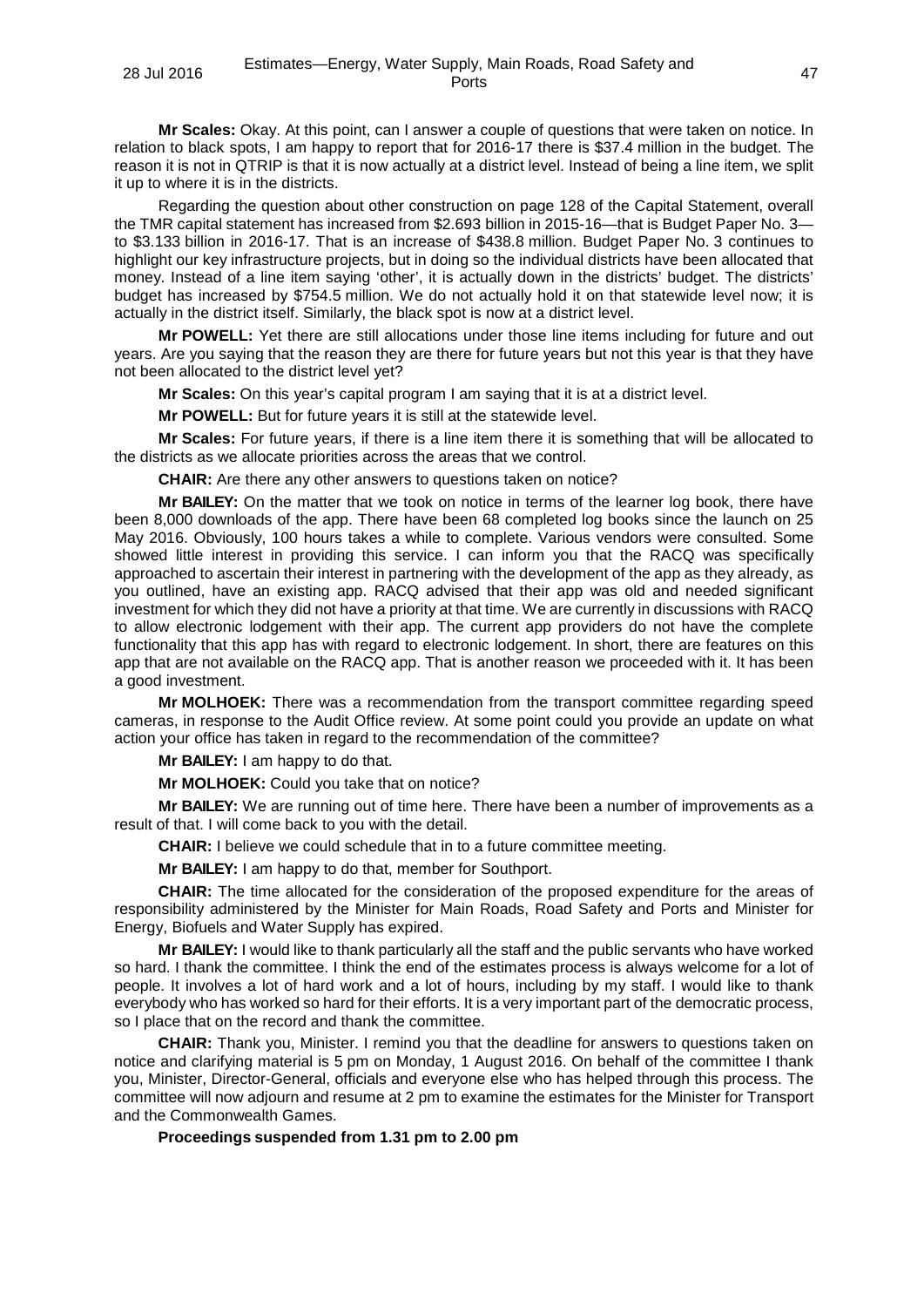**Mr Scales:** Okay. At this point, can I answer a couple of questions that were taken on notice. In relation to black spots, I am happy to report that for 2016-17 there is $37.4 million in the budget. The reason it is not in QTRIP is that it is now actually at a district level. Instead of being a line item, we split it up to where it is in the districts.

Regarding the question about other construction on page 128 of the Capital Statement, overall the TMR capital statement has increased from $2.693 billion in 2015-16—that is Budget Paper No. 3—to $3.133 billion in 2016-17. That is an increase of $438.8 million. Budget Paper No. 3 continues to highlight our key infrastructure projects, but in doing so the individual districts have been allocated that money. Instead of a line item saying 'other', it is actually down in the districts' budget. The districts' budget has increased by $754.5 million. We do not actually hold it on that statewide level now; it is actually in the district itself. Similarly, the black spot is now at a district level.

**Mr POWELL:** Yet there are still allocations under those line items including for future and out years. Are you saying that the reason they are there for future years but not this year is that they have not been allocated to the district level yet?

**Mr Scales:** On this year's capital program I am saying that it is at a district level.

**Mr POWELL:** But for future years it is still at the statewide level.

**Mr Scales:** For future years, if there is a line item there it is something that will be allocated to the districts as we allocate priorities across the areas that we control.

**CHAIR:** Are there any other answers to questions taken on notice?

**Mr BAILEY:** On the matter that we took on notice in terms of the learner log book, there have been 8,000 downloads of the app. There have been 68 completed log books since the launch on 25 May 2016. Obviously, 100 hours takes a while to complete. Various vendors were consulted. Some showed little interest in providing this service. I can inform you that the RACQ was specifically approached to ascertain their interest in partnering with the development of the app as they already, as you outlined, have an existing app. RACQ advised that their app was old and needed significant investment for which they did not have a priority at that time. We are currently in discussions with RACQ to allow electronic lodgement with their app. The current app providers do not have the complete functionality that this app has with regard to electronic lodgement. In short, there are features on this app that are not available on the RACQ app. That is another reason we proceeded with it. It has been a good investment.

**Mr MOLHOEK:** There was a recommendation from the transport committee regarding speed cameras, in response to the Audit Office review. At some point could you provide an update on what action your office has taken in regard to the recommendation of the committee?

**Mr BAILEY:** I am happy to do that.

**Mr MOLHOEK:** Could you take that on notice?

**Mr BAILEY:** We are running out of time here. There have been a number of improvements as a result of that. I will come back to you with the detail.

**CHAIR:** I believe we could schedule that in to a future committee meeting.

**Mr BAILEY:** I am happy to do that, member for Southport.

**CHAIR:** The time allocated for the consideration of the proposed expenditure for the areas of responsibility administered by the Minister for Main Roads, Road Safety and Ports and Minister for Energy, Biofuels and Water Supply has expired.

**Mr BAILEY:** I would like to thank particularly all the staff and the public servants who have worked so hard. I thank the committee. I think the end of the estimates process is always welcome for a lot of people. It involves a lot of hard work and a lot of hours, including by my staff. I would like to thank everybody who has worked so hard for their efforts. It is a very important part of the democratic process, so I place that on the record and thank the committee.

**CHAIR:** Thank you, Minister. I remind you that the deadline for answers to questions taken on notice and clarifying material is 5 pm on Monday, 1 August 2016. On behalf of the committee I thank you, Minister, Director-General, officials and everyone else who has helped through this process. The committee will now adjourn and resume at 2 pm to examine the estimates for the Minister for Transport and the Commonwealth Games.

**Proceedings suspended from 1.31 pm to 2.00 pm**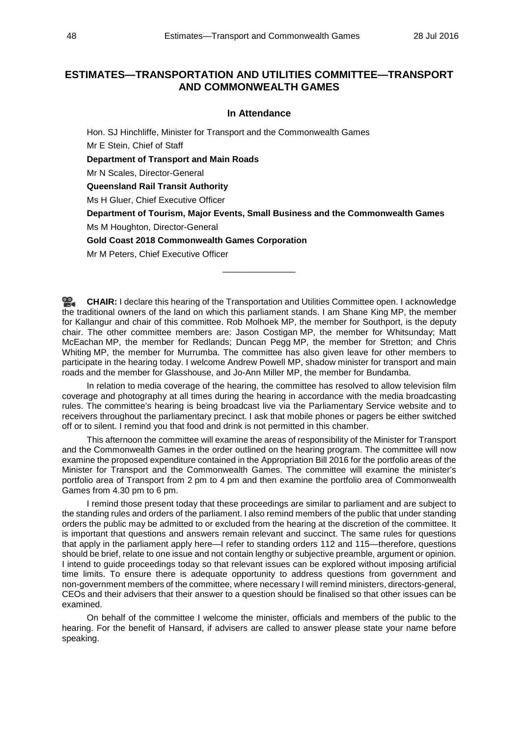## ESTIMATES—TRANSPORTATION AND UTILITIES COMMITTEE—TRANSPORT AND COMMONWEALTH GAMES

### In Attendance

Hon. SJ Hinchliffe, Minister for Transport and the Commonwealth Games

Mr E Stein, Chief of Staff

**Department of Transport and Main Roads**

Mr N Scales, Director-General

**Queensland Rail Transit Authority**

Ms H Gluer, Chief Executive Officer

**Department of Tourism, Major Events, Small Business and the Commonwealth Games**

Ms M Houghton, Director-General

**Gold Coast 2018 Commonwealth Games Corporation**

Mr M Peters, Chief Executive Officer

---

**CHAIR:** I declare this hearing of the Transportation and Utilities Committee open. I acknowledge the traditional owners of the land on which this parliament stands. I am Shane King MP, the member for Kallangur and chair of this committee. Rob Molhoek MP, the member for Southport, is the deputy chair. The other committee members are: Jason Costigan MP, the member for Whitsunday; Matt McEachan MP, the member for Redlands; Duncan Pegg MP, the member for Stretton; and Chris Whiting MP, the member for Murrumba. The committee has also given leave for other members to participate in the hearing today. I welcome Andrew Powell MP, shadow minister for transport and main roads and the member for Glasshouse, and Jo-Ann Miller MP, the member for Bundamba.

In relation to media coverage of the hearing, the committee has resolved to allow television film coverage and photography at all times during the hearing in accordance with the media broadcasting rules. The committee's hearing is being broadcast live via the Parliamentary Service website and to receivers throughout the parliamentary precinct. I ask that mobile phones or pagers be either switched off or to silent. I remind you that food and drink is not permitted in this chamber.

This afternoon the committee will examine the areas of responsibility of the Minister for Transport and the Commonwealth Games in the order outlined on the hearing program. The committee will now examine the proposed expenditure contained in the Appropriation Bill 2016 for the portfolio areas of the Minister for Transport and the Commonwealth Games. The committee will examine the minister's portfolio area of Transport from 2 pm to 4 pm and then examine the portfolio area of Commonwealth Games from 4.30 pm to 6 pm.

I remind those present today that these proceedings are similar to parliament and are subject to the standing rules and orders of the parliament. I also remind members of the public that under standing orders the public may be admitted to or excluded from the hearing at the discretion of the committee. It is important that questions and answers remain relevant and succinct. The same rules for questions that apply in the parliament apply here—I refer to standing orders 112 and 115—therefore, questions should be brief, relate to one issue and not contain lengthy or subjective preamble, argument or opinion. I intend to guide proceedings today so that relevant issues can be explored without imposing artificial time limits. To ensure there is adequate opportunity to address questions from government and non-government members of the committee, where necessary I will remind ministers, directors-general, CEOs and their advisers that their answer to a question should be finalised so that other issues can be examined.

On behalf of the committee I welcome the minister, officials and members of the public to the hearing. For the benefit of Hansard, if advisers are called to answer please state your name before speaking.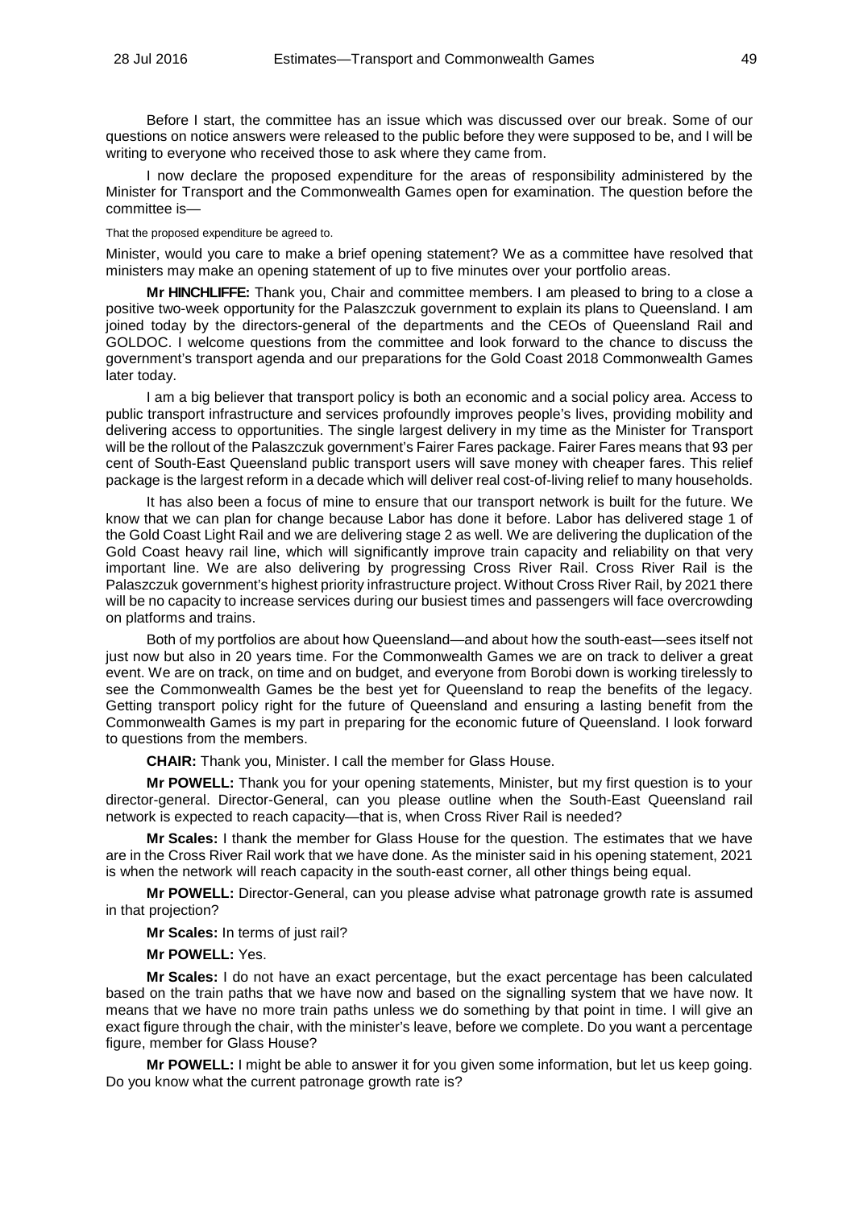Before I start, the committee has an issue which was discussed over our break. Some of our questions on notice answers were released to the public before they were supposed to be, and I will be writing to everyone who received those to ask where they came from.

I now declare the proposed expenditure for the areas of responsibility administered by the Minister for Transport and the Commonwealth Games open for examination. The question before the committee is—

That the proposed expenditure be agreed to.

Minister, would you care to make a brief opening statement? We as a committee have resolved that ministers may make an opening statement of up to five minutes over your portfolio areas.

**Mr HINCHLIFFE:** Thank you, Chair and committee members. I am pleased to bring to a close a positive two-week opportunity for the Palaszczuk government to explain its plans to Queensland. I am joined today by the directors-general of the departments and the CEOs of Queensland Rail and GOLDOC. I welcome questions from the committee and look forward to the chance to discuss the government's transport agenda and our preparations for the Gold Coast 2018 Commonwealth Games later today.

I am a big believer that transport policy is both an economic and a social policy area. Access to public transport infrastructure and services profoundly improves people's lives, providing mobility and delivering access to opportunities. The single largest delivery in my time as the Minister for Transport will be the rollout of the Palaszczuk government's Fairer Fares package. Fairer Fares means that 93 per cent of South-East Queensland public transport users will save money with cheaper fares. This relief package is the largest reform in a decade which will deliver real cost-of-living relief to many households.

It has also been a focus of mine to ensure that our transport network is built for the future. We know that we can plan for change because Labor has done it before. Labor has delivered stage 1 of the Gold Coast Light Rail and we are delivering stage 2 as well. We are delivering the duplication of the Gold Coast heavy rail line, which will significantly improve train capacity and reliability on that very important line. We are also delivering by progressing Cross River Rail. Cross River Rail is the Palaszczuk government's highest priority infrastructure project. Without Cross River Rail, by 2021 there will be no capacity to increase services during our busiest times and passengers will face overcrowding on platforms and trains.

Both of my portfolios are about how Queensland—and about how the south-east—sees itself not just now but also in 20 years time. For the Commonwealth Games we are on track to deliver a great event. We are on track, on time and on budget, and everyone from Borobi down is working tirelessly to see the Commonwealth Games be the best yet for Queensland to reap the benefits of the legacy. Getting transport policy right for the future of Queensland and ensuring a lasting benefit from the Commonwealth Games is my part in preparing for the economic future of Queensland. I look forward to questions from the members.

**CHAIR:** Thank you, Minister. I call the member for Glass House.

**Mr POWELL:** Thank you for your opening statements, Minister, but my first question is to your director-general. Director-General, can you please outline when the South-East Queensland rail network is expected to reach capacity—that is, when Cross River Rail is needed?

**Mr Scales:** I thank the member for Glass House for the question. The estimates that we have are in the Cross River Rail work that we have done. As the minister said in his opening statement, 2021 is when the network will reach capacity in the south-east corner, all other things being equal.

**Mr POWELL:** Director-General, can you please advise what patronage growth rate is assumed in that projection?

**Mr Scales:** In terms of just rail?

**Mr POWELL:** Yes.

**Mr Scales:** I do not have an exact percentage, but the exact percentage has been calculated based on the train paths that we have now and based on the signalling system that we have now. It means that we have no more train paths unless we do something by that point in time. I will give an exact figure through the chair, with the minister's leave, before we complete. Do you want a percentage figure, member for Glass House?

**Mr POWELL:** I might be able to answer it for you given some information, but let us keep going. Do you know what the current patronage growth rate is?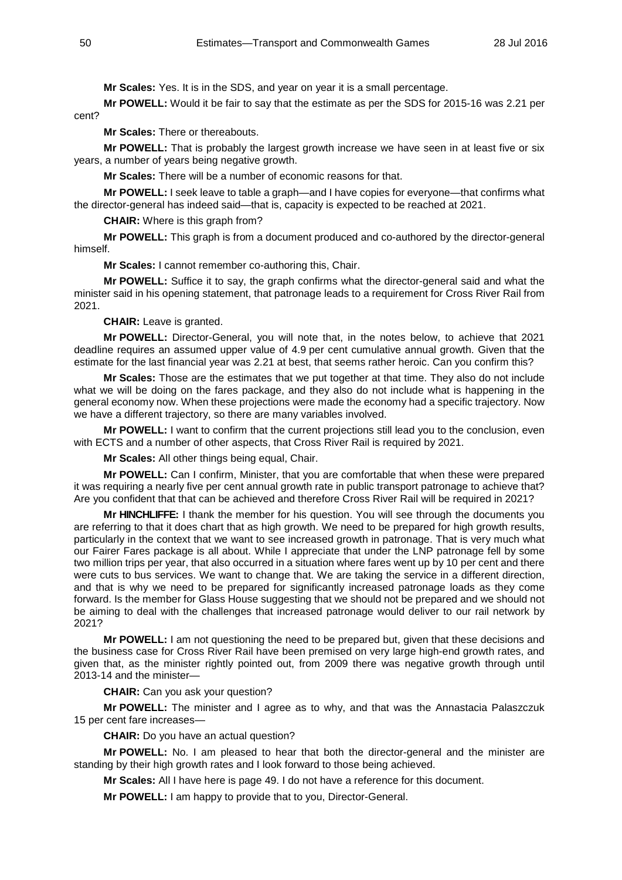**Mr Scales:** Yes. It is in the SDS, and year on year it is a small percentage.

**Mr POWELL:** Would it be fair to say that the estimate as per the SDS for 2015-16 was 2.21 per cent?

**Mr Scales:** There or thereabouts.

**Mr POWELL:** That is probably the largest growth increase we have seen in at least five or six years, a number of years being negative growth.

**Mr Scales:** There will be a number of economic reasons for that.

**Mr POWELL:** I seek leave to table a graph—and I have copies for everyone—that confirms what the director-general has indeed said—that is, capacity is expected to be reached at 2021.

**CHAIR:** Where is this graph from?

**Mr POWELL:** This graph is from a document produced and co-authored by the director-general himself.

**Mr Scales:** I cannot remember co-authoring this, Chair.

**Mr POWELL:** Suffice it to say, the graph confirms what the director-general said and what the minister said in his opening statement, that patronage leads to a requirement for Cross River Rail from 2021.

**CHAIR:** Leave is granted.

**Mr POWELL:** Director-General, you will note that, in the notes below, to achieve that 2021 deadline requires an assumed upper value of 4.9 per cent cumulative annual growth. Given that the estimate for the last financial year was 2.21 at best, that seems rather heroic. Can you confirm this?

**Mr Scales:** Those are the estimates that we put together at that time. They also do not include what we will be doing on the fares package, and they also do not include what is happening in the general economy now. When these projections were made the economy had a specific trajectory. Now we have a different trajectory, so there are many variables involved.

**Mr POWELL:** I want to confirm that the current projections still lead you to the conclusion, even with ECTS and a number of other aspects, that Cross River Rail is required by 2021.

**Mr Scales:** All other things being equal, Chair.

**Mr POWELL:** Can I confirm, Minister, that you are comfortable that when these were prepared it was requiring a nearly five per cent annual growth rate in public transport patronage to achieve that? Are you confident that that can be achieved and therefore Cross River Rail will be required in 2021?

**Mr HINCHLIFFE:** I thank the member for his question. You will see through the documents you are referring to that it does chart that as high growth. We need to be prepared for high growth results, particularly in the context that we want to see increased growth in patronage. That is very much what our Fairer Fares package is all about. While I appreciate that under the LNP patronage fell by some two million trips per year, that also occurred in a situation where fares went up by 10 per cent and there were cuts to bus services. We want to change that. We are taking the service in a different direction, and that is why we need to be prepared for significantly increased patronage loads as they come forward. Is the member for Glass House suggesting that we should not be prepared and we should not be aiming to deal with the challenges that increased patronage would deliver to our rail network by 2021?

**Mr POWELL:** I am not questioning the need to be prepared but, given that these decisions and the business case for Cross River Rail have been premised on very large high-end growth rates, and given that, as the minister rightly pointed out, from 2009 there was negative growth through until 2013-14 and the minister—

**CHAIR:** Can you ask your question?

**Mr POWELL:** The minister and I agree as to why, and that was the Annastacia Palaszczuk 15 per cent fare increases—

**CHAIR:** Do you have an actual question?

**Mr POWELL:** No. I am pleased to hear that both the director-general and the minister are standing by their high growth rates and I look forward to those being achieved.

**Mr Scales:** All I have here is page 49. I do not have a reference for this document.

**Mr POWELL:** I am happy to provide that to you, Director-General.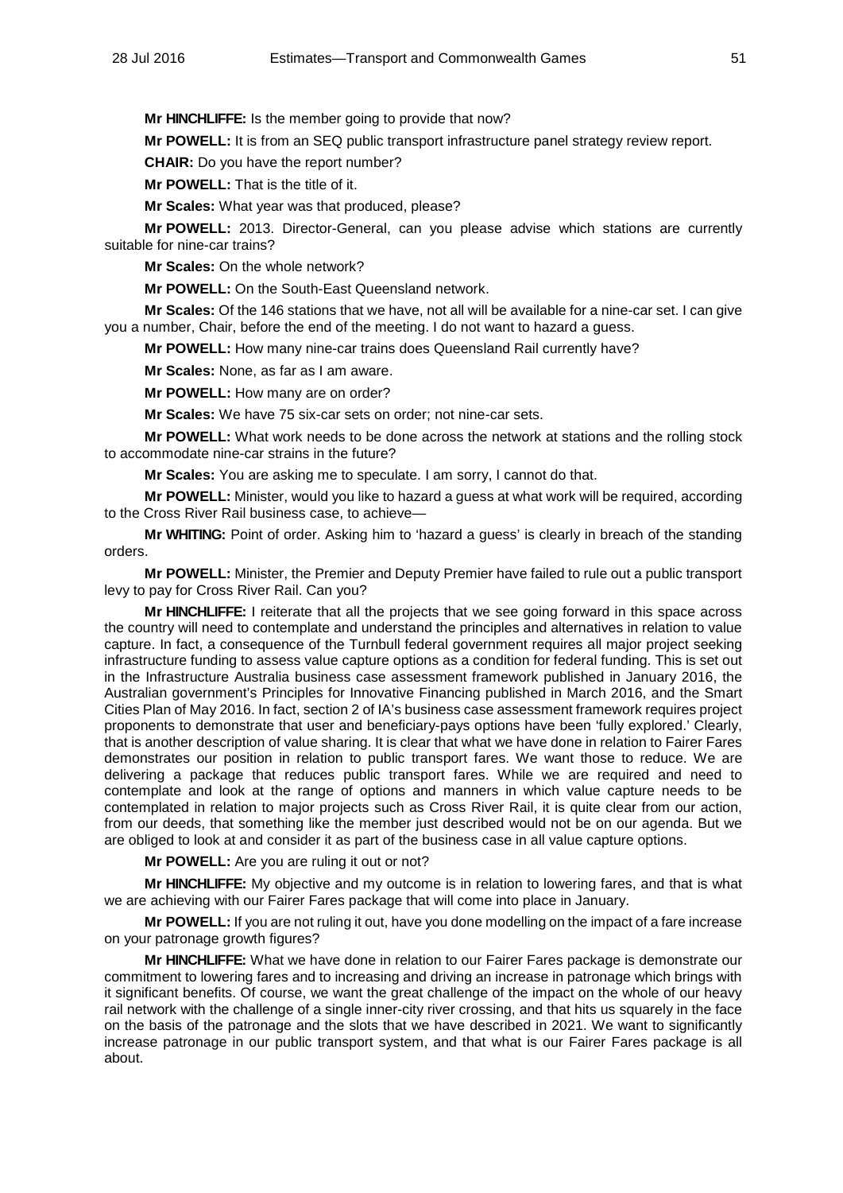**Mr HINCHLIFFE:** Is the member going to provide that now?

**Mr POWELL:** It is from an SEQ public transport infrastructure panel strategy review report.

**CHAIR:** Do you have the report number?

**Mr POWELL:** That is the title of it.

**Mr Scales:** What year was that produced, please?

**Mr POWELL:** 2013. Director-General, can you please advise which stations are currently suitable for nine-car trains?

**Mr Scales:** On the whole network?

**Mr POWELL:** On the South-East Queensland network.

**Mr Scales:** Of the 146 stations that we have, not all will be available for a nine-car set. I can give you a number, Chair, before the end of the meeting. I do not want to hazard a guess.

**Mr POWELL:** How many nine-car trains does Queensland Rail currently have?

**Mr Scales:** None, as far as I am aware.

**Mr POWELL:** How many are on order?

**Mr Scales:** We have 75 six-car sets on order; not nine-car sets.

**Mr POWELL:** What work needs to be done across the network at stations and the rolling stock to accommodate nine-car strains in the future?

**Mr Scales:** You are asking me to speculate. I am sorry, I cannot do that.

**Mr POWELL:** Minister, would you like to hazard a guess at what work will be required, according to the Cross River Rail business case, to achieve—

**Mr WHITING:** Point of order. Asking him to 'hazard a guess' is clearly in breach of the standing orders.

**Mr POWELL:** Minister, the Premier and Deputy Premier have failed to rule out a public transport levy to pay for Cross River Rail. Can you?

**Mr HINCHLIFFE:** I reiterate that all the projects that we see going forward in this space across the country will need to contemplate and understand the principles and alternatives in relation to value capture. In fact, a consequence of the Turnbull federal government requires all major project seeking infrastructure funding to assess value capture options as a condition for federal funding. This is set out in the Infrastructure Australia business case assessment framework published in January 2016, the Australian government's Principles for Innovative Financing published in March 2016, and the Smart Cities Plan of May 2016. In fact, section 2 of IA's business case assessment framework requires project proponents to demonstrate that user and beneficiary-pays options have been 'fully explored.' Clearly, that is another description of value sharing. It is clear that what we have done in relation to Fairer Fares demonstrates our position in relation to public transport fares. We want those to reduce. We are delivering a package that reduces public transport fares. While we are required and need to contemplate and look at the range of options and manners in which value capture needs to be contemplated in relation to major projects such as Cross River Rail, it is quite clear from our action, from our deeds, that something like the member just described would not be on our agenda. But we are obliged to look at and consider it as part of the business case in all value capture options.

**Mr POWELL:** Are you are ruling it out or not?

**Mr HINCHLIFFE:** My objective and my outcome is in relation to lowering fares, and that is what we are achieving with our Fairer Fares package that will come into place in January.

**Mr POWELL:** If you are not ruling it out, have you done modelling on the impact of a fare increase on your patronage growth figures?

**Mr HINCHLIFFE:** What we have done in relation to our Fairer Fares package is demonstrate our commitment to lowering fares and to increasing and driving an increase in patronage which brings with it significant benefits. Of course, we want the great challenge of the impact on the whole of our heavy rail network with the challenge of a single inner-city river crossing, and that hits us squarely in the face on the basis of the patronage and the slots that we have described in 2021. We want to significantly increase patronage in our public transport system, and that what is our Fairer Fares package is all about.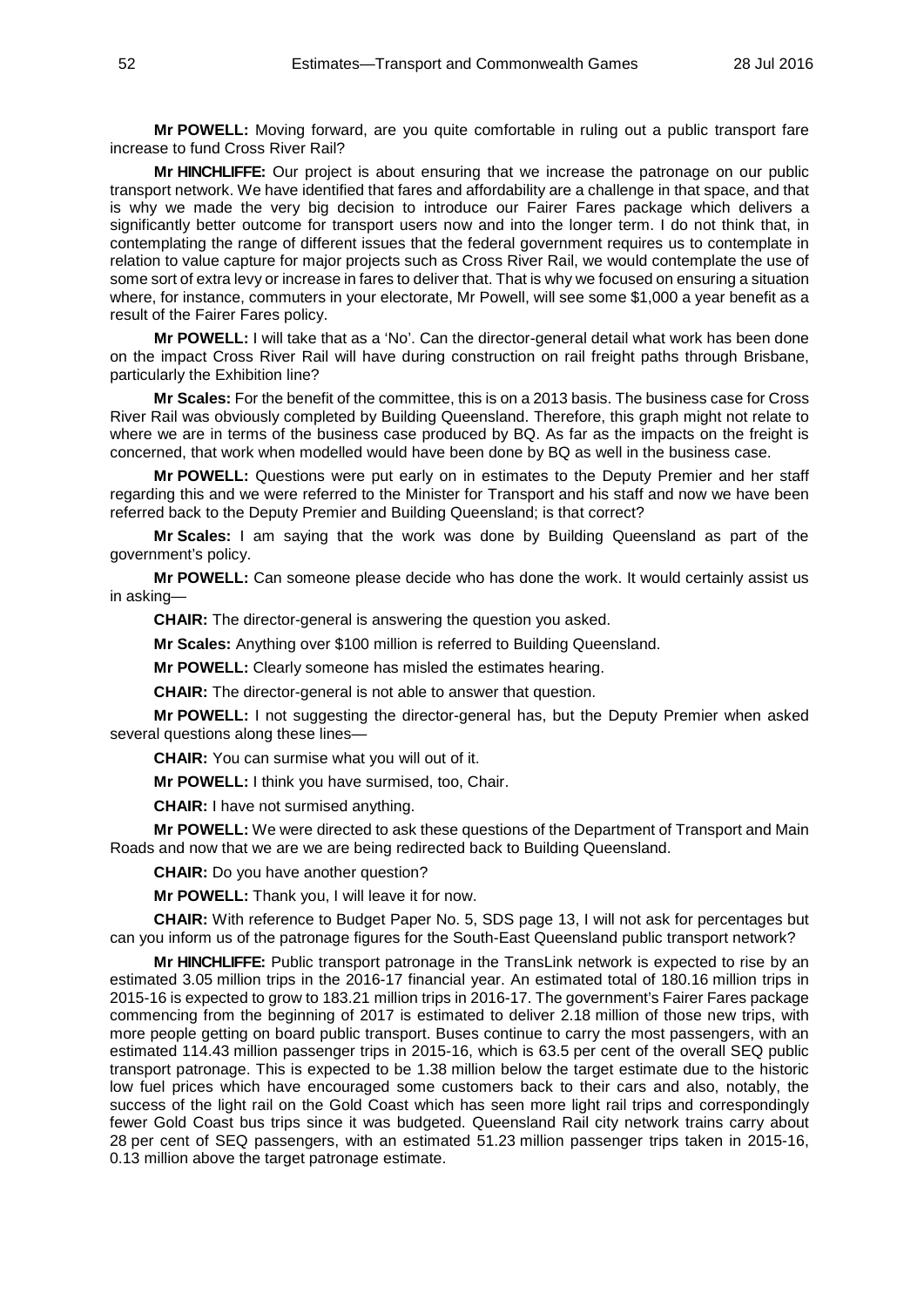**Mr POWELL:** Moving forward, are you quite comfortable in ruling out a public transport fare increase to fund Cross River Rail?

**Mr HINCHLIFFE:** Our project is about ensuring that we increase the patronage on our public transport network. We have identified that fares and affordability are a challenge in that space, and that is why we made the very big decision to introduce our Fairer Fares package which delivers a significantly better outcome for transport users now and into the longer term. I do not think that, in contemplating the range of different issues that the federal government requires us to contemplate in relation to value capture for major projects such as Cross River Rail, we would contemplate the use of some sort of extra levy or increase in fares to deliver that. That is why we focused on ensuring a situation where, for instance, commuters in your electorate, Mr Powell, will see some $1,000 a year benefit as a result of the Fairer Fares policy.

**Mr POWELL:** I will take that as a 'No'. Can the director-general detail what work has been done on the impact Cross River Rail will have during construction on rail freight paths through Brisbane, particularly the Exhibition line?

**Mr Scales:** For the benefit of the committee, this is on a 2013 basis. The business case for Cross River Rail was obviously completed by Building Queensland. Therefore, this graph might not relate to where we are in terms of the business case produced by BQ. As far as the impacts on the freight is concerned, that work when modelled would have been done by BQ as well in the business case.

**Mr POWELL:** Questions were put early on in estimates to the Deputy Premier and her staff regarding this and we were referred to the Minister for Transport and his staff and now we have been referred back to the Deputy Premier and Building Queensland; is that correct?

**Mr Scales:** I am saying that the work was done by Building Queensland as part of the government's policy.

**Mr POWELL:** Can someone please decide who has done the work. It would certainly assist us in asking—

**CHAIR:** The director-general is answering the question you asked.

**Mr Scales:** Anything over $100 million is referred to Building Queensland.

**Mr POWELL:** Clearly someone has misled the estimates hearing.

**CHAIR:** The director-general is not able to answer that question.

**Mr POWELL:** I not suggesting the director-general has, but the Deputy Premier when asked several questions along these lines—

**CHAIR:** You can surmise what you will out of it.

**Mr POWELL:** I think you have surmised, too, Chair.

**CHAIR:** I have not surmised anything.

**Mr POWELL:** We were directed to ask these questions of the Department of Transport and Main Roads and now that we are we are being redirected back to Building Queensland.

**CHAIR:** Do you have another question?

**Mr POWELL:** Thank you, I will leave it for now.

**CHAIR:** With reference to Budget Paper No. 5, SDS page 13, I will not ask for percentages but can you inform us of the patronage figures for the South-East Queensland public transport network?

**Mr HINCHLIFFE:** Public transport patronage in the TransLink network is expected to rise by an estimated 3.05 million trips in the 2016-17 financial year. An estimated total of 180.16 million trips in 2015-16 is expected to grow to 183.21 million trips in 2016-17. The government's Fairer Fares package commencing from the beginning of 2017 is estimated to deliver 2.18 million of those new trips, with more people getting on board public transport. Buses continue to carry the most passengers, with an estimated 114.43 million passenger trips in 2015-16, which is 63.5 per cent of the overall SEQ public transport patronage. This is expected to be 1.38 million below the target estimate due to the historic low fuel prices which have encouraged some customers back to their cars and also, notably, the success of the light rail on the Gold Coast which has seen more light rail trips and correspondingly fewer Gold Coast bus trips since it was budgeted. Queensland Rail city network trains carry about 28 per cent of SEQ passengers, with an estimated 51.23 million passenger trips taken in 2015-16, 0.13 million above the target patronage estimate.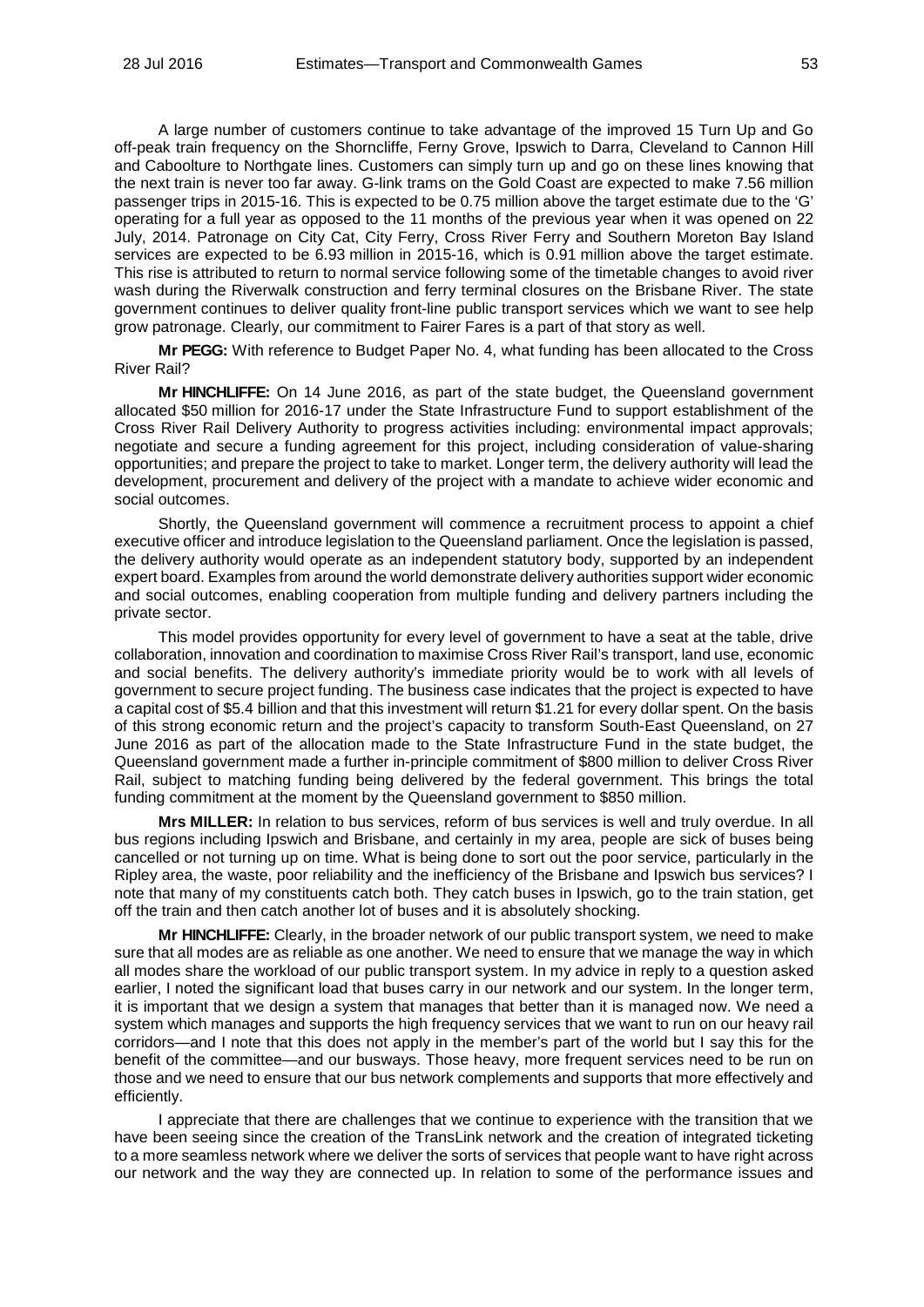A large number of customers continue to take advantage of the improved 15 Turn Up and Go off-peak train frequency on the Shorncliffe, Ferny Grove, Ipswich to Darra, Cleveland to Cannon Hill and Caboolture to Northgate lines. Customers can simply turn up and go on these lines knowing that the next train is never too far away. G-link trams on the Gold Coast are expected to make 7.56 million passenger trips in 2015-16. This is expected to be 0.75 million above the target estimate due to the 'G' operating for a full year as opposed to the 11 months of the previous year when it was opened on 22 July, 2014. Patronage on City Cat, City Ferry, Cross River Ferry and Southern Moreton Bay Island services are expected to be 6.93 million in 2015-16, which is 0.91 million above the target estimate. This rise is attributed to return to normal service following some of the timetable changes to avoid river wash during the Riverwalk construction and ferry terminal closures on the Brisbane River. The state government continues to deliver quality front-line public transport services which we want to see help grow patronage. Clearly, our commitment to Fairer Fares is a part of that story as well.

**Mr PEGG:** With reference to Budget Paper No. 4, what funding has been allocated to the Cross River Rail?

**Mr HINCHLIFFE:** On 14 June 2016, as part of the state budget, the Queensland government allocated $50 million for 2016-17 under the State Infrastructure Fund to support establishment of the Cross River Rail Delivery Authority to progress activities including: environmental impact approvals; negotiate and secure a funding agreement for this project, including consideration of value-sharing opportunities; and prepare the project to take to market. Longer term, the delivery authority will lead the development, procurement and delivery of the project with a mandate to achieve wider economic and social outcomes.

Shortly, the Queensland government will commence a recruitment process to appoint a chief executive officer and introduce legislation to the Queensland parliament. Once the legislation is passed, the delivery authority would operate as an independent statutory body, supported by an independent expert board. Examples from around the world demonstrate delivery authorities support wider economic and social outcomes, enabling cooperation from multiple funding and delivery partners including the private sector.

This model provides opportunity for every level of government to have a seat at the table, drive collaboration, innovation and coordination to maximise Cross River Rail's transport, land use, economic and social benefits. The delivery authority's immediate priority would be to work with all levels of government to secure project funding. The business case indicates that the project is expected to have a capital cost of $5.4 billion and that this investment will return $1.21 for every dollar spent. On the basis of this strong economic return and the project's capacity to transform South-East Queensland, on 27 June 2016 as part of the allocation made to the State Infrastructure Fund in the state budget, the Queensland government made a further in-principle commitment of $800 million to deliver Cross River Rail, subject to matching funding being delivered by the federal government. This brings the total funding commitment at the moment by the Queensland government to $850 million.

**Mrs MILLER:** In relation to bus services, reform of bus services is well and truly overdue. In all bus regions including Ipswich and Brisbane, and certainly in my area, people are sick of buses being cancelled or not turning up on time. What is being done to sort out the poor service, particularly in the Ripley area, the waste, poor reliability and the inefficiency of the Brisbane and Ipswich bus services? I note that many of my constituents catch both. They catch buses in Ipswich, go to the train station, get off the train and then catch another lot of buses and it is absolutely shocking.

**Mr HINCHLIFFE:** Clearly, in the broader network of our public transport system, we need to make sure that all modes are as reliable as one another. We need to ensure that we manage the way in which all modes share the workload of our public transport system. In my advice in reply to a question asked earlier, I noted the significant load that buses carry in our network and our system. In the longer term, it is important that we design a system that manages that better than it is managed now. We need a system which manages and supports the high frequency services that we want to run on our heavy rail corridors—and I note that this does not apply in the member's part of the world but I say this for the benefit of the committee—and our busways. Those heavy, more frequent services need to be run on those and we need to ensure that our bus network complements and supports that more effectively and efficiently.

I appreciate that there are challenges that we continue to experience with the transition that we have been seeing since the creation of the TransLink network and the creation of integrated ticketing to a more seamless network where we deliver the sorts of services that people want to have right across our network and the way they are connected up. In relation to some of the performance issues and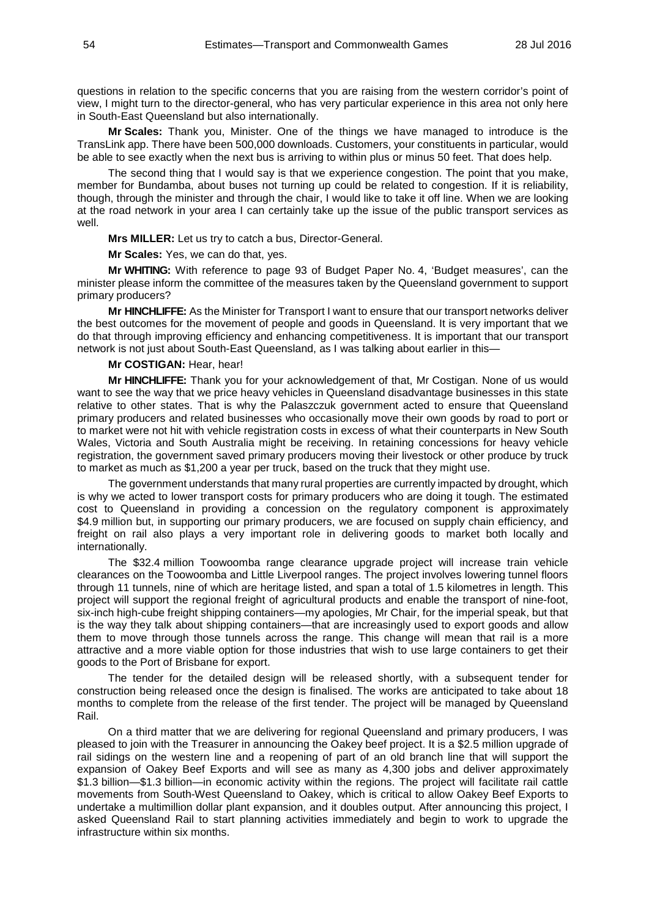questions in relation to the specific concerns that you are raising from the western corridor's point of view, I might turn to the director-general, who has very particular experience in this area not only here in South-East Queensland but also internationally.

**Mr Scales:** Thank you, Minister. One of the things we have managed to introduce is the TransLink app. There have been 500,000 downloads. Customers, your constituents in particular, would be able to see exactly when the next bus is arriving to within plus or minus 50 feet. That does help.

The second thing that I would say is that we experience congestion. The point that you make, member for Bundamba, about buses not turning up could be related to congestion. If it is reliability, though, through the minister and through the chair, I would like to take it off line. When we are looking at the road network in your area I can certainly take up the issue of the public transport services as well.

**Mrs MILLER:** Let us try to catch a bus, Director-General.

**Mr Scales:** Yes, we can do that, yes.

**Mr WHITING:** With reference to page 93 of Budget Paper No. 4, 'Budget measures', can the minister please inform the committee of the measures taken by the Queensland government to support primary producers?

**Mr HINCHLIFFE:** As the Minister for Transport I want to ensure that our transport networks deliver the best outcomes for the movement of people and goods in Queensland. It is very important that we do that through improving efficiency and enhancing competitiveness. It is important that our transport network is not just about South-East Queensland, as I was talking about earlier in this—

**Mr COSTIGAN:** Hear, hear!

**Mr HINCHLIFFE:** Thank you for your acknowledgement of that, Mr Costigan. None of us would want to see the way that we price heavy vehicles in Queensland disadvantage businesses in this state relative to other states. That is why the Palaszczuk government acted to ensure that Queensland primary producers and related businesses who occasionally move their own goods by road to port or to market were not hit with vehicle registration costs in excess of what their counterparts in New South Wales, Victoria and South Australia might be receiving. In retaining concessions for heavy vehicle registration, the government saved primary producers moving their livestock or other produce by truck to market as much as $1,200 a year per truck, based on the truck that they might use.

The government understands that many rural properties are currently impacted by drought, which is why we acted to lower transport costs for primary producers who are doing it tough. The estimated cost to Queensland in providing a concession on the regulatory component is approximately $4.9 million but, in supporting our primary producers, we are focused on supply chain efficiency, and freight on rail also plays a very important role in delivering goods to market both locally and internationally.

The $32.4 million Toowoomba range clearance upgrade project will increase train vehicle clearances on the Toowoomba and Little Liverpool ranges. The project involves lowering tunnel floors through 11 tunnels, nine of which are heritage listed, and span a total of 1.5 kilometres in length. This project will support the regional freight of agricultural products and enable the transport of nine-foot, six-inch high-cube freight shipping containers—my apologies, Mr Chair, for the imperial speak, but that is the way they talk about shipping containers—that are increasingly used to export goods and allow them to move through those tunnels across the range. This change will mean that rail is a more attractive and a more viable option for those industries that wish to use large containers to get their goods to the Port of Brisbane for export.

The tender for the detailed design will be released shortly, with a subsequent tender for construction being released once the design is finalised. The works are anticipated to take about 18 months to complete from the release of the first tender. The project will be managed by Queensland Rail.

On a third matter that we are delivering for regional Queensland and primary producers, I was pleased to join with the Treasurer in announcing the Oakey beef project. It is a $2.5 million upgrade of rail sidings on the western line and a reopening of part of an old branch line that will support the expansion of Oakey Beef Exports and will see as many as 4,300 jobs and deliver approximately $1.3 billion—$1.3 billion—in economic activity within the regions. The project will facilitate rail cattle movements from South-West Queensland to Oakey, which is critical to allow Oakey Beef Exports to undertake a multimillion dollar plant expansion, and it doubles output. After announcing this project, I asked Queensland Rail to start planning activities immediately and begin to work to upgrade the infrastructure within six months.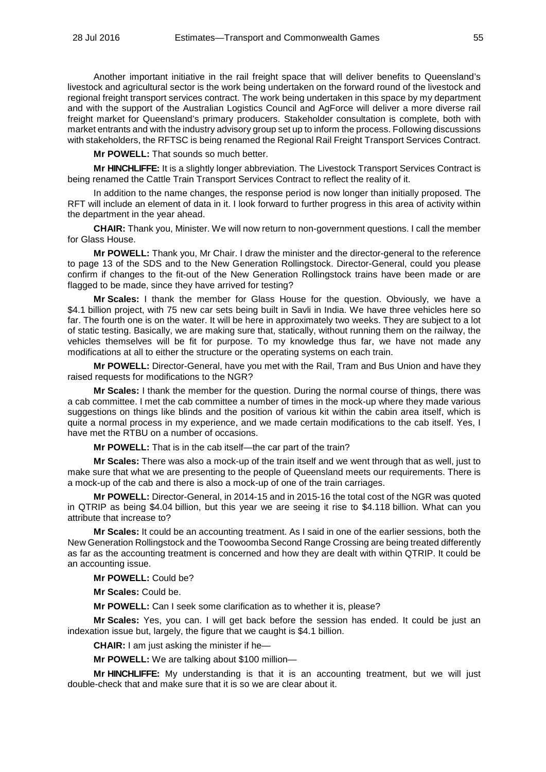Another important initiative in the rail freight space that will deliver benefits to Queensland's livestock and agricultural sector is the work being undertaken on the forward round of the livestock and regional freight transport services contract. The work being undertaken in this space by my department and with the support of the Australian Logistics Council and AgForce will deliver a more diverse rail freight market for Queensland's primary producers. Stakeholder consultation is complete, both with market entrants and with the industry advisory group set up to inform the process. Following discussions with stakeholders, the RFTSC is being renamed the Regional Rail Freight Transport Services Contract.

**Mr POWELL:** That sounds so much better.

**Mr HINCHLIFFE:** It is a slightly longer abbreviation. The Livestock Transport Services Contract is being renamed the Cattle Train Transport Services Contract to reflect the reality of it.

In addition to the name changes, the response period is now longer than initially proposed. The RFT will include an element of data in it. I look forward to further progress in this area of activity within the department in the year ahead.

**CHAIR:** Thank you, Minister. We will now return to non-government questions. I call the member for Glass House.

**Mr POWELL:** Thank you, Mr Chair. I draw the minister and the director-general to the reference to page 13 of the SDS and to the New Generation Rollingstock. Director-General, could you please confirm if changes to the fit-out of the New Generation Rollingstock trains have been made or are flagged to be made, since they have arrived for testing?

**Mr Scales:** I thank the member for Glass House for the question. Obviously, we have a $4.1 billion project, with 75 new car sets being built in Savli in India. We have three vehicles here so far. The fourth one is on the water. It will be here in approximately two weeks. They are subject to a lot of static testing. Basically, we are making sure that, statically, without running them on the railway, the vehicles themselves will be fit for purpose. To my knowledge thus far, we have not made any modifications at all to either the structure or the operating systems on each train.

**Mr POWELL:** Director-General, have you met with the Rail, Tram and Bus Union and have they raised requests for modifications to the NGR?

**Mr Scales:** I thank the member for the question. During the normal course of things, there was a cab committee. I met the cab committee a number of times in the mock-up where they made various suggestions on things like blinds and the position of various kit within the cabin area itself, which is quite a normal process in my experience, and we made certain modifications to the cab itself. Yes, I have met the RTBU on a number of occasions.

**Mr POWELL:** That is in the cab itself—the car part of the train?

**Mr Scales:** There was also a mock-up of the train itself and we went through that as well, just to make sure that what we are presenting to the people of Queensland meets our requirements. There is a mock-up of the cab and there is also a mock-up of one of the train carriages.

**Mr POWELL:** Director-General, in 2014-15 and in 2015-16 the total cost of the NGR was quoted in QTRIP as being $4.04 billion, but this year we are seeing it rise to $4.118 billion. What can you attribute that increase to?

**Mr Scales:** It could be an accounting treatment. As I said in one of the earlier sessions, both the New Generation Rollingstock and the Toowoomba Second Range Crossing are being treated differently as far as the accounting treatment is concerned and how they are dealt with within QTRIP. It could be an accounting issue.

**Mr POWELL:** Could be?

**Mr Scales:** Could be.

**Mr POWELL:** Can I seek some clarification as to whether it is, please?

**Mr Scales:** Yes, you can. I will get back before the session has ended. It could be just an indexation issue but, largely, the figure that we caught is $4.1 billion.

**CHAIR:** I am just asking the minister if he—

**Mr POWELL:** We are talking about $100 million—

**Mr HINCHLIFFE:** My understanding is that it is an accounting treatment, but we will just double-check that and make sure that it is so we are clear about it.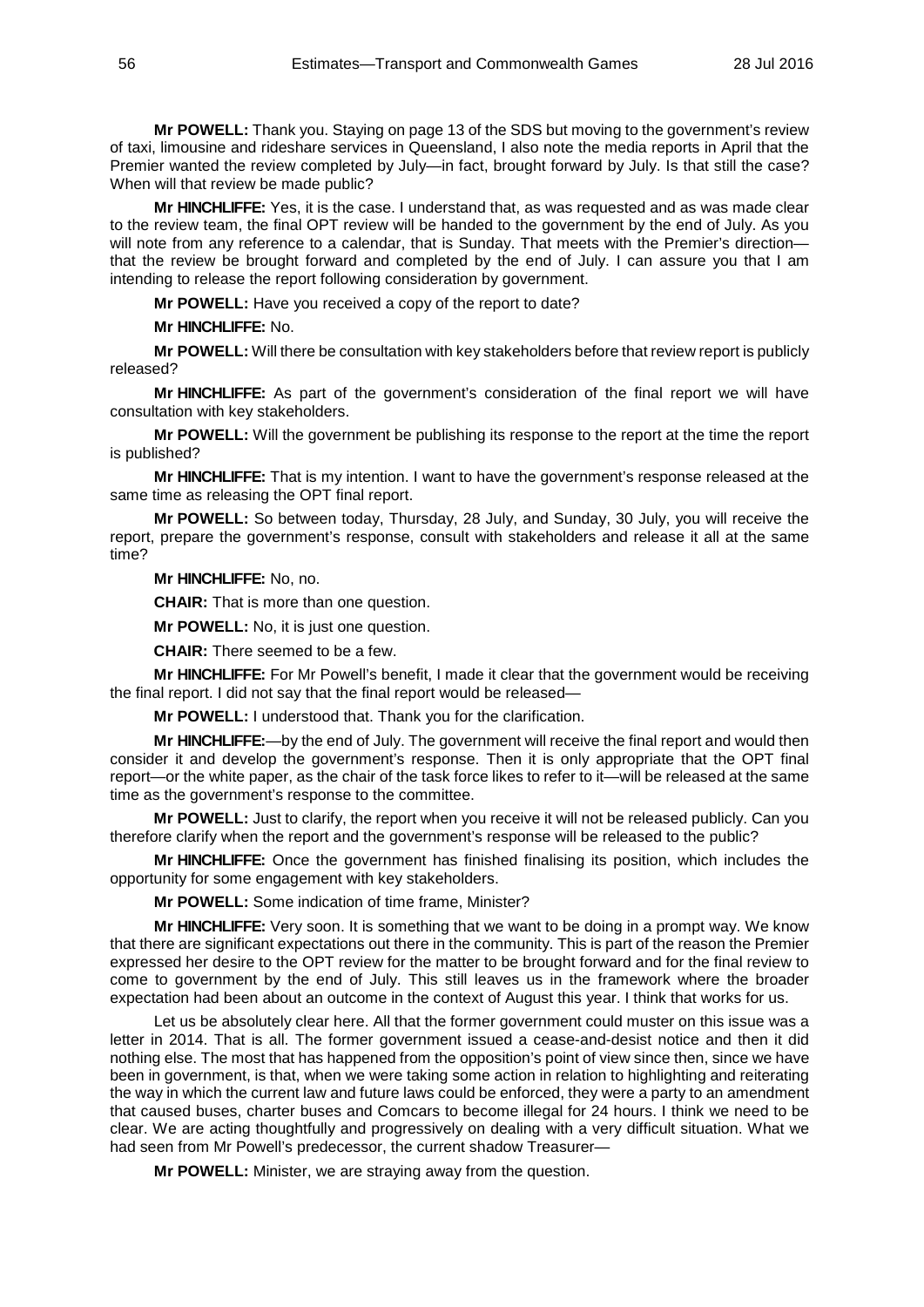**Mr POWELL:** Thank you. Staying on page 13 of the SDS but moving to the government's review of taxi, limousine and rideshare services in Queensland, I also note the media reports in April that the Premier wanted the review completed by July—in fact, brought forward by July. Is that still the case? When will that review be made public?

**Mr HINCHLIFFE:** Yes, it is the case. I understand that, as was requested and as was made clear to the review team, the final OPT review will be handed to the government by the end of July. As you will note from any reference to a calendar, that is Sunday. That meets with the Premier's direction—that the review be brought forward and completed by the end of July. I can assure you that I am intending to release the report following consideration by government.

**Mr POWELL:** Have you received a copy of the report to date?

**Mr HINCHLIFFE:** No.

**Mr POWELL:** Will there be consultation with key stakeholders before that review report is publicly released?

**Mr HINCHLIFFE:** As part of the government's consideration of the final report we will have consultation with key stakeholders.

**Mr POWELL:** Will the government be publishing its response to the report at the time the report is published?

**Mr HINCHLIFFE:** That is my intention. I want to have the government's response released at the same time as releasing the OPT final report.

**Mr POWELL:** So between today, Thursday, 28 July, and Sunday, 30 July, you will receive the report, prepare the government's response, consult with stakeholders and release it all at the same time?

**Mr HINCHLIFFE:** No, no.

**CHAIR:** That is more than one question.

**Mr POWELL:** No, it is just one question.

**CHAIR:** There seemed to be a few.

**Mr HINCHLIFFE:** For Mr Powell's benefit, I made it clear that the government would be receiving the final report. I did not say that the final report would be released—

**Mr POWELL:** I understood that. Thank you for the clarification.

**Mr HINCHLIFFE:**—by the end of July. The government will receive the final report and would then consider it and develop the government's response. Then it is only appropriate that the OPT final report—or the white paper, as the chair of the task force likes to refer to it—will be released at the same time as the government's response to the committee.

**Mr POWELL:** Just to clarify, the report when you receive it will not be released publicly. Can you therefore clarify when the report and the government's response will be released to the public?

**Mr HINCHLIFFE:** Once the government has finished finalising its position, which includes the opportunity for some engagement with key stakeholders.

**Mr POWELL:** Some indication of time frame, Minister?

**Mr HINCHLIFFE:** Very soon. It is something that we want to be doing in a prompt way. We know that there are significant expectations out there in the community. This is part of the reason the Premier expressed her desire to the OPT review for the matter to be brought forward and for the final review to come to government by the end of July. This still leaves us in the framework where the broader expectation had been about an outcome in the context of August this year. I think that works for us.

Let us be absolutely clear here. All that the former government could muster on this issue was a letter in 2014. That is all. The former government issued a cease-and-desist notice and then it did nothing else. The most that has happened from the opposition's point of view since then, since we have been in government, is that, when we were taking some action in relation to highlighting and reiterating the way in which the current law and future laws could be enforced, they were a party to an amendment that caused buses, charter buses and Comcars to become illegal for 24 hours. I think we need to be clear. We are acting thoughtfully and progressively on dealing with a very difficult situation. What we had seen from Mr Powell's predecessor, the current shadow Treasurer—

**Mr POWELL:** Minister, we are straying away from the question.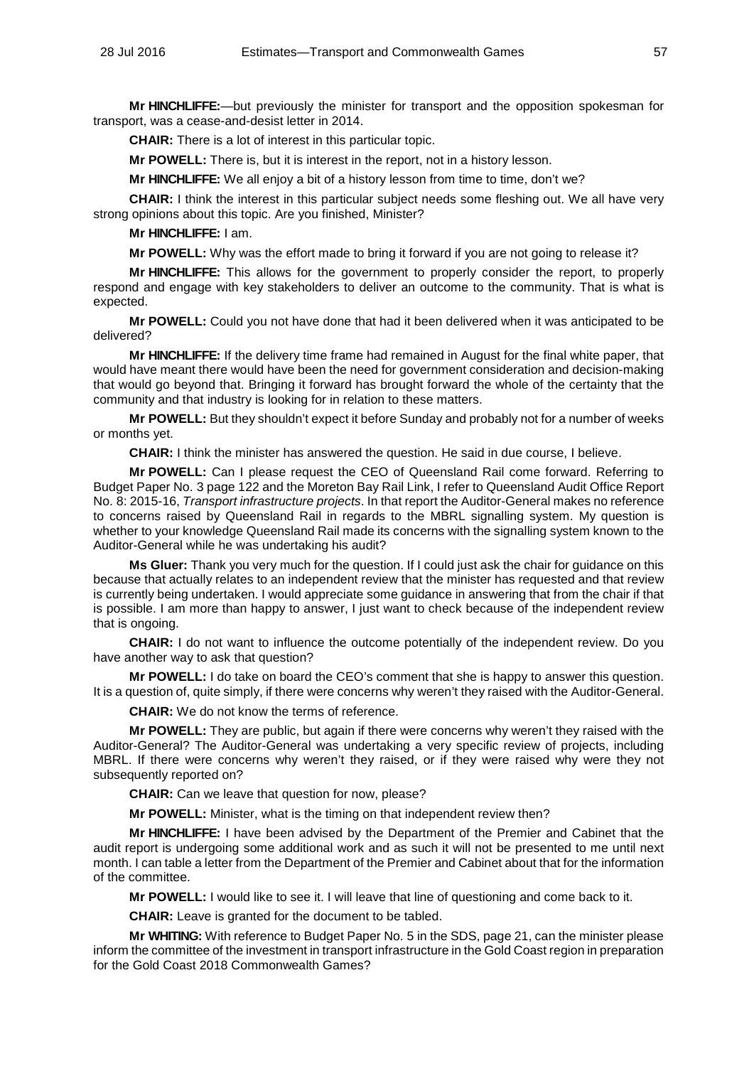**Mr HINCHLIFFE:**—but previously the minister for transport and the opposition spokesman for transport, was a cease-and-desist letter in 2014.

**CHAIR:** There is a lot of interest in this particular topic.

**Mr POWELL:** There is, but it is interest in the report, not in a history lesson.

**Mr HINCHLIFFE:** We all enjoy a bit of a history lesson from time to time, don't we?

**CHAIR:** I think the interest in this particular subject needs some fleshing out. We all have very strong opinions about this topic. Are you finished, Minister?

**Mr HINCHLIFFE:** I am.

**Mr POWELL:** Why was the effort made to bring it forward if you are not going to release it?

**Mr HINCHLIFFE:** This allows for the government to properly consider the report, to properly respond and engage with key stakeholders to deliver an outcome to the community. That is what is expected.

**Mr POWELL:** Could you not have done that had it been delivered when it was anticipated to be delivered?

**Mr HINCHLIFFE:** If the delivery time frame had remained in August for the final white paper, that would have meant there would have been the need for government consideration and decision-making that would go beyond that. Bringing it forward has brought forward the whole of the certainty that the community and that industry is looking for in relation to these matters.

**Mr POWELL:** But they shouldn't expect it before Sunday and probably not for a number of weeks or months yet.

**CHAIR:** I think the minister has answered the question. He said in due course, I believe.

**Mr POWELL:** Can I please request the CEO of Queensland Rail come forward. Referring to Budget Paper No. 3 page 122 and the Moreton Bay Rail Link, I refer to Queensland Audit Office Report No. 8: 2015-16, *Transport infrastructure projects*. In that report the Auditor-General makes no reference to concerns raised by Queensland Rail in regards to the MBRL signalling system. My question is whether to your knowledge Queensland Rail made its concerns with the signalling system known to the Auditor-General while he was undertaking his audit?

**Ms Gluer:** Thank you very much for the question. If I could just ask the chair for guidance on this because that actually relates to an independent review that the minister has requested and that review is currently being undertaken. I would appreciate some guidance in answering that from the chair if that is possible. I am more than happy to answer, I just want to check because of the independent review that is ongoing.

**CHAIR:** I do not want to influence the outcome potentially of the independent review. Do you have another way to ask that question?

**Mr POWELL:** I do take on board the CEO's comment that she is happy to answer this question. It is a question of, quite simply, if there were concerns why weren't they raised with the Auditor-General.

**CHAIR:** We do not know the terms of reference.

**Mr POWELL:** They are public, but again if there were concerns why weren't they raised with the Auditor-General? The Auditor-General was undertaking a very specific review of projects, including MBRL. If there were concerns why weren't they raised, or if they were raised why were they not subsequently reported on?

**CHAIR:** Can we leave that question for now, please?

**Mr POWELL:** Minister, what is the timing on that independent review then?

**Mr HINCHLIFFE:** I have been advised by the Department of the Premier and Cabinet that the audit report is undergoing some additional work and as such it will not be presented to me until next month. I can table a letter from the Department of the Premier and Cabinet about that for the information of the committee.

**Mr POWELL:** I would like to see it. I will leave that line of questioning and come back to it.

**CHAIR:** Leave is granted for the document to be tabled.

**Mr WHITING:** With reference to Budget Paper No. 5 in the SDS, page 21, can the minister please inform the committee of the investment in transport infrastructure in the Gold Coast region in preparation for the Gold Coast 2018 Commonwealth Games?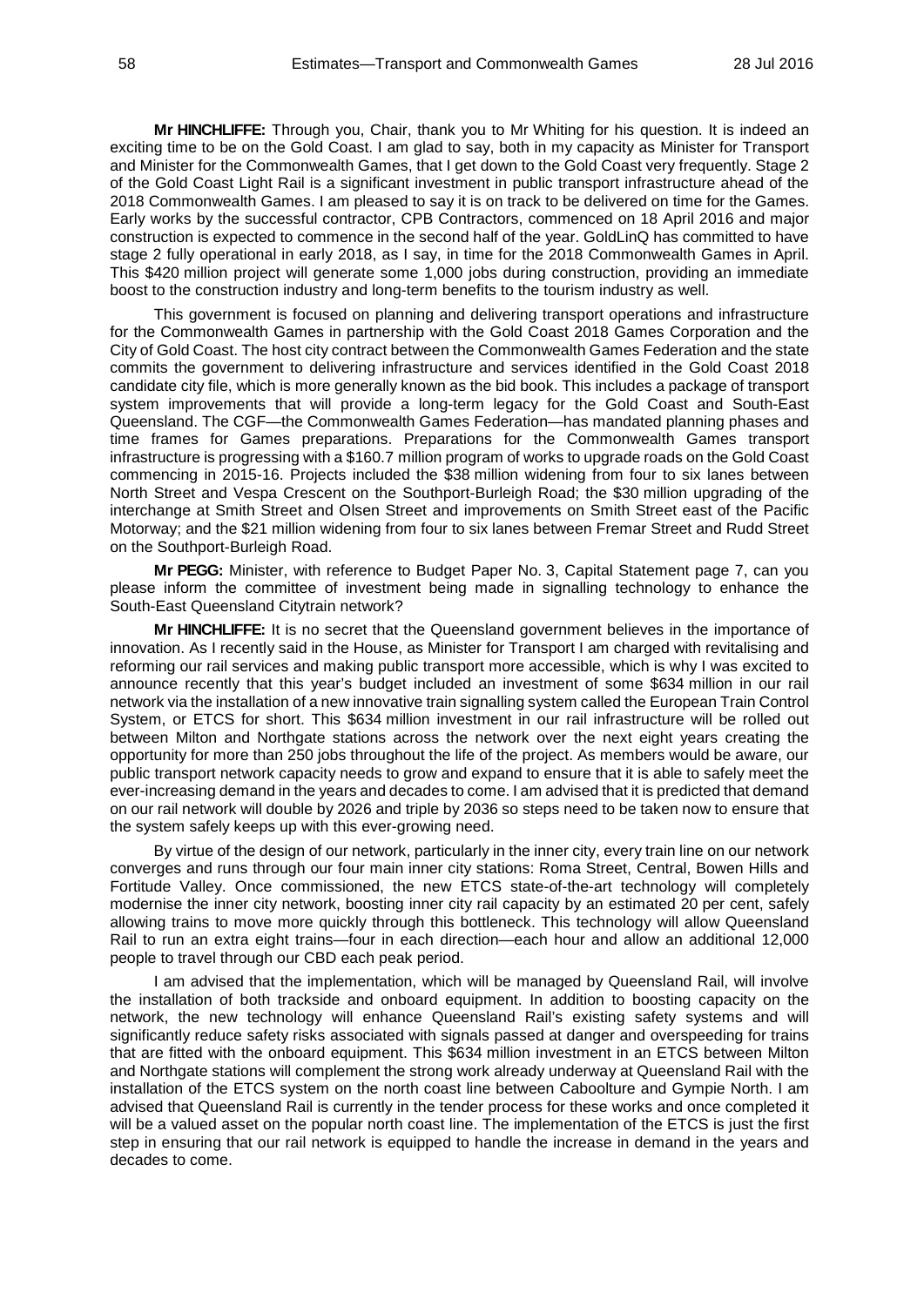**Mr HINCHLIFFE:** Through you, Chair, thank you to Mr Whiting for his question. It is indeed an exciting time to be on the Gold Coast. I am glad to say, both in my capacity as Minister for Transport and Minister for the Commonwealth Games, that I get down to the Gold Coast very frequently. Stage 2 of the Gold Coast Light Rail is a significant investment in public transport infrastructure ahead of the 2018 Commonwealth Games. I am pleased to say it is on track to be delivered on time for the Games. Early works by the successful contractor, CPB Contractors, commenced on 18 April 2016 and major construction is expected to commence in the second half of the year. GoldLinQ has committed to have stage 2 fully operational in early 2018, as I say, in time for the 2018 Commonwealth Games in April. This $420 million project will generate some 1,000 jobs during construction, providing an immediate boost to the construction industry and long-term benefits to the tourism industry as well.

This government is focused on planning and delivering transport operations and infrastructure for the Commonwealth Games in partnership with the Gold Coast 2018 Games Corporation and the City of Gold Coast. The host city contract between the Commonwealth Games Federation and the state commits the government to delivering infrastructure and services identified in the Gold Coast 2018 candidate city file, which is more generally known as the bid book. This includes a package of transport system improvements that will provide a long-term legacy for the Gold Coast and South-East Queensland. The CGF—the Commonwealth Games Federation—has mandated planning phases and time frames for Games preparations. Preparations for the Commonwealth Games transport infrastructure is progressing with a $160.7 million program of works to upgrade roads on the Gold Coast commencing in 2015-16. Projects included the $38 million widening from four to six lanes between North Street and Vespa Crescent on the Southport-Burleigh Road; the $30 million upgrading of the interchange at Smith Street and Olsen Street and improvements on Smith Street east of the Pacific Motorway; and the $21 million widening from four to six lanes between Fremar Street and Rudd Street on the Southport-Burleigh Road.

**Mr PEGG:** Minister, with reference to Budget Paper No. 3, Capital Statement page 7, can you please inform the committee of investment being made in signalling technology to enhance the South-East Queensland Citytrain network?

**Mr HINCHLIFFE:** It is no secret that the Queensland government believes in the importance of innovation. As I recently said in the House, as Minister for Transport I am charged with revitalising and reforming our rail services and making public transport more accessible, which is why I was excited to announce recently that this year's budget included an investment of some $634 million in our rail network via the installation of a new innovative train signalling system called the European Train Control System, or ETCS for short. This $634 million investment in our rail infrastructure will be rolled out between Milton and Northgate stations across the network over the next eight years creating the opportunity for more than 250 jobs throughout the life of the project. As members would be aware, our public transport network capacity needs to grow and expand to ensure that it is able to safely meet the ever-increasing demand in the years and decades to come. I am advised that it is predicted that demand on our rail network will double by 2026 and triple by 2036 so steps need to be taken now to ensure that the system safely keeps up with this ever-growing need.

By virtue of the design of our network, particularly in the inner city, every train line on our network converges and runs through our four main inner city stations: Roma Street, Central, Bowen Hills and Fortitude Valley. Once commissioned, the new ETCS state-of-the-art technology will completely modernise the inner city network, boosting inner city rail capacity by an estimated 20 per cent, safely allowing trains to move more quickly through this bottleneck. This technology will allow Queensland Rail to run an extra eight trains—four in each direction—each hour and allow an additional 12,000 people to travel through our CBD each peak period.

I am advised that the implementation, which will be managed by Queensland Rail, will involve the installation of both trackside and onboard equipment. In addition to boosting capacity on the network, the new technology will enhance Queensland Rail's existing safety systems and will significantly reduce safety risks associated with signals passed at danger and overspeeding for trains that are fitted with the onboard equipment. This $634 million investment in an ETCS between Milton and Northgate stations will complement the strong work already underway at Queensland Rail with the installation of the ETCS system on the north coast line between Caboolture and Gympie North. I am advised that Queensland Rail is currently in the tender process for these works and once completed it will be a valued asset on the popular north coast line. The implementation of the ETCS is just the first step in ensuring that our rail network is equipped to handle the increase in demand in the years and decades to come.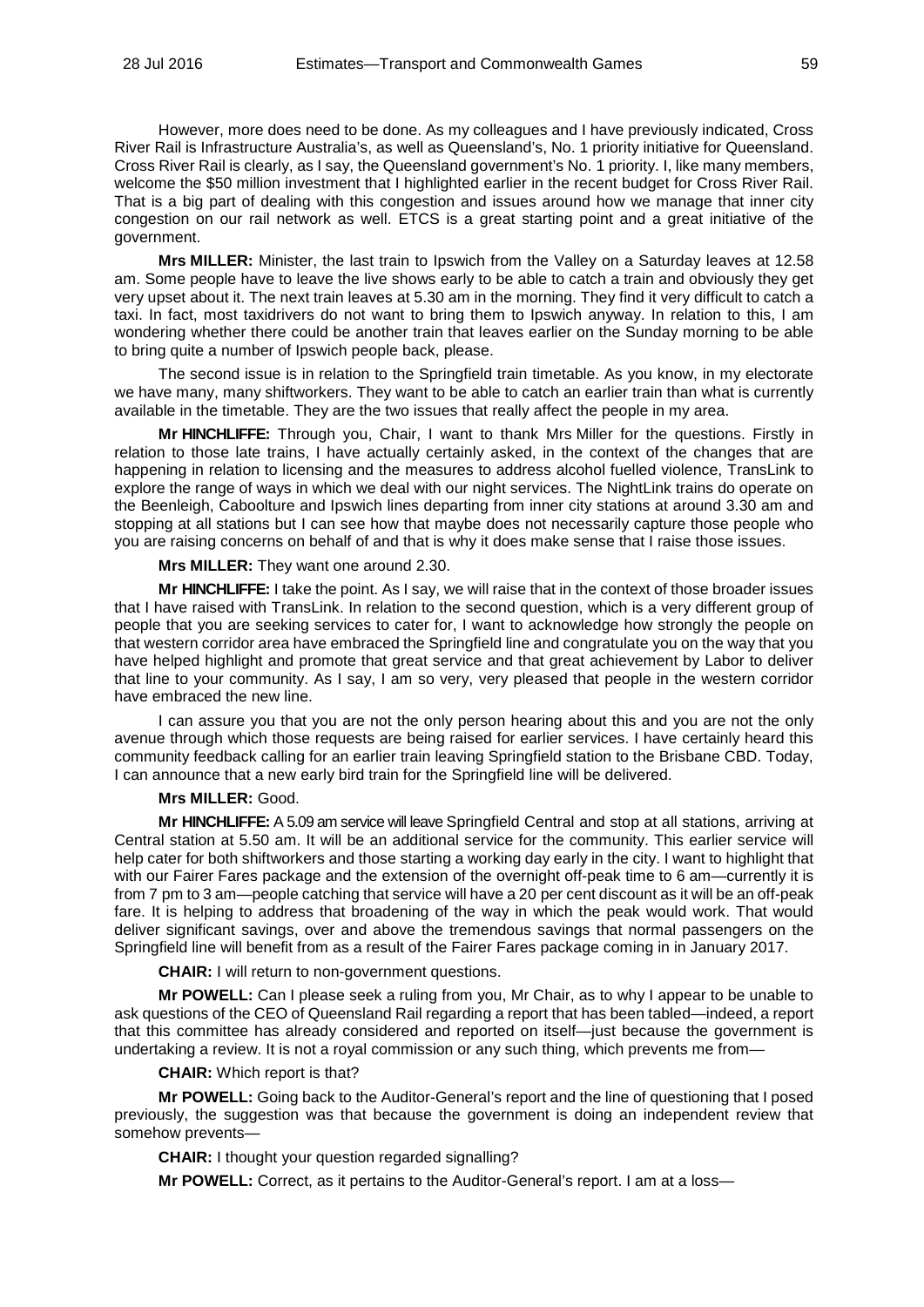However, more does need to be done. As my colleagues and I have previously indicated, Cross River Rail is Infrastructure Australia's, as well as Queensland's, No. 1 priority initiative for Queensland. Cross River Rail is clearly, as I say, the Queensland government's No. 1 priority. I, like many members, welcome the $50 million investment that I highlighted earlier in the recent budget for Cross River Rail. That is a big part of dealing with this congestion and issues around how we manage that inner city congestion on our rail network as well. ETCS is a great starting point and a great initiative of the government.

**Mrs MILLER:** Minister, the last train to Ipswich from the Valley on a Saturday leaves at 12.58 am. Some people have to leave the live shows early to be able to catch a train and obviously they get very upset about it. The next train leaves at 5.30 am in the morning. They find it very difficult to catch a taxi. In fact, most taxidrivers do not want to bring them to Ipswich anyway. In relation to this, I am wondering whether there could be another train that leaves earlier on the Sunday morning to be able to bring quite a number of Ipswich people back, please.

The second issue is in relation to the Springfield train timetable. As you know, in my electorate we have many, many shiftworkers. They want to be able to catch an earlier train than what is currently available in the timetable. They are the two issues that really affect the people in my area.

**Mr HINCHLIFFE:** Through you, Chair, I want to thank Mrs Miller for the questions. Firstly in relation to those late trains, I have actually certainly asked, in the context of the changes that are happening in relation to licensing and the measures to address alcohol fuelled violence, TransLink to explore the range of ways in which we deal with our night services. The NightLink trains do operate on the Beenleigh, Caboolture and Ipswich lines departing from inner city stations at around 3.30 am and stopping at all stations but I can see how that maybe does not necessarily capture those people who you are raising concerns on behalf of and that is why it does make sense that I raise those issues.

**Mrs MILLER:** They want one around 2.30.

**Mr HINCHLIFFE:** I take the point. As I say, we will raise that in the context of those broader issues that I have raised with TransLink. In relation to the second question, which is a very different group of people that you are seeking services to cater for, I want to acknowledge how strongly the people on that western corridor area have embraced the Springfield line and congratulate you on the way that you have helped highlight and promote that great service and that great achievement by Labor to deliver that line to your community. As I say, I am so very, very pleased that people in the western corridor have embraced the new line.

I can assure you that you are not the only person hearing about this and you are not the only avenue through which those requests are being raised for earlier services. I have certainly heard this community feedback calling for an earlier train leaving Springfield station to the Brisbane CBD. Today, I can announce that a new early bird train for the Springfield line will be delivered.

**Mrs MILLER:** Good.

**Mr HINCHLIFFE:** A 5.09 am service will leave Springfield Central and stop at all stations, arriving at Central station at 5.50 am. It will be an additional service for the community. This earlier service will help cater for both shiftworkers and those starting a working day early in the city. I want to highlight that with our Fairer Fares package and the extension of the overnight off-peak time to 6 am—currently it is from 7 pm to 3 am—people catching that service will have a 20 per cent discount as it will be an off-peak fare. It is helping to address that broadening of the way in which the peak would work. That would deliver significant savings, over and above the tremendous savings that normal passengers on the Springfield line will benefit from as a result of the Fairer Fares package coming in in January 2017.

**CHAIR:** I will return to non-government questions.

**Mr POWELL:** Can I please seek a ruling from you, Mr Chair, as to why I appear to be unable to ask questions of the CEO of Queensland Rail regarding a report that has been tabled—indeed, a report that this committee has already considered and reported on itself—just because the government is undertaking a review. It is not a royal commission or any such thing, which prevents me from—

**CHAIR:** Which report is that?

**Mr POWELL:** Going back to the Auditor-General's report and the line of questioning that I posed previously, the suggestion was that because the government is doing an independent review that somehow prevents—

**CHAIR:** I thought your question regarded signalling?

**Mr POWELL:** Correct, as it pertains to the Auditor-General's report. I am at a loss—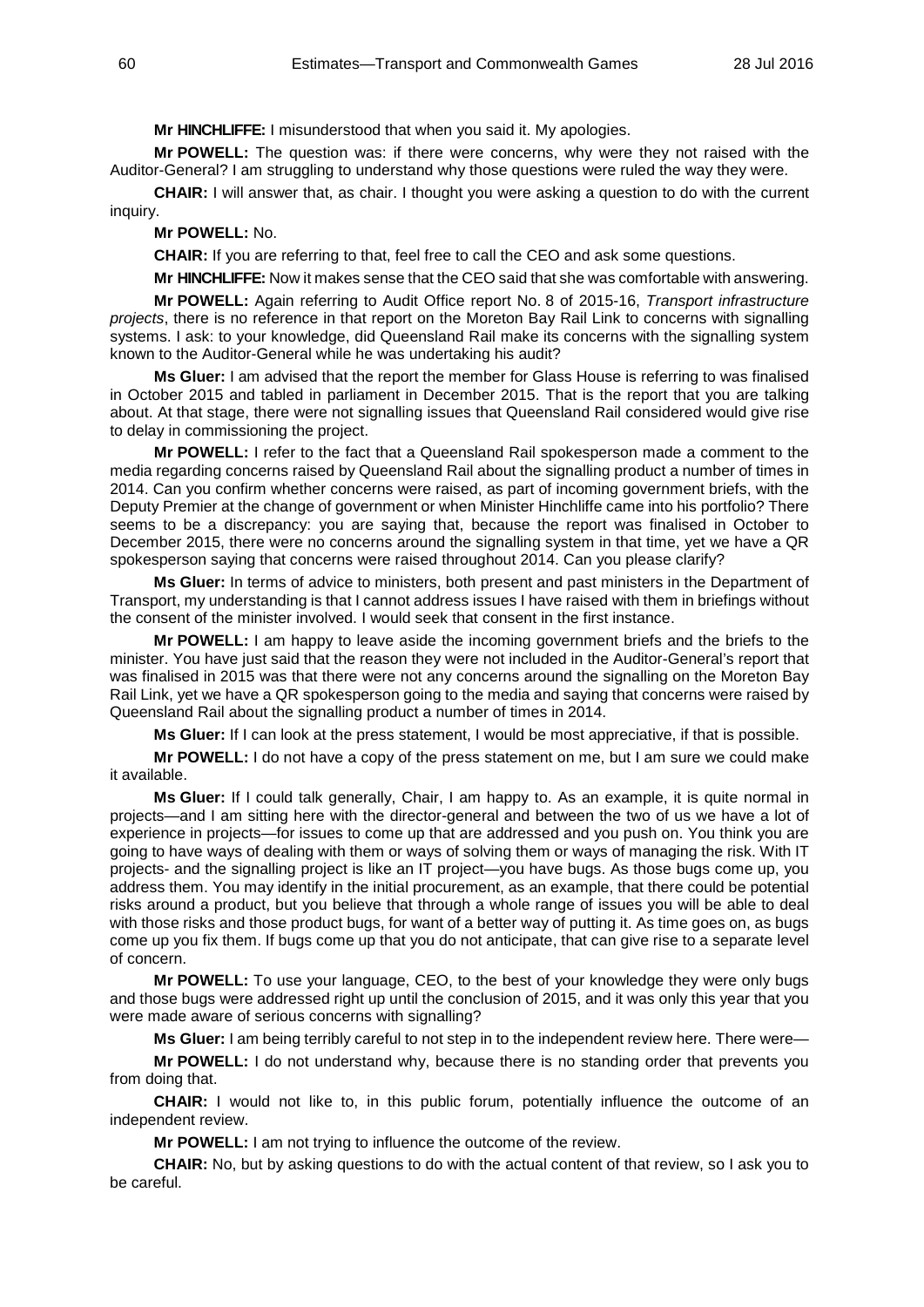**Mr HINCHLIFFE:** I misunderstood that when you said it. My apologies.

**Mr POWELL:** The question was: if there were concerns, why were they not raised with the Auditor-General? I am struggling to understand why those questions were ruled the way they were.

**CHAIR:** I will answer that, as chair. I thought you were asking a question to do with the current inquiry.

**Mr POWELL:** No.

**CHAIR:** If you are referring to that, feel free to call the CEO and ask some questions.

**Mr HINCHLIFFE:** Now it makes sense that the CEO said that she was comfortable with answering.

**Mr POWELL:** Again referring to Audit Office report No. 8 of 2015-16, *Transport infrastructure projects*, there is no reference in that report on the Moreton Bay Rail Link to concerns with signalling systems. I ask: to your knowledge, did Queensland Rail make its concerns with the signalling system known to the Auditor-General while he was undertaking his audit?

**Ms Gluer:** I am advised that the report the member for Glass House is referring to was finalised in October 2015 and tabled in parliament in December 2015. That is the report that you are talking about. At that stage, there were not signalling issues that Queensland Rail considered would give rise to delay in commissioning the project.

**Mr POWELL:** I refer to the fact that a Queensland Rail spokesperson made a comment to the media regarding concerns raised by Queensland Rail about the signalling product a number of times in 2014. Can you confirm whether concerns were raised, as part of incoming government briefs, with the Deputy Premier at the change of government or when Minister Hinchliffe came into his portfolio? There seems to be a discrepancy: you are saying that, because the report was finalised in October to December 2015, there were no concerns around the signalling system in that time, yet we have a QR spokesperson saying that concerns were raised throughout 2014. Can you please clarify?

**Ms Gluer:** In terms of advice to ministers, both present and past ministers in the Department of Transport, my understanding is that I cannot address issues I have raised with them in briefings without the consent of the minister involved. I would seek that consent in the first instance.

**Mr POWELL:** I am happy to leave aside the incoming government briefs and the briefs to the minister. You have just said that the reason they were not included in the Auditor-General's report that was finalised in 2015 was that there were not any concerns around the signalling on the Moreton Bay Rail Link, yet we have a QR spokesperson going to the media and saying that concerns were raised by Queensland Rail about the signalling product a number of times in 2014.

**Ms Gluer:** If I can look at the press statement, I would be most appreciative, if that is possible.

**Mr POWELL:** I do not have a copy of the press statement on me, but I am sure we could make it available.

**Ms Gluer:** If I could talk generally, Chair, I am happy to. As an example, it is quite normal in projects—and I am sitting here with the director-general and between the two of us we have a lot of experience in projects—for issues to come up that are addressed and you push on. You think you are going to have ways of dealing with them or ways of solving them or ways of managing the risk. With IT projects- and the signalling project is like an IT project—you have bugs. As those bugs come up, you address them. You may identify in the initial procurement, as an example, that there could be potential risks around a product, but you believe that through a whole range of issues you will be able to deal with those risks and those product bugs, for want of a better way of putting it. As time goes on, as bugs come up you fix them. If bugs come up that you do not anticipate, that can give rise to a separate level of concern.

**Mr POWELL:** To use your language, CEO, to the best of your knowledge they were only bugs and those bugs were addressed right up until the conclusion of 2015, and it was only this year that you were made aware of serious concerns with signalling?

**Ms Gluer:** I am being terribly careful to not step in to the independent review here. There were—

**Mr POWELL:** I do not understand why, because there is no standing order that prevents you from doing that.

**CHAIR:** I would not like to, in this public forum, potentially influence the outcome of an independent review.

**Mr POWELL:** I am not trying to influence the outcome of the review.

**CHAIR:** No, but by asking questions to do with the actual content of that review, so I ask you to be careful.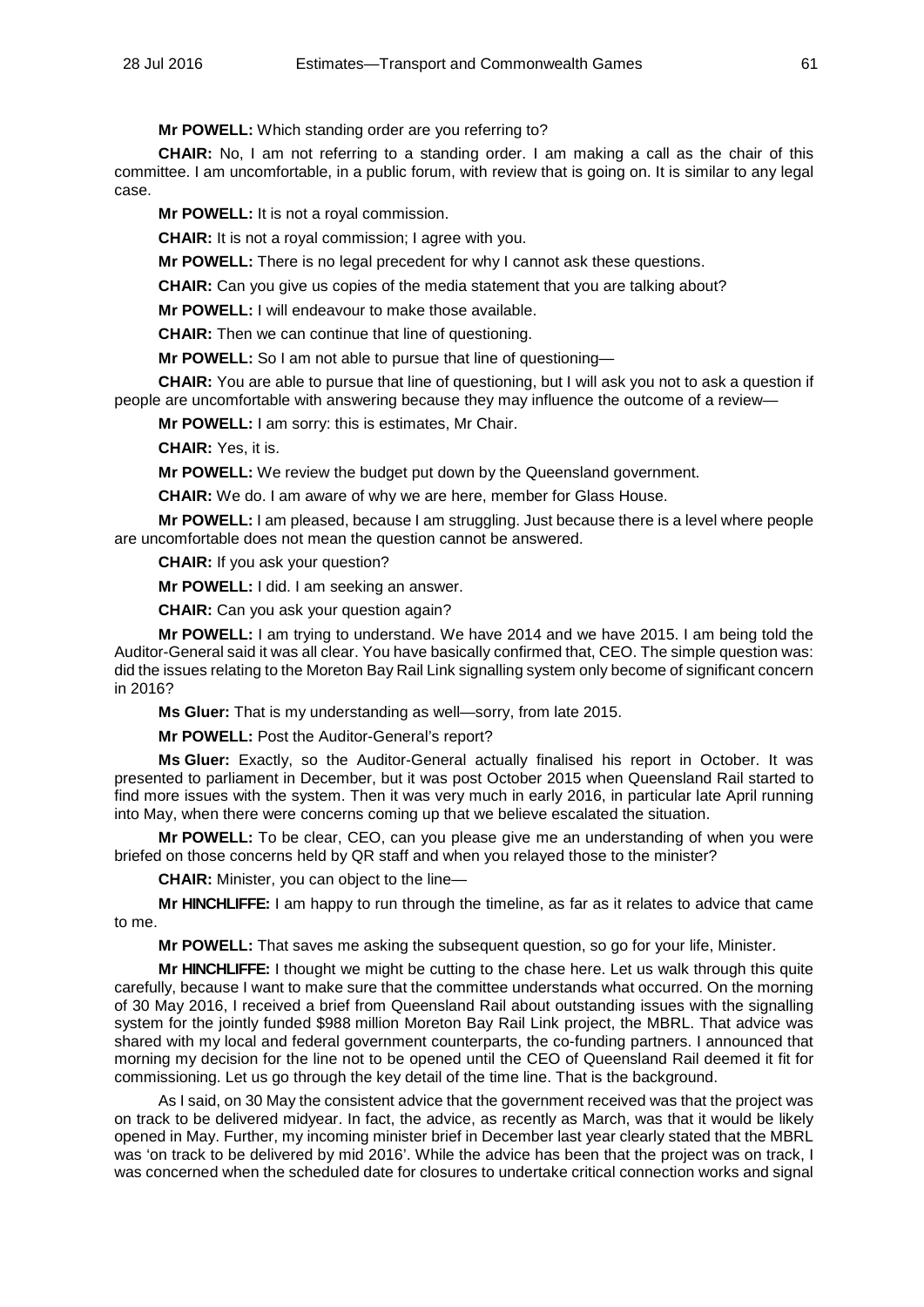**Mr POWELL:** Which standing order are you referring to?

**CHAIR:** No, I am not referring to a standing order. I am making a call as the chair of this committee. I am uncomfortable, in a public forum, with review that is going on. It is similar to any legal case.

**Mr POWELL:** It is not a royal commission.

**CHAIR:** It is not a royal commission; I agree with you.

**Mr POWELL:** There is no legal precedent for why I cannot ask these questions.

**CHAIR:** Can you give us copies of the media statement that you are talking about?

**Mr POWELL:** I will endeavour to make those available.

**CHAIR:** Then we can continue that line of questioning.

**Mr POWELL:** So I am not able to pursue that line of questioning—

**CHAIR:** You are able to pursue that line of questioning, but I will ask you not to ask a question if people are uncomfortable with answering because they may influence the outcome of a review—

**Mr POWELL:** I am sorry: this is estimates, Mr Chair.

**CHAIR:** Yes, it is.

**Mr POWELL:** We review the budget put down by the Queensland government.

**CHAIR:** We do. I am aware of why we are here, member for Glass House.

**Mr POWELL:** I am pleased, because I am struggling. Just because there is a level where people are uncomfortable does not mean the question cannot be answered.

**CHAIR:** If you ask your question?

**Mr POWELL:** I did. I am seeking an answer.

**CHAIR:** Can you ask your question again?

**Mr POWELL:** I am trying to understand. We have 2014 and we have 2015. I am being told the Auditor-General said it was all clear. You have basically confirmed that, CEO. The simple question was: did the issues relating to the Moreton Bay Rail Link signalling system only become of significant concern in 2016?

**Ms Gluer:** That is my understanding as well—sorry, from late 2015.

**Mr POWELL:** Post the Auditor-General's report?

**Ms Gluer:** Exactly, so the Auditor-General actually finalised his report in October. It was presented to parliament in December, but it was post October 2015 when Queensland Rail started to find more issues with the system. Then it was very much in early 2016, in particular late April running into May, when there were concerns coming up that we believe escalated the situation.

**Mr POWELL:** To be clear, CEO, can you please give me an understanding of when you were briefed on those concerns held by QR staff and when you relayed those to the minister?

**CHAIR:** Minister, you can object to the line—

**Mr HINCHLIFFE:** I am happy to run through the timeline, as far as it relates to advice that came to me.

**Mr POWELL:** That saves me asking the subsequent question, so go for your life, Minister.

**Mr HINCHLIFFE:** I thought we might be cutting to the chase here. Let us walk through this quite carefully, because I want to make sure that the committee understands what occurred. On the morning of 30 May 2016, I received a brief from Queensland Rail about outstanding issues with the signalling system for the jointly funded $988 million Moreton Bay Rail Link project, the MBRL. That advice was shared with my local and federal government counterparts, the co-funding partners. I announced that morning my decision for the line not to be opened until the CEO of Queensland Rail deemed it fit for commissioning. Let us go through the key detail of the time line. That is the background.

As I said, on 30 May the consistent advice that the government received was that the project was on track to be delivered midyear. In fact, the advice, as recently as March, was that it would be likely opened in May. Further, my incoming minister brief in December last year clearly stated that the MBRL was 'on track to be delivered by mid 2016'. While the advice has been that the project was on track, I was concerned when the scheduled date for closures to undertake critical connection works and signal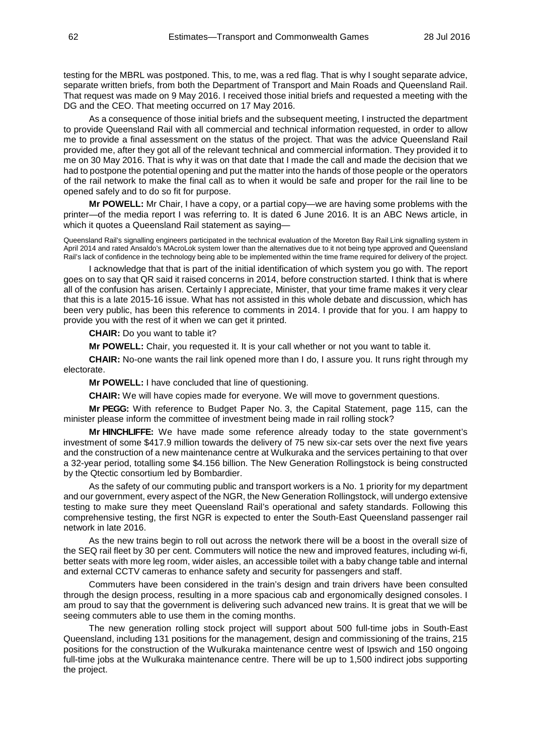testing for the MBRL was postponed. This, to me, was a red flag. That is why I sought separate advice, separate written briefs, from both the Department of Transport and Main Roads and Queensland Rail. That request was made on 9 May 2016. I received those initial briefs and requested a meeting with the DG and the CEO. That meeting occurred on 17 May 2016.

As a consequence of those initial briefs and the subsequent meeting, I instructed the department to provide Queensland Rail with all commercial and technical information requested, in order to allow me to provide a final assessment on the status of the project. That was the advice Queensland Rail provided me, after they got all of the relevant technical and commercial information. They provided it to me on 30 May 2016. That is why it was on that date that I made the call and made the decision that we had to postpone the potential opening and put the matter into the hands of those people or the operators of the rail network to make the final call as to when it would be safe and proper for the rail line to be opened safely and to do so fit for purpose.

**Mr POWELL:** Mr Chair, I have a copy, or a partial copy—we are having some problems with the printer—of the media report I was referring to. It is dated 6 June 2016. It is an ABC News article, in which it quotes a Queensland Rail statement as saying—

> Queensland Rail's signalling engineers participated in the technical evaluation of the Moreton Bay Rail Link signalling system in April 2014 and rated Ansaldo's MAcroLok system lower than the alternatives due to it not being type approved and Queensland Rail's lack of confidence in the technology being able to be implemented within the time frame required for delivery of the project.

I acknowledge that that is part of the initial identification of which system you go with. The report goes on to say that QR said it raised concerns in 2014, before construction started. I think that is where all of the confusion has arisen. Certainly I appreciate, Minister, that your time frame makes it very clear that this is a late 2015-16 issue. What has not assisted in this whole debate and discussion, which has been very public, has been this reference to comments in 2014. I provide that for you. I am happy to provide you with the rest of it when we can get it printed.

**CHAIR:** Do you want to table it?

**Mr POWELL:** Chair, you requested it. It is your call whether or not you want to table it.

**CHAIR:** No-one wants the rail link opened more than I do, I assure you. It runs right through my electorate.

**Mr POWELL:** I have concluded that line of questioning.

**CHAIR:** We will have copies made for everyone. We will move to government questions.

**Mr PEGG:** With reference to Budget Paper No. 3, the Capital Statement, page 115, can the minister please inform the committee of investment being made in rail rolling stock?

**Mr HINCHLIFFE:** We have made some reference already today to the state government's investment of some $417.9 million towards the delivery of 75 new six-car sets over the next five years and the construction of a new maintenance centre at Wulkuraka and the services pertaining to that over a 32-year period, totalling some $4.156 billion. The New Generation Rollingstock is being constructed by the Qtectic consortium led by Bombardier.

As the safety of our commuting public and transport workers is a No. 1 priority for my department and our government, every aspect of the NGR, the New Generation Rollingstock, will undergo extensive testing to make sure they meet Queensland Rail's operational and safety standards. Following this comprehensive testing, the first NGR is expected to enter the South-East Queensland passenger rail network in late 2016.

As the new trains begin to roll out across the network there will be a boost in the overall size of the SEQ rail fleet by 30 per cent. Commuters will notice the new and improved features, including wi-fi, better seats with more leg room, wider aisles, an accessible toilet with a baby change table and internal and external CCTV cameras to enhance safety and security for passengers and staff.

Commuters have been considered in the train's design and train drivers have been consulted through the design process, resulting in a more spacious cab and ergonomically designed consoles. I am proud to say that the government is delivering such advanced new trains. It is great that we will be seeing commuters able to use them in the coming months.

The new generation rolling stock project will support about 500 full-time jobs in South-East Queensland, including 131 positions for the management, design and commissioning of the trains, 215 positions for the construction of the Wulkuraka maintenance centre west of Ipswich and 150 ongoing full-time jobs at the Wulkuraka maintenance centre. There will be up to 1,500 indirect jobs supporting the project.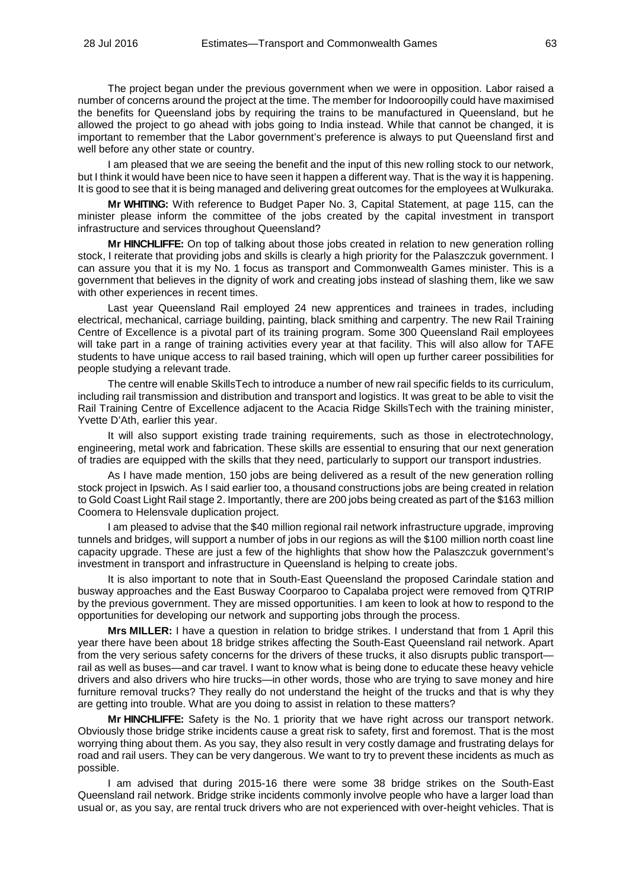The project began under the previous government when we were in opposition. Labor raised a number of concerns around the project at the time. The member for Indooroopilly could have maximised the benefits for Queensland jobs by requiring the trains to be manufactured in Queensland, but he allowed the project to go ahead with jobs going to India instead. While that cannot be changed, it is important to remember that the Labor government's preference is always to put Queensland first and well before any other state or country.

I am pleased that we are seeing the benefit and the input of this new rolling stock to our network, but I think it would have been nice to have seen it happen a different way. That is the way it is happening. It is good to see that it is being managed and delivering great outcomes for the employees at Wulkuraka.

**Mr WHITING:** With reference to Budget Paper No. 3, Capital Statement, at page 115, can the minister please inform the committee of the jobs created by the capital investment in transport infrastructure and services throughout Queensland?

**Mr HINCHLIFFE:** On top of talking about those jobs created in relation to new generation rolling stock, I reiterate that providing jobs and skills is clearly a high priority for the Palaszczuk government. I can assure you that it is my No. 1 focus as transport and Commonwealth Games minister. This is a government that believes in the dignity of work and creating jobs instead of slashing them, like we saw with other experiences in recent times.

Last year Queensland Rail employed 24 new apprentices and trainees in trades, including electrical, mechanical, carriage building, painting, black smithing and carpentry. The new Rail Training Centre of Excellence is a pivotal part of its training program. Some 300 Queensland Rail employees will take part in a range of training activities every year at that facility. This will also allow for TAFE students to have unique access to rail based training, which will open up further career possibilities for people studying a relevant trade.

The centre will enable SkillsTech to introduce a number of new rail specific fields to its curriculum, including rail transmission and distribution and transport and logistics. It was great to be able to visit the Rail Training Centre of Excellence adjacent to the Acacia Ridge SkillsTech with the training minister, Yvette D'Ath, earlier this year.

It will also support existing trade training requirements, such as those in electrotechnology, engineering, metal work and fabrication. These skills are essential to ensuring that our next generation of tradies are equipped with the skills that they need, particularly to support our transport industries.

As I have made mention, 150 jobs are being delivered as a result of the new generation rolling stock project in Ipswich. As I said earlier too, a thousand constructions jobs are being created in relation to Gold Coast Light Rail stage 2. Importantly, there are 200 jobs being created as part of the $163 million Coomera to Helensvale duplication project.

I am pleased to advise that the $40 million regional rail network infrastructure upgrade, improving tunnels and bridges, will support a number of jobs in our regions as will the $100 million north coast line capacity upgrade. These are just a few of the highlights that show how the Palaszczuk government's investment in transport and infrastructure in Queensland is helping to create jobs.

It is also important to note that in South-East Queensland the proposed Carindale station and busway approaches and the East Busway Coorparoo to Capalaba project were removed from QTRIP by the previous government. They are missed opportunities. I am keen to look at how to respond to the opportunities for developing our network and supporting jobs through the process.

**Mrs MILLER:** I have a question in relation to bridge strikes. I understand that from 1 April this year there have been about 18 bridge strikes affecting the South-East Queensland rail network. Apart from the very serious safety concerns for the drivers of these trucks, it also disrupts public transport—rail as well as buses—and car travel. I want to know what is being done to educate these heavy vehicle drivers and also drivers who hire trucks—in other words, those who are trying to save money and hire furniture removal trucks? They really do not understand the height of the trucks and that is why they are getting into trouble. What are you doing to assist in relation to these matters?

**Mr HINCHLIFFE:** Safety is the No. 1 priority that we have right across our transport network. Obviously those bridge strike incidents cause a great risk to safety, first and foremost. That is the most worrying thing about them. As you say, they also result in very costly damage and frustrating delays for road and rail users. They can be very dangerous. We want to try to prevent these incidents as much as possible.

I am advised that during 2015-16 there were some 38 bridge strikes on the South-East Queensland rail network. Bridge strike incidents commonly involve people who have a larger load than usual or, as you say, are rental truck drivers who are not experienced with over-height vehicles. That is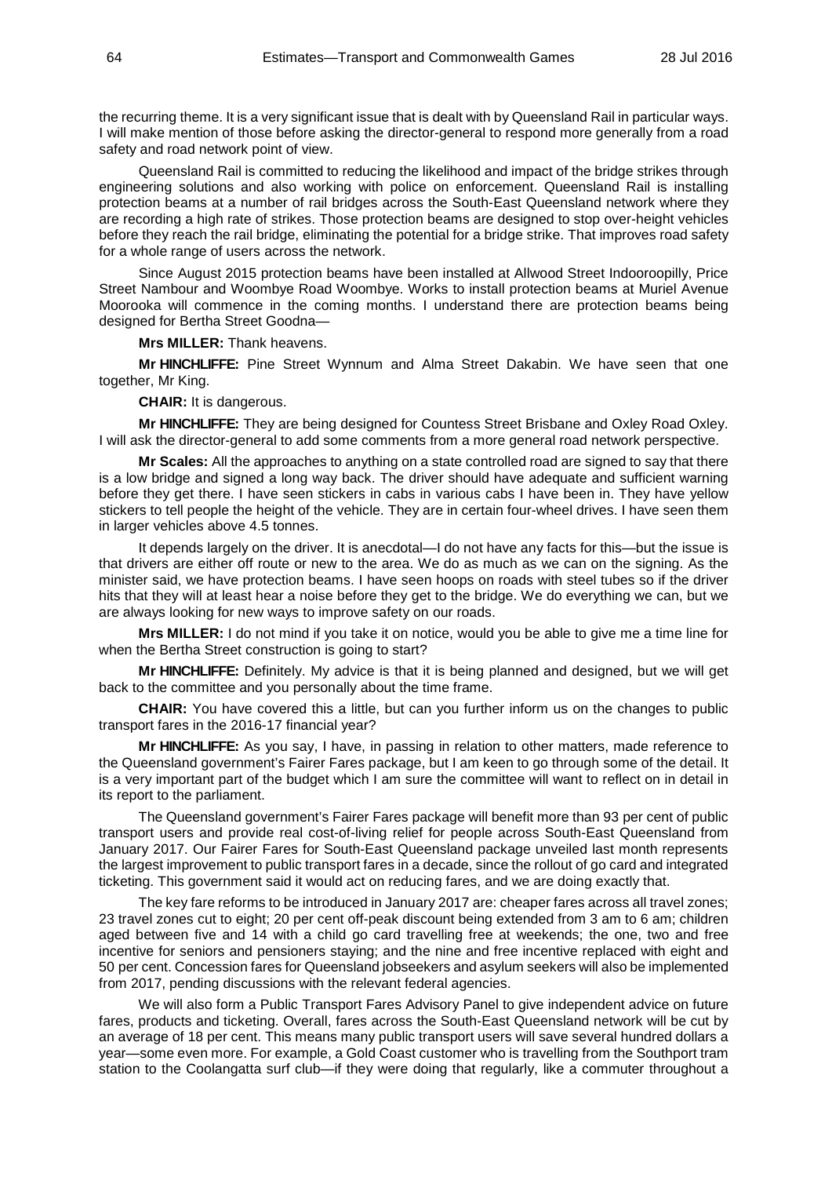the recurring theme. It is a very significant issue that is dealt with by Queensland Rail in particular ways. I will make mention of those before asking the director-general to respond more generally from a road safety and road network point of view.

Queensland Rail is committed to reducing the likelihood and impact of the bridge strikes through engineering solutions and also working with police on enforcement. Queensland Rail is installing protection beams at a number of rail bridges across the South-East Queensland network where they are recording a high rate of strikes. Those protection beams are designed to stop over-height vehicles before they reach the rail bridge, eliminating the potential for a bridge strike. That improves road safety for a whole range of users across the network.

Since August 2015 protection beams have been installed at Allwood Street Indooroopilly, Price Street Nambour and Woombye Road Woombye. Works to install protection beams at Muriel Avenue Moorooka will commence in the coming months. I understand there are protection beams being designed for Bertha Street Goodna—

**Mrs MILLER:** Thank heavens.

**Mr HINCHLIFFE:** Pine Street Wynnum and Alma Street Dakabin. We have seen that one together, Mr King.

**CHAIR:** It is dangerous.

**Mr HINCHLIFFE:** They are being designed for Countess Street Brisbane and Oxley Road Oxley. I will ask the director-general to add some comments from a more general road network perspective.

**Mr Scales:** All the approaches to anything on a state controlled road are signed to say that there is a low bridge and signed a long way back. The driver should have adequate and sufficient warning before they get there. I have seen stickers in cabs in various cabs I have been in. They have yellow stickers to tell people the height of the vehicle. They are in certain four-wheel drives. I have seen them in larger vehicles above 4.5 tonnes.

It depends largely on the driver. It is anecdotal—I do not have any facts for this—but the issue is that drivers are either off route or new to the area. We do as much as we can on the signing. As the minister said, we have protection beams. I have seen hoops on roads with steel tubes so if the driver hits that they will at least hear a noise before they get to the bridge. We do everything we can, but we are always looking for new ways to improve safety on our roads.

**Mrs MILLER:** I do not mind if you take it on notice, would you be able to give me a time line for when the Bertha Street construction is going to start?

**Mr HINCHLIFFE:** Definitely. My advice is that it is being planned and designed, but we will get back to the committee and you personally about the time frame.

**CHAIR:** You have covered this a little, but can you further inform us on the changes to public transport fares in the 2016-17 financial year?

**Mr HINCHLIFFE:** As you say, I have, in passing in relation to other matters, made reference to the Queensland government's Fairer Fares package, but I am keen to go through some of the detail. It is a very important part of the budget which I am sure the committee will want to reflect on in detail in its report to the parliament.

The Queensland government's Fairer Fares package will benefit more than 93 per cent of public transport users and provide real cost-of-living relief for people across South-East Queensland from January 2017. Our Fairer Fares for South-East Queensland package unveiled last month represents the largest improvement to public transport fares in a decade, since the rollout of go card and integrated ticketing. This government said it would act on reducing fares, and we are doing exactly that.

The key fare reforms to be introduced in January 2017 are: cheaper fares across all travel zones; 23 travel zones cut to eight; 20 per cent off-peak discount being extended from 3 am to 6 am; children aged between five and 14 with a child go card travelling free at weekends; the one, two and free incentive for seniors and pensioners staying; and the nine and free incentive replaced with eight and 50 per cent. Concession fares for Queensland jobseekers and asylum seekers will also be implemented from 2017, pending discussions with the relevant federal agencies.

We will also form a Public Transport Fares Advisory Panel to give independent advice on future fares, products and ticketing. Overall, fares across the South-East Queensland network will be cut by an average of 18 per cent. This means many public transport users will save several hundred dollars a year—some even more. For example, a Gold Coast customer who is travelling from the Southport tram station to the Coolangatta surf club—if they were doing that regularly, like a commuter throughout a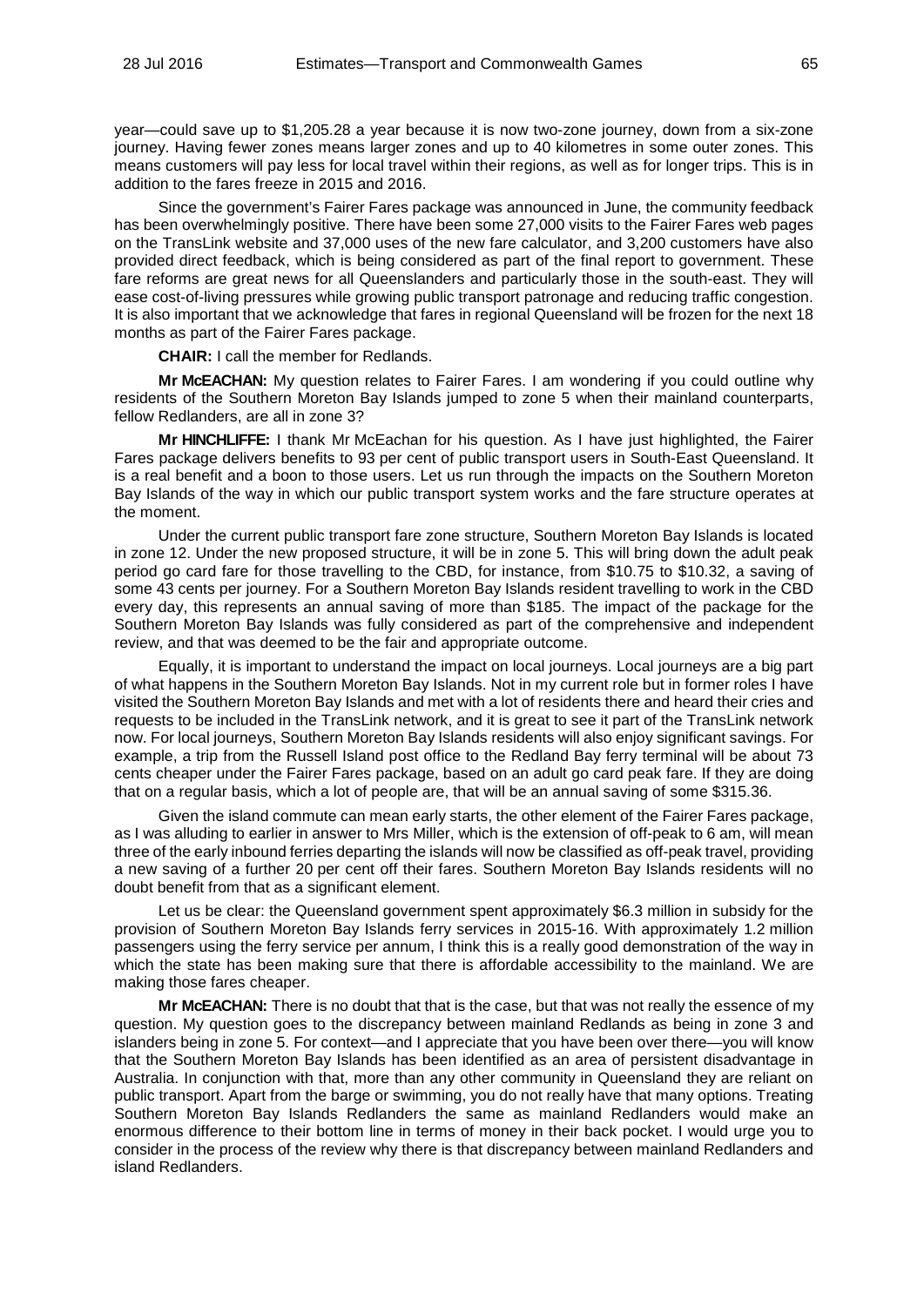year—could save up to $1,205.28 a year because it is now two-zone journey, down from a six-zone journey. Having fewer zones means larger zones and up to 40 kilometres in some outer zones. This means customers will pay less for local travel within their regions, as well as for longer trips. This is in addition to the fares freeze in 2015 and 2016.

Since the government's Fairer Fares package was announced in June, the community feedback has been overwhelmingly positive. There have been some 27,000 visits to the Fairer Fares web pages on the TransLink website and 37,000 uses of the new fare calculator, and 3,200 customers have also provided direct feedback, which is being considered as part of the final report to government. These fare reforms are great news for all Queenslanders and particularly those in the south-east. They will ease cost-of-living pressures while growing public transport patronage and reducing traffic congestion. It is also important that we acknowledge that fares in regional Queensland will be frozen for the next 18 months as part of the Fairer Fares package.

**CHAIR:** I call the member for Redlands.

**Mr McEACHAN:** My question relates to Fairer Fares. I am wondering if you could outline why residents of the Southern Moreton Bay Islands jumped to zone 5 when their mainland counterparts, fellow Redlanders, are all in zone 3?

**Mr HINCHLIFFE:** I thank Mr McEachan for his question. As I have just highlighted, the Fairer Fares package delivers benefits to 93 per cent of public transport users in South-East Queensland. It is a real benefit and a boon to those users. Let us run through the impacts on the Southern Moreton Bay Islands of the way in which our public transport system works and the fare structure operates at the moment.

Under the current public transport fare zone structure, Southern Moreton Bay Islands is located in zone 12. Under the new proposed structure, it will be in zone 5. This will bring down the adult peak period go card fare for those travelling to the CBD, for instance, from $10.75 to $10.32, a saving of some 43 cents per journey. For a Southern Moreton Bay Islands resident travelling to work in the CBD every day, this represents an annual saving of more than $185. The impact of the package for the Southern Moreton Bay Islands was fully considered as part of the comprehensive and independent review, and that was deemed to be the fair and appropriate outcome.

Equally, it is important to understand the impact on local journeys. Local journeys are a big part of what happens in the Southern Moreton Bay Islands. Not in my current role but in former roles I have visited the Southern Moreton Bay Islands and met with a lot of residents there and heard their cries and requests to be included in the TransLink network, and it is great to see it part of the TransLink network now. For local journeys, Southern Moreton Bay Islands residents will also enjoy significant savings. For example, a trip from the Russell Island post office to the Redland Bay ferry terminal will be about 73 cents cheaper under the Fairer Fares package, based on an adult go card peak fare. If they are doing that on a regular basis, which a lot of people are, that will be an annual saving of some $315.36.

Given the island commute can mean early starts, the other element of the Fairer Fares package, as I was alluding to earlier in answer to Mrs Miller, which is the extension of off-peak to 6 am, will mean three of the early inbound ferries departing the islands will now be classified as off-peak travel, providing a new saving of a further 20 per cent off their fares. Southern Moreton Bay Islands residents will no doubt benefit from that as a significant element.

Let us be clear: the Queensland government spent approximately $6.3 million in subsidy for the provision of Southern Moreton Bay Islands ferry services in 2015-16. With approximately 1.2 million passengers using the ferry service per annum, I think this is a really good demonstration of the way in which the state has been making sure that there is affordable accessibility to the mainland. We are making those fares cheaper.

**Mr McEACHAN:** There is no doubt that that is the case, but that was not really the essence of my question. My question goes to the discrepancy between mainland Redlands as being in zone 3 and islanders being in zone 5. For context—and I appreciate that you have been over there—you will know that the Southern Moreton Bay Islands has been identified as an area of persistent disadvantage in Australia. In conjunction with that, more than any other community in Queensland they are reliant on public transport. Apart from the barge or swimming, you do not really have that many options. Treating Southern Moreton Bay Islands Redlanders the same as mainland Redlanders would make an enormous difference to their bottom line in terms of money in their back pocket. I would urge you to consider in the process of the review why there is that discrepancy between mainland Redlanders and island Redlanders.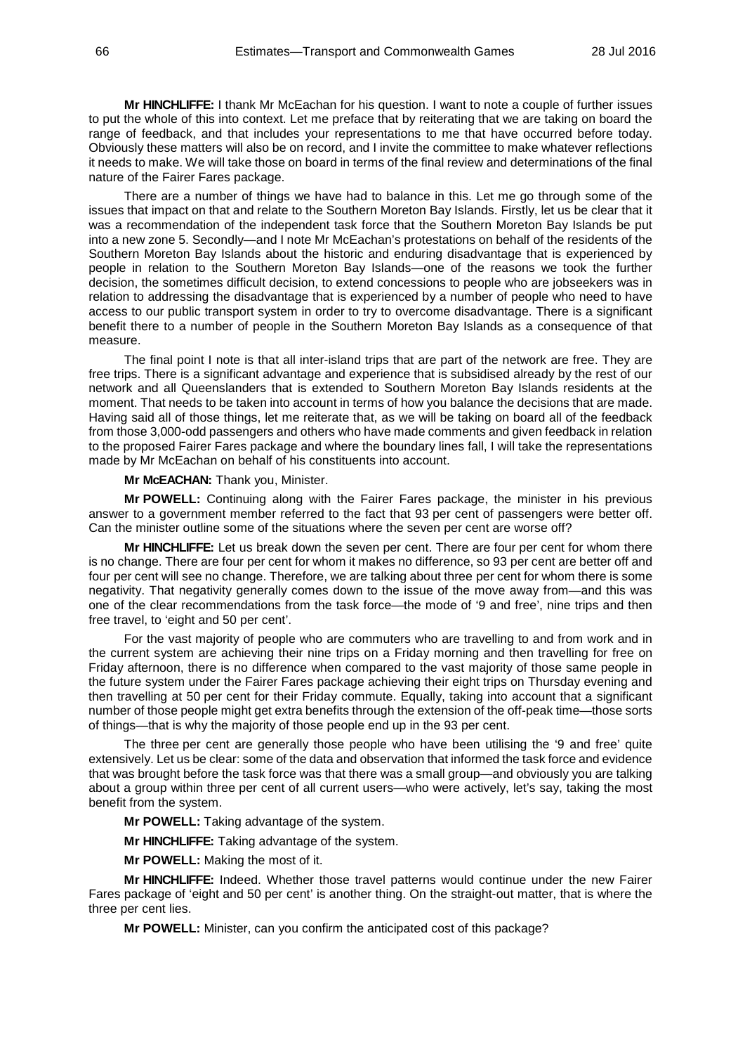**Mr HINCHLIFFE:** I thank Mr McEachan for his question. I want to note a couple of further issues to put the whole of this into context. Let me preface that by reiterating that we are taking on board the range of feedback, and that includes your representations to me that have occurred before today. Obviously these matters will also be on record, and I invite the committee to make whatever reflections it needs to make. We will take those on board in terms of the final review and determinations of the final nature of the Fairer Fares package.

There are a number of things we have had to balance in this. Let me go through some of the issues that impact on that and relate to the Southern Moreton Bay Islands. Firstly, let us be clear that it was a recommendation of the independent task force that the Southern Moreton Bay Islands be put into a new zone 5. Secondly—and I note Mr McEachan's protestations on behalf of the residents of the Southern Moreton Bay Islands about the historic and enduring disadvantage that is experienced by people in relation to the Southern Moreton Bay Islands—one of the reasons we took the further decision, the sometimes difficult decision, to extend concessions to people who are jobseekers was in relation to addressing the disadvantage that is experienced by a number of people who need to have access to our public transport system in order to try to overcome disadvantage. There is a significant benefit there to a number of people in the Southern Moreton Bay Islands as a consequence of that measure.

The final point I note is that all inter-island trips that are part of the network are free. They are free trips. There is a significant advantage and experience that is subsidised already by the rest of our network and all Queenslanders that is extended to Southern Moreton Bay Islands residents at the moment. That needs to be taken into account in terms of how you balance the decisions that are made. Having said all of those things, let me reiterate that, as we will be taking on board all of the feedback from those 3,000-odd passengers and others who have made comments and given feedback in relation to the proposed Fairer Fares package and where the boundary lines fall, I will take the representations made by Mr McEachan on behalf of his constituents into account.

**Mr McEACHAN:** Thank you, Minister.

**Mr POWELL:** Continuing along with the Fairer Fares package, the minister in his previous answer to a government member referred to the fact that 93 per cent of passengers were better off. Can the minister outline some of the situations where the seven per cent are worse off?

**Mr HINCHLIFFE:** Let us break down the seven per cent. There are four per cent for whom there is no change. There are four per cent for whom it makes no difference, so 93 per cent are better off and four per cent will see no change. Therefore, we are talking about three per cent for whom there is some negativity. That negativity generally comes down to the issue of the move away from—and this was one of the clear recommendations from the task force—the mode of '9 and free', nine trips and then free travel, to 'eight and 50 per cent'.

For the vast majority of people who are commuters who are travelling to and from work and in the current system are achieving their nine trips on a Friday morning and then travelling for free on Friday afternoon, there is no difference when compared to the vast majority of those same people in the future system under the Fairer Fares package achieving their eight trips on Thursday evening and then travelling at 50 per cent for their Friday commute. Equally, taking into account that a significant number of those people might get extra benefits through the extension of the off-peak time—those sorts of things—that is why the majority of those people end up in the 93 per cent.

The three per cent are generally those people who have been utilising the '9 and free' quite extensively. Let us be clear: some of the data and observation that informed the task force and evidence that was brought before the task force was that there was a small group—and obviously you are talking about a group within three per cent of all current users—who were actively, let's say, taking the most benefit from the system.

**Mr POWELL:** Taking advantage of the system.

**Mr HINCHLIFFE:** Taking advantage of the system.

**Mr POWELL:** Making the most of it.

**Mr HINCHLIFFE:** Indeed. Whether those travel patterns would continue under the new Fairer Fares package of 'eight and 50 per cent' is another thing. On the straight-out matter, that is where the three per cent lies.

**Mr POWELL:** Minister, can you confirm the anticipated cost of this package?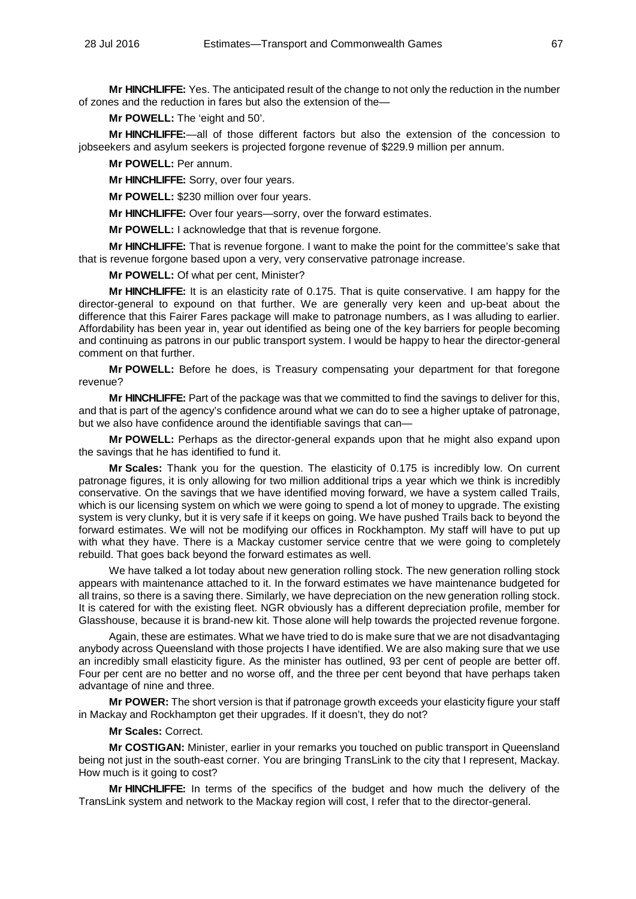**Mr HINCHLIFFE:** Yes. The anticipated result of the change to not only the reduction in the number of zones and the reduction in fares but also the extension of the—

**Mr POWELL:** The 'eight and 50'.

**Mr HINCHLIFFE:**—all of those different factors but also the extension of the concession to jobseekers and asylum seekers is projected forgone revenue of $229.9 million per annum.

**Mr POWELL:** Per annum.

**Mr HINCHLIFFE:** Sorry, over four years.

**Mr POWELL:** $230 million over four years.

**Mr HINCHLIFFE:** Over four years—sorry, over the forward estimates.

**Mr POWELL:** I acknowledge that that is revenue forgone.

**Mr HINCHLIFFE:** That is revenue forgone. I want to make the point for the committee's sake that that is revenue forgone based upon a very, very conservative patronage increase.

**Mr POWELL:** Of what per cent, Minister?

**Mr HINCHLIFFE:** It is an elasticity rate of 0.175. That is quite conservative. I am happy for the director-general to expound on that further. We are generally very keen and up-beat about the difference that this Fairer Fares package will make to patronage numbers, as I was alluding to earlier. Affordability has been year in, year out identified as being one of the key barriers for people becoming and continuing as patrons in our public transport system. I would be happy to hear the director-general comment on that further.

**Mr POWELL:** Before he does, is Treasury compensating your department for that foregone revenue?

**Mr HINCHLIFFE:** Part of the package was that we committed to find the savings to deliver for this, and that is part of the agency's confidence around what we can do to see a higher uptake of patronage, but we also have confidence around the identifiable savings that can—

**Mr POWELL:** Perhaps as the director-general expands upon that he might also expand upon the savings that he has identified to fund it.

**Mr Scales:** Thank you for the question. The elasticity of 0.175 is incredibly low. On current patronage figures, it is only allowing for two million additional trips a year which we think is incredibly conservative. On the savings that we have identified moving forward, we have a system called Trails, which is our licensing system on which we were going to spend a lot of money to upgrade. The existing system is very clunky, but it is very safe if it keeps on going. We have pushed Trails back to beyond the forward estimates. We will not be modifying our offices in Rockhampton. My staff will have to put up with what they have. There is a Mackay customer service centre that we were going to completely rebuild. That goes back beyond the forward estimates as well.

We have talked a lot today about new generation rolling stock. The new generation rolling stock appears with maintenance attached to it. In the forward estimates we have maintenance budgeted for all trains, so there is a saving there. Similarly, we have depreciation on the new generation rolling stock. It is catered for with the existing fleet. NGR obviously has a different depreciation profile, member for Glasshouse, because it is brand-new kit. Those alone will help towards the projected revenue forgone.

Again, these are estimates. What we have tried to do is make sure that we are not disadvantaging anybody across Queensland with those projects I have identified. We are also making sure that we use an incredibly small elasticity figure. As the minister has outlined, 93 per cent of people are better off. Four per cent are no better and no worse off, and the three per cent beyond that have perhaps taken advantage of nine and three.

**Mr POWER:** The short version is that if patronage growth exceeds your elasticity figure your staff in Mackay and Rockhampton get their upgrades. If it doesn't, they do not?

**Mr Scales:** Correct.

**Mr COSTIGAN:** Minister, earlier in your remarks you touched on public transport in Queensland being not just in the south-east corner. You are bringing TransLink to the city that I represent, Mackay. How much is it going to cost?

**Mr HINCHLIFFE:** In terms of the specifics of the budget and how much the delivery of the TransLink system and network to the Mackay region will cost, I refer that to the director-general.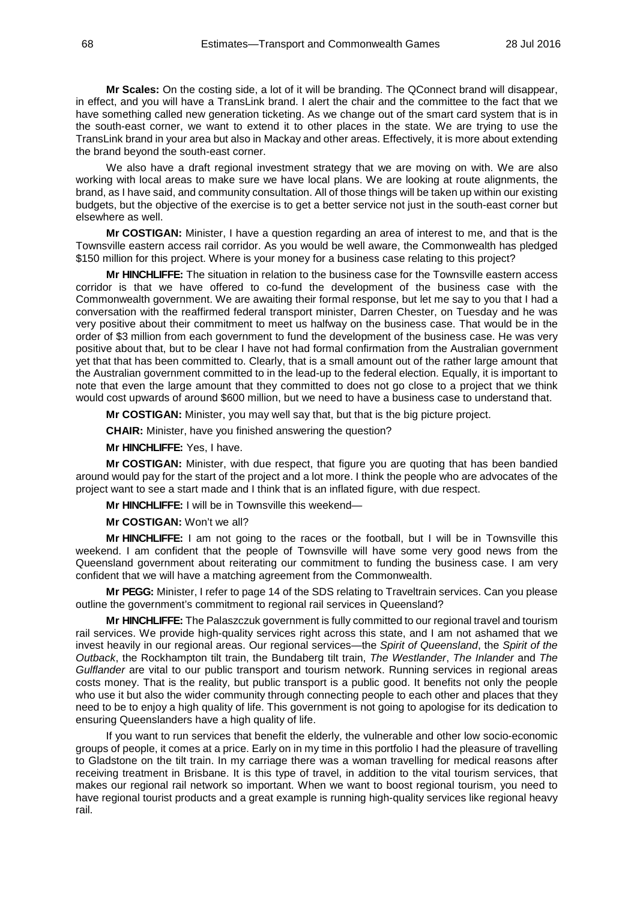**Mr Scales:** On the costing side, a lot of it will be branding. The QConnect brand will disappear, in effect, and you will have a TransLink brand. I alert the chair and the committee to the fact that we have something called new generation ticketing. As we change out of the smart card system that is in the south-east corner, we want to extend it to other places in the state. We are trying to use the TransLink brand in your area but also in Mackay and other areas. Effectively, it is more about extending the brand beyond the south-east corner.

We also have a draft regional investment strategy that we are moving on with. We are also working with local areas to make sure we have local plans. We are looking at route alignments, the brand, as I have said, and community consultation. All of those things will be taken up within our existing budgets, but the objective of the exercise is to get a better service not just in the south-east corner but elsewhere as well.

**Mr COSTIGAN:** Minister, I have a question regarding an area of interest to me, and that is the Townsville eastern access rail corridor. As you would be well aware, the Commonwealth has pledged $150 million for this project. Where is your money for a business case relating to this project?

**Mr HINCHLIFFE:** The situation in relation to the business case for the Townsville eastern access corridor is that we have offered to co-fund the development of the business case with the Commonwealth government. We are awaiting their formal response, but let me say to you that I had a conversation with the reaffirmed federal transport minister, Darren Chester, on Tuesday and he was very positive about their commitment to meet us halfway on the business case. That would be in the order of $3 million from each government to fund the development of the business case. He was very positive about that, but to be clear I have not had formal confirmation from the Australian government yet that that has been committed to. Clearly, that is a small amount out of the rather large amount that the Australian government committed to in the lead-up to the federal election. Equally, it is important to note that even the large amount that they committed to does not go close to a project that we think would cost upwards of around $600 million, but we need to have a business case to understand that.

**Mr COSTIGAN:** Minister, you may well say that, but that is the big picture project.

**CHAIR:** Minister, have you finished answering the question?

**Mr HINCHLIFFE:** Yes, I have.

**Mr COSTIGAN:** Minister, with due respect, that figure you are quoting that has been bandied around would pay for the start of the project and a lot more. I think the people who are advocates of the project want to see a start made and I think that is an inflated figure, with due respect.

**Mr HINCHLIFFE:** I will be in Townsville this weekend—

**Mr COSTIGAN:** Won't we all?

**Mr HINCHLIFFE:** I am not going to the races or the football, but I will be in Townsville this weekend. I am confident that the people of Townsville will have some very good news from the Queensland government about reiterating our commitment to funding the business case. I am very confident that we will have a matching agreement from the Commonwealth.

**Mr PEGG:** Minister, I refer to page 14 of the SDS relating to Traveltrain services. Can you please outline the government's commitment to regional rail services in Queensland?

**Mr HINCHLIFFE:** The Palaszczuk government is fully committed to our regional travel and tourism rail services. We provide high-quality services right across this state, and I am not ashamed that we invest heavily in our regional areas. Our regional services—the *Spirit of Queensland*, the *Spirit of the Outback*, the Rockhampton tilt train, the Bundaberg tilt train, *The Westlander*, *The Inlander* and *The Gulflander* are vital to our public transport and tourism network. Running services in regional areas costs money. That is the reality, but public transport is a public good. It benefits not only the people who use it but also the wider community through connecting people to each other and places that they need to be to enjoy a high quality of life. This government is not going to apologise for its dedication to ensuring Queenslanders have a high quality of life.

If you want to run services that benefit the elderly, the vulnerable and other low socio-economic groups of people, it comes at a price. Early on in my time in this portfolio I had the pleasure of travelling to Gladstone on the tilt train. In my carriage there was a woman travelling for medical reasons after receiving treatment in Brisbane. It is this type of travel, in addition to the vital tourism services, that makes our regional rail network so important. When we want to boost regional tourism, you need to have regional tourist products and a great example is running high-quality services like regional heavy rail.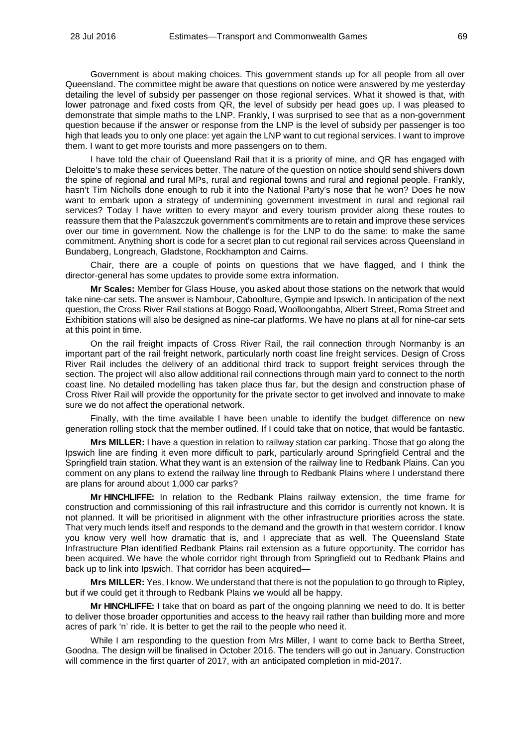Government is about making choices. This government stands up for all people from all over Queensland. The committee might be aware that questions on notice were answered by me yesterday detailing the level of subsidy per passenger on those regional services. What it showed is that, with lower patronage and fixed costs from QR, the level of subsidy per head goes up. I was pleased to demonstrate that simple maths to the LNP. Frankly, I was surprised to see that as a non-government question because if the answer or response from the LNP is the level of subsidy per passenger is too high that leads you to only one place: yet again the LNP want to cut regional services. I want to improve them. I want to get more tourists and more passengers on to them.

I have told the chair of Queensland Rail that it is a priority of mine, and QR has engaged with Deloitte's to make these services better. The nature of the question on notice should send shivers down the spine of regional and rural MPs, rural and regional towns and rural and regional people. Frankly, hasn't Tim Nicholls done enough to rub it into the National Party's nose that he won? Does he now want to embark upon a strategy of undermining government investment in rural and regional rail services? Today I have written to every mayor and every tourism provider along these routes to reassure them that the Palaszczuk government's commitments are to retain and improve these services over our time in government. Now the challenge is for the LNP to do the same: to make the same commitment. Anything short is code for a secret plan to cut regional rail services across Queensland in Bundaberg, Longreach, Gladstone, Rockhampton and Cairns.

Chair, there are a couple of points on questions that we have flagged, and I think the director-general has some updates to provide some extra information.

**Mr Scales:** Member for Glass House, you asked about those stations on the network that would take nine-car sets. The answer is Nambour, Caboolture, Gympie and Ipswich. In anticipation of the next question, the Cross River Rail stations at Boggo Road, Woolloongabba, Albert Street, Roma Street and Exhibition stations will also be designed as nine-car platforms. We have no plans at all for nine-car sets at this point in time.

On the rail freight impacts of Cross River Rail, the rail connection through Normanby is an important part of the rail freight network, particularly north coast line freight services. Design of Cross River Rail includes the delivery of an additional third track to support freight services through the section. The project will also allow additional rail connections through main yard to connect to the north coast line. No detailed modelling has taken place thus far, but the design and construction phase of Cross River Rail will provide the opportunity for the private sector to get involved and innovate to make sure we do not affect the operational network.

Finally, with the time available I have been unable to identify the budget difference on new generation rolling stock that the member outlined. If I could take that on notice, that would be fantastic.

**Mrs MILLER:** I have a question in relation to railway station car parking. Those that go along the Ipswich line are finding it even more difficult to park, particularly around Springfield Central and the Springfield train station. What they want is an extension of the railway line to Redbank Plains. Can you comment on any plans to extend the railway line through to Redbank Plains where I understand there are plans for around about 1,000 car parks?

**Mr HINCHLIFFE:** In relation to the Redbank Plains railway extension, the time frame for construction and commissioning of this rail infrastructure and this corridor is currently not known. It is not planned. It will be prioritised in alignment with the other infrastructure priorities across the state. That very much lends itself and responds to the demand and the growth in that western corridor. I know you know very well how dramatic that is, and I appreciate that as well. The Queensland State Infrastructure Plan identified Redbank Plains rail extension as a future opportunity. The corridor has been acquired. We have the whole corridor right through from Springfield out to Redbank Plains and back up to link into Ipswich. That corridor has been acquired—

**Mrs MILLER:** Yes, I know. We understand that there is not the population to go through to Ripley, but if we could get it through to Redbank Plains we would all be happy.

**Mr HINCHLIFFE:** I take that on board as part of the ongoing planning we need to do. It is better to deliver those broader opportunities and access to the heavy rail rather than building more and more acres of park 'n' ride. It is better to get the rail to the people who need it.

While I am responding to the question from Mrs Miller, I want to come back to Bertha Street, Goodna. The design will be finalised in October 2016. The tenders will go out in January. Construction will commence in the first quarter of 2017, with an anticipated completion in mid-2017.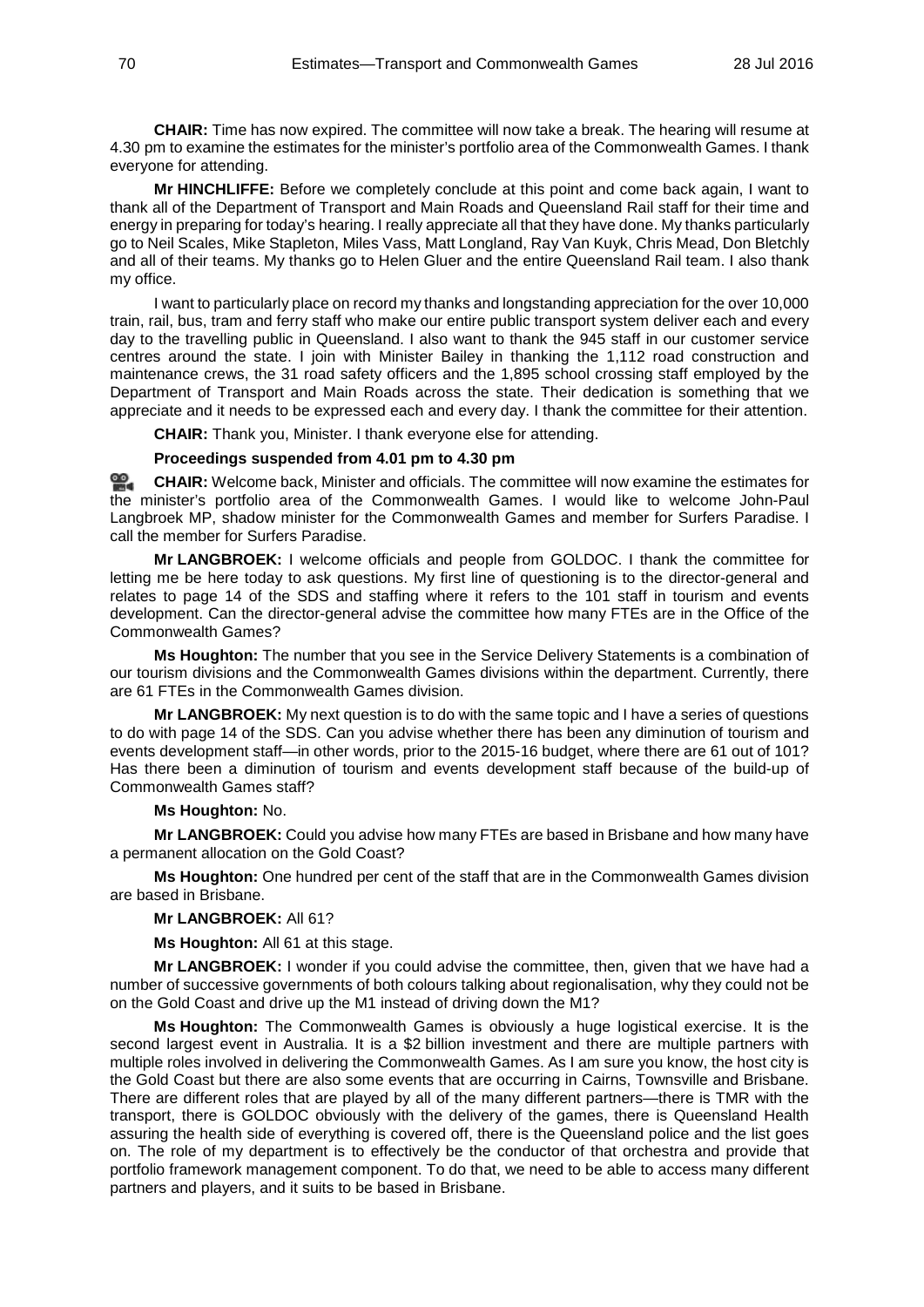**CHAIR:** Time has now expired. The committee will now take a break. The hearing will resume at 4.30 pm to examine the estimates for the minister's portfolio area of the Commonwealth Games. I thank everyone for attending.

**Mr HINCHLIFFE:** Before we completely conclude at this point and come back again, I want to thank all of the Department of Transport and Main Roads and Queensland Rail staff for their time and energy in preparing for today's hearing. I really appreciate all that they have done. My thanks particularly go to Neil Scales, Mike Stapleton, Miles Vass, Matt Longland, Ray Van Kuyk, Chris Mead, Don Bletchly and all of their teams. My thanks go to Helen Gluer and the entire Queensland Rail team. I also thank my office.

I want to particularly place on record my thanks and longstanding appreciation for the over 10,000 train, rail, bus, tram and ferry staff who make our entire public transport system deliver each and every day to the travelling public in Queensland. I also want to thank the 945 staff in our customer service centres around the state. I join with Minister Bailey in thanking the 1,112 road construction and maintenance crews, the 31 road safety officers and the 1,895 school crossing staff employed by the Department of Transport and Main Roads across the state. Their dedication is something that we appreciate and it needs to be expressed each and every day. I thank the committee for their attention.

**CHAIR:** Thank you, Minister. I thank everyone else for attending.

**Proceedings suspended from 4.01 pm to 4.30 pm**

**CHAIR:** Welcome back, Minister and officials. The committee will now examine the estimates for the minister's portfolio area of the Commonwealth Games. I would like to welcome John-Paul Langbroek MP, shadow minister for the Commonwealth Games and member for Surfers Paradise. I call the member for Surfers Paradise.

**Mr LANGBROEK:** I welcome officials and people from GOLDOC. I thank the committee for letting me be here today to ask questions. My first line of questioning is to the director-general and relates to page 14 of the SDS and staffing where it refers to the 101 staff in tourism and events development. Can the director-general advise the committee how many FTEs are in the Office of the Commonwealth Games?

**Ms Houghton:** The number that you see in the Service Delivery Statements is a combination of our tourism divisions and the Commonwealth Games divisions within the department. Currently, there are 61 FTEs in the Commonwealth Games division.

**Mr LANGBROEK:** My next question is to do with the same topic and I have a series of questions to do with page 14 of the SDS. Can you advise whether there has been any diminution of tourism and events development staff—in other words, prior to the 2015-16 budget, where there are 61 out of 101? Has there been a diminution of tourism and events development staff because of the build-up of Commonwealth Games staff?

**Ms Houghton:** No.

**Mr LANGBROEK:** Could you advise how many FTEs are based in Brisbane and how many have a permanent allocation on the Gold Coast?

**Ms Houghton:** One hundred per cent of the staff that are in the Commonwealth Games division are based in Brisbane.

**Mr LANGBROEK:** All 61?

**Ms Houghton:** All 61 at this stage.

**Mr LANGBROEK:** I wonder if you could advise the committee, then, given that we have had a number of successive governments of both colours talking about regionalisation, why they could not be on the Gold Coast and drive up the M1 instead of driving down the M1?

**Ms Houghton:** The Commonwealth Games is obviously a huge logistical exercise. It is the second largest event in Australia. It is a $2 billion investment and there are multiple partners with multiple roles involved in delivering the Commonwealth Games. As I am sure you know, the host city is the Gold Coast but there are also some events that are occurring in Cairns, Townsville and Brisbane. There are different roles that are played by all of the many different partners—there is TMR with the transport, there is GOLDOC obviously with the delivery of the games, there is Queensland Health assuring the health side of everything is covered off, there is the Queensland police and the list goes on. The role of my department is to effectively be the conductor of that orchestra and provide that portfolio framework management component. To do that, we need to be able to access many different partners and players, and it suits to be based in Brisbane.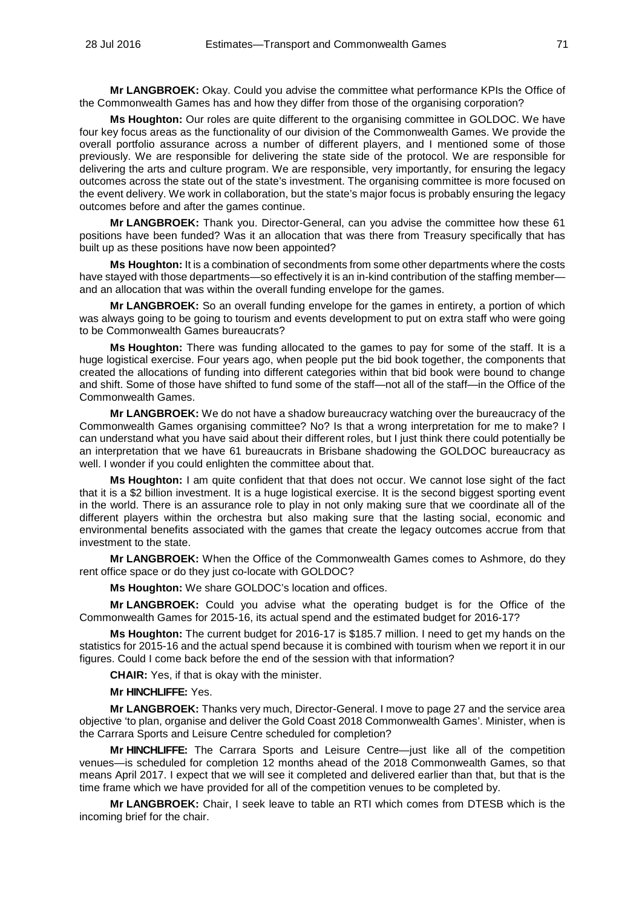**Mr LANGBROEK:** Okay. Could you advise the committee what performance KPIs the Office of the Commonwealth Games has and how they differ from those of the organising corporation?

**Ms Houghton:** Our roles are quite different to the organising committee in GOLDOC. We have four key focus areas as the functionality of our division of the Commonwealth Games. We provide the overall portfolio assurance across a number of different players, and I mentioned some of those previously. We are responsible for delivering the state side of the protocol. We are responsible for delivering the arts and culture program. We are responsible, very importantly, for ensuring the legacy outcomes across the state out of the state's investment. The organising committee is more focused on the event delivery. We work in collaboration, but the state's major focus is probably ensuring the legacy outcomes before and after the games continue.

**Mr LANGBROEK:** Thank you. Director-General, can you advise the committee how these 61 positions have been funded? Was it an allocation that was there from Treasury specifically that has built up as these positions have now been appointed?

**Ms Houghton:** It is a combination of secondments from some other departments where the costs have stayed with those departments—so effectively it is an in-kind contribution of the staffing member—and an allocation that was within the overall funding envelope for the games.

**Mr LANGBROEK:** So an overall funding envelope for the games in entirety, a portion of which was always going to be going to tourism and events development to put on extra staff who were going to be Commonwealth Games bureaucrats?

**Ms Houghton:** There was funding allocated to the games to pay for some of the staff. It is a huge logistical exercise. Four years ago, when people put the bid book together, the components that created the allocations of funding into different categories within that bid book were bound to change and shift. Some of those have shifted to fund some of the staff—not all of the staff—in the Office of the Commonwealth Games.

**Mr LANGBROEK:** We do not have a shadow bureaucracy watching over the bureaucracy of the Commonwealth Games organising committee? No? Is that a wrong interpretation for me to make? I can understand what you have said about their different roles, but I just think there could potentially be an interpretation that we have 61 bureaucrats in Brisbane shadowing the GOLDOC bureaucracy as well. I wonder if you could enlighten the committee about that.

**Ms Houghton:** I am quite confident that that does not occur. We cannot lose sight of the fact that it is a $2 billion investment. It is a huge logistical exercise. It is the second biggest sporting event in the world. There is an assurance role to play in not only making sure that we coordinate all of the different players within the orchestra but also making sure that the lasting social, economic and environmental benefits associated with the games that create the legacy outcomes accrue from that investment to the state.

**Mr LANGBROEK:** When the Office of the Commonwealth Games comes to Ashmore, do they rent office space or do they just co-locate with GOLDOC?

**Ms Houghton:** We share GOLDOC's location and offices.

**Mr LANGBROEK:** Could you advise what the operating budget is for the Office of the Commonwealth Games for 2015-16, its actual spend and the estimated budget for 2016-17?

**Ms Houghton:** The current budget for 2016-17 is $185.7 million. I need to get my hands on the statistics for 2015-16 and the actual spend because it is combined with tourism when we report it in our figures. Could I come back before the end of the session with that information?

**CHAIR:** Yes, if that is okay with the minister.

**Mr HINCHLIFFE:** Yes.

**Mr LANGBROEK:** Thanks very much, Director-General. I move to page 27 and the service area objective 'to plan, organise and deliver the Gold Coast 2018 Commonwealth Games'. Minister, when is the Carrara Sports and Leisure Centre scheduled for completion?

**Mr HINCHLIFFE:** The Carrara Sports and Leisure Centre—just like all of the competition venues—is scheduled for completion 12 months ahead of the 2018 Commonwealth Games, so that means April 2017. I expect that we will see it completed and delivered earlier than that, but that is the time frame which we have provided for all of the competition venues to be completed by.

**Mr LANGBROEK:** Chair, I seek leave to table an RTI which comes from DTESB which is the incoming brief for the chair.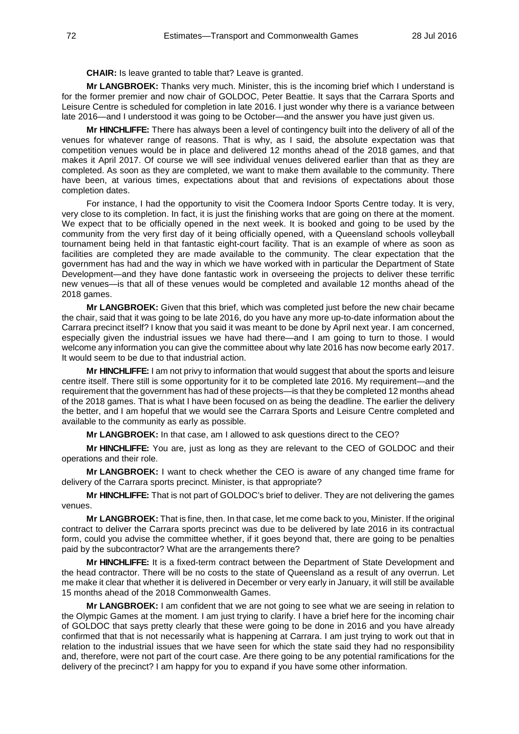**CHAIR:** Is leave granted to table that? Leave is granted.

**Mr LANGBROEK:** Thanks very much. Minister, this is the incoming brief which I understand is for the former premier and now chair of GOLDOC, Peter Beattie. It says that the Carrara Sports and Leisure Centre is scheduled for completion in late 2016. I just wonder why there is a variance between late 2016—and I understood it was going to be October—and the answer you have just given us.

**Mr HINCHLIFFE:** There has always been a level of contingency built into the delivery of all of the venues for whatever range of reasons. That is why, as I said, the absolute expectation was that competition venues would be in place and delivered 12 months ahead of the 2018 games, and that makes it April 2017. Of course we will see individual venues delivered earlier than that as they are completed. As soon as they are completed, we want to make them available to the community. There have been, at various times, expectations about that and revisions of expectations about those completion dates.

For instance, I had the opportunity to visit the Coomera Indoor Sports Centre today. It is very, very close to its completion. In fact, it is just the finishing works that are going on there at the moment. We expect that to be officially opened in the next week. It is booked and going to be used by the community from the very first day of it being officially opened, with a Queensland schools volleyball tournament being held in that fantastic eight-court facility. That is an example of where as soon as facilities are completed they are made available to the community. The clear expectation that the government has had and the way in which we have worked with in particular the Department of State Development—and they have done fantastic work in overseeing the projects to deliver these terrific new venues—is that all of these venues would be completed and available 12 months ahead of the 2018 games.

**Mr LANGBROEK:** Given that this brief, which was completed just before the new chair became the chair, said that it was going to be late 2016, do you have any more up-to-date information about the Carrara precinct itself? I know that you said it was meant to be done by April next year. I am concerned, especially given the industrial issues we have had there—and I am going to turn to those. I would welcome any information you can give the committee about why late 2016 has now become early 2017. It would seem to be due to that industrial action.

**Mr HINCHLIFFE:** I am not privy to information that would suggest that about the sports and leisure centre itself. There still is some opportunity for it to be completed late 2016. My requirement—and the requirement that the government has had of these projects—is that they be completed 12 months ahead of the 2018 games. That is what I have been focused on as being the deadline. The earlier the delivery the better, and I am hopeful that we would see the Carrara Sports and Leisure Centre completed and available to the community as early as possible.

**Mr LANGBROEK:** In that case, am I allowed to ask questions direct to the CEO?

**Mr HINCHLIFFE:** You are, just as long as they are relevant to the CEO of GOLDOC and their operations and their role.

**Mr LANGBROEK:** I want to check whether the CEO is aware of any changed time frame for delivery of the Carrara sports precinct. Minister, is that appropriate?

**Mr HINCHLIFFE:** That is not part of GOLDOC's brief to deliver. They are not delivering the games venues.

**Mr LANGBROEK:** That is fine, then. In that case, let me come back to you, Minister. If the original contract to deliver the Carrara sports precinct was due to be delivered by late 2016 in its contractual form, could you advise the committee whether, if it goes beyond that, there are going to be penalties paid by the subcontractor? What are the arrangements there?

**Mr HINCHLIFFE:** It is a fixed-term contract between the Department of State Development and the head contractor. There will be no costs to the state of Queensland as a result of any overrun. Let me make it clear that whether it is delivered in December or very early in January, it will still be available 15 months ahead of the 2018 Commonwealth Games.

**Mr LANGBROEK:** I am confident that we are not going to see what we are seeing in relation to the Olympic Games at the moment. I am just trying to clarify. I have a brief here for the incoming chair of GOLDOC that says pretty clearly that these were going to be done in 2016 and you have already confirmed that that is not necessarily what is happening at Carrara. I am just trying to work out that in relation to the industrial issues that we have seen for which the state said they had no responsibility and, therefore, were not part of the court case. Are there going to be any potential ramifications for the delivery of the precinct? I am happy for you to expand if you have some other information.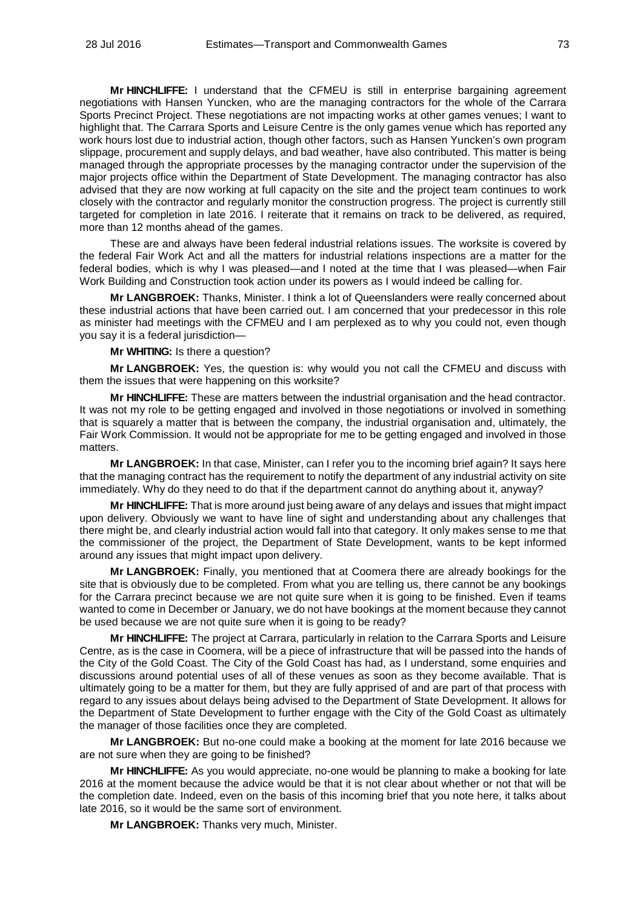**Mr HINCHLIFFE:** I understand that the CFMEU is still in enterprise bargaining agreement negotiations with Hansen Yuncken, who are the managing contractors for the whole of the Carrara Sports Precinct Project. These negotiations are not impacting works at other games venues; I want to highlight that. The Carrara Sports and Leisure Centre is the only games venue which has reported any work hours lost due to industrial action, though other factors, such as Hansen Yuncken's own program slippage, procurement and supply delays, and bad weather, have also contributed. This matter is being managed through the appropriate processes by the managing contractor under the supervision of the major projects office within the Department of State Development. The managing contractor has also advised that they are now working at full capacity on the site and the project team continues to work closely with the contractor and regularly monitor the construction progress. The project is currently still targeted for completion in late 2016. I reiterate that it remains on track to be delivered, as required, more than 12 months ahead of the games.

These are and always have been federal industrial relations issues. The worksite is covered by the federal Fair Work Act and all the matters for industrial relations inspections are a matter for the federal bodies, which is why I was pleased—and I noted at the time that I was pleased—when Fair Work Building and Construction took action under its powers as I would indeed be calling for.

**Mr LANGBROEK:** Thanks, Minister. I think a lot of Queenslanders were really concerned about these industrial actions that have been carried out. I am concerned that your predecessor in this role as minister had meetings with the CFMEU and I am perplexed as to why you could not, even though you say it is a federal jurisdiction—

**Mr WHITING:** Is there a question?

**Mr LANGBROEK:** Yes, the question is: why would you not call the CFMEU and discuss with them the issues that were happening on this worksite?

**Mr HINCHLIFFE:** These are matters between the industrial organisation and the head contractor. It was not my role to be getting engaged and involved in those negotiations or involved in something that is squarely a matter that is between the company, the industrial organisation and, ultimately, the Fair Work Commission. It would not be appropriate for me to be getting engaged and involved in those matters.

**Mr LANGBROEK:** In that case, Minister, can I refer you to the incoming brief again? It says here that the managing contract has the requirement to notify the department of any industrial activity on site immediately. Why do they need to do that if the department cannot do anything about it, anyway?

**Mr HINCHLIFFE:** That is more around just being aware of any delays and issues that might impact upon delivery. Obviously we want to have line of sight and understanding about any challenges that there might be, and clearly industrial action would fall into that category. It only makes sense to me that the commissioner of the project, the Department of State Development, wants to be kept informed around any issues that might impact upon delivery.

**Mr LANGBROEK:** Finally, you mentioned that at Coomera there are already bookings for the site that is obviously due to be completed. From what you are telling us, there cannot be any bookings for the Carrara precinct because we are not quite sure when it is going to be finished. Even if teams wanted to come in December or January, we do not have bookings at the moment because they cannot be used because we are not quite sure when it is going to be ready?

**Mr HINCHLIFFE:** The project at Carrara, particularly in relation to the Carrara Sports and Leisure Centre, as is the case in Coomera, will be a piece of infrastructure that will be passed into the hands of the City of the Gold Coast. The City of the Gold Coast has had, as I understand, some enquiries and discussions around potential uses of all of these venues as soon as they become available. That is ultimately going to be a matter for them, but they are fully apprised of and are part of that process with regard to any issues about delays being advised to the Department of State Development. It allows for the Department of State Development to further engage with the City of the Gold Coast as ultimately the manager of those facilities once they are completed.

**Mr LANGBROEK:** But no-one could make a booking at the moment for late 2016 because we are not sure when they are going to be finished?

**Mr HINCHLIFFE:** As you would appreciate, no-one would be planning to make a booking for late 2016 at the moment because the advice would be that it is not clear about whether or not that will be the completion date. Indeed, even on the basis of this incoming brief that you note here, it talks about late 2016, so it would be the same sort of environment.

**Mr LANGBROEK:** Thanks very much, Minister.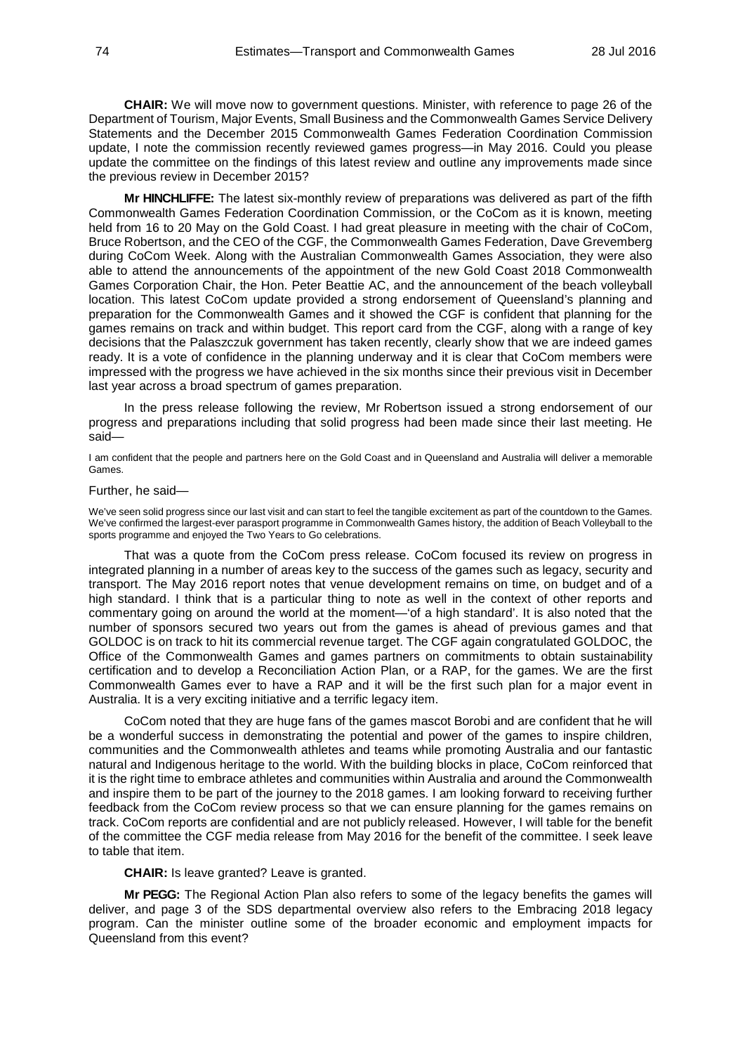**CHAIR:** We will move now to government questions. Minister, with reference to page 26 of the Department of Tourism, Major Events, Small Business and the Commonwealth Games Service Delivery Statements and the December 2015 Commonwealth Games Federation Coordination Commission update, I note the commission recently reviewed games progress—in May 2016. Could you please update the committee on the findings of this latest review and outline any improvements made since the previous review in December 2015?

**Mr HINCHLIFFE:** The latest six-monthly review of preparations was delivered as part of the fifth Commonwealth Games Federation Coordination Commission, or the CoCom as it is known, meeting held from 16 to 20 May on the Gold Coast. I had great pleasure in meeting with the chair of CoCom, Bruce Robertson, and the CEO of the CGF, the Commonwealth Games Federation, Dave Grevemberg during CoCom Week. Along with the Australian Commonwealth Games Association, they were also able to attend the announcements of the appointment of the new Gold Coast 2018 Commonwealth Games Corporation Chair, the Hon. Peter Beattie AC, and the announcement of the beach volleyball location. This latest CoCom update provided a strong endorsement of Queensland's planning and preparation for the Commonwealth Games and it showed the CGF is confident that planning for the games remains on track and within budget. This report card from the CGF, along with a range of key decisions that the Palaszczuk government has taken recently, clearly show that we are indeed games ready. It is a vote of confidence in the planning underway and it is clear that CoCom members were impressed with the progress we have achieved in the six months since their previous visit in December last year across a broad spectrum of games preparation.

In the press release following the review, Mr Robertson issued a strong endorsement of our progress and preparations including that solid progress had been made since their last meeting. He said—

> I am confident that the people and partners here on the Gold Coast and in Queensland and Australia will deliver a memorable Games.

Further, he said—

> We've seen solid progress since our last visit and can start to feel the tangible excitement as part of the countdown to the Games. We've confirmed the largest-ever parasport programme in Commonwealth Games history, the addition of Beach Volleyball to the sports programme and enjoyed the Two Years to Go celebrations.

That was a quote from the CoCom press release. CoCom focused its review on progress in integrated planning in a number of areas key to the success of the games such as legacy, security and transport. The May 2016 report notes that venue development remains on time, on budget and of a high standard. I think that is a particular thing to note as well in the context of other reports and commentary going on around the world at the moment—'of a high standard'. It is also noted that the number of sponsors secured two years out from the games is ahead of previous games and that GOLDOC is on track to hit its commercial revenue target. The CGF again congratulated GOLDOC, the Office of the Commonwealth Games and games partners on commitments to obtain sustainability certification and to develop a Reconciliation Action Plan, or a RAP, for the games. We are the first Commonwealth Games ever to have a RAP and it will be the first such plan for a major event in Australia. It is a very exciting initiative and a terrific legacy item.

CoCom noted that they are huge fans of the games mascot Borobi and are confident that he will be a wonderful success in demonstrating the potential and power of the games to inspire children, communities and the Commonwealth athletes and teams while promoting Australia and our fantastic natural and Indigenous heritage to the world. With the building blocks in place, CoCom reinforced that it is the right time to embrace athletes and communities within Australia and around the Commonwealth and inspire them to be part of the journey to the 2018 games. I am looking forward to receiving further feedback from the CoCom review process so that we can ensure planning for the games remains on track. CoCom reports are confidential and are not publicly released. However, I will table for the benefit of the committee the CGF media release from May 2016 for the benefit of the committee. I seek leave to table that item.

**CHAIR:** Is leave granted? Leave is granted.

**Mr PEGG:** The Regional Action Plan also refers to some of the legacy benefits the games will deliver, and page 3 of the SDS departmental overview also refers to the Embracing 2018 legacy program. Can the minister outline some of the broader economic and employment impacts for Queensland from this event?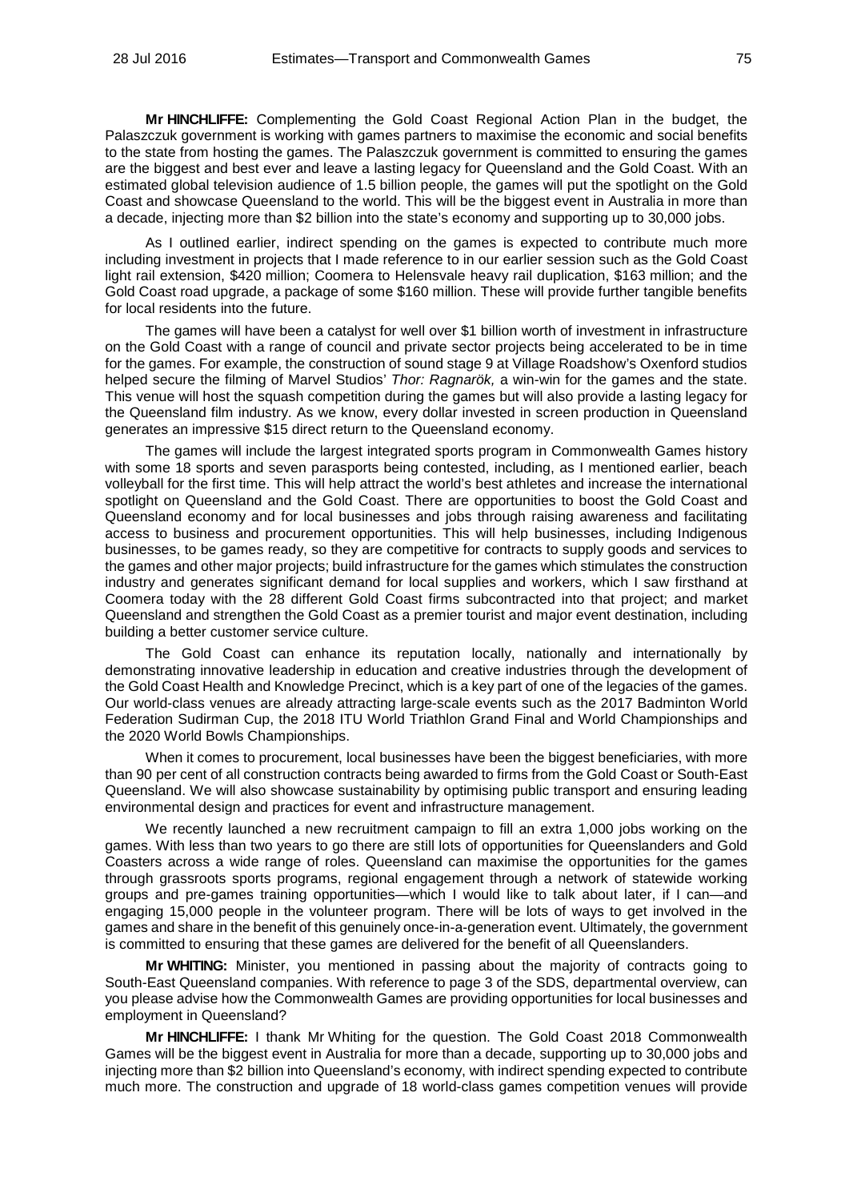**Mr HINCHLIFFE:** Complementing the Gold Coast Regional Action Plan in the budget, the Palaszczuk government is working with games partners to maximise the economic and social benefits to the state from hosting the games. The Palaszczuk government is committed to ensuring the games are the biggest and best ever and leave a lasting legacy for Queensland and the Gold Coast. With an estimated global television audience of 1.5 billion people, the games will put the spotlight on the Gold Coast and showcase Queensland to the world. This will be the biggest event in Australia in more than a decade, injecting more than $2 billion into the state's economy and supporting up to 30,000 jobs.

As I outlined earlier, indirect spending on the games is expected to contribute much more including investment in projects that I made reference to in our earlier session such as the Gold Coast light rail extension, $420 million; Coomera to Helensvale heavy rail duplication, $163 million; and the Gold Coast road upgrade, a package of some $160 million. These will provide further tangible benefits for local residents into the future.

The games will have been a catalyst for well over $1 billion worth of investment in infrastructure on the Gold Coast with a range of council and private sector projects being accelerated to be in time for the games. For example, the construction of sound stage 9 at Village Roadshow's Oxenford studios helped secure the filming of Marvel Studios' *Thor: Ragnarök,* a win-win for the games and the state. This venue will host the squash competition during the games but will also provide a lasting legacy for the Queensland film industry. As we know, every dollar invested in screen production in Queensland generates an impressive $15 direct return to the Queensland economy.

The games will include the largest integrated sports program in Commonwealth Games history with some 18 sports and seven parasports being contested, including, as I mentioned earlier, beach volleyball for the first time. This will help attract the world's best athletes and increase the international spotlight on Queensland and the Gold Coast. There are opportunities to boost the Gold Coast and Queensland economy and for local businesses and jobs through raising awareness and facilitating access to business and procurement opportunities. This will help businesses, including Indigenous businesses, to be games ready, so they are competitive for contracts to supply goods and services to the games and other major projects; build infrastructure for the games which stimulates the construction industry and generates significant demand for local supplies and workers, which I saw firsthand at Coomera today with the 28 different Gold Coast firms subcontracted into that project; and market Queensland and strengthen the Gold Coast as a premier tourist and major event destination, including building a better customer service culture.

The Gold Coast can enhance its reputation locally, nationally and internationally by demonstrating innovative leadership in education and creative industries through the development of the Gold Coast Health and Knowledge Precinct, which is a key part of one of the legacies of the games. Our world-class venues are already attracting large-scale events such as the 2017 Badminton World Federation Sudirman Cup, the 2018 ITU World Triathlon Grand Final and World Championships and the 2020 World Bowls Championships.

When it comes to procurement, local businesses have been the biggest beneficiaries, with more than 90 per cent of all construction contracts being awarded to firms from the Gold Coast or South-East Queensland. We will also showcase sustainability by optimising public transport and ensuring leading environmental design and practices for event and infrastructure management.

We recently launched a new recruitment campaign to fill an extra 1,000 jobs working on the games. With less than two years to go there are still lots of opportunities for Queenslanders and Gold Coasters across a wide range of roles. Queensland can maximise the opportunities for the games through grassroots sports programs, regional engagement through a network of statewide working groups and pre-games training opportunities—which I would like to talk about later, if I can—and engaging 15,000 people in the volunteer program. There will be lots of ways to get involved in the games and share in the benefit of this genuinely once-in-a-generation event. Ultimately, the government is committed to ensuring that these games are delivered for the benefit of all Queenslanders.

**Mr WHITING:** Minister, you mentioned in passing about the majority of contracts going to South-East Queensland companies. With reference to page 3 of the SDS, departmental overview, can you please advise how the Commonwealth Games are providing opportunities for local businesses and employment in Queensland?

**Mr HINCHLIFFE:** I thank Mr Whiting for the question. The Gold Coast 2018 Commonwealth Games will be the biggest event in Australia for more than a decade, supporting up to 30,000 jobs and injecting more than $2 billion into Queensland's economy, with indirect spending expected to contribute much more. The construction and upgrade of 18 world-class games competition venues will provide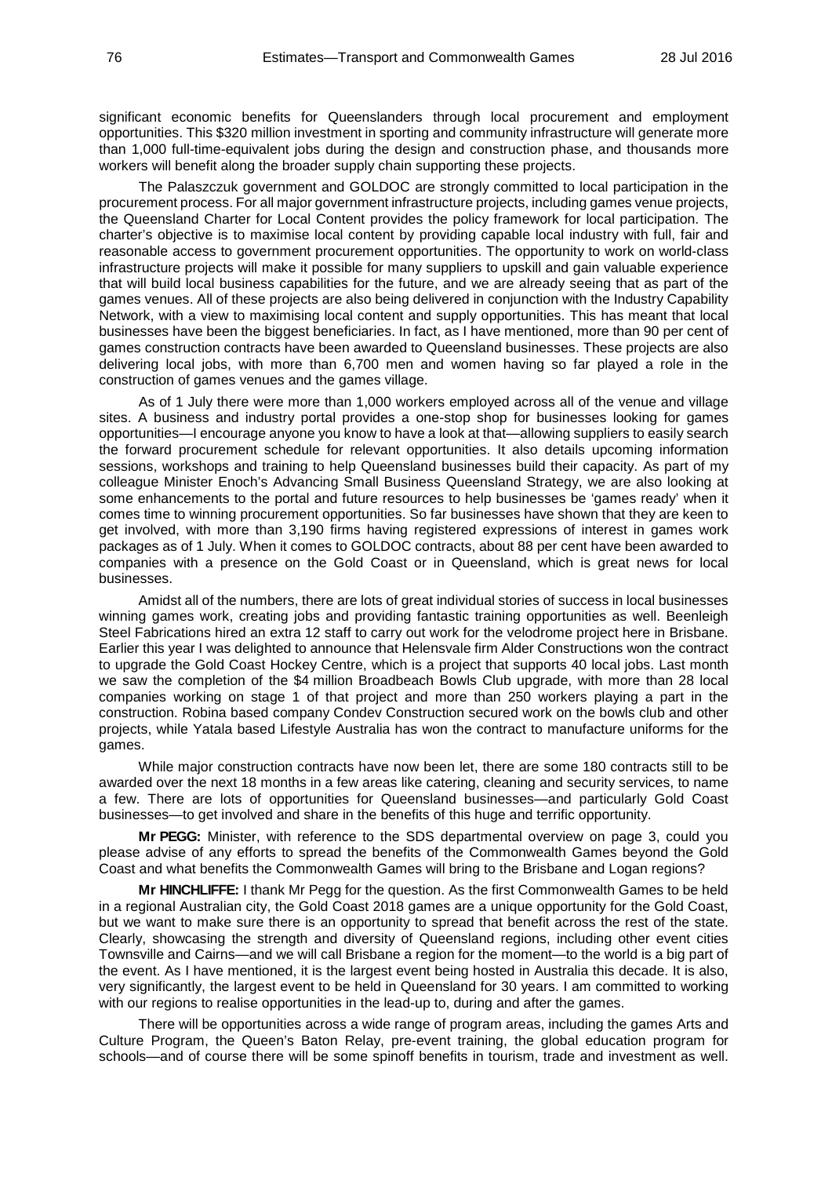significant economic benefits for Queenslanders through local procurement and employment opportunities. This $320 million investment in sporting and community infrastructure will generate more than 1,000 full-time-equivalent jobs during the design and construction phase, and thousands more workers will benefit along the broader supply chain supporting these projects.

The Palaszczuk government and GOLDOC are strongly committed to local participation in the procurement process. For all major government infrastructure projects, including games venue projects, the Queensland Charter for Local Content provides the policy framework for local participation. The charter's objective is to maximise local content by providing capable local industry with full, fair and reasonable access to government procurement opportunities. The opportunity to work on world-class infrastructure projects will make it possible for many suppliers to upskill and gain valuable experience that will build local business capabilities for the future, and we are already seeing that as part of the games venues. All of these projects are also being delivered in conjunction with the Industry Capability Network, with a view to maximising local content and supply opportunities. This has meant that local businesses have been the biggest beneficiaries. In fact, as I have mentioned, more than 90 per cent of games construction contracts have been awarded to Queensland businesses. These projects are also delivering local jobs, with more than 6,700 men and women having so far played a role in the construction of games venues and the games village.

As of 1 July there were more than 1,000 workers employed across all of the venue and village sites. A business and industry portal provides a one-stop shop for businesses looking for games opportunities—I encourage anyone you know to have a look at that—allowing suppliers to easily search the forward procurement schedule for relevant opportunities. It also details upcoming information sessions, workshops and training to help Queensland businesses build their capacity. As part of my colleague Minister Enoch's Advancing Small Business Queensland Strategy, we are also looking at some enhancements to the portal and future resources to help businesses be 'games ready' when it comes time to winning procurement opportunities. So far businesses have shown that they are keen to get involved, with more than 3,190 firms having registered expressions of interest in games work packages as of 1 July. When it comes to GOLDOC contracts, about 88 per cent have been awarded to companies with a presence on the Gold Coast or in Queensland, which is great news for local businesses.

Amidst all of the numbers, there are lots of great individual stories of success in local businesses winning games work, creating jobs and providing fantastic training opportunities as well. Beenleigh Steel Fabrications hired an extra 12 staff to carry out work for the velodrome project here in Brisbane. Earlier this year I was delighted to announce that Helensvale firm Alder Constructions won the contract to upgrade the Gold Coast Hockey Centre, which is a project that supports 40 local jobs. Last month we saw the completion of the $4 million Broadbeach Bowls Club upgrade, with more than 28 local companies working on stage 1 of that project and more than 250 workers playing a part in the construction. Robina based company Condev Construction secured work on the bowls club and other projects, while Yatala based Lifestyle Australia has won the contract to manufacture uniforms for the games.

While major construction contracts have now been let, there are some 180 contracts still to be awarded over the next 18 months in a few areas like catering, cleaning and security services, to name a few. There are lots of opportunities for Queensland businesses—and particularly Gold Coast businesses—to get involved and share in the benefits of this huge and terrific opportunity.

**Mr PEGG:** Minister, with reference to the SDS departmental overview on page 3, could you please advise of any efforts to spread the benefits of the Commonwealth Games beyond the Gold Coast and what benefits the Commonwealth Games will bring to the Brisbane and Logan regions?

**Mr HINCHLIFFE:** I thank Mr Pegg for the question. As the first Commonwealth Games to be held in a regional Australian city, the Gold Coast 2018 games are a unique opportunity for the Gold Coast, but we want to make sure there is an opportunity to spread that benefit across the rest of the state. Clearly, showcasing the strength and diversity of Queensland regions, including other event cities Townsville and Cairns—and we will call Brisbane a region for the moment—to the world is a big part of the event. As I have mentioned, it is the largest event being hosted in Australia this decade. It is also, very significantly, the largest event to be held in Queensland for 30 years. I am committed to working with our regions to realise opportunities in the lead-up to, during and after the games.

There will be opportunities across a wide range of program areas, including the games Arts and Culture Program, the Queen's Baton Relay, pre-event training, the global education program for schools—and of course there will be some spinoff benefits in tourism, trade and investment as well.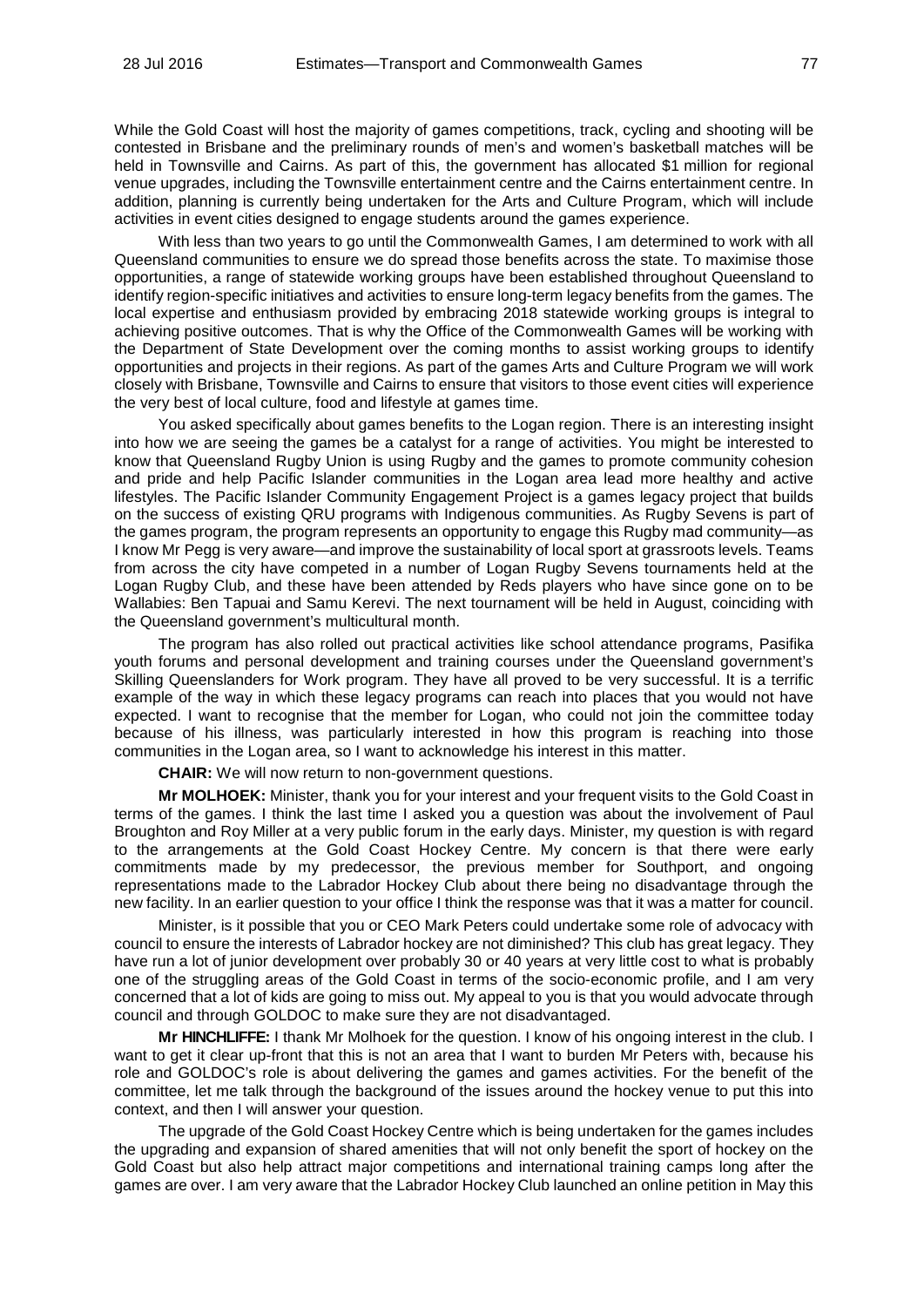While the Gold Coast will host the majority of games competitions, track, cycling and shooting will be contested in Brisbane and the preliminary rounds of men's and women's basketball matches will be held in Townsville and Cairns. As part of this, the government has allocated $1 million for regional venue upgrades, including the Townsville entertainment centre and the Cairns entertainment centre. In addition, planning is currently being undertaken for the Arts and Culture Program, which will include activities in event cities designed to engage students around the games experience.

With less than two years to go until the Commonwealth Games, I am determined to work with all Queensland communities to ensure we do spread those benefits across the state. To maximise those opportunities, a range of statewide working groups have been established throughout Queensland to identify region-specific initiatives and activities to ensure long-term legacy benefits from the games. The local expertise and enthusiasm provided by embracing 2018 statewide working groups is integral to achieving positive outcomes. That is why the Office of the Commonwealth Games will be working with the Department of State Development over the coming months to assist working groups to identify opportunities and projects in their regions. As part of the games Arts and Culture Program we will work closely with Brisbane, Townsville and Cairns to ensure that visitors to those event cities will experience the very best of local culture, food and lifestyle at games time.

You asked specifically about games benefits to the Logan region. There is an interesting insight into how we are seeing the games be a catalyst for a range of activities. You might be interested to know that Queensland Rugby Union is using Rugby and the games to promote community cohesion and pride and help Pacific Islander communities in the Logan area lead more healthy and active lifestyles. The Pacific Islander Community Engagement Project is a games legacy project that builds on the success of existing QRU programs with Indigenous communities. As Rugby Sevens is part of the games program, the program represents an opportunity to engage this Rugby mad community—as I know Mr Pegg is very aware—and improve the sustainability of local sport at grassroots levels. Teams from across the city have competed in a number of Logan Rugby Sevens tournaments held at the Logan Rugby Club, and these have been attended by Reds players who have since gone on to be Wallabies: Ben Tapuai and Samu Kerevi. The next tournament will be held in August, coinciding with the Queensland government's multicultural month.

The program has also rolled out practical activities like school attendance programs, Pasifika youth forums and personal development and training courses under the Queensland government's Skilling Queenslanders for Work program. They have all proved to be very successful. It is a terrific example of the way in which these legacy programs can reach into places that you would not have expected. I want to recognise that the member for Logan, who could not join the committee today because of his illness, was particularly interested in how this program is reaching into those communities in the Logan area, so I want to acknowledge his interest in this matter.

**CHAIR:** We will now return to non-government questions.

**Mr MOLHOEK:** Minister, thank you for your interest and your frequent visits to the Gold Coast in terms of the games. I think the last time I asked you a question was about the involvement of Paul Broughton and Roy Miller at a very public forum in the early days. Minister, my question is with regard to the arrangements at the Gold Coast Hockey Centre. My concern is that there were early commitments made by my predecessor, the previous member for Southport, and ongoing representations made to the Labrador Hockey Club about there being no disadvantage through the new facility. In an earlier question to your office I think the response was that it was a matter for council.

Minister, is it possible that you or CEO Mark Peters could undertake some role of advocacy with council to ensure the interests of Labrador hockey are not diminished? This club has great legacy. They have run a lot of junior development over probably 30 or 40 years at very little cost to what is probably one of the struggling areas of the Gold Coast in terms of the socio-economic profile, and I am very concerned that a lot of kids are going to miss out. My appeal to you is that you would advocate through council and through GOLDOC to make sure they are not disadvantaged.

**Mr HINCHLIFFE:** I thank Mr Molhoek for the question. I know of his ongoing interest in the club. I want to get it clear up-front that this is not an area that I want to burden Mr Peters with, because his role and GOLDOC's role is about delivering the games and games activities. For the benefit of the committee, let me talk through the background of the issues around the hockey venue to put this into context, and then I will answer your question.

The upgrade of the Gold Coast Hockey Centre which is being undertaken for the games includes the upgrading and expansion of shared amenities that will not only benefit the sport of hockey on the Gold Coast but also help attract major competitions and international training camps long after the games are over. I am very aware that the Labrador Hockey Club launched an online petition in May this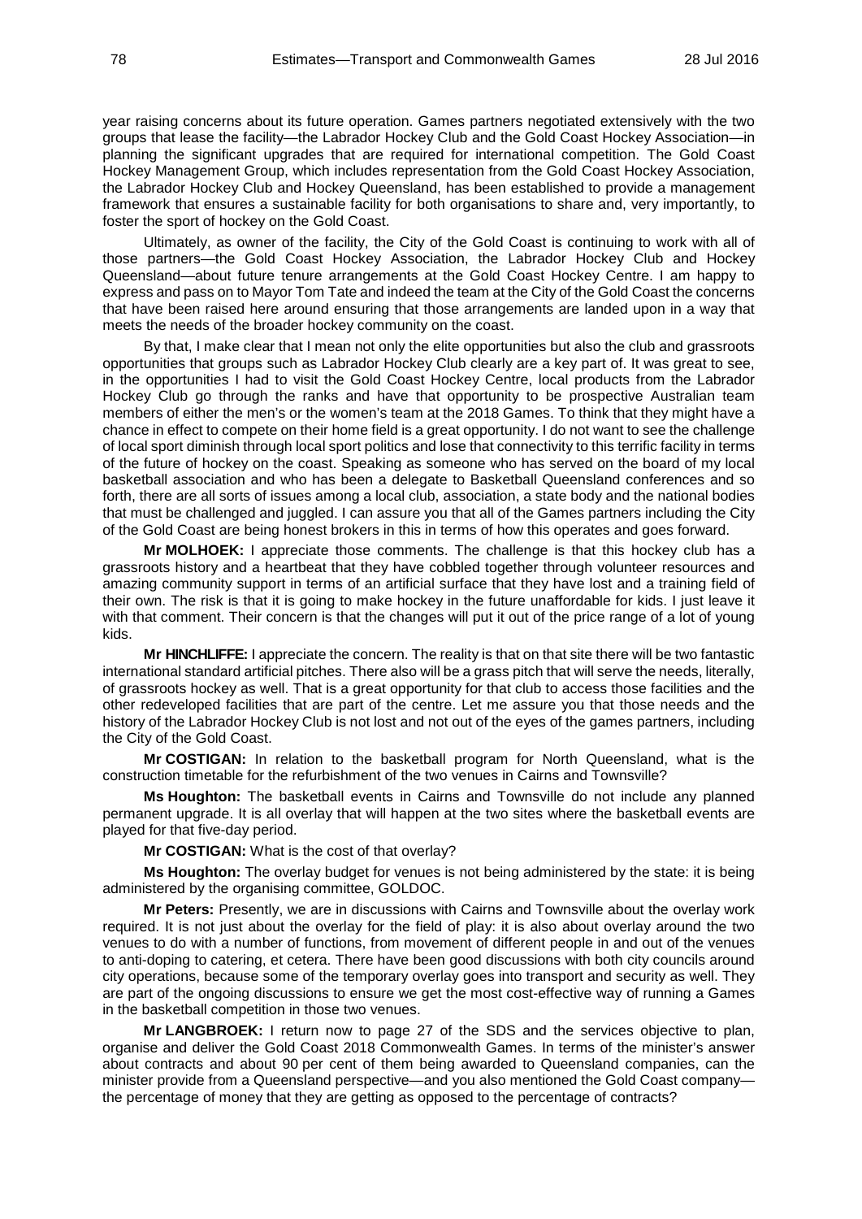year raising concerns about its future operation. Games partners negotiated extensively with the two groups that lease the facility—the Labrador Hockey Club and the Gold Coast Hockey Association—in planning the significant upgrades that are required for international competition. The Gold Coast Hockey Management Group, which includes representation from the Gold Coast Hockey Association, the Labrador Hockey Club and Hockey Queensland, has been established to provide a management framework that ensures a sustainable facility for both organisations to share and, very importantly, to foster the sport of hockey on the Gold Coast.

Ultimately, as owner of the facility, the City of the Gold Coast is continuing to work with all of those partners—the Gold Coast Hockey Association, the Labrador Hockey Club and Hockey Queensland—about future tenure arrangements at the Gold Coast Hockey Centre. I am happy to express and pass on to Mayor Tom Tate and indeed the team at the City of the Gold Coast the concerns that have been raised here around ensuring that those arrangements are landed upon in a way that meets the needs of the broader hockey community on the coast.

By that, I make clear that I mean not only the elite opportunities but also the club and grassroots opportunities that groups such as Labrador Hockey Club clearly are a key part of. It was great to see, in the opportunities I had to visit the Gold Coast Hockey Centre, local products from the Labrador Hockey Club go through the ranks and have that opportunity to be prospective Australian team members of either the men's or the women's team at the 2018 Games. To think that they might have a chance in effect to compete on their home field is a great opportunity. I do not want to see the challenge of local sport diminish through local sport politics and lose that connectivity to this terrific facility in terms of the future of hockey on the coast. Speaking as someone who has served on the board of my local basketball association and who has been a delegate to Basketball Queensland conferences and so forth, there are all sorts of issues among a local club, association, a state body and the national bodies that must be challenged and juggled. I can assure you that all of the Games partners including the City of the Gold Coast are being honest brokers in this in terms of how this operates and goes forward.

**Mr MOLHOEK:** I appreciate those comments. The challenge is that this hockey club has a grassroots history and a heartbeat that they have cobbled together through volunteer resources and amazing community support in terms of an artificial surface that they have lost and a training field of their own. The risk is that it is going to make hockey in the future unaffordable for kids. I just leave it with that comment. Their concern is that the changes will put it out of the price range of a lot of young kids.

**Mr HINCHLIFFE:** I appreciate the concern. The reality is that on that site there will be two fantastic international standard artificial pitches. There also will be a grass pitch that will serve the needs, literally, of grassroots hockey as well. That is a great opportunity for that club to access those facilities and the other redeveloped facilities that are part of the centre. Let me assure you that those needs and the history of the Labrador Hockey Club is not lost and not out of the eyes of the games partners, including the City of the Gold Coast.

**Mr COSTIGAN:** In relation to the basketball program for North Queensland, what is the construction timetable for the refurbishment of the two venues in Cairns and Townsville?

**Ms Houghton:** The basketball events in Cairns and Townsville do not include any planned permanent upgrade. It is all overlay that will happen at the two sites where the basketball events are played for that five-day period.

**Mr COSTIGAN:** What is the cost of that overlay?

**Ms Houghton:** The overlay budget for venues is not being administered by the state: it is being administered by the organising committee, GOLDOC.

**Mr Peters:** Presently, we are in discussions with Cairns and Townsville about the overlay work required. It is not just about the overlay for the field of play: it is also about overlay around the two venues to do with a number of functions, from movement of different people in and out of the venues to anti-doping to catering, et cetera. There have been good discussions with both city councils around city operations, because some of the temporary overlay goes into transport and security as well. They are part of the ongoing discussions to ensure we get the most cost-effective way of running a Games in the basketball competition in those two venues.

**Mr LANGBROEK:** I return now to page 27 of the SDS and the services objective to plan, organise and deliver the Gold Coast 2018 Commonwealth Games. In terms of the minister's answer about contracts and about 90 per cent of them being awarded to Queensland companies, can the minister provide from a Queensland perspective—and you also mentioned the Gold Coast company—the percentage of money that they are getting as opposed to the percentage of contracts?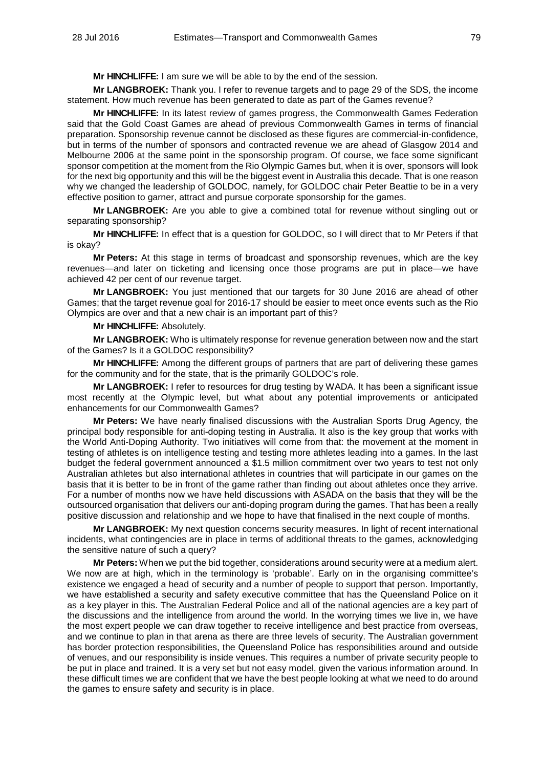**Mr HINCHLIFFE:** I am sure we will be able to by the end of the session.

**Mr LANGBROEK:** Thank you. I refer to revenue targets and to page 29 of the SDS, the income statement. How much revenue has been generated to date as part of the Games revenue?

**Mr HINCHLIFFE:** In its latest review of games progress, the Commonwealth Games Federation said that the Gold Coast Games are ahead of previous Commonwealth Games in terms of financial preparation. Sponsorship revenue cannot be disclosed as these figures are commercial-in-confidence, but in terms of the number of sponsors and contracted revenue we are ahead of Glasgow 2014 and Melbourne 2006 at the same point in the sponsorship program. Of course, we face some significant sponsor competition at the moment from the Rio Olympic Games but, when it is over, sponsors will look for the next big opportunity and this will be the biggest event in Australia this decade. That is one reason why we changed the leadership of GOLDOC, namely, for GOLDOC chair Peter Beattie to be in a very effective position to garner, attract and pursue corporate sponsorship for the games.

**Mr LANGBROEK:** Are you able to give a combined total for revenue without singling out or separating sponsorship?

**Mr HINCHLIFFE:** In effect that is a question for GOLDOC, so I will direct that to Mr Peters if that is okay?

**Mr Peters:** At this stage in terms of broadcast and sponsorship revenues, which are the key revenues—and later on ticketing and licensing once those programs are put in place—we have achieved 42 per cent of our revenue target.

**Mr LANGBROEK:** You just mentioned that our targets for 30 June 2016 are ahead of other Games; that the target revenue goal for 2016-17 should be easier to meet once events such as the Rio Olympics are over and that a new chair is an important part of this?

**Mr HINCHLIFFE:** Absolutely.

**Mr LANGBROEK:** Who is ultimately response for revenue generation between now and the start of the Games? Is it a GOLDOC responsibility?

**Mr HINCHLIFFE:** Among the different groups of partners that are part of delivering these games for the community and for the state, that is the primarily GOLDOC's role.

**Mr LANGBROEK:** I refer to resources for drug testing by WADA. It has been a significant issue most recently at the Olympic level, but what about any potential improvements or anticipated enhancements for our Commonwealth Games?

**Mr Peters:** We have nearly finalised discussions with the Australian Sports Drug Agency, the principal body responsible for anti-doping testing in Australia. It also is the key group that works with the World Anti-Doping Authority. Two initiatives will come from that: the movement at the moment in testing of athletes is on intelligence testing and testing more athletes leading into a games. In the last budget the federal government announced a $1.5 million commitment over two years to test not only Australian athletes but also international athletes in countries that will participate in our games on the basis that it is better to be in front of the game rather than finding out about athletes once they arrive. For a number of months now we have held discussions with ASADA on the basis that they will be the outsourced organisation that delivers our anti-doping program during the games. That has been a really positive discussion and relationship and we hope to have that finalised in the next couple of months.

**Mr LANGBROEK:** My next question concerns security measures. In light of recent international incidents, what contingencies are in place in terms of additional threats to the games, acknowledging the sensitive nature of such a query?

**Mr Peters:** When we put the bid together, considerations around security were at a medium alert. We now are at high, which in the terminology is 'probable'. Early on in the organising committee's existence we engaged a head of security and a number of people to support that person. Importantly, we have established a security and safety executive committee that has the Queensland Police on it as a key player in this. The Australian Federal Police and all of the national agencies are a key part of the discussions and the intelligence from around the world. In the worrying times we live in, we have the most expert people we can draw together to receive intelligence and best practice from overseas, and we continue to plan in that arena as there are three levels of security. The Australian government has border protection responsibilities, the Queensland Police has responsibilities around and outside of venues, and our responsibility is inside venues. This requires a number of private security people to be put in place and trained. It is a very set but not easy model, given the various information around. In these difficult times we are confident that we have the best people looking at what we need to do around the games to ensure safety and security is in place.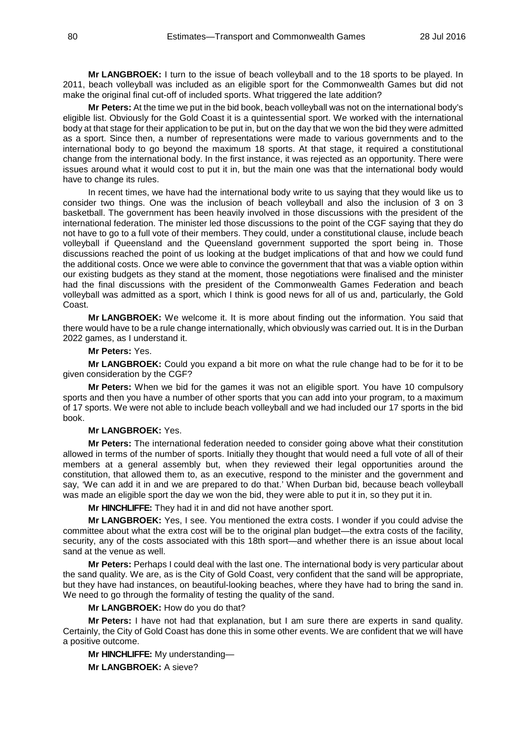**Mr LANGBROEK:** I turn to the issue of beach volleyball and to the 18 sports to be played. In 2011, beach volleyball was included as an eligible sport for the Commonwealth Games but did not make the original final cut-off of included sports. What triggered the late addition?

**Mr Peters:** At the time we put in the bid book, beach volleyball was not on the international body's eligible list. Obviously for the Gold Coast it is a quintessential sport. We worked with the international body at that stage for their application to be put in, but on the day that we won the bid they were admitted as a sport. Since then, a number of representations were made to various governments and to the international body to go beyond the maximum 18 sports. At that stage, it required a constitutional change from the international body. In the first instance, it was rejected as an opportunity. There were issues around what it would cost to put it in, but the main one was that the international body would have to change its rules.

In recent times, we have had the international body write to us saying that they would like us to consider two things. One was the inclusion of beach volleyball and also the inclusion of 3 on 3 basketball. The government has been heavily involved in those discussions with the president of the international federation. The minister led those discussions to the point of the CGF saying that they do not have to go to a full vote of their members. They could, under a constitutional clause, include beach volleyball if Queensland and the Queensland government supported the sport being in. Those discussions reached the point of us looking at the budget implications of that and how we could fund the additional costs. Once we were able to convince the government that that was a viable option within our existing budgets as they stand at the moment, those negotiations were finalised and the minister had the final discussions with the president of the Commonwealth Games Federation and beach volleyball was admitted as a sport, which I think is good news for all of us and, particularly, the Gold Coast.

**Mr LANGBROEK:** We welcome it. It is more about finding out the information. You said that there would have to be a rule change internationally, which obviously was carried out. It is in the Durban 2022 games, as I understand it.

**Mr Peters:** Yes.

**Mr LANGBROEK:** Could you expand a bit more on what the rule change had to be for it to be given consideration by the CGF?

**Mr Peters:** When we bid for the games it was not an eligible sport. You have 10 compulsory sports and then you have a number of other sports that you can add into your program, to a maximum of 17 sports. We were not able to include beach volleyball and we had included our 17 sports in the bid book.

**Mr LANGBROEK:** Yes.

**Mr Peters:** The international federation needed to consider going above what their constitution allowed in terms of the number of sports. Initially they thought that would need a full vote of all of their members at a general assembly but, when they reviewed their legal opportunities around the constitution, that allowed them to, as an executive, respond to the minister and the government and say, 'We can add it in and we are prepared to do that.' When Durban bid, because beach volleyball was made an eligible sport the day we won the bid, they were able to put it in, so they put it in.

**Mr HINCHLIFFE:** They had it in and did not have another sport.

**Mr LANGBROEK:** Yes, I see. You mentioned the extra costs. I wonder if you could advise the committee about what the extra cost will be to the original plan budget—the extra costs of the facility, security, any of the costs associated with this 18th sport—and whether there is an issue about local sand at the venue as well.

**Mr Peters:** Perhaps I could deal with the last one. The international body is very particular about the sand quality. We are, as is the City of Gold Coast, very confident that the sand will be appropriate, but they have had instances, on beautiful-looking beaches, where they have had to bring the sand in. We need to go through the formality of testing the quality of the sand.

**Mr LANGBROEK:** How do you do that?

**Mr Peters:** I have not had that explanation, but I am sure there are experts in sand quality. Certainly, the City of Gold Coast has done this in some other events. We are confident that we will have a positive outcome.

**Mr HINCHLIFFE:** My understanding—

**Mr LANGBROEK:** A sieve?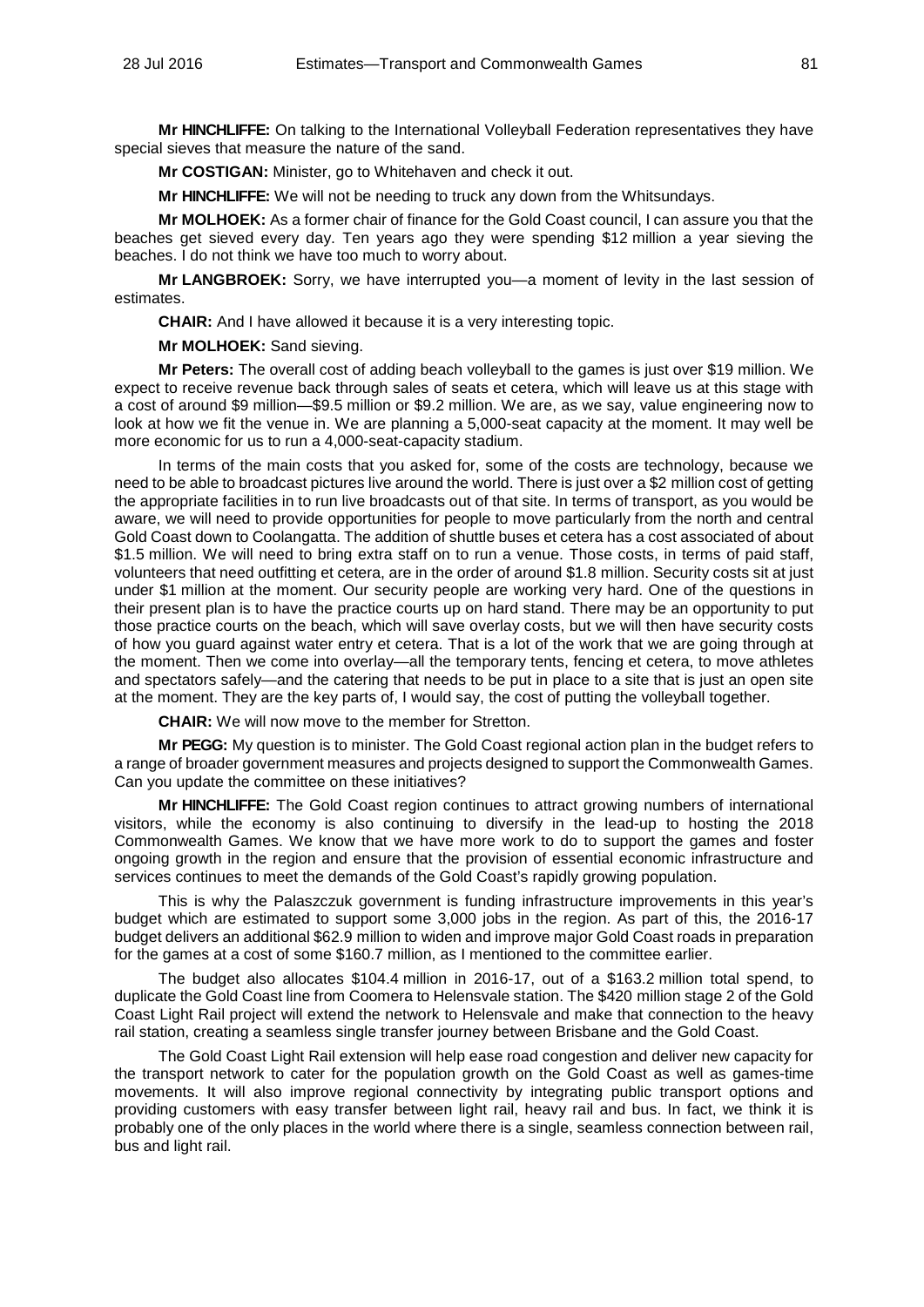**Mr HINCHLIFFE:** On talking to the International Volleyball Federation representatives they have special sieves that measure the nature of the sand.

**Mr COSTIGAN:** Minister, go to Whitehaven and check it out.

**Mr HINCHLIFFE:** We will not be needing to truck any down from the Whitsundays.

**Mr MOLHOEK:** As a former chair of finance for the Gold Coast council, I can assure you that the beaches get sieved every day. Ten years ago they were spending $12 million a year sieving the beaches. I do not think we have too much to worry about.

**Mr LANGBROEK:** Sorry, we have interrupted you—a moment of levity in the last session of estimates.

**CHAIR:** And I have allowed it because it is a very interesting topic.

**Mr MOLHOEK:** Sand sieving.

**Mr Peters:** The overall cost of adding beach volleyball to the games is just over $19 million. We expect to receive revenue back through sales of seats et cetera, which will leave us at this stage with a cost of around $9 million—$9.5 million or $9.2 million. We are, as we say, value engineering now to look at how we fit the venue in. We are planning a 5,000-seat capacity at the moment. It may well be more economic for us to run a 4,000-seat-capacity stadium.

In terms of the main costs that you asked for, some of the costs are technology, because we need to be able to broadcast pictures live around the world. There is just over a $2 million cost of getting the appropriate facilities in to run live broadcasts out of that site. In terms of transport, as you would be aware, we will need to provide opportunities for people to move particularly from the north and central Gold Coast down to Coolangatta. The addition of shuttle buses et cetera has a cost associated of about $1.5 million. We will need to bring extra staff on to run a venue. Those costs, in terms of paid staff, volunteers that need outfitting et cetera, are in the order of around $1.8 million. Security costs sit at just under $1 million at the moment. Our security people are working very hard. One of the questions in their present plan is to have the practice courts up on hard stand. There may be an opportunity to put those practice courts on the beach, which will save overlay costs, but we will then have security costs of how you guard against water entry et cetera. That is a lot of the work that we are going through at the moment. Then we come into overlay—all the temporary tents, fencing et cetera, to move athletes and spectators safely—and the catering that needs to be put in place to a site that is just an open site at the moment. They are the key parts of, I would say, the cost of putting the volleyball together.

**CHAIR:** We will now move to the member for Stretton.

**Mr PEGG:** My question is to minister. The Gold Coast regional action plan in the budget refers to a range of broader government measures and projects designed to support the Commonwealth Games. Can you update the committee on these initiatives?

**Mr HINCHLIFFE:** The Gold Coast region continues to attract growing numbers of international visitors, while the economy is also continuing to diversify in the lead-up to hosting the 2018 Commonwealth Games. We know that we have more work to do to support the games and foster ongoing growth in the region and ensure that the provision of essential economic infrastructure and services continues to meet the demands of the Gold Coast's rapidly growing population.

This is why the Palaszczuk government is funding infrastructure improvements in this year's budget which are estimated to support some 3,000 jobs in the region. As part of this, the 2016-17 budget delivers an additional $62.9 million to widen and improve major Gold Coast roads in preparation for the games at a cost of some $160.7 million, as I mentioned to the committee earlier.

The budget also allocates $104.4 million in 2016-17, out of a $163.2 million total spend, to duplicate the Gold Coast line from Coomera to Helensvale station. The $420 million stage 2 of the Gold Coast Light Rail project will extend the network to Helensvale and make that connection to the heavy rail station, creating a seamless single transfer journey between Brisbane and the Gold Coast.

The Gold Coast Light Rail extension will help ease road congestion and deliver new capacity for the transport network to cater for the population growth on the Gold Coast as well as games-time movements. It will also improve regional connectivity by integrating public transport options and providing customers with easy transfer between light rail, heavy rail and bus. In fact, we think it is probably one of the only places in the world where there is a single, seamless connection between rail, bus and light rail.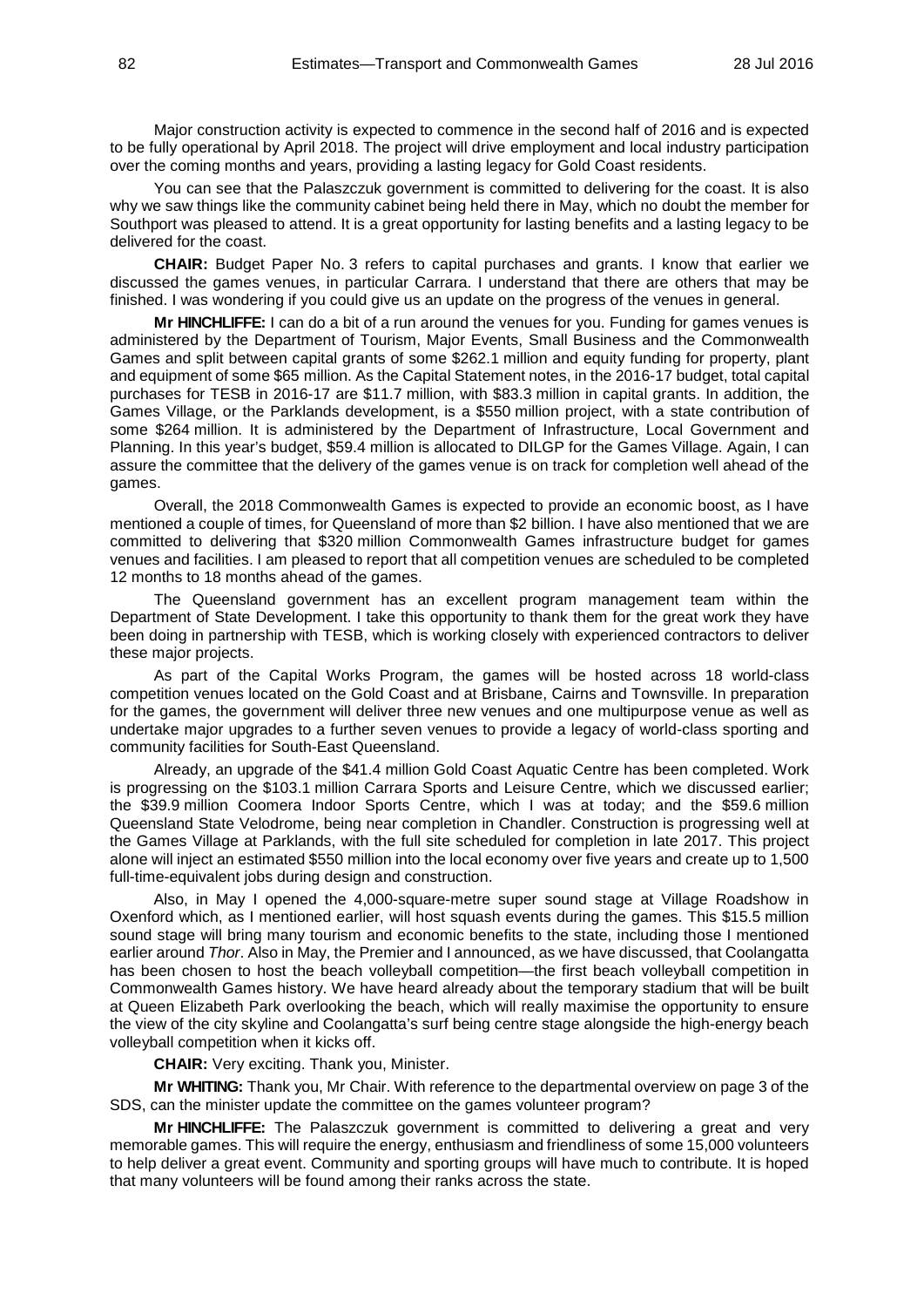Major construction activity is expected to commence in the second half of 2016 and is expected to be fully operational by April 2018. The project will drive employment and local industry participation over the coming months and years, providing a lasting legacy for Gold Coast residents.

You can see that the Palaszczuk government is committed to delivering for the coast. It is also why we saw things like the community cabinet being held there in May, which no doubt the member for Southport was pleased to attend. It is a great opportunity for lasting benefits and a lasting legacy to be delivered for the coast.

**CHAIR:** Budget Paper No. 3 refers to capital purchases and grants. I know that earlier we discussed the games venues, in particular Carrara. I understand that there are others that may be finished. I was wondering if you could give us an update on the progress of the venues in general.

**Mr HINCHLIFFE:** I can do a bit of a run around the venues for you. Funding for games venues is administered by the Department of Tourism, Major Events, Small Business and the Commonwealth Games and split between capital grants of some $262.1 million and equity funding for property, plant and equipment of some $65 million. As the Capital Statement notes, in the 2016-17 budget, total capital purchases for TESB in 2016-17 are $11.7 million, with $83.3 million in capital grants. In addition, the Games Village, or the Parklands development, is a $550 million project, with a state contribution of some $264 million. It is administered by the Department of Infrastructure, Local Government and Planning. In this year's budget, $59.4 million is allocated to DILGP for the Games Village. Again, I can assure the committee that the delivery of the games venue is on track for completion well ahead of the games.

Overall, the 2018 Commonwealth Games is expected to provide an economic boost, as I have mentioned a couple of times, for Queensland of more than $2 billion. I have also mentioned that we are committed to delivering that $320 million Commonwealth Games infrastructure budget for games venues and facilities. I am pleased to report that all competition venues are scheduled to be completed 12 months to 18 months ahead of the games.

The Queensland government has an excellent program management team within the Department of State Development. I take this opportunity to thank them for the great work they have been doing in partnership with TESB, which is working closely with experienced contractors to deliver these major projects.

As part of the Capital Works Program, the games will be hosted across 18 world-class competition venues located on the Gold Coast and at Brisbane, Cairns and Townsville. In preparation for the games, the government will deliver three new venues and one multipurpose venue as well as undertake major upgrades to a further seven venues to provide a legacy of world-class sporting and community facilities for South-East Queensland.

Already, an upgrade of the $41.4 million Gold Coast Aquatic Centre has been completed. Work is progressing on the $103.1 million Carrara Sports and Leisure Centre, which we discussed earlier; the $39.9 million Coomera Indoor Sports Centre, which I was at today; and the $59.6 million Queensland State Velodrome, being near completion in Chandler. Construction is progressing well at the Games Village at Parklands, with the full site scheduled for completion in late 2017. This project alone will inject an estimated $550 million into the local economy over five years and create up to 1,500 full-time-equivalent jobs during design and construction.

Also, in May I opened the 4,000-square-metre super sound stage at Village Roadshow in Oxenford which, as I mentioned earlier, will host squash events during the games. This $15.5 million sound stage will bring many tourism and economic benefits to the state, including those I mentioned earlier around *Thor*. Also in May, the Premier and I announced, as we have discussed, that Coolangatta has been chosen to host the beach volleyball competition—the first beach volleyball competition in Commonwealth Games history. We have heard already about the temporary stadium that will be built at Queen Elizabeth Park overlooking the beach, which will really maximise the opportunity to ensure the view of the city skyline and Coolangatta's surf being centre stage alongside the high-energy beach volleyball competition when it kicks off.

**CHAIR:** Very exciting. Thank you, Minister.

**Mr WHITING:** Thank you, Mr Chair. With reference to the departmental overview on page 3 of the SDS, can the minister update the committee on the games volunteer program?

**Mr HINCHLIFFE:** The Palaszczuk government is committed to delivering a great and very memorable games. This will require the energy, enthusiasm and friendliness of some 15,000 volunteers to help deliver a great event. Community and sporting groups will have much to contribute. It is hoped that many volunteers will be found among their ranks across the state.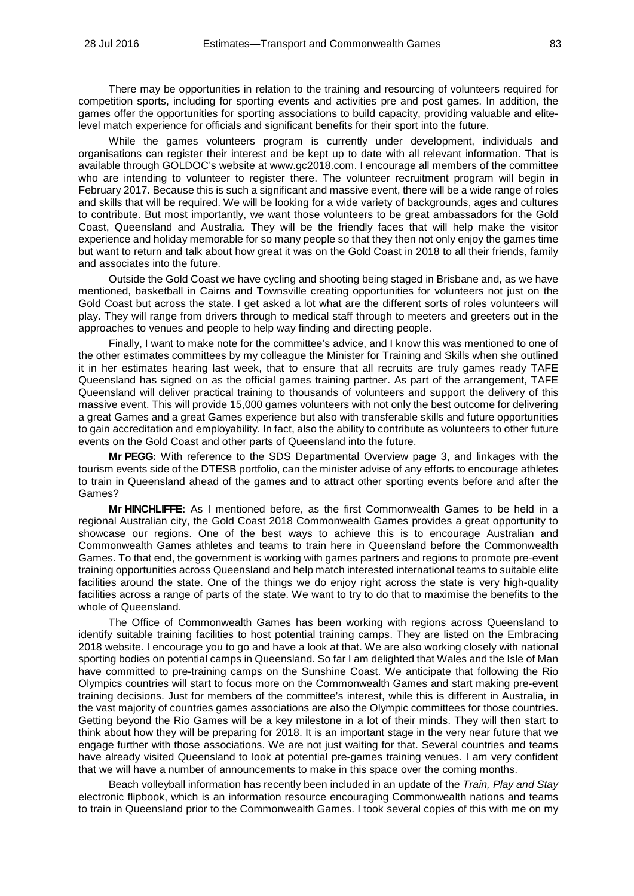There may be opportunities in relation to the training and resourcing of volunteers required for competition sports, including for sporting events and activities pre and post games. In addition, the games offer the opportunities for sporting associations to build capacity, providing valuable and elite-level match experience for officials and significant benefits for their sport into the future.

While the games volunteers program is currently under development, individuals and organisations can register their interest and be kept up to date with all relevant information. That is available through GOLDOC's website at www.gc2018.com. I encourage all members of the committee who are intending to volunteer to register there. The volunteer recruitment program will begin in February 2017. Because this is such a significant and massive event, there will be a wide range of roles and skills that will be required. We will be looking for a wide variety of backgrounds, ages and cultures to contribute. But most importantly, we want those volunteers to be great ambassadors for the Gold Coast, Queensland and Australia. They will be the friendly faces that will help make the visitor experience and holiday memorable for so many people so that they then not only enjoy the games time but want to return and talk about how great it was on the Gold Coast in 2018 to all their friends, family and associates into the future.

Outside the Gold Coast we have cycling and shooting being staged in Brisbane and, as we have mentioned, basketball in Cairns and Townsville creating opportunities for volunteers not just on the Gold Coast but across the state. I get asked a lot what are the different sorts of roles volunteers will play. They will range from drivers through to medical staff through to meeters and greeters out in the approaches to venues and people to help way finding and directing people.

Finally, I want to make note for the committee's advice, and I know this was mentioned to one of the other estimates committees by my colleague the Minister for Training and Skills when she outlined it in her estimates hearing last week, that to ensure that all recruits are truly games ready TAFE Queensland has signed on as the official games training partner. As part of the arrangement, TAFE Queensland will deliver practical training to thousands of volunteers and support the delivery of this massive event. This will provide 15,000 games volunteers with not only the best outcome for delivering a great Games and a great Games experience but also with transferable skills and future opportunities to gain accreditation and employability. In fact, also the ability to contribute as volunteers to other future events on the Gold Coast and other parts of Queensland into the future.

**Mr PEGG:** With reference to the SDS Departmental Overview page 3, and linkages with the tourism events side of the DTESB portfolio, can the minister advise of any efforts to encourage athletes to train in Queensland ahead of the games and to attract other sporting events before and after the Games?

**Mr HINCHLIFFE:** As I mentioned before, as the first Commonwealth Games to be held in a regional Australian city, the Gold Coast 2018 Commonwealth Games provides a great opportunity to showcase our regions. One of the best ways to achieve this is to encourage Australian and Commonwealth Games athletes and teams to train here in Queensland before the Commonwealth Games. To that end, the government is working with games partners and regions to promote pre-event training opportunities across Queensland and help match interested international teams to suitable elite facilities around the state. One of the things we do enjoy right across the state is very high-quality facilities across a range of parts of the state. We want to try to do that to maximise the benefits to the whole of Queensland.

The Office of Commonwealth Games has been working with regions across Queensland to identify suitable training facilities to host potential training camps. They are listed on the Embracing 2018 website. I encourage you to go and have a look at that. We are also working closely with national sporting bodies on potential camps in Queensland. So far I am delighted that Wales and the Isle of Man have committed to pre-training camps on the Sunshine Coast. We anticipate that following the Rio Olympics countries will start to focus more on the Commonwealth Games and start making pre-event training decisions. Just for members of the committee's interest, while this is different in Australia, in the vast majority of countries games associations are also the Olympic committees for those countries. Getting beyond the Rio Games will be a key milestone in a lot of their minds. They will then start to think about how they will be preparing for 2018. It is an important stage in the very near future that we engage further with those associations. We are not just waiting for that. Several countries and teams have already visited Queensland to look at potential pre-games training venues. I am very confident that we will have a number of announcements to make in this space over the coming months.

Beach volleyball information has recently been included in an update of the *Train, Play and Stay* electronic flipbook, which is an information resource encouraging Commonwealth nations and teams to train in Queensland prior to the Commonwealth Games. I took several copies of this with me on my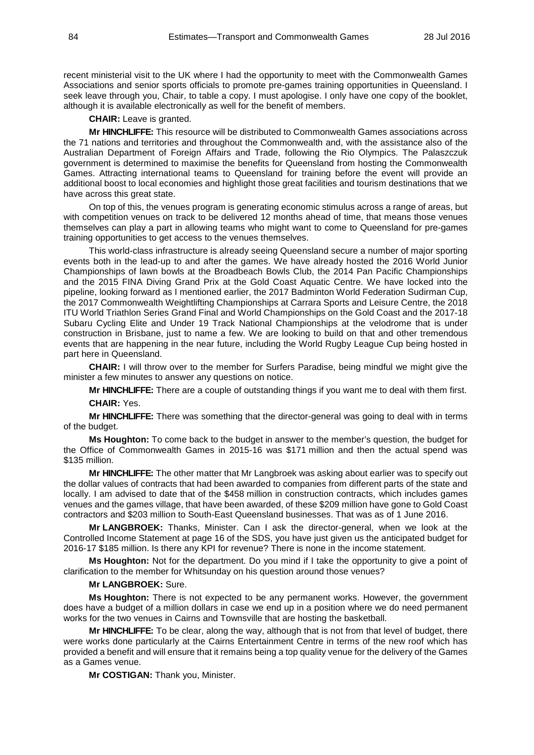recent ministerial visit to the UK where I had the opportunity to meet with the Commonwealth Games Associations and senior sports officials to promote pre-games training opportunities in Queensland. I seek leave through you, Chair, to table a copy. I must apologise. I only have one copy of the booklet, although it is available electronically as well for the benefit of members.

**CHAIR:** Leave is granted.

**Mr HINCHLIFFE:** This resource will be distributed to Commonwealth Games associations across the 71 nations and territories and throughout the Commonwealth and, with the assistance also of the Australian Department of Foreign Affairs and Trade, following the Rio Olympics. The Palaszczuk government is determined to maximise the benefits for Queensland from hosting the Commonwealth Games. Attracting international teams to Queensland for training before the event will provide an additional boost to local economies and highlight those great facilities and tourism destinations that we have across this great state.

On top of this, the venues program is generating economic stimulus across a range of areas, but with competition venues on track to be delivered 12 months ahead of time, that means those venues themselves can play a part in allowing teams who might want to come to Queensland for pre-games training opportunities to get access to the venues themselves.

This world-class infrastructure is already seeing Queensland secure a number of major sporting events both in the lead-up to and after the games. We have already hosted the 2016 World Junior Championships of lawn bowls at the Broadbeach Bowls Club, the 2014 Pan Pacific Championships and the 2015 FINA Diving Grand Prix at the Gold Coast Aquatic Centre. We have locked into the pipeline, looking forward as I mentioned earlier, the 2017 Badminton World Federation Sudirman Cup, the 2017 Commonwealth Weightlifting Championships at Carrara Sports and Leisure Centre, the 2018 ITU World Triathlon Series Grand Final and World Championships on the Gold Coast and the 2017-18 Subaru Cycling Elite and Under 19 Track National Championships at the velodrome that is under construction in Brisbane, just to name a few. We are looking to build on that and other tremendous events that are happening in the near future, including the World Rugby League Cup being hosted in part here in Queensland.

**CHAIR:** I will throw over to the member for Surfers Paradise, being mindful we might give the minister a few minutes to answer any questions on notice.

**Mr HINCHLIFFE:** There are a couple of outstanding things if you want me to deal with them first.

**CHAIR:** Yes.

**Mr HINCHLIFFE:** There was something that the director-general was going to deal with in terms of the budget.

**Ms Houghton:** To come back to the budget in answer to the member's question, the budget for the Office of Commonwealth Games in 2015-16 was $171 million and then the actual spend was $135 million.

**Mr HINCHLIFFE:** The other matter that Mr Langbroek was asking about earlier was to specify out the dollar values of contracts that had been awarded to companies from different parts of the state and locally. I am advised to date that of the $458 million in construction contracts, which includes games venues and the games village, that have been awarded, of these $209 million have gone to Gold Coast contractors and $203 million to South-East Queensland businesses. That was as of 1 June 2016.

**Mr LANGBROEK:** Thanks, Minister. Can I ask the director-general, when we look at the Controlled Income Statement at page 16 of the SDS, you have just given us the anticipated budget for 2016-17 $185 million. Is there any KPI for revenue? There is none in the income statement.

**Ms Houghton:** Not for the department. Do you mind if I take the opportunity to give a point of clarification to the member for Whitsunday on his question around those venues?

**Mr LANGBROEK:** Sure.

**Ms Houghton:** There is not expected to be any permanent works. However, the government does have a budget of a million dollars in case we end up in a position where we do need permanent works for the two venues in Cairns and Townsville that are hosting the basketball.

**Mr HINCHLIFFE:** To be clear, along the way, although that is not from that level of budget, there were works done particularly at the Cairns Entertainment Centre in terms of the new roof which has provided a benefit and will ensure that it remains being a top quality venue for the delivery of the Games as a Games venue.

**Mr COSTIGAN:** Thank you, Minister.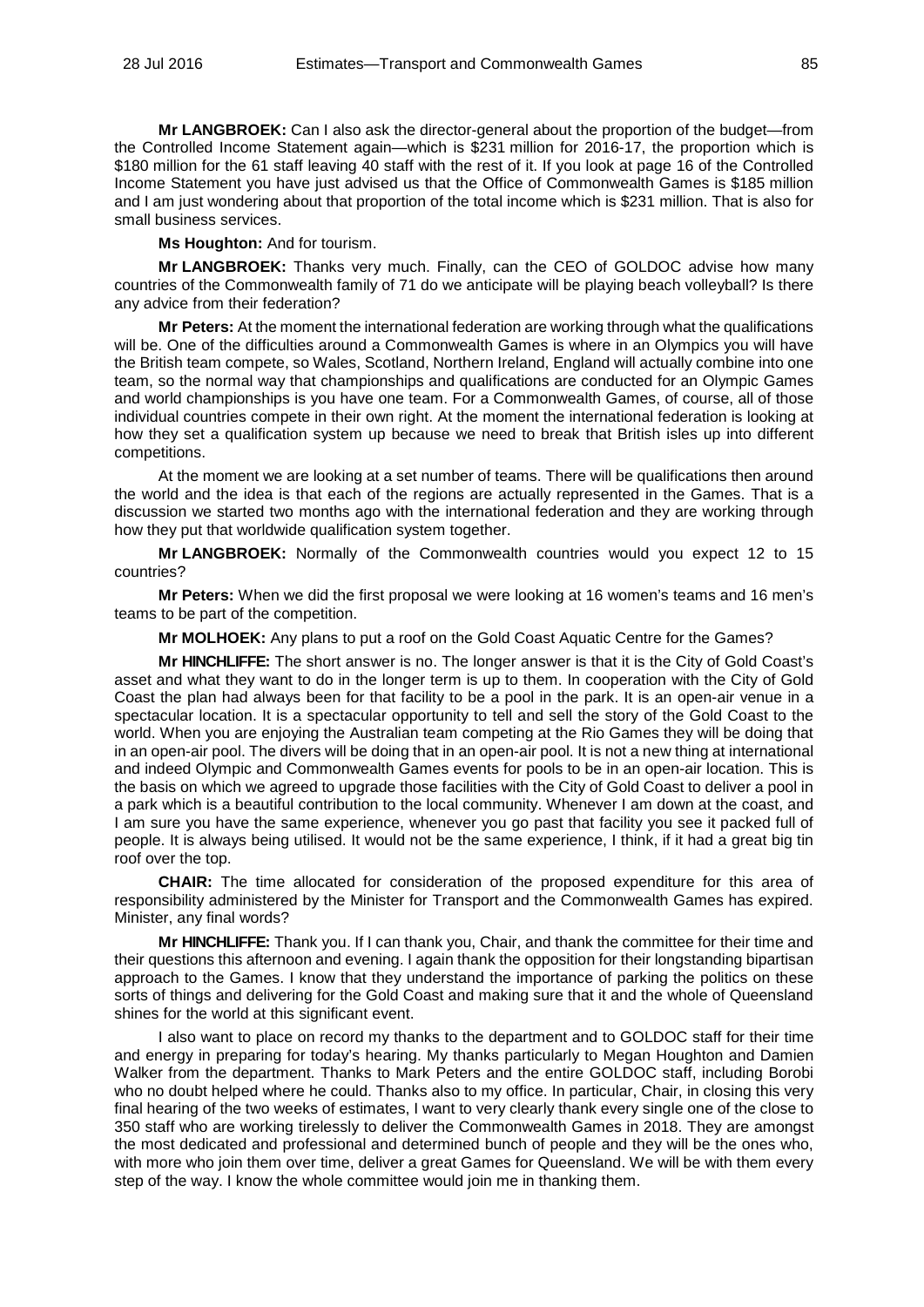**Mr LANGBROEK:** Can I also ask the director-general about the proportion of the budget—from the Controlled Income Statement again—which is $231 million for 2016-17, the proportion which is $180 million for the 61 staff leaving 40 staff with the rest of it. If you look at page 16 of the Controlled Income Statement you have just advised us that the Office of Commonwealth Games is $185 million and I am just wondering about that proportion of the total income which is $231 million. That is also for small business services.

**Ms Houghton:** And for tourism.

**Mr LANGBROEK:** Thanks very much. Finally, can the CEO of GOLDOC advise how many countries of the Commonwealth family of 71 do we anticipate will be playing beach volleyball? Is there any advice from their federation?

**Mr Peters:** At the moment the international federation are working through what the qualifications will be. One of the difficulties around a Commonwealth Games is where in an Olympics you will have the British team compete, so Wales, Scotland, Northern Ireland, England will actually combine into one team, so the normal way that championships and qualifications are conducted for an Olympic Games and world championships is you have one team. For a Commonwealth Games, of course, all of those individual countries compete in their own right. At the moment the international federation is looking at how they set a qualification system up because we need to break that British isles up into different competitions.

At the moment we are looking at a set number of teams. There will be qualifications then around the world and the idea is that each of the regions are actually represented in the Games. That is a discussion we started two months ago with the international federation and they are working through how they put that worldwide qualification system together.

**Mr LANGBROEK:** Normally of the Commonwealth countries would you expect 12 to 15 countries?

**Mr Peters:** When we did the first proposal we were looking at 16 women's teams and 16 men's teams to be part of the competition.

**Mr MOLHOEK:** Any plans to put a roof on the Gold Coast Aquatic Centre for the Games?

**Mr HINCHLIFFE:** The short answer is no. The longer answer is that it is the City of Gold Coast's asset and what they want to do in the longer term is up to them. In cooperation with the City of Gold Coast the plan had always been for that facility to be a pool in the park. It is an open-air venue in a spectacular location. It is a spectacular opportunity to tell and sell the story of the Gold Coast to the world. When you are enjoying the Australian team competing at the Rio Games they will be doing that in an open-air pool. The divers will be doing that in an open-air pool. It is not a new thing at international and indeed Olympic and Commonwealth Games events for pools to be in an open-air location. This is the basis on which we agreed to upgrade those facilities with the City of Gold Coast to deliver a pool in a park which is a beautiful contribution to the local community. Whenever I am down at the coast, and I am sure you have the same experience, whenever you go past that facility you see it packed full of people. It is always being utilised. It would not be the same experience, I think, if it had a great big tin roof over the top.

**CHAIR:** The time allocated for consideration of the proposed expenditure for this area of responsibility administered by the Minister for Transport and the Commonwealth Games has expired. Minister, any final words?

**Mr HINCHLIFFE:** Thank you. If I can thank you, Chair, and thank the committee for their time and their questions this afternoon and evening. I again thank the opposition for their longstanding bipartisan approach to the Games. I know that they understand the importance of parking the politics on these sorts of things and delivering for the Gold Coast and making sure that it and the whole of Queensland shines for the world at this significant event.

I also want to place on record my thanks to the department and to GOLDOC staff for their time and energy in preparing for today's hearing. My thanks particularly to Megan Houghton and Damien Walker from the department. Thanks to Mark Peters and the entire GOLDOC staff, including Borobi who no doubt helped where he could. Thanks also to my office. In particular, Chair, in closing this very final hearing of the two weeks of estimates, I want to very clearly thank every single one of the close to 350 staff who are working tirelessly to deliver the Commonwealth Games in 2018. They are amongst the most dedicated and professional and determined bunch of people and they will be the ones who, with more who join them over time, deliver a great Games for Queensland. We will be with them every step of the way. I know the whole committee would join me in thanking them.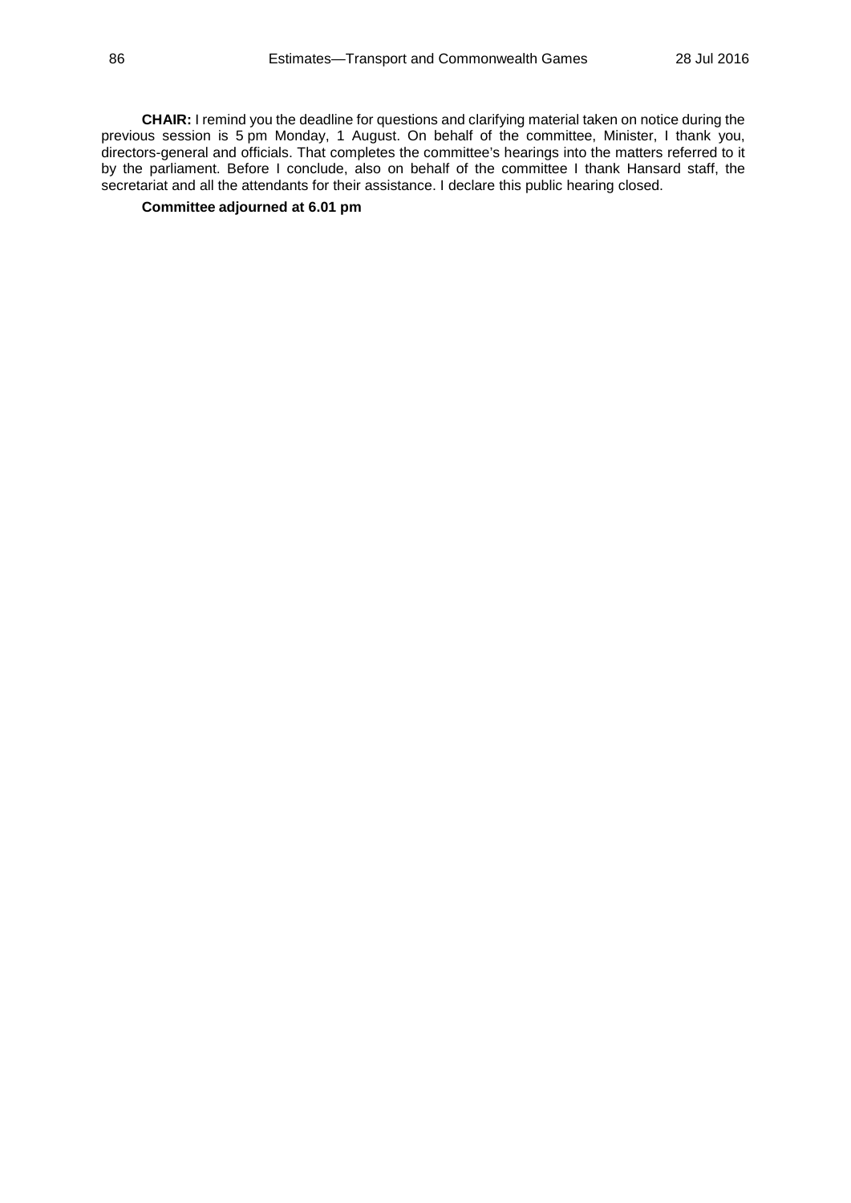**CHAIR:** I remind you the deadline for questions and clarifying material taken on notice during the previous session is 5 pm Monday, 1 August. On behalf of the committee, Minister, I thank you, directors-general and officials. That completes the committee's hearings into the matters referred to it by the parliament. Before I conclude, also on behalf of the committee I thank Hansard staff, the secretariat and all the attendants for their assistance. I declare this public hearing closed.

**Committee adjourned at 6.01 pm**